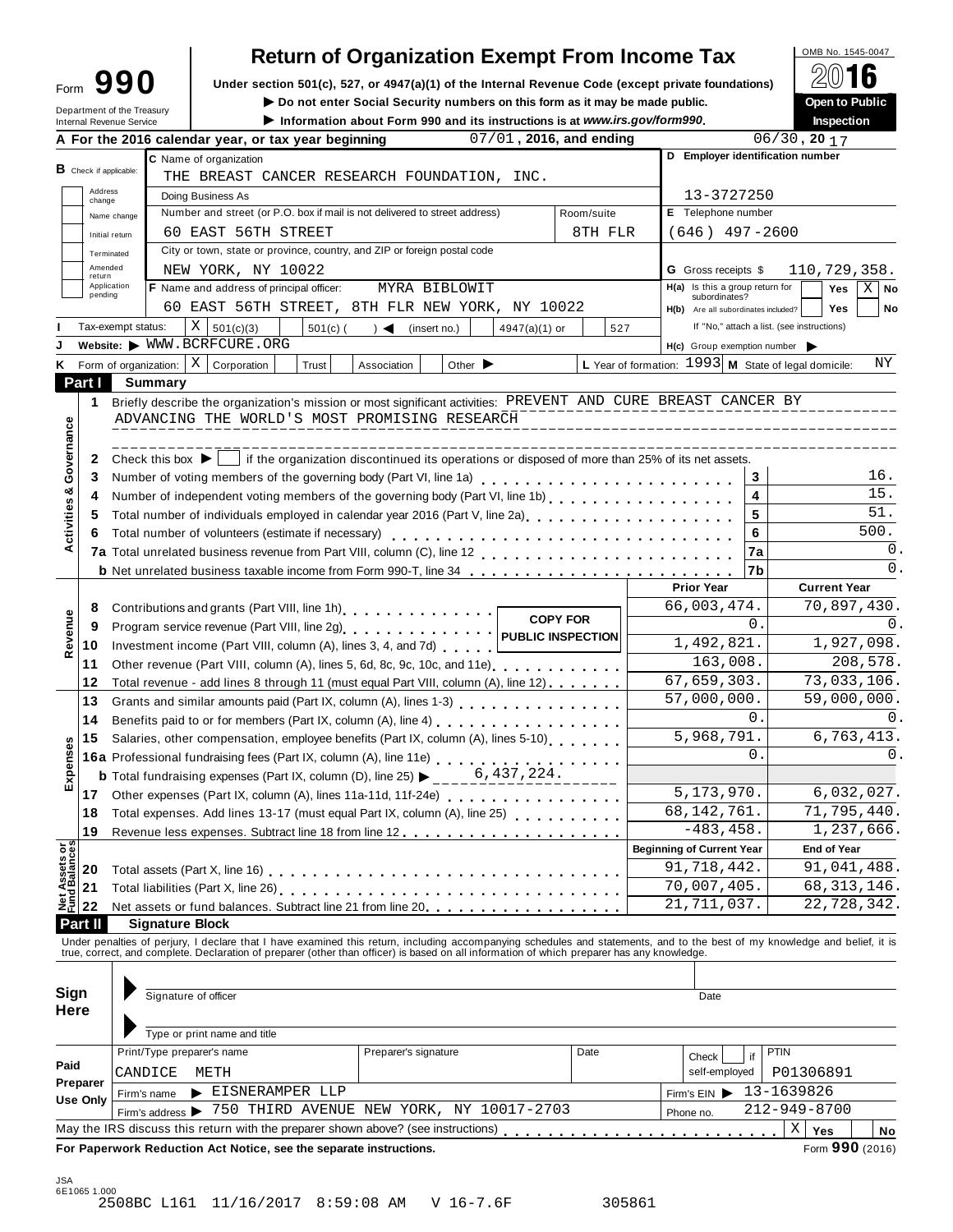# Form 990 — Return of Organization Exempt From Income Tax

**OMB No. 1545-0047**

**2016**

**Open to Public Inspection**

Under section 501(c), 527, or 4947(a)(1) of the Internal Revenue Code (except private foundations)

▶ Do not enter Social Security numbers on this form as it may be made public.

▶ Information about Form 990 and its instructions is at *www.irs.gov/form990*.

Department of the Treasury
Internal Revenue Service

**A** For the 2016 calendar year, or tax year beginning 07/01, 2016, and ending 06/30, 20 17

**B** Check if applicable: Address change / Name change / Initial return / Terminated / Amended return / Application pending

**C** Name of organization: THE BREAST CANCER RESEARCH FOUNDATION, INC.

Doing Business As

Number and street (or P.O. box if mail is not delivered to street address): 60 EAST 56TH STREET — Room/suite: 8TH FLR

City or town, state or province, country, and ZIP or foreign postal code: NEW YORK, NY 10022

**D** Employer identification number: 13-3727250

**E** Telephone number: (646) 497-2600

**G** Gross receipts $ 110,729,358.

**F** Name and address of principal officer: MYRA BIBLOWIT, 60 EAST 56TH STREET, 8TH FLR NEW YORK, NY 10022

**H(a)** Is this a group return for subordinates? Yes [ ] No [X]

**H(b)** Are all subordinates included? Yes [ ] No [ ] — If "No," attach a list. (see instructions)

**I** Tax-exempt status: [X] 501(c)(3) [ ] 501(c) ( ) ◀ (insert no.) [ ] 4947(a)(1) or [ ] 527

**J** Website: ▶ WWW.BCRFCURE.ORG

**H(c)** Group exemption number ▶

**K** Form of organization: [X] Corporation [ ] Trust [ ] Association [ ] Other ▶

**L** Year of formation: 1993 **M** State of legal domicile: NY

## Part I Summary

**Activities & Governance**

1. Briefly describe the organization's mission or most significant activities: PREVENT AND CURE BREAST CANCER BY ADVANCING THE WORLD'S MOST PROMISING RESEARCH
2. Check this box ▶ [ ] if the organization discontinued its operations or disposed of more than 25% of its net assets.

| | | Line | Value |
|---|---|---|---|
| 3 | Number of voting members of the governing body (Part VI, line 1a) | 3 | 16. |
| 4 | Number of independent voting members of the governing body (Part VI, line 1b) | 4 | 15. |
| 5 | Total number of individuals employed in calendar year 2016 (Part V, line 2a) | 5 | 51. |
| 6 | Total number of volunteers (estimate if necessary) | 6 | 500. |
| 7a | Total unrelated business revenue from Part VIII, column (C), line 12 | 7a | 0. |
| b | Net unrelated business taxable income from Form 990-T, line 34 | 7b | 0. |

COPY FOR PUBLIC INSPECTION

| | | Prior Year | Current Year |
|---|---|---|---|
| **Revenue** | | | |
| 8 | Contributions and grants (Part VIII, line 1h) | 66,003,474. | 70,897,430. |
| 9 | Program service revenue (Part VIII, line 2g) | 0. | 0. |
| 10 | Investment income (Part VIII, column (A), lines 3, 4, and 7d) | 1,492,821. | 1,927,098. |
| 11 | Other revenue (Part VIII, column (A), lines 5, 6d, 8c, 9c, 10c, and 11e) | 163,008. | 208,578. |
| 12 | Total revenue - add lines 8 through 11 (must equal Part VIII, column (A), line 12) | 67,659,303. | 73,033,106. |
| **Expenses** | | | |
| 13 | Grants and similar amounts paid (Part IX, column (A), lines 1-3) | 57,000,000. | 59,000,000. |
| 14 | Benefits paid to or for members (Part IX, column (A), line 4) | 0. | 0. |
| 15 | Salaries, other compensation, employee benefits (Part IX, column (A), lines 5-10) | 5,968,791. | 6,763,413. |
| 16a | Professional fundraising fees (Part IX, column (A), line 11e) | 0. | 0. |
| b | Total fundraising expenses (Part IX, column (D), line 25) ▶ 6,437,224. | | |
| 17 | Other expenses (Part IX, column (A), lines 11a-11d, 11f-24e) | 5,173,970. | 6,032,027. |
| 18 | Total expenses. Add lines 13-17 (must equal Part IX, column (A), line 25) | 68,142,761. | 71,795,440. |
| 19 | Revenue less expenses. Subtract line 18 from line 12 | -483,458. | 1,237,666. |
| **Net Assets or Fund Balances** | | **Beginning of Current Year** | **End of Year** |
| 20 | Total assets (Part X, line 16) | 91,718,442. | 91,041,488. |
| 21 | Total liabilities (Part X, line 26) | 70,007,405. | 68,313,146. |
| 22 | Net assets or fund balances. Subtract line 21 from line 20 | 21,711,037. | 22,728,342. |

## Part II Signature Block

Under penalties of perjury, I declare that I have examined this return, including accompanying schedules and statements, and to the best of my knowledge and belief, it is true, correct, and complete. Declaration of preparer (other than officer) is based on all information of which preparer has any knowledge.

**Sign Here**

Signature of officer — Date

Type or print name and title

**Paid Preparer Use Only**

| Print/Type preparer's name | Preparer's signature | Date | Check [ ] if self-employed | PTIN |
|---|---|---|---|---|
| CANDICE METH | | | | P01306891 |

Firm's name ▶ EISNERAMPER LLP — Firm's EIN ▶ 13-1639826

Firm's address ▶ 750 THIRD AVENUE NEW YORK, NY 10017-2703 — Phone no. 212-949-8700

May the IRS discuss this return with the preparer shown above? (see instructions) [X] Yes [ ] No

**For Paperwork Reduction Act Notice, see the separate instructions.** Form **990** (2016)

JSA 6E1065 1.000

2508BC L161 11/16/2017 8:59:08 AM V 16-7.6F 305861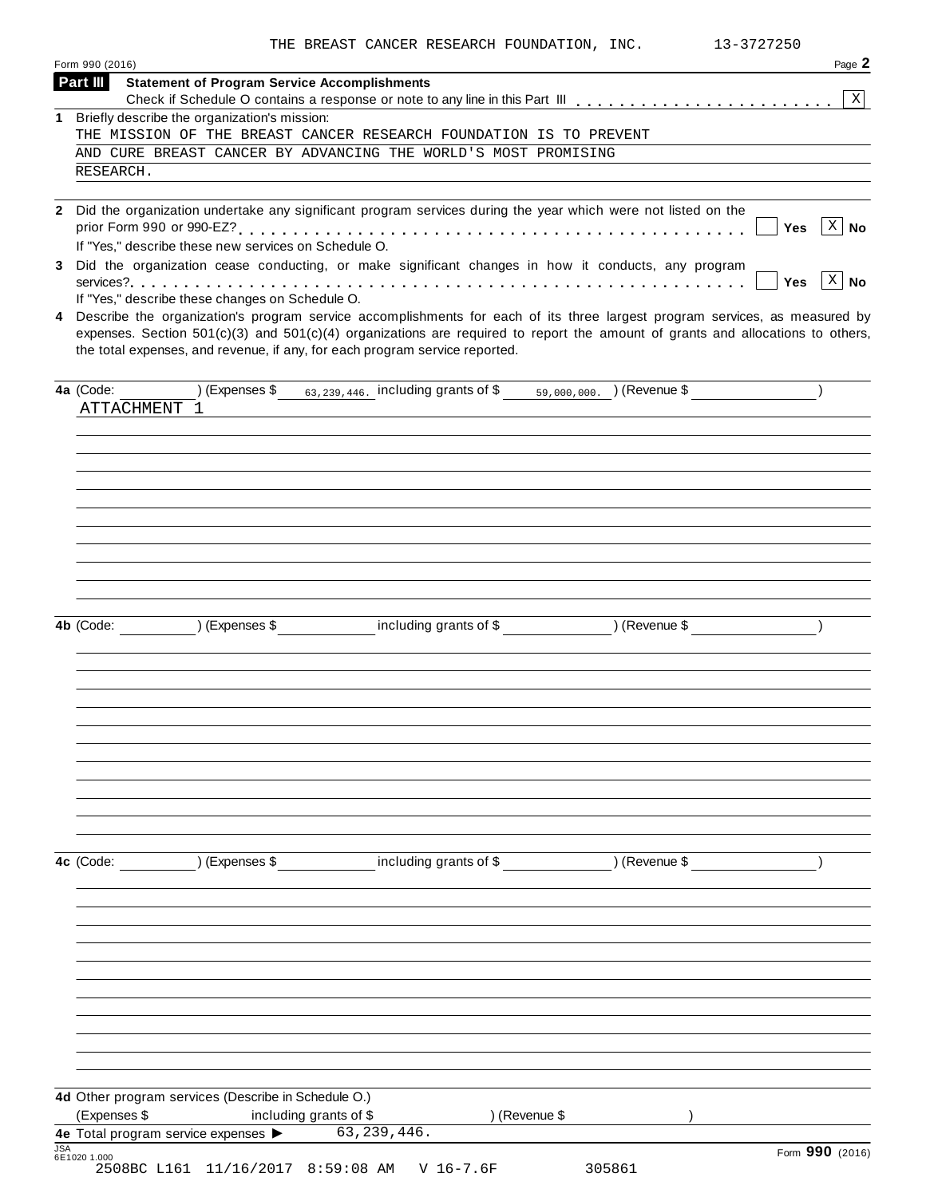THE BREAST CANCER RESEARCH FOUNDATION, INC. 13-3727250

Form 990 (2016) Page **2**

**Part III Statement of Program Service Accomplishments**

Check if Schedule O contains a response or note to any line in this Part III . . . . . . . . . . . . . . . . . . . . . . . . [X]

**1** Briefly describe the organization's mission:

THE MISSION OF THE BREAST CANCER RESEARCH FOUNDATION IS TO PREVENT AND CURE BREAST CANCER BY ADVANCING THE WORLD'S MOST PROMISING RESEARCH.

**2** Did the organization undertake any significant program services during the year which were not listed on the prior Form 990 or 990-EZ? . . . . . . . . . . . . . . . . . . . . . . . . . . . . . . . . . . . . . . . . . . . . . [ ] Yes [X] No

If "Yes," describe these new services on Schedule O.

**3** Did the organization cease conducting, or make significant changes in how it conducts, any program services? . . . . . . . . . . . . . . . . . . . . . . . . . . . . . . . . . . . . . . . . . . . . . . . . . . . . . . [ ] Yes [X] No

If "Yes," describe these changes on Schedule O.

**4** Describe the organization's program service accomplishments for each of its three largest program services, as measured by expenses. Section 501(c)(3) and 501(c)(4) organizations are required to report the amount of grants and allocations to others, the total expenses, and revenue, if any, for each program service reported.

**4a** (Code: ) (Expenses $ 63,239,446. including grants of $ 59,000,000. ) (Revenue $ )

ATTACHMENT 1

**4b** (Code: ) (Expenses $ including grants of $ ) (Revenue $ )

**4c** (Code: ) (Expenses $ including grants of $ ) (Revenue $ )

**4d** Other program services (Describe in Schedule O.)

(Expenses $ including grants of $ ) (Revenue $ )

**4e** Total program service expenses ▶ 63,239,446.

JSA 6E1020 1.000

Form **990** (2016)

2508BC L161 11/16/2017 8:59:08 AM V 16-7.6F 305861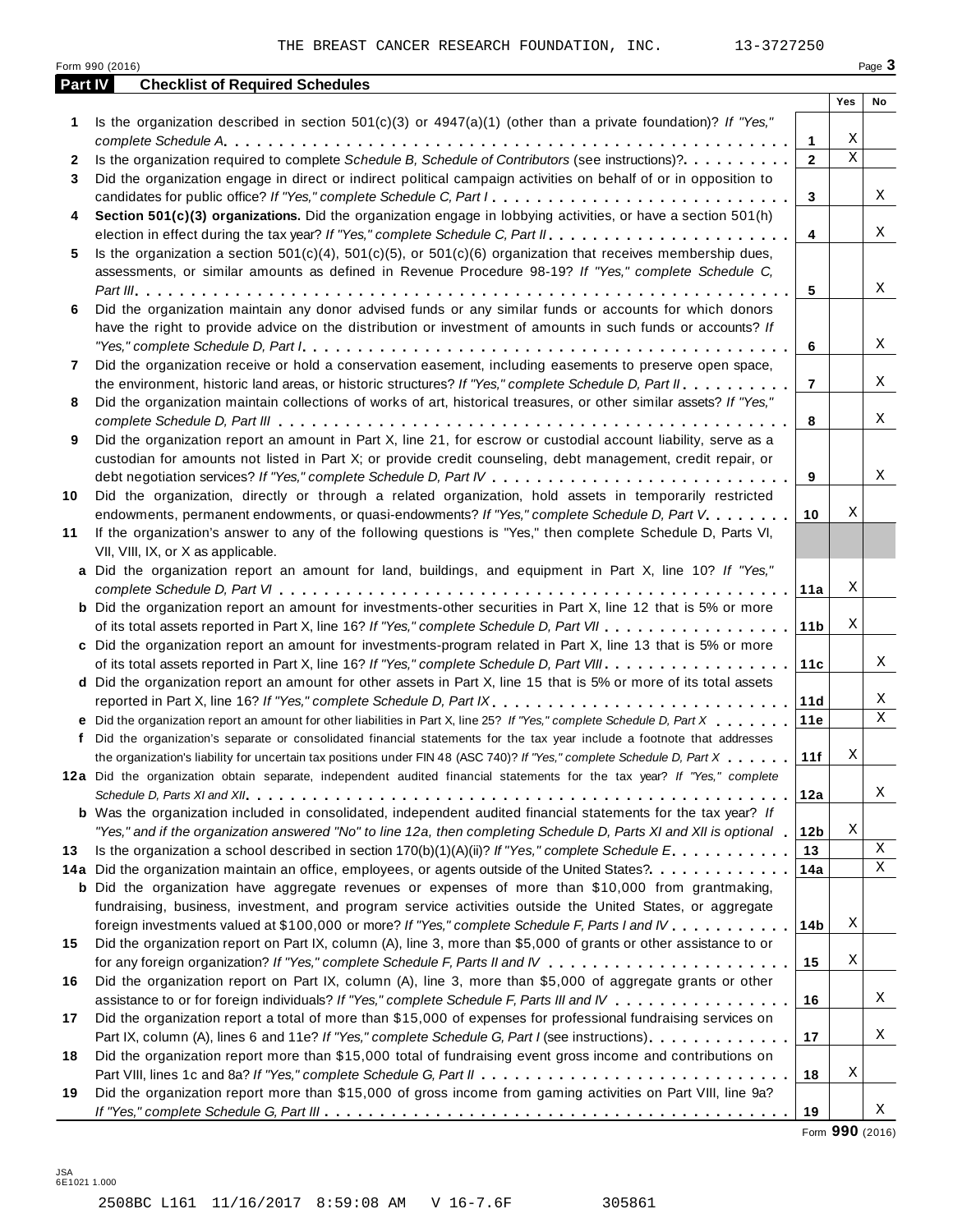THE BREAST CANCER RESEARCH FOUNDATION, INC. 13-3727250

Form 990 (2016) Page **3**

**Part IV Checklist of Required Schedules**

| | | | Yes | No |
|---|---|---|---|---|
| **1** | Is the organization described in section 501(c)(3) or 4947(a)(1) (other than a private foundation)? *If "Yes," complete Schedule A* | **1** | X | |
| **2** | Is the organization required to complete *Schedule B, Schedule of Contributors* (see instructions)? | **2** | X | |
| **3** | Did the organization engage in direct or indirect political campaign activities on behalf of or in opposition to candidates for public office? *If "Yes," complete Schedule C, Part I* | **3** | | X |
| **4** | **Section 501(c)(3) organizations.** Did the organization engage in lobbying activities, or have a section 501(h) election in effect during the tax year? *If "Yes," complete Schedule C, Part II* | **4** | | X |
| **5** | Is the organization a section 501(c)(4), 501(c)(5), or 501(c)(6) organization that receives membership dues, assessments, or similar amounts as defined in Revenue Procedure 98-19? *If "Yes," complete Schedule C, Part III* | **5** | | X |
| **6** | Did the organization maintain any donor advised funds or any similar funds or accounts for which donors have the right to provide advice on the distribution or investment of amounts in such funds or accounts? *If "Yes," complete Schedule D, Part I* | **6** | | X |
| **7** | Did the organization receive or hold a conservation easement, including easements to preserve open space, the environment, historic land areas, or historic structures? *If "Yes," complete Schedule D, Part II* | **7** | | X |
| **8** | Did the organization maintain collections of works of art, historical treasures, or other similar assets? *If "Yes," complete Schedule D, Part III* | **8** | | X |
| **9** | Did the organization report an amount in Part X, line 21, for escrow or custodial account liability, serve as a custodian for amounts not listed in Part X; or provide credit counseling, debt management, credit repair, or debt negotiation services? *If "Yes," complete Schedule D, Part IV* | **9** | | X |
| **10** | Did the organization, directly or through a related organization, hold assets in temporarily restricted endowments, permanent endowments, or quasi-endowments? *If "Yes," complete Schedule D, Part V* | **10** | X | |
| **11** | If the organization's answer to any of the following questions is "Yes," then complete Schedule D, Parts VI, VII, VIII, IX, or X as applicable. | | | |
| **a** | Did the organization report an amount for land, buildings, and equipment in Part X, line 10? *If "Yes," complete Schedule D, Part VI* | **11a** | X | |
| **b** | Did the organization report an amount for investments-other securities in Part X, line 12 that is 5% or more of its total assets reported in Part X, line 16? *If "Yes," complete Schedule D, Part VII* | **11b** | X | |
| **c** | Did the organization report an amount for investments-program related in Part X, line 13 that is 5% or more of its total assets reported in Part X, line 16? *If "Yes," complete Schedule D, Part VIII* | **11c** | | X |
| **d** | Did the organization report an amount for other assets in Part X, line 15 that is 5% or more of its total assets reported in Part X, line 16? *If "Yes," complete Schedule D, Part IX* | **11d** | | X |
| **e** | Did the organization report an amount for other liabilities in Part X, line 25? *If "Yes," complete Schedule D, Part X* | **11e** | | X |
| **f** | Did the organization's separate or consolidated financial statements for the tax year include a footnote that addresses the organization's liability for uncertain tax positions under FIN 48 (ASC 740)? *If "Yes," complete Schedule D, Part X* | **11f** | X | |
| **12a** | Did the organization obtain separate, independent audited financial statements for the tax year? *If "Yes," complete Schedule D, Parts XI and XII* | **12a** | | X |
| **b** | Was the organization included in consolidated, independent audited financial statements for the tax year? *If "Yes," and if the organization answered "No" to line 12a, then completing Schedule D, Parts XI and XII is optional* | **12b** | X | |
| **13** | Is the organization a school described in section 170(b)(1)(A)(ii)? *If "Yes," complete Schedule E* | **13** | | X |
| **14a** | Did the organization maintain an office, employees, or agents outside of the United States? | **14a** | | X |
| **b** | Did the organization have aggregate revenues or expenses of more than $10,000 from grantmaking, fundraising, business, investment, and program service activities outside the United States, or aggregate foreign investments valued at $100,000 or more? *If "Yes," complete Schedule F, Parts I and IV* | **14b** | X | |
| **15** | Did the organization report on Part IX, column (A), line 3, more than $5,000 of grants or other assistance to or for any foreign organization? *If "Yes," complete Schedule F, Parts II and IV* | **15** | X | |
| **16** | Did the organization report on Part IX, column (A), line 3, more than $5,000 of aggregate grants or other assistance to or for foreign individuals? *If "Yes," complete Schedule F, Parts III and IV* | **16** | | X |
| **17** | Did the organization report a total of more than $15,000 of expenses for professional fundraising services on Part IX, column (A), lines 6 and 11e? *If "Yes," complete Schedule G, Part I* (see instructions) | **17** | | X |
| **18** | Did the organization report more than $15,000 total of fundraising event gross income and contributions on Part VIII, lines 1c and 8a? *If "Yes," complete Schedule G, Part II* | **18** | X | |
| **19** | Did the organization report more than $15,000 of gross income from gaming activities on Part VIII, line 9a? *If "Yes," complete Schedule G, Part III* | **19** | | X |

Form **990** (2016)

JSA
6E1021 1.000

2508BC L161 11/16/2017 8:59:08 AM V 16-7.6F 305861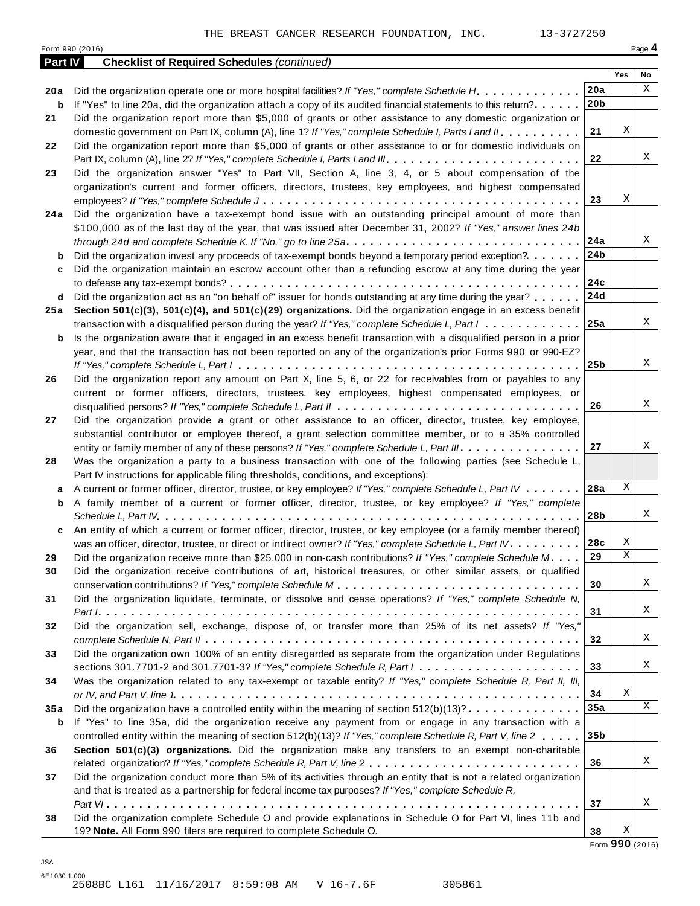THE BREAST CANCER RESEARCH FOUNDATION, INC. 13-3727250

Form 990 (2016)

## Part IV Checklist of Required Schedules *(continued)*

| | | | Yes | No |
|---|---|---|---|---|
| **20a** | Did the organization operate one or more hospital facilities? *If "Yes," complete Schedule H* | **20a** | | X |
| **b** | If "Yes" to line 20a, did the organization attach a copy of its audited financial statements to this return? | **20b** | | |
| **21** | Did the organization report more than $5,000 of grants or other assistance to any domestic organization or domestic government on Part IX, column (A), line 1? *If "Yes," complete Schedule I, Parts I and II* | **21** | X | |
| **22** | Did the organization report more than $5,000 of grants or other assistance to or for domestic individuals on Part IX, column (A), line 2? *If "Yes," complete Schedule I, Parts I and III* | **22** | | X |
| **23** | Did the organization answer "Yes" to Part VII, Section A, line 3, 4, or 5 about compensation of the organization's current and former officers, directors, trustees, key employees, and highest compensated employees? *If "Yes," complete Schedule J* | **23** | X | |
| **24a** | Did the organization have a tax-exempt bond issue with an outstanding principal amount of more than $100,000 as of the last day of the year, that was issued after December 31, 2002? *If "Yes," answer lines 24b through 24d and complete Schedule K. If "No," go to line 25a* | **24a** | | X |
| **b** | Did the organization invest any proceeds of tax-exempt bonds beyond a temporary period exception? | **24b** | | |
| **c** | Did the organization maintain an escrow account other than a refunding escrow at any time during the year to defease any tax-exempt bonds? | **24c** | | |
| **d** | Did the organization act as an "on behalf of" issuer for bonds outstanding at any time during the year? | **24d** | | |
| **25a** | **Section 501(c)(3), 501(c)(4), and 501(c)(29) organizations.** Did the organization engage in an excess benefit transaction with a disqualified person during the year? *If "Yes," complete Schedule L, Part I* | **25a** | | X |
| **b** | Is the organization aware that it engaged in an excess benefit transaction with a disqualified person in a prior year, and that the transaction has not been reported on any of the organization's prior Forms 990 or 990-EZ? *If "Yes," complete Schedule L, Part I* | **25b** | | X |
| **26** | Did the organization report any amount on Part X, line 5, 6, or 22 for receivables from or payables to any current or former officers, directors, trustees, key employees, highest compensated employees, or disqualified persons? *If "Yes," complete Schedule L, Part II* | **26** | | X |
| **27** | Did the organization provide a grant or other assistance to an officer, director, trustee, key employee, substantial contributor or employee thereof, a grant selection committee member, or to a 35% controlled entity or family member of any of these persons? *If "Yes," complete Schedule L, Part III* | **27** | | X |
| **28** | Was the organization a party to a business transaction with one of the following parties (see Schedule L, Part IV instructions for applicable filing thresholds, conditions, and exceptions): | | | |
| **a** | A current or former officer, director, trustee, or key employee? *If "Yes," complete Schedule L, Part IV* | **28a** | X | |
| **b** | A family member of a current or former officer, director, trustee, or key employee? *If "Yes," complete Schedule L, Part IV* | **28b** | | X |
| **c** | An entity of which a current or former officer, director, trustee, or key employee (or a family member thereof) was an officer, director, trustee, or direct or indirect owner? *If "Yes," complete Schedule L, Part IV* | **28c** | X | |
| **29** | Did the organization receive more than $25,000 in non-cash contributions? *If "Yes," complete Schedule M* | **29** | X | |
| **30** | Did the organization receive contributions of art, historical treasures, or other similar assets, or qualified conservation contributions? *If "Yes," complete Schedule M* | **30** | | X |
| **31** | Did the organization liquidate, terminate, or dissolve and cease operations? *If "Yes," complete Schedule N, Part I* | **31** | | X |
| **32** | Did the organization sell, exchange, dispose of, or transfer more than 25% of its net assets? *If "Yes," complete Schedule N, Part II* | **32** | | X |
| **33** | Did the organization own 100% of an entity disregarded as separate from the organization under Regulations sections 301.7701-2 and 301.7701-3? *If "Yes," complete Schedule R, Part I* | **33** | | X |
| **34** | Was the organization related to any tax-exempt or taxable entity? *If "Yes," complete Schedule R, Part II, III, or IV, and Part V, line 1* | **34** | X | |
| **35a** | Did the organization have a controlled entity within the meaning of section 512(b)(13)? | **35a** | | X |
| **b** | If "Yes" to line 35a, did the organization receive any payment from or engage in any transaction with a controlled entity within the meaning of section 512(b)(13)? *If "Yes," complete Schedule R, Part V, line 2* | **35b** | | |
| **36** | **Section 501(c)(3) organizations.** Did the organization make any transfers to an exempt non-charitable related organization? *If "Yes," complete Schedule R, Part V, line 2* | **36** | | X |
| **37** | Did the organization conduct more than 5% of its activities through an entity that is not a related organization and that is treated as a partnership for federal income tax purposes? *If "Yes," complete Schedule R, Part VI* | **37** | | X |
| **38** | Did the organization complete Schedule O and provide explanations in Schedule O for Part VI, lines 11b and 19? **Note.** All Form 990 filers are required to complete Schedule O. | **38** | X | |

Form **990** (2016)

JSA
6E1030 1.000
2508BC L161 11/16/2017 8:59:08 AM V 16-7.6F 305861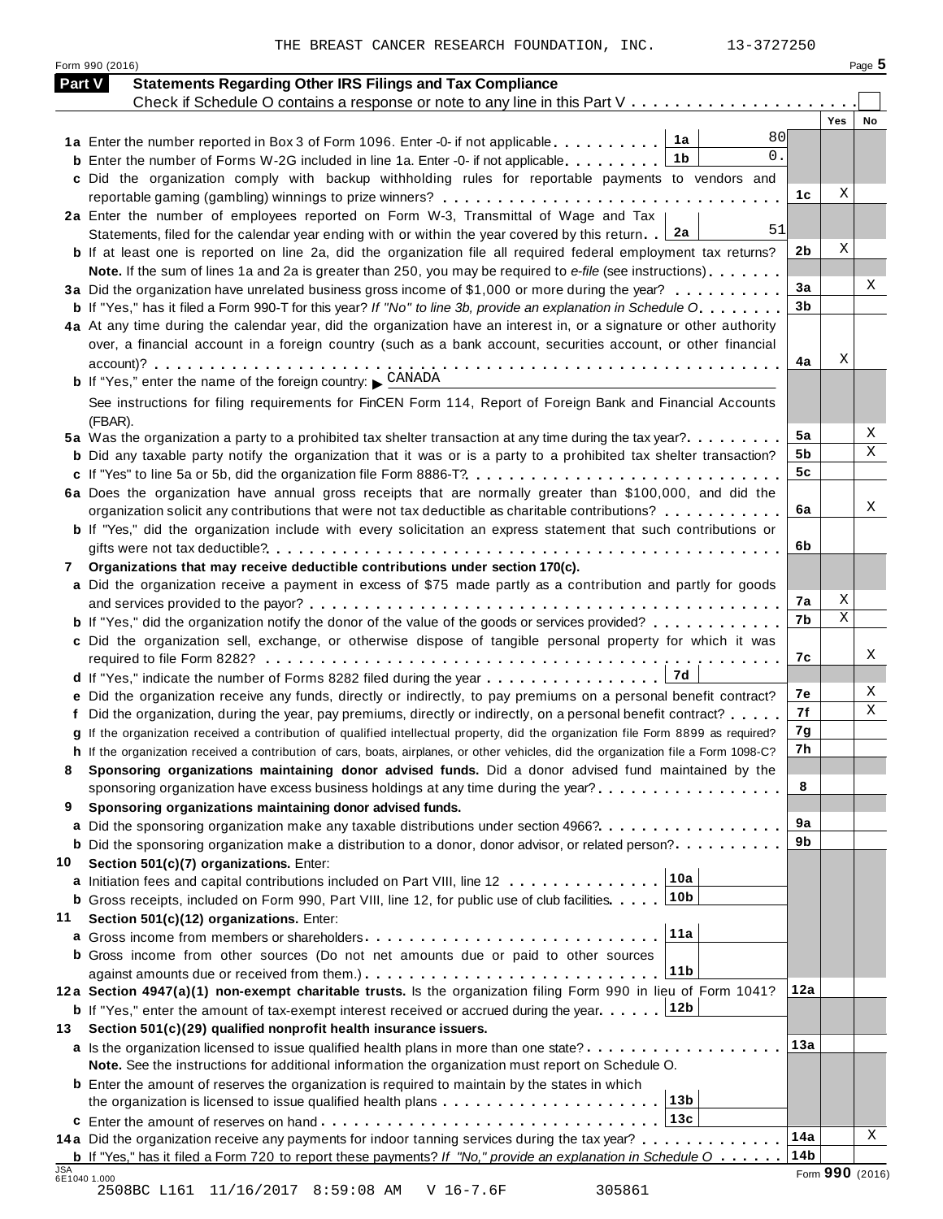THE BREAST CANCER RESEARCH FOUNDATION, INC. 13-3727250

Form 990 (2016) Page 5

## Part V Statements Regarding Other IRS Filings and Tax Compliance

Check if Schedule O contains a response or note to any line in this Part V

| | | | | Yes | No |
|---|---|---|---|---|---|
| **1a** | Enter the number reported in Box 3 of Form 1096. Enter -0- if not applicable | 1a | 80 | | |
| **b** | Enter the number of Forms W-2G included in line 1a. Enter -0- if not applicable | 1b | 0. | | |
| **c** | Did the organization comply with backup withholding rules for reportable payments to vendors and reportable gaming (gambling) winnings to prize winners? | | 1c | X | |
| **2a** | Enter the number of employees reported on Form W-3, Transmittal of Wage and Tax Statements, filed for the calendar year ending with or within the year covered by this return | 2a | 51 | | |
| **b** | If at least one is reported on line 2a, did the organization file all required federal employment tax returns? **Note.** If the sum of lines 1a and 2a is greater than 250, you may be required to *e-file* (see instructions) | | 2b | X | |
| **3a** | Did the organization have unrelated business gross income of $1,000 or more during the year? | | 3a | | X |
| **b** | If "Yes," has it filed a Form 990-T for this year? *If "No" to line 3b, provide an explanation in Schedule O* | | 3b | | |
| **4a** | At any time during the calendar year, did the organization have an interest in, or a signature or other authority over, a financial account in a foreign country (such as a bank account, securities account, or other financial account)? | | 4a | X | |
| **b** | If "Yes," enter the name of the foreign country: ▶ CANADA. See instructions for filing requirements for FinCEN Form 114, Report of Foreign Bank and Financial Accounts (FBAR). | | | | |
| **5a** | Was the organization a party to a prohibited tax shelter transaction at any time during the tax year? | | 5a | | X |
| **b** | Did any taxable party notify the organization that it was or is a party to a prohibited tax shelter transaction? | | 5b | | X |
| **c** | If "Yes" to line 5a or 5b, did the organization file Form 8886-T? | | 5c | | |
| **6a** | Does the organization have annual gross receipts that are normally greater than $100,000, and did the organization solicit any contributions that were not tax deductible as charitable contributions? | | 6a | | X |
| **b** | If "Yes," did the organization include with every solicitation an express statement that such contributions or gifts were not tax deductible? | | 6b | | |
| **7** | **Organizations that may receive deductible contributions under section 170(c).** | | | | |
| **a** | Did the organization receive a payment in excess of $75 made partly as a contribution and partly for goods and services provided to the payor? | | 7a | X | |
| **b** | If "Yes," did the organization notify the donor of the value of the goods or services provided? | | 7b | X | |
| **c** | Did the organization sell, exchange, or otherwise dispose of tangible personal property for which it was required to file Form 8282? | | 7c | | X |
| **d** | If "Yes," indicate the number of Forms 8282 filed during the year | 7d | | | |
| **e** | Did the organization receive any funds, directly or indirectly, to pay premiums on a personal benefit contract? | | 7e | | X |
| **f** | Did the organization, during the year, pay premiums, directly or indirectly, on a personal benefit contract? | | 7f | | X |
| **g** | If the organization received a contribution of qualified intellectual property, did the organization file Form 8899 as required? | | 7g | | |
| **h** | If the organization received a contribution of cars, boats, airplanes, or other vehicles, did the organization file a Form 1098-C? | | 7h | | |
| **8** | **Sponsoring organizations maintaining donor advised funds.** Did a donor advised fund maintained by the sponsoring organization have excess business holdings at any time during the year? | | 8 | | |
| **9** | **Sponsoring organizations maintaining donor advised funds.** | | | | |
| **a** | Did the sponsoring organization make any taxable distributions under section 4966? | | 9a | | |
| **b** | Did the sponsoring organization make a distribution to a donor, donor advisor, or related person? | | 9b | | |
| **10** | **Section 501(c)(7) organizations.** Enter: | | | | |
| **a** | Initiation fees and capital contributions included on Part VIII, line 12 | 10a | | | |
| **b** | Gross receipts, included on Form 990, Part VIII, line 12, for public use of club facilities | 10b | | | |
| **11** | **Section 501(c)(12) organizations.** Enter: | | | | |
| **a** | Gross income from members or shareholders | 11a | | | |
| **b** | Gross income from other sources (Do not net amounts due or paid to other sources against amounts due or received from them.) | 11b | | | |
| **12a** | **Section 4947(a)(1) non-exempt charitable trusts.** Is the organization filing Form 990 in lieu of Form 1041? | | 12a | | |
| **b** | If "Yes," enter the amount of tax-exempt interest received or accrued during the year | 12b | | | |
| **13** | **Section 501(c)(29) qualified nonprofit health insurance issuers.** | | | | |
| **a** | Is the organization licensed to issue qualified health plans in more than one state? **Note.** See the instructions for additional information the organization must report on Schedule O. | | 13a | | |
| **b** | Enter the amount of reserves the organization is required to maintain by the states in which the organization is licensed to issue qualified health plans | 13b | | | |
| **c** | Enter the amount of reserves on hand | 13c | | | |
| **14a** | Did the organization receive any payments for indoor tanning services during the tax year? | | 14a | | X |
| **b** | If "Yes," has it filed a Form 720 to report these payments? *If "No," provide an explanation in Schedule O* | | 14b | | |

Form **990** (2016)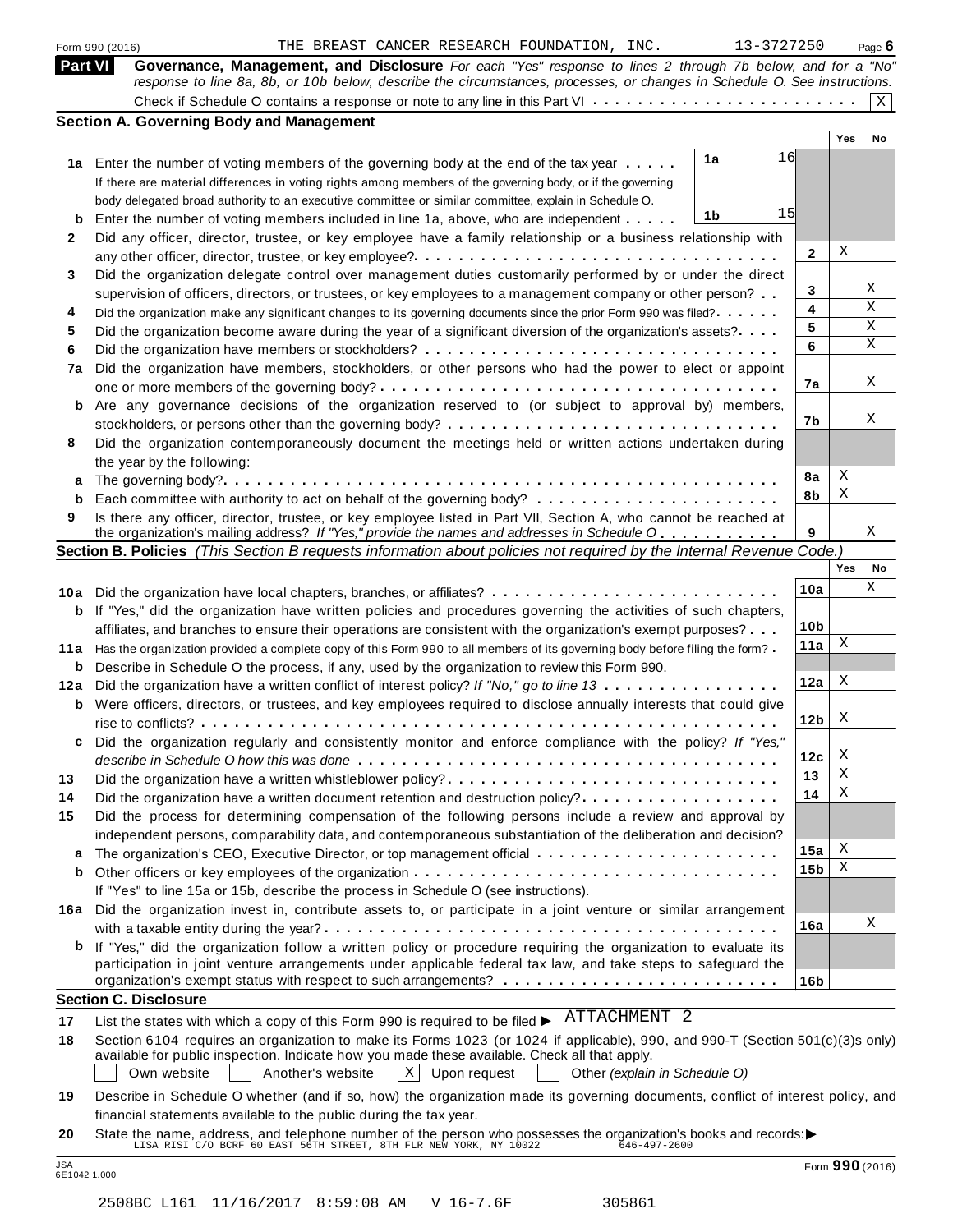Form 990 (2016) THE BREAST CANCER RESEARCH FOUNDATION, INC. 13-3727250 Page 6

**Part VI Governance, Management, and Disclosure** *For each "Yes" response to lines 2 through 7b below, and for a "No" response to line 8a, 8b, or 10b below, describe the circumstances, processes, or changes in Schedule O. See instructions.*

Check if Schedule O contains a response or note to any line in this Part VI . . . . . . . . . . . . . . . . . . . . . . . [X]

## Section A. Governing Body and Management

| | | | | Yes | No |
|---|---|---|---|---|---|
| **1a** | Enter the number of voting members of the governing body at the end of the tax year . . . . . If there are material differences in voting rights among members of the governing body, or if the governing body delegated broad authority to an executive committee or similar committee, explain in Schedule O. | 1a | 16 | | |
| **b** | Enter the number of voting members included in line 1a, above, who are independent . . . . . | 1b | 15 | | |
| **2** | Did any officer, director, trustee, or key employee have a family relationship or a business relationship with any other officer, director, trustee, or key employee? | | 2 | X | |
| **3** | Did the organization delegate control over management duties customarily performed by or under the direct supervision of officers, directors, or trustees, or key employees to a management company or other person? | | 3 | | X |
| **4** | Did the organization make any significant changes to its governing documents since the prior Form 990 was filed? | | 4 | | X |
| **5** | Did the organization become aware during the year of a significant diversion of the organization's assets? | | 5 | | X |
| **6** | Did the organization have members or stockholders? | | 6 | | X |
| **7a** | Did the organization have members, stockholders, or other persons who had the power to elect or appoint one or more members of the governing body? | | 7a | | X |
| **b** | Are any governance decisions of the organization reserved to (or subject to approval by) members, stockholders, or persons other than the governing body? | | 7b | | X |
| **8** | Did the organization contemporaneously document the meetings held or written actions undertaken during the year by the following: | | | | |
| **a** | The governing body? | | 8a | X | |
| **b** | Each committee with authority to act on behalf of the governing body? | | 8b | X | |
| **9** | Is there any officer, director, trustee, or key employee listed in Part VII, Section A, who cannot be reached at the organization's mailing address? *If "Yes," provide the names and addresses in Schedule O* | | 9 | | X |

## Section B. Policies *(This Section B requests information about policies not required by the Internal Revenue Code.)*

| | | | Yes | No |
|---|---|---|---|---|
| **10a** | Did the organization have local chapters, branches, or affiliates? | 10a | | X |
| **b** | If "Yes," did the organization have written policies and procedures governing the activities of such chapters, affiliates, and branches to ensure their operations are consistent with the organization's exempt purposes? | 10b | | |
| **11a** | Has the organization provided a complete copy of this Form 990 to all members of its governing body before filing the form? | 11a | X | |
| **b** | Describe in Schedule O the process, if any, used by the organization to review this Form 990. | | | |
| **12a** | Did the organization have a written conflict of interest policy? *If "No," go to line 13* | 12a | X | |
| **b** | Were officers, directors, or trustees, and key employees required to disclose annually interests that could give rise to conflicts? | 12b | X | |
| **c** | Did the organization regularly and consistently monitor and enforce compliance with the policy? *If "Yes," describe in Schedule O how this was done* | 12c | X | |
| **13** | Did the organization have a written whistleblower policy? | 13 | X | |
| **14** | Did the organization have a written document retention and destruction policy? | 14 | X | |
| **15** | Did the process for determining compensation of the following persons include a review and approval by independent persons, comparability data, and contemporaneous substantiation of the deliberation and decision? | | | |
| **a** | The organization's CEO, Executive Director, or top management official | 15a | X | |
| **b** | Other officers or key employees of the organization | 15b | X | |
| | If "Yes" to line 15a or 15b, describe the process in Schedule O (see instructions). | | | |
| **16a** | Did the organization invest in, contribute assets to, or participate in a joint venture or similar arrangement with a taxable entity during the year? | 16a | | X |
| **b** | If "Yes," did the organization follow a written policy or procedure requiring the organization to evaluate its participation in joint venture arrangements under applicable federal tax law, and take steps to safeguard the organization's exempt status with respect to such arrangements? | 16b | | |

## Section C. Disclosure

**17** List the states with which a copy of this Form 990 is required to be filed ▶ ATTACHMENT 2

**18** Section 6104 requires an organization to make its Forms 1023 (or 1024 if applicable), 990, and 990-T (Section 501(c)(3)s only) available for public inspection. Indicate how you made these available. Check all that apply.

[ ] Own website [ ] Another's website [X] Upon request [ ] Other *(explain in Schedule O)*

**19** Describe in Schedule O whether (and if so, how) the organization made its governing documents, conflict of interest policy, and financial statements available to the public during the tax year.

**20** State the name, address, and telephone number of the person who possesses the organization's books and records:▶
LISA RISI C/O BCRF 60 EAST 56TH STREET, 8TH FLR NEW YORK, NY 10022 646-497-2600

JSA 6E1042 1.000 Form **990** (2016)

2508BC L161 11/16/2017 8:59:08 AM V 16-7.6F 305861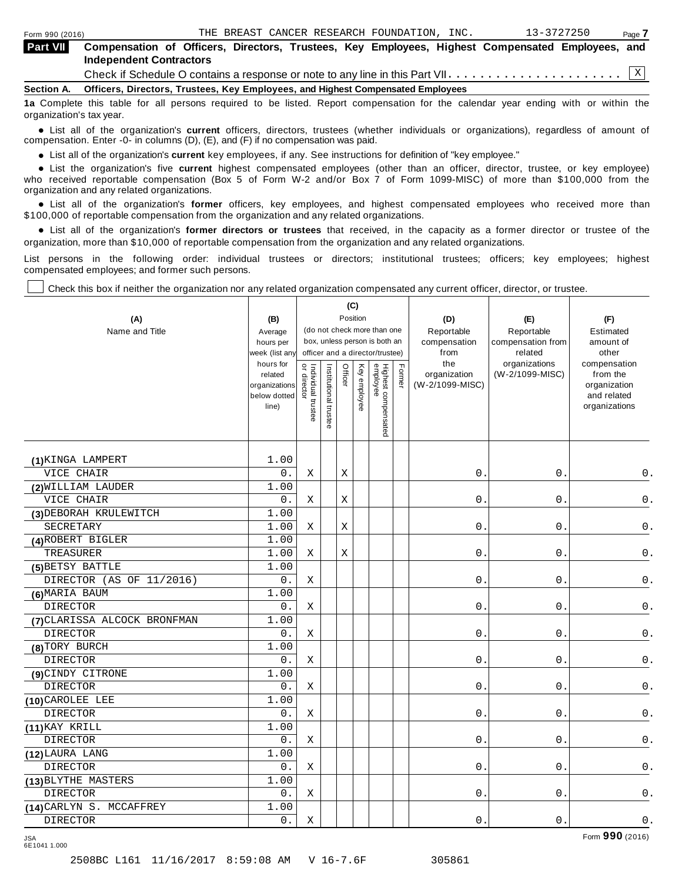THE BREAST CANCER RESEARCH FOUNDATION, INC. 13-3727250

## Part VII Compensation of Officers, Directors, Trustees, Key Employees, Highest Compensated Employees, and Independent Contractors

Check if Schedule O contains a response or note to any line in this Part VII. . . . . . . . . . . . . . . . . . . . . . X

**Section A. Officers, Directors, Trustees, Key Employees, and Highest Compensated Employees**

**1a** Complete this table for all persons required to be listed. Report compensation for the calendar year ending with or within the organization's tax year.

- List all of the organization's **current** officers, directors, trustees (whether individuals or organizations), regardless of amount of compensation. Enter -0- in columns (D), (E), and (F) if no compensation was paid.
- List all of the organization's **current** key employees, if any. See instructions for definition of "key employee."
- List the organization's five **current** highest compensated employees (other than an officer, director, trustee, or key employee) who received reportable compensation (Box 5 of Form W-2 and/or Box 7 of Form 1099-MISC) of more than $100,000 from the organization and any related organizations.
- List all of the organization's **former** officers, key employees, and highest compensated employees who received more than $100,000 of reportable compensation from the organization and any related organizations.
- List all of the organization's **former directors or trustees** that received, in the capacity as a former director or trustee of the organization, more than $10,000 of reportable compensation from the organization and any related organizations.

List persons in the following order: individual trustees or directors; institutional trustees; officers; key employees; highest compensated employees; and former such persons.

☐ Check this box if neither the organization nor any related organization compensated any current officer, director, or trustee.

| (A) Name and Title | (B) Average hours per week (list any hours for related organizations below dotted line) | (C) Position: Individual trustee or director | Institutional trustee | Officer | Key employee | Highest compensated employee | Former | (D) Reportable compensation from the organization (W-2/1099-MISC) | (E) Reportable compensation from related organizations (W-2/1099-MISC) | (F) Estimated amount of other compensation from the organization and related organizations |
|---|---|---|---|---|---|---|---|---|---|---|
| (1) KINGA LAMPERT<br>VICE CHAIR | 1.00<br>0. | X | | X | | | | 0. | 0. | 0. |
| (2) WILLIAM LAUDER<br>VICE CHAIR | 1.00<br>0. | X | | X | | | | 0. | 0. | 0. |
| (3) DEBORAH KRULEWITCH<br>SECRETARY | 1.00<br>1.00 | X | | X | | | | 0. | 0. | 0. |
| (4) ROBERT BIGLER<br>TREASURER | 1.00<br>1.00 | X | | X | | | | 0. | 0. | 0. |
| (5) BETSY BATTLE<br>DIRECTOR (AS OF 11/2016) | 1.00<br>0. | X | | | | | | 0. | 0. | 0. |
| (6) MARIA BAUM<br>DIRECTOR | 1.00<br>0. | X | | | | | | 0. | 0. | 0. |
| (7) CLARISSA ALCOCK BRONFMAN<br>DIRECTOR | 1.00<br>0. | X | | | | | | 0. | 0. | 0. |
| (8) TORY BURCH<br>DIRECTOR | 1.00<br>0. | X | | | | | | 0. | 0. | 0. |
| (9) CINDY CITRONE<br>DIRECTOR | 1.00<br>0. | X | | | | | | 0. | 0. | 0. |
| (10) CAROLEE LEE<br>DIRECTOR | 1.00<br>0. | X | | | | | | 0. | 0. | 0. |
| (11) KAY KRILL<br>DIRECTOR | 1.00<br>0. | X | | | | | | 0. | 0. | 0. |
| (12) LAURA LANG<br>DIRECTOR | 1.00<br>0. | X | | | | | | 0. | 0. | 0. |
| (13) BLYTHE MASTERS<br>DIRECTOR | 1.00<br>0. | X | | | | | | 0. | 0. | 0. |
| (14) CARLYN S. MCCAFFREY<br>DIRECTOR | 1.00<br>0. | X | | | | | | 0. | 0. | 0. |

Form **990** (2016)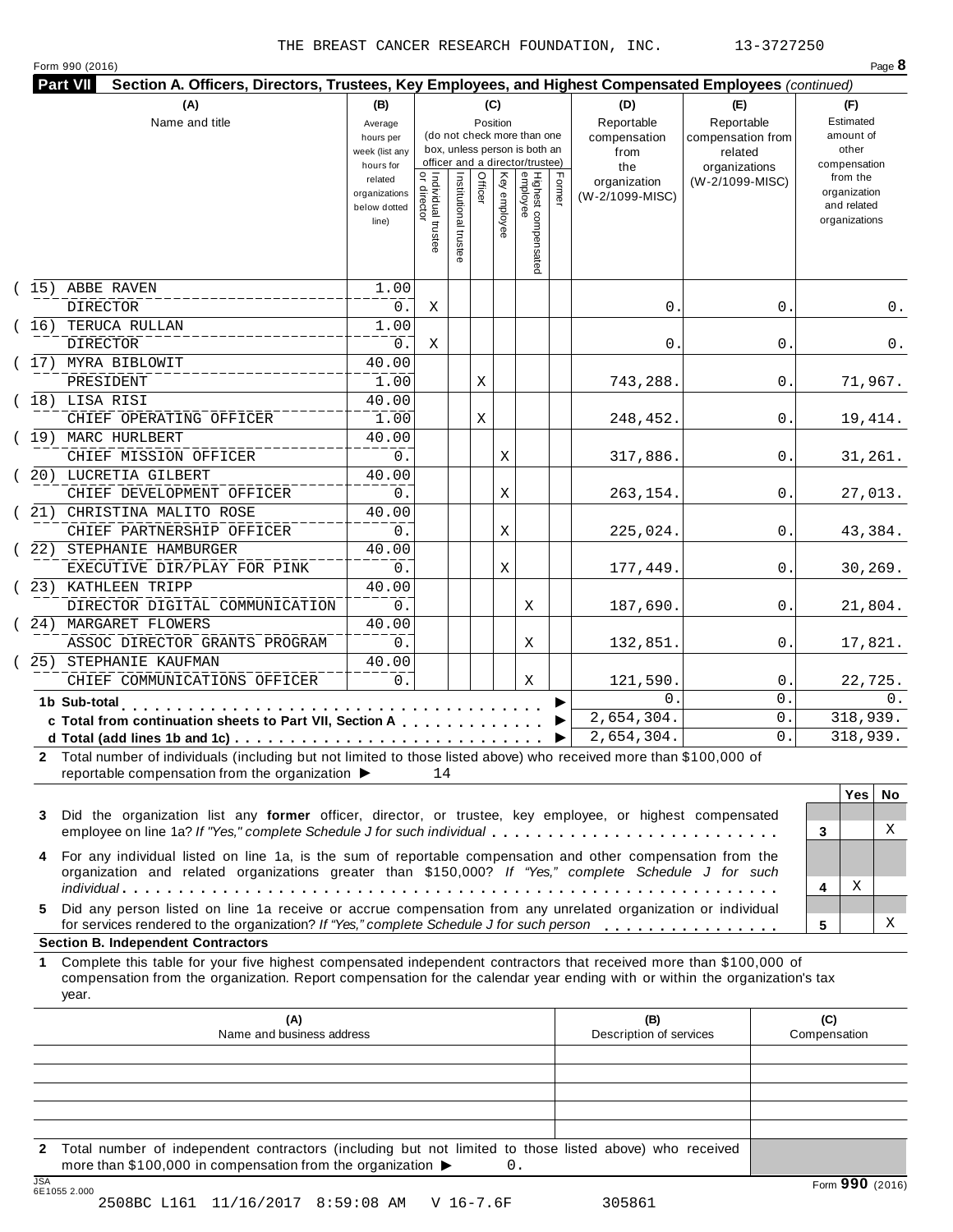THE BREAST CANCER RESEARCH FOUNDATION, INC. 13-3727250

Form 990 (2016) Page **8**

**Part VII Section A. Officers, Directors, Trustees, Key Employees, and Highest Compensated Employees** *(continued)*

| (A) Name and title | (B) Average hours per week (list any hours for related organizations below dotted line) | (C) Position: Individual trustee or director | Institutional trustee | Officer | Key employee | Highest compensated employee | Former | (D) Reportable compensation from the organization (W-2/1099-MISC) | (E) Reportable compensation from related organizations (W-2/1099-MISC) | (F) Estimated amount of other compensation from the organization and related organizations |
|---|---|---|---|---|---|---|---|---|---|---|
| (15) ABBE RAVEN<br>DIRECTOR | 1.00<br>0. | X | | | | | | 0. | 0. | 0. |
| (16) TERUCA RULLAN<br>DIRECTOR | 1.00<br>0. | X | | | | | | 0. | 0. | 0. |
| (17) MYRA BIBLOWIT<br>PRESIDENT | 40.00<br>1.00 | | | X | | | | 743,288. | 0. | 71,967. |
| (18) LISA RISI<br>CHIEF OPERATING OFFICER | 40.00<br>1.00 | | | X | | | | 248,452. | 0. | 19,414. |
| (19) MARC HURLBERT<br>CHIEF MISSION OFFICER | 40.00<br>0. | | | | X | | | 317,886. | 0. | 31,261. |
| (20) LUCRETIA GILBERT<br>CHIEF DEVELOPMENT OFFICER | 40.00<br>0. | | | | X | | | 263,154. | 0. | 27,013. |
| (21) CHRISTINA MALITO ROSE<br>CHIEF PARTNERSHIP OFFICER | 40.00<br>0. | | | | X | | | 225,024. | 0. | 43,384. |
| (22) STEPHANIE HAMBURGER<br>EXECUTIVE DIR/PLAY FOR PINK | 40.00<br>0. | | | | X | | | 177,449. | 0. | 30,269. |
| (23) KATHLEEN TRIPP<br>DIRECTOR DIGITAL COMMUNICATION | 40.00<br>0. | | | | | X | | 187,690. | 0. | 21,804. |
| (24) MARGARET FLOWERS<br>ASSOC DIRECTOR GRANTS PROGRAM | 40.00<br>0. | | | | | X | | 132,851. | 0. | 17,821. |
| (25) STEPHANIE KAUFMAN<br>CHIEF COMMUNICATIONS OFFICER | 40.00<br>0. | | | | | X | | 121,590. | 0. | 22,725. |
| **1b Sub-total** | | | | | | | | 0. | 0. | 0. |
| **c Total from continuation sheets to Part VII, Section A** | | | | | | | | 2,654,304. | 0. | 318,939. |
| **d Total (add lines 1b and 1c)** | | | | | | | | 2,654,304. | 0. | 318,939. |

**2** Total number of individuals (including but not limited to those listed above) who received more than $100,000 of reportable compensation from the organization ▶ 14

| | | Yes | No |
|---|---|---|---|
| **3** Did the organization list any **former** officer, director, or trustee, key employee, or highest compensated employee on line 1a? *If "Yes," complete Schedule J for such individual* | 3 | | X |
| **4** For any individual listed on line 1a, is the sum of reportable compensation and other compensation from the organization and related organizations greater than $150,000? *If "Yes," complete Schedule J for such individual* | 4 | X | |
| **5** Did any person listed on line 1a receive or accrue compensation from any unrelated organization or individual for services rendered to the organization? *If "Yes," complete Schedule J for such person* | 5 | | X |

**Section B. Independent Contractors**

**1** Complete this table for your five highest compensated independent contractors that received more than $100,000 of compensation from the organization. Report compensation for the calendar year ending with or within the organization's tax year.

| (A) Name and business address | (B) Description of services | (C) Compensation |
|---|---|---|
| | | |
| | | |
| | | |
| | | |
| | | |

**2** Total number of independent contractors (including but not limited to those listed above) who received more than $100,000 in compensation from the organization ▶ 0.

Form **990** (2016)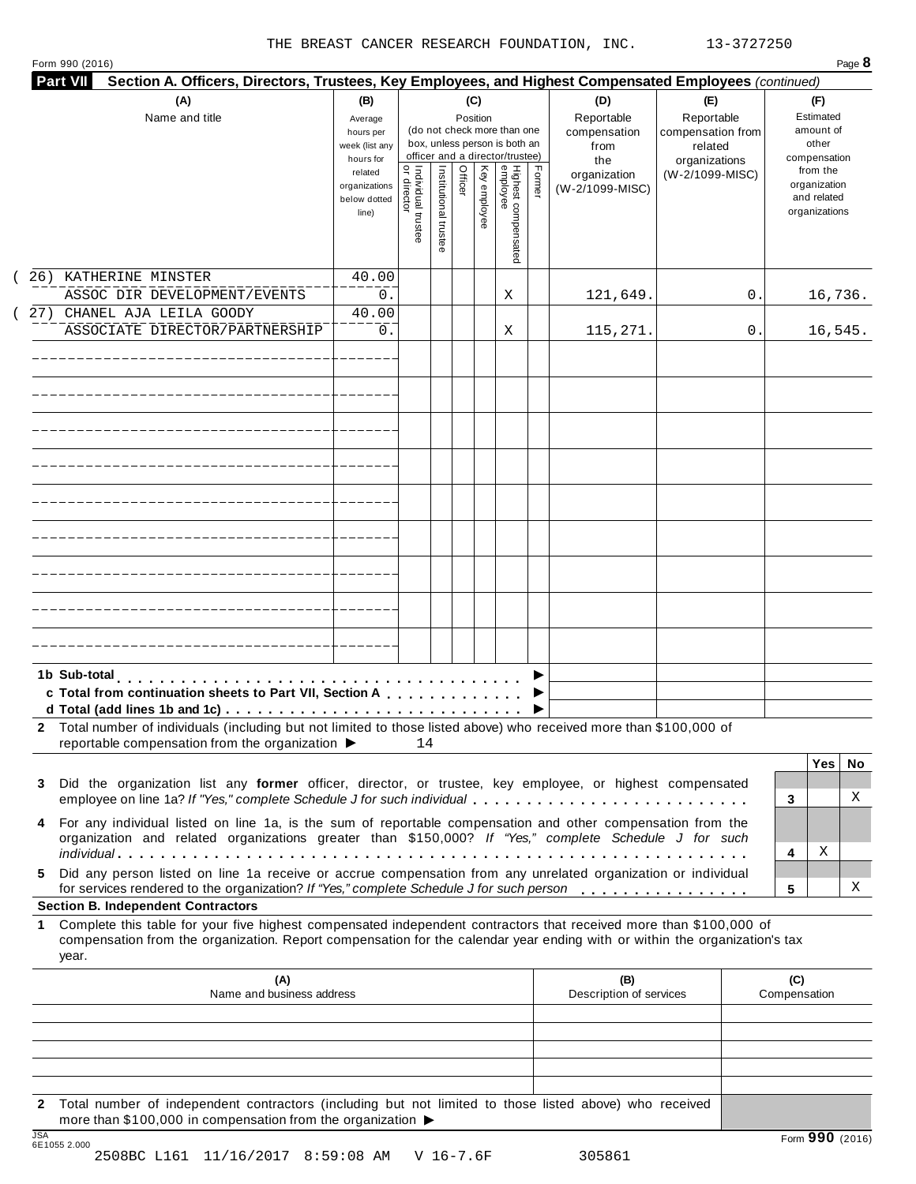THE BREAST CANCER RESEARCH FOUNDATION, INC. 13-3727250

Form 990 (2016) Page **8**

**Part VII Section A. Officers, Directors, Trustees, Key Employees, and Highest Compensated Employees** *(continued)*

| (A) Name and title | (B) Average hours per week (list any hours for related organizations below dotted line) | (C) Position: Individual trustee or director | Institutional trustee | Officer | Key employee | Highest compensated employee | Former | (D) Reportable compensation from the organization (W-2/1099-MISC) | (E) Reportable compensation from related organizations (W-2/1099-MISC) | (F) Estimated amount of other compensation from the organization and related organizations |
|---|---|---|---|---|---|---|---|---|---|---|
| (26) KATHERINE MINSTER<br>ASSOC DIR DEVELOPMENT/EVENTS | 40.00<br>0. | | | | | X | | 121,649. | 0. | 16,736. |
| (27) CHANEL AJA LEILA GOODY<br>ASSOCIATE DIRECTOR/PARTNERSHIP | 40.00<br>0. | | | | | X | | 115,271. | 0. | 16,545. |
| | | | | | | | | | | |
| | | | | | | | | | | |
| | | | | | | | | | | |
| | | | | | | | | | | |
| | | | | | | | | | | |
| | | | | | | | | | | |
| | | | | | | | | | | |
| | | | | | | | | | | |
| | | | | | | | | | | |

**1b Sub-total** ▶

**c Total from continuation sheets to Part VII, Section A** ▶

**d Total (add lines 1b and 1c)** ▶

**2** Total number of individuals (including but not limited to those listed above) who received more than $100,000 of reportable compensation from the organization ▶ 14

| | | Yes | No |
|---|---|---|---|
| **3** Did the organization list any **former** officer, director, or trustee, key employee, or highest compensated employee on line 1a? *If "Yes," complete Schedule J for such individual* | 3 | | X |
| **4** For any individual listed on line 1a, is the sum of reportable compensation and other compensation from the organization and related organizations greater than $150,000? *If "Yes," complete Schedule J for such individual* | 4 | X | |
| **5** Did any person listed on line 1a receive or accrue compensation from any unrelated organization or individual for services rendered to the organization? *If "Yes," complete Schedule J for such person* | 5 | | X |

**Section B. Independent Contractors**

**1** Complete this table for your five highest compensated independent contractors that received more than $100,000 of compensation from the organization. Report compensation for the calendar year ending with or within the organization's tax year.

| (A) Name and business address | (B) Description of services | (C) Compensation |
|---|---|---|
| | | |
| | | |
| | | |
| | | |
| | | |

**2** Total number of independent contractors (including but not limited to those listed above) who received more than $100,000 in compensation from the organization ▶

JSA 6E1055 2.000

Form **990** (2016)

2508BC L161 11/16/2017 8:59:08 AM V 16-7.6F 305861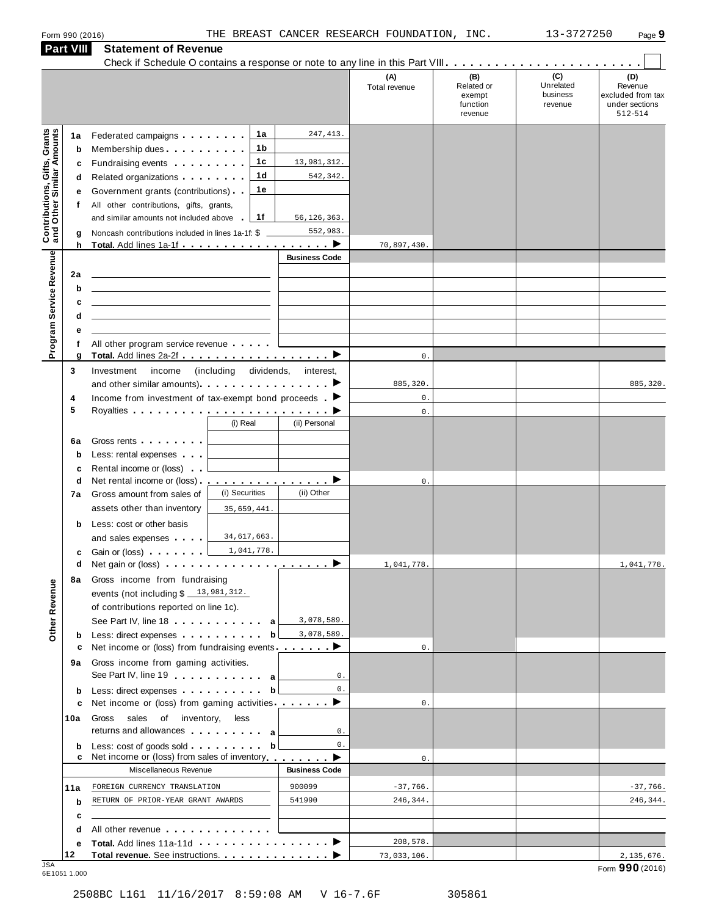Form 990 (2016) THE BREAST CANCER RESEARCH FOUNDATION, INC. 13-3727250 Page 9

## Part VIII Statement of Revenue

Check if Schedule O contains a response or note to any line in this Part VIII . . . . . . . . . . . . . . . . . . . . . . . . ☐

| | | | | (A) Total revenue | (B) Related or exempt function revenue | (C) Unrelated business revenue | (D) Revenue excluded from tax under sections 512-514 |
|---|---|---|---|---|---|---|---|
| **Contributions, Gifts, Grants and Other Similar Amounts** | 1a Federated campaigns | 1a | 247,413. | | | | |
| | b Membership dues | 1b | | | | | |
| | c Fundraising events | 1c | 13,981,312. | | | | |
| | d Related organizations | 1d | 542,342. | | | | |
| | e Government grants (contributions) | 1e | | | | | |
| | f All other contributions, gifts, grants, and similar amounts not included above | 1f | 56,126,363. | | | | |
| | g Noncash contributions included in lines 1a-1f: $ 552,983. | | | | | | |
| | h **Total.** Add lines 1a-1f ▶ | | | 70,897,430. | | | |
| **Program Service Revenue** | | | Business Code | | | | |
| | 2a | | | | | | |
| | b | | | | | | |
| | c | | | | | | |
| | d | | | | | | |
| | e | | | | | | |
| | f All other program service revenue | | | | | | |
| | g **Total.** Add lines 2a-2f ▶ | | | 0. | | | |
| **Other Revenue** | 3 Investment income (including dividends, interest, and other similar amounts) ▶ | | | 885,320. | | | 885,320. |
| | 4 Income from investment of tax-exempt bond proceeds ▶ | | | 0. | | | |
| | 5 Royalties ▶ | | | 0. | | | |
| | | (i) Real | (ii) Personal | | | | |
| | 6a Gross rents | | | | | | |
| | b Less: rental expenses | | | | | | |
| | c Rental income or (loss) | | | | | | |
| | d Net rental income or (loss) ▶ | | | 0. | | | |
| | 7a Gross amount from sales of assets other than inventory | (i) Securities 35,659,441. | (ii) Other | | | | |
| | b Less: cost or other basis and sales expenses | 34,617,663. | | | | | |
| | c Gain or (loss) | 1,041,778. | | | | | |
| | d Net gain or (loss) ▶ | | | 1,041,778. | | | 1,041,778. |
| | 8a Gross income from fundraising events (not including $ 13,981,312. of contributions reported on line 1c). See Part IV, line 18 | a | 3,078,589. | | | | |
| | b Less: direct expenses | b | 3,078,589. | | | | |
| | c Net income or (loss) from fundraising events ▶ | | | 0. | | | |
| | 9a Gross income from gaming activities. See Part IV, line 19 | a | 0. | | | | |
| | b Less: direct expenses | b | 0. | | | | |
| | c Net income or (loss) from gaming activities ▶ | | | 0. | | | |
| | 10a Gross sales of inventory, less returns and allowances | a | 0. | | | | |
| | b Less: cost of goods sold | b | 0. | | | | |
| | c Net income or (loss) from sales of inventory ▶ | | | 0. | | | |
| | Miscellaneous Revenue | | Business Code | | | | |
| | 11a FOREIGN CURRENCY TRANSLATION | | 900099 | -37,766. | | | -37,766. |
| | b RETURN OF PRIOR-YEAR GRANT AWARDS | | 541990 | 246,344. | | | 246,344. |
| | c | | | | | | |
| | d All other revenue | | | | | | |
| | e **Total.** Add lines 11a-11d ▶ | | | 208,578. | | | |
| | 12 **Total revenue.** See instructions. ▶ | | | 73,033,106. | | | 2,135,676. |

JSA 6E1051 1.000

Form **990** (2016)

2508BC L161 11/16/2017 8:59:08 AM V 16-7.6F 305861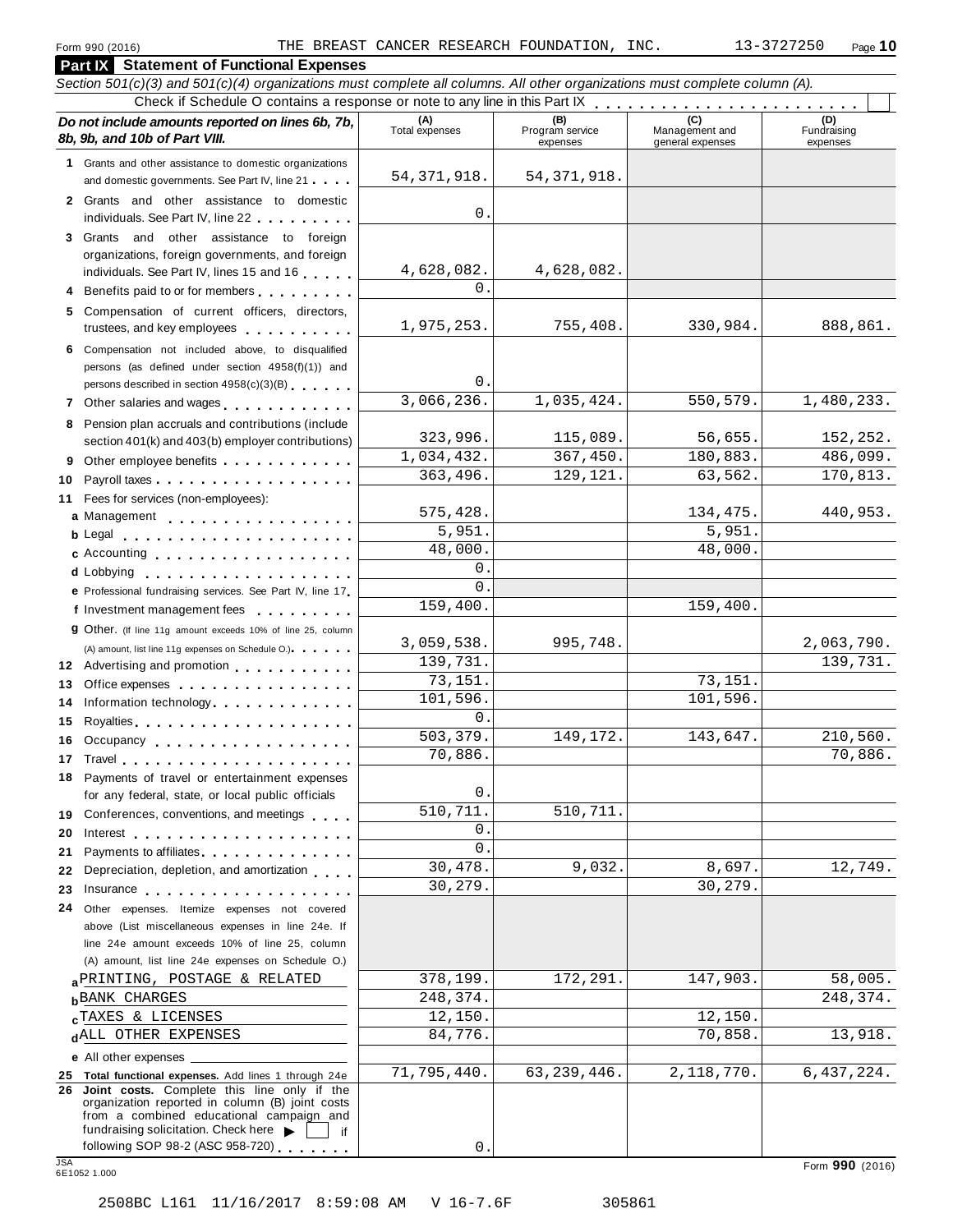Form 990 (2016) THE BREAST CANCER RESEARCH FOUNDATION, INC. 13-3727250 Page 10

## Part IX Statement of Functional Expenses

*Section 501(c)(3) and 501(c)(4) organizations must complete all columns. All other organizations must complete column (A).*

Check if Schedule O contains a response or note to any line in this Part IX . . . . . . . . . . . . . . . . . . . . . . . . ☐

| *Do not include amounts reported on lines 6b, 7b, 8b, 9b, and 10b of Part VIII.* | (A) Total expenses | (B) Program service expenses | (C) Management and general expenses | (D) Fundraising expenses |
|---|---|---|---|---|
| **1** Grants and other assistance to domestic organizations and domestic governments. See Part IV, line 21 | 54,371,918. | 54,371,918. | | |
| **2** Grants and other assistance to domestic individuals. See Part IV, line 22 | 0. | | | |
| **3** Grants and other assistance to foreign organizations, foreign governments, and foreign individuals. See Part IV, lines 15 and 16 | 4,628,082. | 4,628,082. | | |
| **4** Benefits paid to or for members | 0. | | | |
| **5** Compensation of current officers, directors, trustees, and key employees | 1,975,253. | 755,408. | 330,984. | 888,861. |
| **6** Compensation not included above, to disqualified persons (as defined under section 4958(f)(1)) and persons described in section 4958(c)(3)(B) | 0. | | | |
| **7** Other salaries and wages | 3,066,236. | 1,035,424. | 550,579. | 1,480,233. |
| **8** Pension plan accruals and contributions (include section 401(k) and 403(b) employer contributions) | 323,996. | 115,089. | 56,655. | 152,252. |
| **9** Other employee benefits | 1,034,432. | 367,450. | 180,883. | 486,099. |
| **10** Payroll taxes | 363,496. | 129,121. | 63,562. | 170,813. |
| **11** Fees for services (non-employees): | | | | |
| **a** Management | 575,428. | | 134,475. | 440,953. |
| **b** Legal | 5,951. | | 5,951. | |
| **c** Accounting | 48,000. | | 48,000. | |
| **d** Lobbying | 0. | | | |
| **e** Professional fundraising services. See Part IV, line 17 | 0. | | | |
| **f** Investment management fees | 159,400. | | 159,400. | |
| **g** Other. (If line 11g amount exceeds 10% of line 25, column (A) amount, list line 11g expenses on Schedule O.) | 3,059,538. | 995,748. | | 2,063,790. |
| **12** Advertising and promotion | 139,731. | | | 139,731. |
| **13** Office expenses | 73,151. | | 73,151. | |
| **14** Information technology | 101,596. | | 101,596. | |
| **15** Royalties | 0. | | | |
| **16** Occupancy | 503,379. | 149,172. | 143,647. | 210,560. |
| **17** Travel | 70,886. | | | 70,886. |
| **18** Payments of travel or entertainment expenses for any federal, state, or local public officials | 0. | | | |
| **19** Conferences, conventions, and meetings | 510,711. | 510,711. | | |
| **20** Interest | 0. | | | |
| **21** Payments to affiliates | 0. | | | |
| **22** Depreciation, depletion, and amortization | 30,478. | 9,032. | 8,697. | 12,749. |
| **23** Insurance | 30,279. | | 30,279. | |
| **24** Other expenses. Itemize expenses not covered above (List miscellaneous expenses in line 24e. If line 24e amount exceeds 10% of line 25, column (A) amount, list line 24e expenses on Schedule O.) | | | | |
| **a** PRINTING, POSTAGE & RELATED | 378,199. | 172,291. | 147,903. | 58,005. |
| **b** BANK CHARGES | 248,374. | | | 248,374. |
| **c** TAXES & LICENSES | 12,150. | | 12,150. | |
| **d** ALL OTHER EXPENSES | 84,776. | | 70,858. | 13,918. |
| **e** All other expenses | | | | |
| **25 Total functional expenses.** Add lines 1 through 24e | 71,795,440. | 63,239,446. | 2,118,770. | 6,437,224. |
| **26 Joint costs.** Complete this line only if the organization reported in column (B) joint costs from a combined educational campaign and fundraising solicitation. Check here ▶ ☐ if following SOP 98-2 (ASC 958-720) | 0. | | | |

JSA 6E1052 1.000

Form **990** (2016)

2508BC L161 11/16/2017 8:59:08 AM V 16-7.6F 305861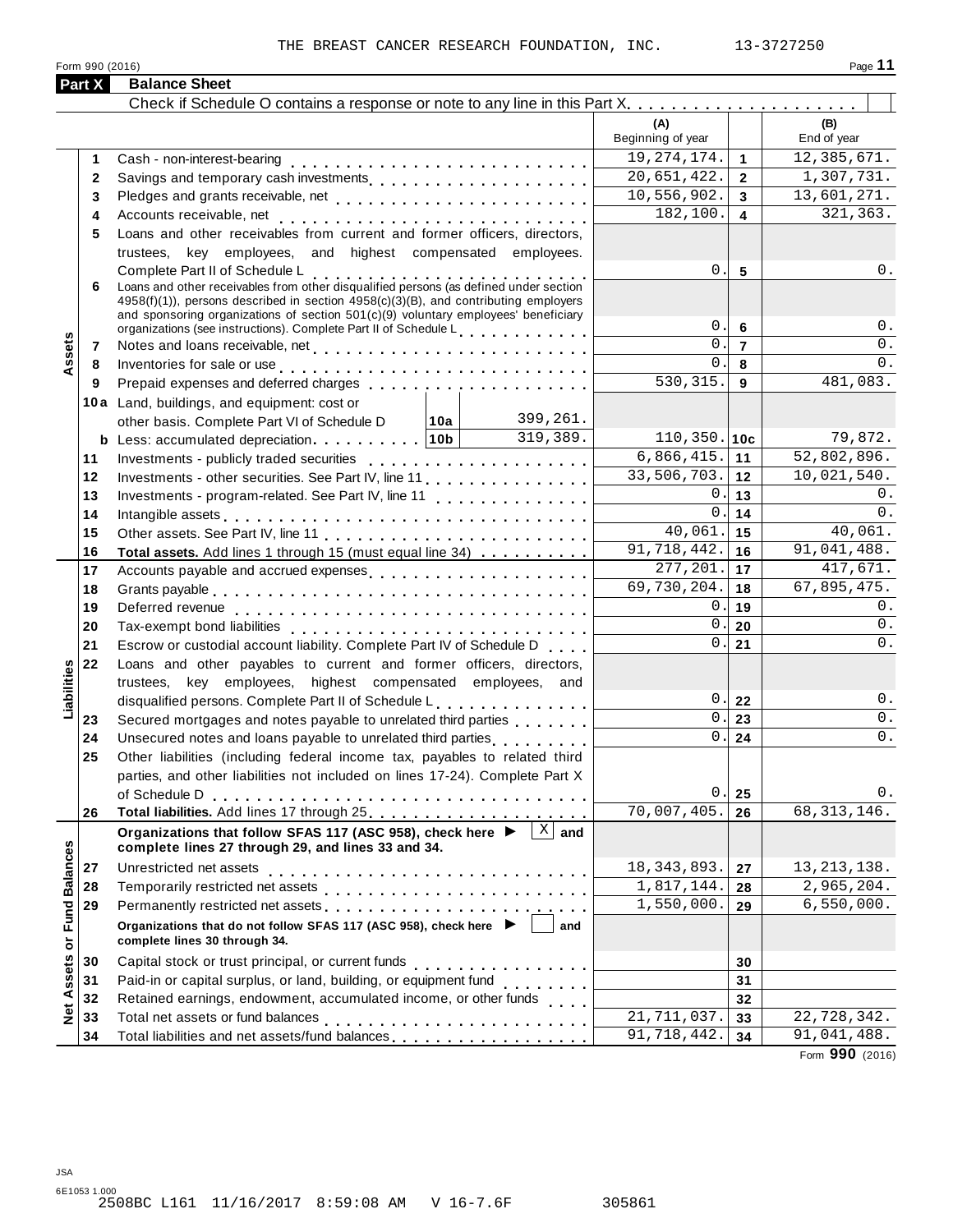THE BREAST CANCER RESEARCH FOUNDATION, INC. 13-3727250

Form 990 (2016) Page **11**

## Part X Balance Sheet

Check if Schedule O contains a response or note to any line in this Part X . . . . . . . . . . . . . . . . . . . . ☐

| Section | Line | Description | (A) Beginning of year | Line | (B) End of year |
|---|---|---|---|---|---|
| Assets | 1 | Cash - non-interest-bearing | 19,274,174. | 1 | 12,385,671. |
| | 2 | Savings and temporary cash investments | 20,651,422. | 2 | 1,307,731. |
| | 3 | Pledges and grants receivable, net | 10,556,902. | 3 | 13,601,271. |
| | 4 | Accounts receivable, net | 182,100. | 4 | 321,363. |
| | 5 | Loans and other receivables from current and former officers, directors, trustees, key employees, and highest compensated employees. Complete Part II of Schedule L | 0. | 5 | 0. |
| | 6 | Loans and other receivables from other disqualified persons (as defined under section 4958(f)(1)), persons described in section 4958(c)(3)(B), and contributing employers and sponsoring organizations of section 501(c)(9) voluntary employees' beneficiary organizations (see instructions). Complete Part II of Schedule L | 0. | 6 | 0. |
| | 7 | Notes and loans receivable, net | 0. | 7 | 0. |
| | 8 | Inventories for sale or use | 0. | 8 | 0. |
| | 9 | Prepaid expenses and deferred charges | 530,315. | 9 | 481,083. |
| | 10a | Land, buildings, and equipment: cost or other basis. Complete Part VI of Schedule D — 10a: 399,261. | | | |
| | b | Less: accumulated depreciation — 10b: 319,389. | 110,350. | 10c | 79,872. |
| | 11 | Investments - publicly traded securities | 6,866,415. | 11 | 52,802,896. |
| | 12 | Investments - other securities. See Part IV, line 11 | 33,506,703. | 12 | 10,021,540. |
| | 13 | Investments - program-related. See Part IV, line 11 | 0. | 13 | 0. |
| | 14 | Intangible assets | 0. | 14 | 0. |
| | 15 | Other assets. See Part IV, line 11 | 40,061. | 15 | 40,061. |
| | 16 | **Total assets.** Add lines 1 through 15 (must equal line 34) | 91,718,442. | 16 | 91,041,488. |
| Liabilities | 17 | Accounts payable and accrued expenses | 277,201. | 17 | 417,671. |
| | 18 | Grants payable | 69,730,204. | 18 | 67,895,475. |
| | 19 | Deferred revenue | 0. | 19 | 0. |
| | 20 | Tax-exempt bond liabilities | 0. | 20 | 0. |
| | 21 | Escrow or custodial account liability. Complete Part IV of Schedule D | 0. | 21 | 0. |
| | 22 | Loans and other payables to current and former officers, directors, trustees, key employees, highest compensated employees, and disqualified persons. Complete Part II of Schedule L | 0. | 22 | 0. |
| | 23 | Secured mortgages and notes payable to unrelated third parties | 0. | 23 | 0. |
| | 24 | Unsecured notes and loans payable to unrelated third parties | 0. | 24 | 0. |
| | 25 | Other liabilities (including federal income tax, payables to related third parties, and other liabilities not included on lines 17-24). Complete Part X of Schedule D | 0. | 25 | 0. |
| | 26 | **Total liabilities.** Add lines 17 through 25 | 70,007,405. | 26 | 68,313,146. |
| Net Assets or Fund Balances | | **Organizations that follow SFAS 117 (ASC 958), check here ▶ [X] and complete lines 27 through 29, and lines 33 and 34.** | | | |
| | 27 | Unrestricted net assets | 18,343,893. | 27 | 13,213,138. |
| | 28 | Temporarily restricted net assets | 1,817,144. | 28 | 2,965,204. |
| | 29 | Permanently restricted net assets | 1,550,000. | 29 | 6,550,000. |
| | | **Organizations that do not follow SFAS 117 (ASC 958), check here ▶ [ ] and complete lines 30 through 34.** | | | |
| | 30 | Capital stock or trust principal, or current funds | | 30 | |
| | 31 | Paid-in or capital surplus, or land, building, or equipment fund | | 31 | |
| | 32 | Retained earnings, endowment, accumulated income, or other funds | | 32 | |
| | 33 | Total net assets or fund balances | 21,711,037. | 33 | 22,728,342. |
| | 34 | Total liabilities and net assets/fund balances | 91,718,442. | 34 | 91,041,488. |

Form **990** (2016)

JSA
6E1053 1.000
2508BC L161 11/16/2017 8:59:08 AM V 16-7.6F 305861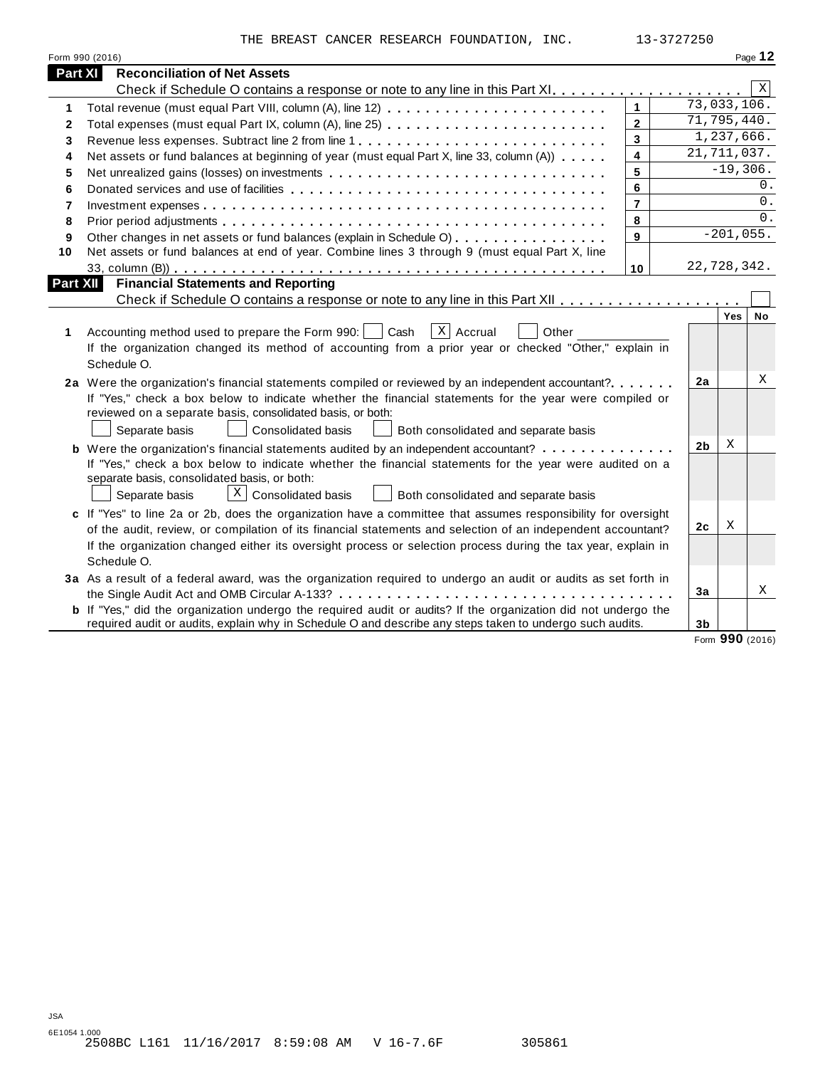THE BREAST CANCER RESEARCH FOUNDATION, INC. 13-3727250

Form 990 (2016) Page 12

## Part XI Reconciliation of Net Assets

Check if Schedule O contains a response or note to any line in this Part XI . . . . . . . . . . . . . . . . . . . . [X]

| | | | |
|---|---|---|---|
| 1 | Total revenue (must equal Part VIII, column (A), line 12) | 1 | 73,033,106. |
| 2 | Total expenses (must equal Part IX, column (A), line 25) | 2 | 71,795,440. |
| 3 | Revenue less expenses. Subtract line 2 from line 1 | 3 | 1,237,666. |
| 4 | Net assets or fund balances at beginning of year (must equal Part X, line 33, column (A)) | 4 | 21,711,037. |
| 5 | Net unrealized gains (losses) on investments | 5 | -19,306. |
| 6 | Donated services and use of facilities | 6 | 0. |
| 7 | Investment expenses | 7 | 0. |
| 8 | Prior period adjustments | 8 | 0. |
| 9 | Other changes in net assets or fund balances (explain in Schedule O) | 9 | -201,055. |
| 10 | Net assets or fund balances at end of year. Combine lines 3 through 9 (must equal Part X, line 33, column (B)) | 10 | 22,728,342. |

## Part XII Financial Statements and Reporting

Check if Schedule O contains a response or note to any line in this Part XII . . . . . . . . . . . . . . . . . . [ ]

| | | | Yes | No |
|---|---|---|---|---|
| 1 | Accounting method used to prepare the Form 990: [ ] Cash [X] Accrual [ ] Other ____________<br>If the organization changed its method of accounting from a prior year or checked "Other," explain in Schedule O. | | | |
| 2a | Were the organization's financial statements compiled or reviewed by an independent accountant?<br>If "Yes," check a box below to indicate whether the financial statements for the year were compiled or reviewed on a separate basis, consolidated basis, or both:<br>[ ] Separate basis [ ] Consolidated basis [ ] Both consolidated and separate basis | 2a | | X |
| b | Were the organization's financial statements audited by an independent accountant?<br>If "Yes," check a box below to indicate whether the financial statements for the year were audited on a separate basis, consolidated basis, or both:<br>[ ] Separate basis [X] Consolidated basis [ ] Both consolidated and separate basis | 2b | X | |
| c | If "Yes" to line 2a or 2b, does the organization have a committee that assumes responsibility for oversight of the audit, review, or compilation of its financial statements and selection of an independent accountant?<br>If the organization changed either its oversight process or selection process during the tax year, explain in Schedule O. | 2c | X | |
| 3a | As a result of a federal award, was the organization required to undergo an audit or audits as set forth in the Single Audit Act and OMB Circular A-133? | 3a | | X |
| b | If "Yes," did the organization undergo the required audit or audits? If the organization did not undergo the required audit or audits, explain in Schedule O and describe any steps taken to undergo such audits. | 3b | | |

Form **990** (2016)

JSA
6E1054 1.000
2508BC L161 11/16/2017 8:59:08 AM V 16-7.6F 305861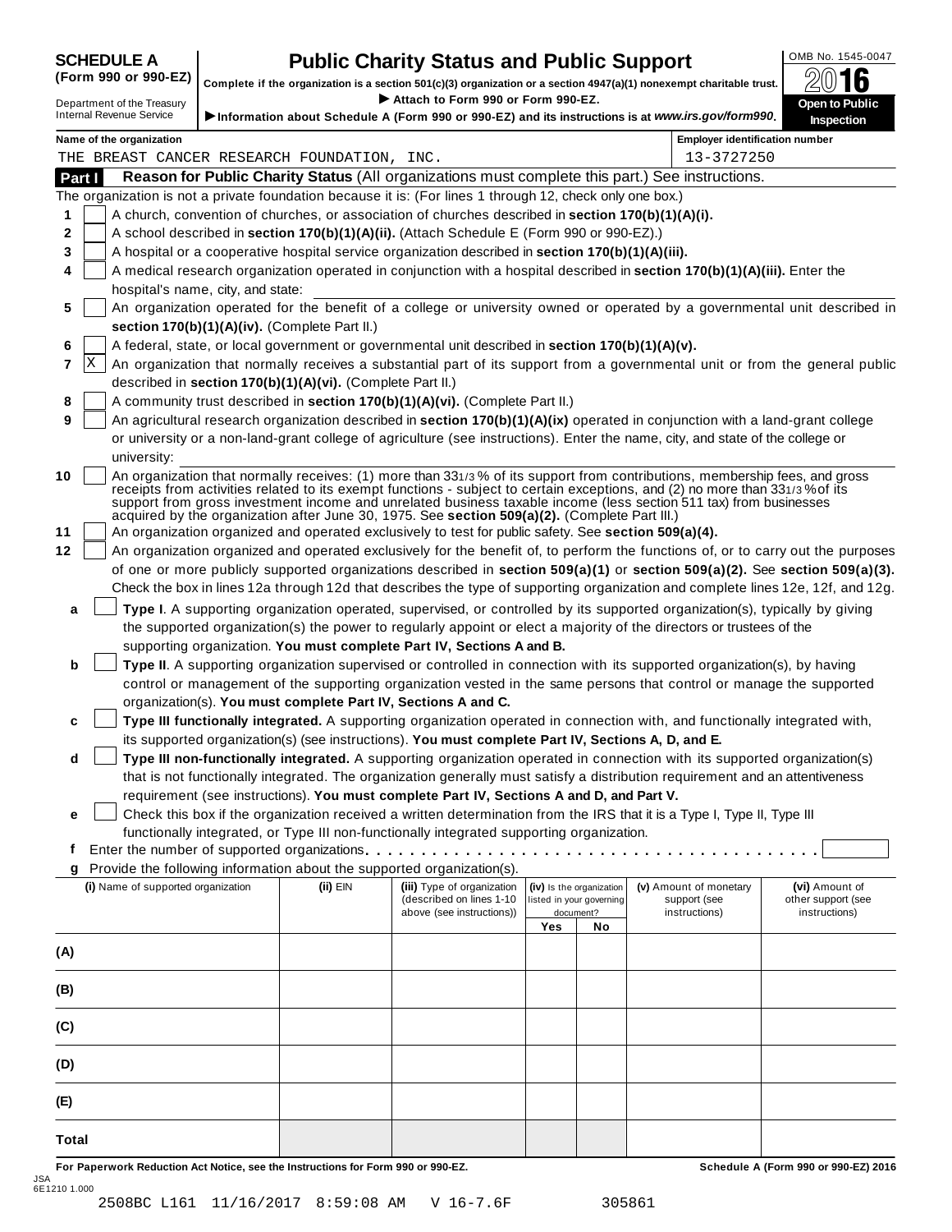**SCHEDULE A (Form 990 or 990-EZ)**

Department of the Treasury
Internal Revenue Service

# Public Charity Status and Public Support

**Complete if the organization is a section 501(c)(3) organization or a section 4947(a)(1) nonexempt charitable trust.**
▶ **Attach to Form 990 or Form 990-EZ.**
▶ **Information about Schedule A (Form 990 or 990-EZ) and its instructions is at *www.irs.gov/form990*.**

OMB No. 1545-0047
**2016**
**Open to Public Inspection**

**Name of the organization:** THE BREAST CANCER RESEARCH FOUNDATION, INC.
**Employer identification number:** 13-3727250

## Part I Reason for Public Charity Status (All organizations must complete this part.) See instructions.

The organization is not a private foundation because it is: (For lines 1 through 12, check only one box.)

1. [ ] A church, convention of churches, or association of churches described in **section 170(b)(1)(A)(i).**
2. [ ] A school described in **section 170(b)(1)(A)(ii).** (Attach Schedule E (Form 990 or 990-EZ).)
3. [ ] A hospital or a cooperative hospital service organization described in **section 170(b)(1)(A)(iii).**
4. [ ] A medical research organization operated in conjunction with a hospital described in **section 170(b)(1)(A)(iii).** Enter the hospital's name, city, and state:
5. [ ] An organization operated for the benefit of a college or university owned or operated by a governmental unit described in **section 170(b)(1)(A)(iv).** (Complete Part II.)
6. [ ] A federal, state, or local government or governmental unit described in **section 170(b)(1)(A)(v).**
7. [X] An organization that normally receives a substantial part of its support from a governmental unit or from the general public described in **section 170(b)(1)(A)(vi).** (Complete Part II.)
8. [ ] A community trust described in **section 170(b)(1)(A)(vi).** (Complete Part II.)
9. [ ] An agricultural research organization described in **section 170(b)(1)(A)(ix)** operated in conjunction with a land-grant college or university or a non-land-grant college of agriculture (see instructions). Enter the name, city, and state of the college or university:
10. [ ] An organization that normally receives: (1) more than 33 1/3 % of its support from contributions, membership fees, and gross receipts from activities related to its exempt functions - subject to certain exceptions, and (2) no more than 33 1/3 % of its support from gross investment income and unrelated business taxable income (less section 511 tax) from businesses acquired by the organization after June 30, 1975. See **section 509(a)(2).** (Complete Part III.)
11. [ ] An organization organized and operated exclusively to test for public safety. See **section 509(a)(4).**
12. [ ] An organization organized and operated exclusively for the benefit of, to perform the functions of, or to carry out the purposes of one or more publicly supported organizations described in **section 509(a)(1)** or **section 509(a)(2).** See **section 509(a)(3).** Check the box in lines 12a through 12d that describes the type of supporting organization and complete lines 12e, 12f, and 12g.
   - **a** [ ] **Type I**. A supporting organization operated, supervised, or controlled by its supported organization(s), typically by giving the supported organization(s) the power to regularly appoint or elect a majority of the directors or trustees of the supporting organization. **You must complete Part IV, Sections A and B.**
   - **b** [ ] **Type II**. A supporting organization supervised or controlled in connection with its supported organization(s), by having control or management of the supporting organization vested in the same persons that control or manage the supported organization(s). **You must complete Part IV, Sections A and C.**
   - **c** [ ] **Type III functionally integrated.** A supporting organization operated in connection with, and functionally integrated with, its supported organization(s) (see instructions). **You must complete Part IV, Sections A, D, and E.**
   - **d** [ ] **Type III non-functionally integrated.** A supporting organization operated in connection with its supported organization(s) that is not functionally integrated. The organization generally must satisfy a distribution requirement and an attentiveness requirement (see instructions). **You must complete Part IV, Sections A and D, and Part V.**
   - **e** [ ] Check this box if the organization received a written determination from the IRS that it is a Type I, Type II, Type III functionally integrated, or Type III non-functionally integrated supporting organization.
   - **f** Enter the number of supported organizations
   - **g** Provide the following information about the supported organization(s).

| (i) Name of supported organization | (ii) EIN | (iii) Type of organization (described on lines 1-10 above (see instructions)) | (iv) Is the organization listed in your governing document? Yes | No | (v) Amount of monetary support (see instructions) | (vi) Amount of other support (see instructions) |
|---|---|---|---|---|---|---|
| (A) | | | | | | |
| (B) | | | | | | |
| (C) | | | | | | |
| (D) | | | | | | |
| (E) | | | | | | |
| Total | | | | | | |

**For Paperwork Reduction Act Notice, see the Instructions for Form 990 or 990-EZ.** **Schedule A (Form 990 or 990-EZ) 2016**

JSA 6E1210 1.000
2508BC L161 11/16/2017 8:59:08 AM V 16-7.6F 305861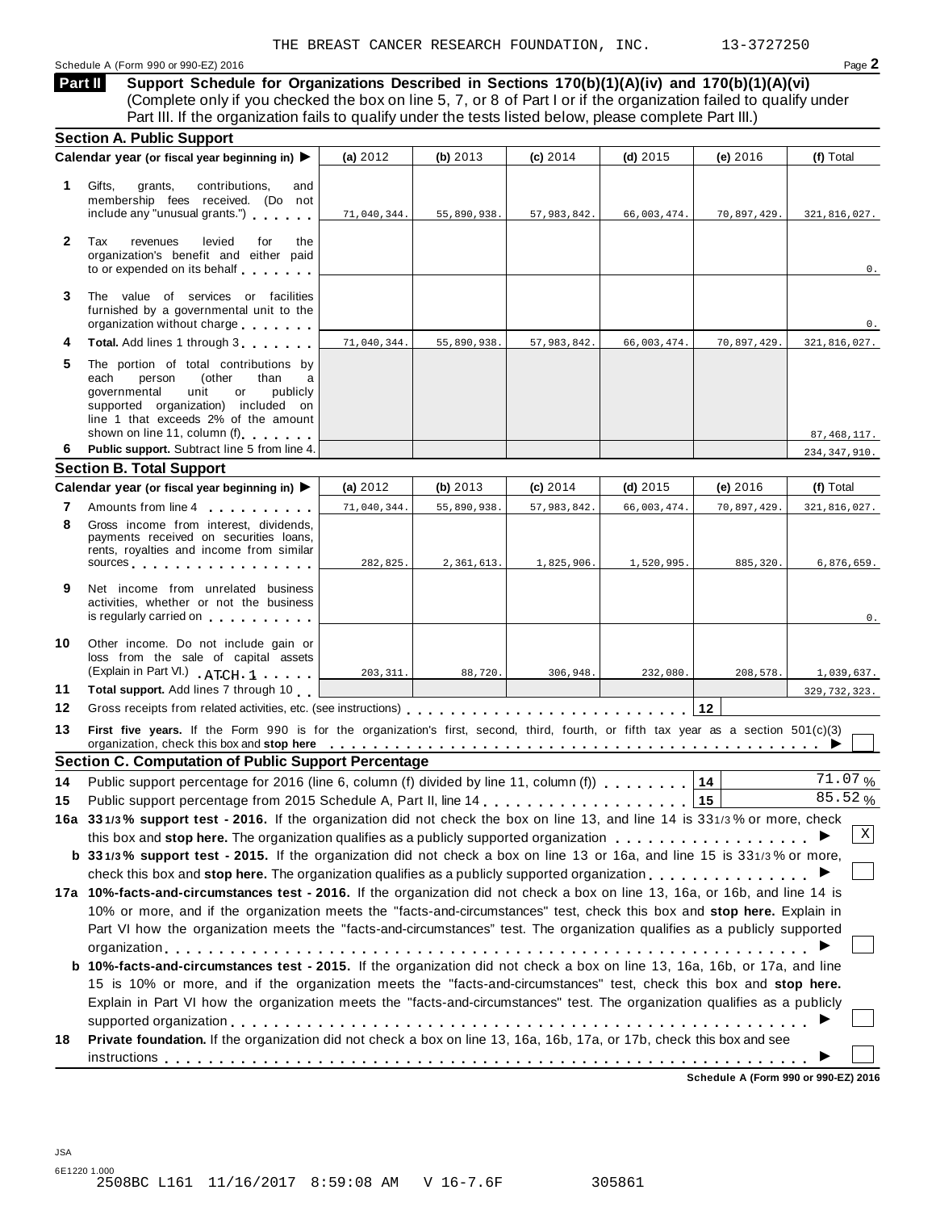THE BREAST CANCER RESEARCH FOUNDATION, INC. 13-3727250

Schedule A (Form 990 or 990-EZ) 2016 Page **2**

## Part II Support Schedule for Organizations Described in Sections 170(b)(1)(A)(iv) and 170(b)(1)(A)(vi)

(Complete only if you checked the box on line 5, 7, or 8 of Part I or if the organization failed to qualify under Part III. If the organization fails to qualify under the tests listed below, please complete Part III.)

### Section A. Public Support

| | Calendar year (or fiscal year beginning in) ▶ | (a) 2012 | (b) 2013 | (c) 2014 | (d) 2015 | (e) 2016 | (f) Total |
|---|---|---|---|---|---|---|---|
| 1 | Gifts, grants, contributions, and membership fees received. (Do not include any "unusual grants.") | 71,040,344. | 55,890,938. | 57,983,842. | 66,003,474. | 70,897,429. | 321,816,027. |
| 2 | Tax revenues levied for the organization's benefit and either paid to or expended on its behalf | | | | | | 0. |
| 3 | The value of services or facilities furnished by a governmental unit to the organization without charge | | | | | | 0. |
| 4 | **Total.** Add lines 1 through 3 | 71,040,344. | 55,890,938. | 57,983,842. | 66,003,474. | 70,897,429. | 321,816,027. |
| 5 | The portion of total contributions by each person (other than a governmental unit or publicly supported organization) included on line 1 that exceeds 2% of the amount shown on line 11, column (f) | | | | | | 87,468,117. |
| 6 | **Public support.** Subtract line 5 from line 4. | | | | | | 234,347,910. |

### Section B. Total Support

| | Calendar year (or fiscal year beginning in) ▶ | (a) 2012 | (b) 2013 | (c) 2014 | (d) 2015 | (e) 2016 | (f) Total |
|---|---|---|---|---|---|---|---|
| 7 | Amounts from line 4 | 71,040,344. | 55,890,938. | 57,983,842. | 66,003,474. | 70,897,429. | 321,816,027. |
| 8 | Gross income from interest, dividends, payments received on securities loans, rents, royalties and income from similar sources | 282,825. | 2,361,613. | 1,825,906. | 1,520,995. | 885,320. | 6,876,659. |
| 9 | Net income from unrelated business activities, whether or not the business is regularly carried on | | | | | | 0. |
| 10 | Other income. Do not include gain or loss from the sale of capital assets (Explain in Part VI.) ATCH 1 | 203,311. | 88,720. | 306,948. | 232,080. | 208,578. | 1,039,637. |
| 11 | **Total support.** Add lines 7 through 10 | | | | | | 329,732,323. |

12 Gross receipts from related activities, etc. (see instructions) | 12 |

13 **First five years.** If the Form 990 is for the organization's first, second, third, fourth, or fifth tax year as a section 501(c)(3) organization, check this box and **stop here** ▶ ☐

### Section C. Computation of Public Support Percentage

14 Public support percentage for 2016 (line 6, column (f) divided by line 11, column (f)) | 14 | 71.07 %

15 Public support percentage from 2015 Schedule A, Part II, line 14 | 15 | 85.52 %

**16a 33 1/3 % support test - 2016.** If the organization did not check the box on line 13, and line 14 is 33 1/3 % or more, check this box and **stop here.** The organization qualifies as a publicly supported organization ▶ ☒

**b 33 1/3 % support test - 2015.** If the organization did not check a box on line 13 or 16a, and line 15 is 33 1/3 % or more, check this box and **stop here.** The organization qualifies as a publicly supported organization ▶ ☐

**17a 10%-facts-and-circumstances test - 2016.** If the organization did not check a box on line 13, 16a, or 16b, and line 14 is 10% or more, and if the organization meets the "facts-and-circumstances" test, check this box and **stop here.** Explain in Part VI how the organization meets the "facts-and-circumstances" test. The organization qualifies as a publicly supported organization ▶ ☐

**b 10%-facts-and-circumstances test - 2015.** If the organization did not check a box on line 13, 16a, 16b, or 17a, and line 15 is 10% or more, and if the organization meets the "facts-and-circumstances" test, check this box and **stop here.** Explain in Part VI how the organization meets the "facts-and-circumstances" test. The organization qualifies as a publicly supported organization ▶ ☐

**18 Private foundation.** If the organization did not check a box on line 13, 16a, 16b, 17a, or 17b, check this box and see instructions ▶ ☐

**Schedule A (Form 990 or 990-EZ) 2016**

JSA
6E1220 1.000
2508BC L161 11/16/2017 8:59:08 AM V 16-7.6F 305861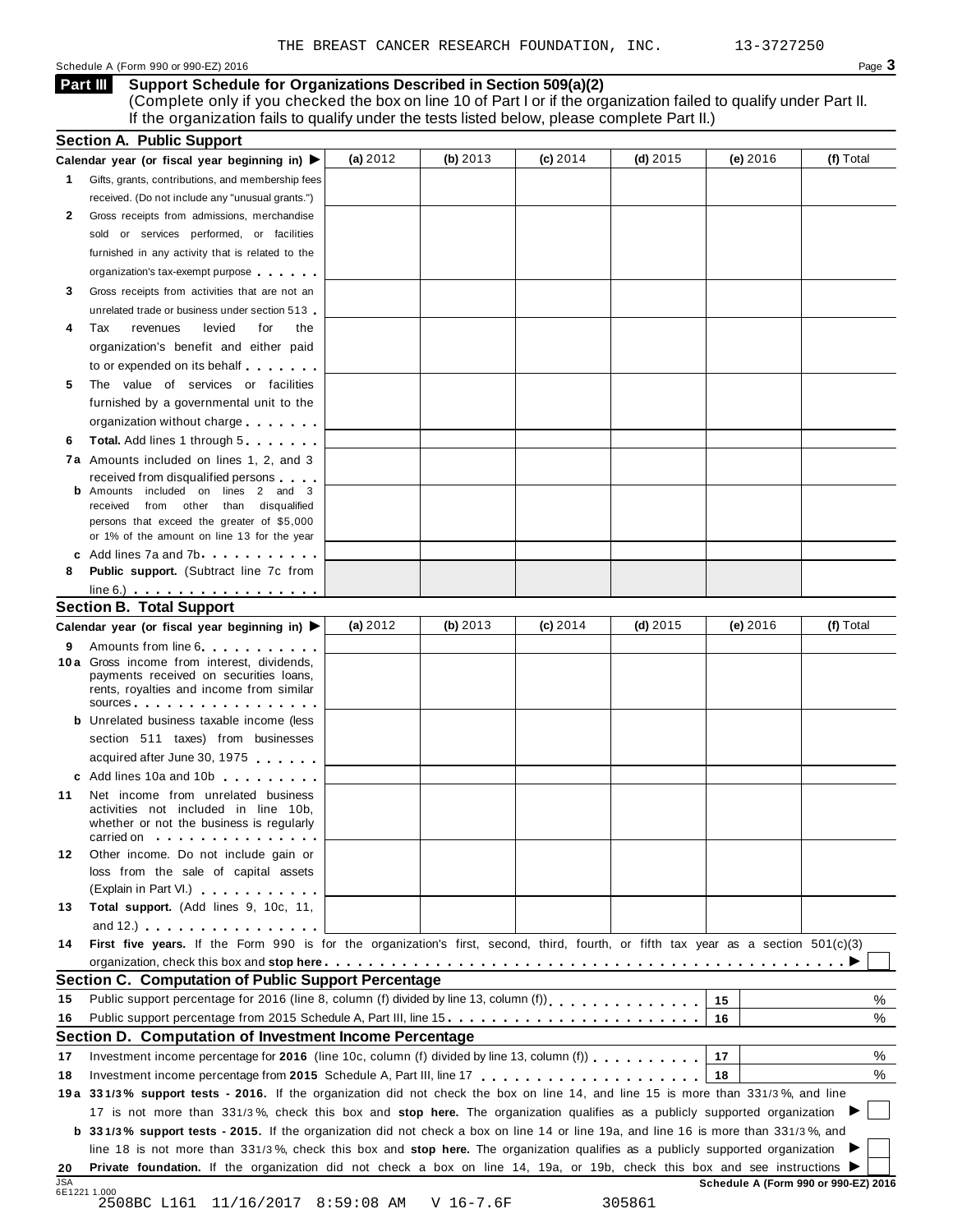THE BREAST CANCER RESEARCH FOUNDATION, INC. 13-3727250

Schedule A (Form 990 or 990-EZ) 2016

## Part III Support Schedule for Organizations Described in Section 509(a)(2)

(Complete only if you checked the box on line 10 of Part I or if the organization failed to qualify under Part II. If the organization fails to qualify under the tests listed below, please complete Part II.)

### Section A. Public Support

| Calendar year (or fiscal year beginning in) ▶ | (a) 2012 | (b) 2013 | (c) 2014 | (d) 2015 | (e) 2016 | (f) Total |
|---|---|---|---|---|---|---|
| **1** Gifts, grants, contributions, and membership fees received. (Do not include any "unusual grants.") | | | | | | |
| **2** Gross receipts from admissions, merchandise sold or services performed, or facilities furnished in any activity that is related to the organization's tax-exempt purpose | | | | | | |
| **3** Gross receipts from activities that are not an unrelated trade or business under section 513 | | | | | | |
| **4** Tax revenues levied for the organization's benefit and either paid to or expended on its behalf | | | | | | |
| **5** The value of services or facilities furnished by a governmental unit to the organization without charge | | | | | | |
| **6** **Total.** Add lines 1 through 5 | | | | | | |
| **7a** Amounts included on lines 1, 2, and 3 received from disqualified persons | | | | | | |
| **b** Amounts included on lines 2 and 3 received from other than disqualified persons that exceed the greater of $5,000 or 1% of the amount on line 13 for the year | | | | | | |
| **c** Add lines 7a and 7b | | | | | | |
| **8** **Public support.** (Subtract line 7c from line 6.) | | | | | | |

### Section B. Total Support

| Calendar year (or fiscal year beginning in) ▶ | (a) 2012 | (b) 2013 | (c) 2014 | (d) 2015 | (e) 2016 | (f) Total |
|---|---|---|---|---|---|---|
| **9** Amounts from line 6 | | | | | | |
| **10a** Gross income from interest, dividends, payments received on securities loans, rents, royalties and income from similar sources | | | | | | |
| **b** Unrelated business taxable income (less section 511 taxes) from businesses acquired after June 30, 1975 | | | | | | |
| **c** Add lines 10a and 10b | | | | | | |
| **11** Net income from unrelated business activities not included in line 10b, whether or not the business is regularly carried on | | | | | | |
| **12** Other income. Do not include gain or loss from the sale of capital assets (Explain in Part VI.) | | | | | | |
| **13** **Total support.** (Add lines 9, 10c, 11, and 12.) | | | | | | |

**14** **First five years.** If the Form 990 is for the organization's first, second, third, fourth, or fifth tax year as a section 501(c)(3) organization, check this box and **stop here** ▶ ☐

### Section C. Computation of Public Support Percentage

| | | | |
|---|---|---|---|
| **15** | Public support percentage for 2016 (line 8, column (f) divided by line 13, column (f)) | 15 | % |
| **16** | Public support percentage from 2015 Schedule A, Part III, line 15 | 16 | % |

### Section D. Computation of Investment Income Percentage

| | | | |
|---|---|---|---|
| **17** | Investment income percentage for **2016** (line 10c, column (f) divided by line 13, column (f)) | 17 | % |
| **18** | Investment income percentage from **2015** Schedule A, Part III, line 17 | 18 | % |

**19a** **33 1/3% support tests - 2016.** If the organization did not check the box on line 14, and line 15 is more than 33 1/3%, and line 17 is not more than 33 1/3%, check this box and **stop here.** The organization qualifies as a publicly supported organization ▶ ☐

**b** **33 1/3% support tests - 2015.** If the organization did not check a box on line 14 or line 19a, and line 16 is more than 33 1/3%, and line 18 is not more than 33 1/3%, check this box and **stop here.** The organization qualifies as a publicly supported organization ▶ ☐

**20** **Private foundation.** If the organization did not check a box on line 14, 19a, or 19b, check this box and see instructions ▶ ☐

**Schedule A (Form 990 or 990-EZ) 2016**

JSA 6E1221 1.000

2508BC L161 11/16/2017 8:59:08 AM V 16-7.6F 305861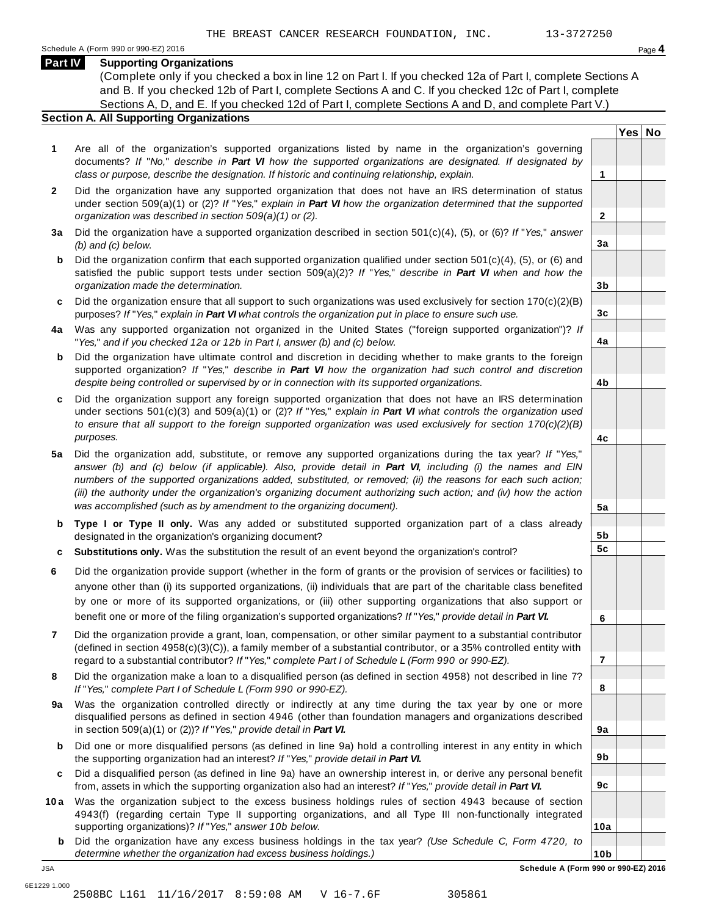THE BREAST CANCER RESEARCH FOUNDATION, INC. 13-3727250

Schedule A (Form 990 or 990-EZ) 2016 Page **4**

## Part IV Supporting Organizations

(Complete only if you checked a box in line 12 on Part I. If you checked 12a of Part I, complete Sections A and B. If you checked 12b of Part I, complete Sections A and C. If you checked 12c of Part I, complete Sections A, D, and E. If you checked 12d of Part I, complete Sections A and D, and complete Part V.)

### Section A. All Supporting Organizations

| | | | Yes | No |
|---|---|---|---|---|
| **1** | Are all of the organization's supported organizations listed by name in the organization's governing documents? *If "No," describe in **Part VI** how the supported organizations are designated. If designated by class or purpose, describe the designation. If historic and continuing relationship, explain.* | 1 | | |
| **2** | Did the organization have any supported organization that does not have an IRS determination of status under section 509(a)(1) or (2)? *If "Yes," explain in **Part VI** how the organization determined that the supported organization was described in section 509(a)(1) or (2).* | 2 | | |
| **3a** | Did the organization have a supported organization described in section 501(c)(4), (5), or (6)? *If "Yes," answer (b) and (c) below.* | 3a | | |
| **b** | Did the organization confirm that each supported organization qualified under section 501(c)(4), (5), or (6) and satisfied the public support tests under section 509(a)(2)? *If "Yes," describe in **Part VI** when and how the organization made the determination.* | 3b | | |
| **c** | Did the organization ensure that all support to such organizations was used exclusively for section 170(c)(2)(B) purposes? *If "Yes," explain in **Part VI** what controls the organization put in place to ensure such use.* | 3c | | |
| **4a** | Was any supported organization not organized in the United States ("foreign supported organization")? *If "Yes," and if you checked 12a or 12b in Part I, answer (b) and (c) below.* | 4a | | |
| **b** | Did the organization have ultimate control and discretion in deciding whether to make grants to the foreign supported organization? *If "Yes," describe in **Part VI** how the organization had such control and discretion despite being controlled or supervised by or in connection with its supported organizations.* | 4b | | |
| **c** | Did the organization support any foreign supported organization that does not have an IRS determination under sections 501(c)(3) and 509(a)(1) or (2)? *If "Yes," explain in **Part VI** what controls the organization used to ensure that all support to the foreign supported organization was used exclusively for section 170(c)(2)(B) purposes.* | 4c | | |
| **5a** | Did the organization add, substitute, or remove any supported organizations during the tax year? *If "Yes," answer (b) and (c) below (if applicable). Also, provide detail in **Part VI**, including (i) the names and EIN numbers of the supported organizations added, substituted, or removed; (ii) the reasons for each such action; (iii) the authority under the organization's organizing document authorizing such action; and (iv) how the action was accomplished (such as by amendment to the organizing document).* | 5a | | |
| **b** | **Type I or Type II only.** Was any added or substituted supported organization part of a class already designated in the organization's organizing document? | 5b | | |
| **c** | **Substitutions only.** Was the substitution the result of an event beyond the organization's control? | 5c | | |
| **6** | Did the organization provide support (whether in the form of grants or the provision of services or facilities) to anyone other than (i) its supported organizations, (ii) individuals that are part of the charitable class benefited by one or more of its supported organizations, or (iii) other supporting organizations that also support or benefit one or more of the filing organization's supported organizations? *If "Yes," provide detail in **Part VI.*** | 6 | | |
| **7** | Did the organization provide a grant, loan, compensation, or other similar payment to a substantial contributor (defined in section 4958(c)(3)(C)), a family member of a substantial contributor, or a 35% controlled entity with regard to a substantial contributor? *If "Yes," complete Part I of Schedule L (Form 990 or 990-EZ).* | 7 | | |
| **8** | Did the organization make a loan to a disqualified person (as defined in section 4958) not described in line 7? *If "Yes," complete Part I of Schedule L (Form 990 or 990-EZ).* | 8 | | |
| **9a** | Was the organization controlled directly or indirectly at any time during the tax year by one or more disqualified persons as defined in section 4946 (other than foundation managers and organizations described in section 509(a)(1) or (2))? *If "Yes," provide detail in **Part VI.*** | 9a | | |
| **b** | Did one or more disqualified persons (as defined in line 9a) hold a controlling interest in any entity in which the supporting organization had an interest? *If "Yes," provide detail in **Part VI.*** | 9b | | |
| **c** | Did a disqualified person (as defined in line 9a) have an ownership interest in, or derive any personal benefit from, assets in which the supporting organization also had an interest? *If "Yes," provide detail in **Part VI.*** | 9c | | |
| **10a** | Was the organization subject to the excess business holdings rules of section 4943 because of section 4943(f) (regarding certain Type II supporting organizations, and all Type III non-functionally integrated supporting organizations)? *If "Yes," answer 10b below.* | 10a | | |
| **b** | Did the organization have any excess business holdings in the tax year? *(Use Schedule C, Form 4720, to determine whether the organization had excess business holdings.)* | 10b | | |

JSA **Schedule A (Form 990 or 990-EZ) 2016**

6E1229 1.000

2508BC L161 11/16/2017 8:59:08 AM V 16-7.6F 305861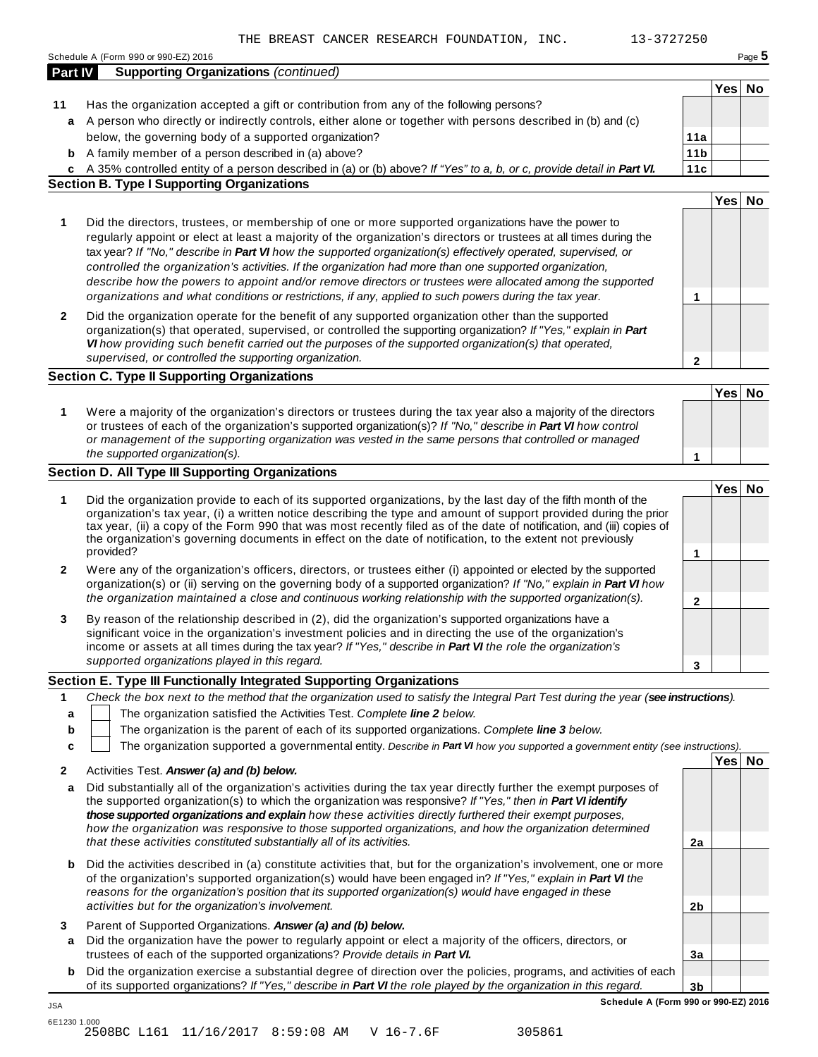THE BREAST CANCER RESEARCH FOUNDATION, INC. 13-3727250

Schedule A (Form 990 or 990-EZ) 2016

**Part IV Supporting Organizations** *(continued)*

| | | | Yes | No |
|---|---|---|---|---|
| **11** | Has the organization accepted a gift or contribution from any of the following persons? | | | |
| **a** | A person who directly or indirectly controls, either alone or together with persons described in (b) and (c) below, the governing body of a supported organization? | **11a** | | |
| **b** | A family member of a person described in (a) above? | **11b** | | |
| **c** | A 35% controlled entity of a person described in (a) or (b) above? *If "Yes" to a, b, or c, provide detail in* ***Part VI.*** | **11c** | | |

## Section B. Type I Supporting Organizations

| | | | Yes | No |
|---|---|---|---|---|
| **1** | Did the directors, trustees, or membership of one or more supported organizations have the power to regularly appoint or elect at least a majority of the organization's directors or trustees at all times during the tax year? *If "No," describe in* ***Part VI*** *how the supported organization(s) effectively operated, supervised, or controlled the organization's activities. If the organization had more than one supported organization, describe how the powers to appoint and/or remove directors or trustees were allocated among the supported organizations and what conditions or restrictions, if any, applied to such powers during the tax year.* | **1** | | |
| **2** | Did the organization operate for the benefit of any supported organization other than the supported organization(s) that operated, supervised, or controlled the supporting organization? *If "Yes," explain in* ***Part VI*** *how providing such benefit carried out the purposes of the supported organization(s) that operated, supervised, or controlled the supporting organization.* | **2** | | |

## Section C. Type II Supporting Organizations

| | | | Yes | No |
|---|---|---|---|---|
| **1** | Were a majority of the organization's directors or trustees during the tax year also a majority of the directors or trustees of each of the organization's supported organization(s)? *If "No," describe in* ***Part VI*** *how control or management of the supporting organization was vested in the same persons that controlled or managed the supported organization(s).* | **1** | | |

## Section D. All Type III Supporting Organizations

| | | | Yes | No |
|---|---|---|---|---|
| **1** | Did the organization provide to each of its supported organizations, by the last day of the fifth month of the organization's tax year, (i) a written notice describing the type and amount of support provided during the prior tax year, (ii) a copy of the Form 990 that was most recently filed as of the date of notification, and (iii) copies of the organization's governing documents in effect on the date of notification, to the extent not previously provided? | **1** | | |
| **2** | Were any of the organization's officers, directors, or trustees either (i) appointed or elected by the supported organization(s) or (ii) serving on the governing body of a supported organization? *If "No," explain in* ***Part VI*** *how the organization maintained a close and continuous working relationship with the supported organization(s).* | **2** | | |
| **3** | By reason of the relationship described in (2), did the organization's supported organizations have a significant voice in the organization's investment policies and in directing the use of the organization's income or assets at all times during the tax year? *If "Yes," describe in* ***Part VI*** *the role the organization's supported organizations played in this regard.* | **3** | | |

## Section E. Type III Functionally Integrated Supporting Organizations

**1** *Check the box next to the method that the organization used to satisfy the Integral Part Test during the year (****see instructions****).*

- **a** ☐ The organization satisfied the Activities Test. *Complete* ***line 2*** *below.*
- **b** ☐ The organization is the parent of each of its supported organizations. *Complete* ***line 3*** *below.*
- **c** ☐ The organization supported a governmental entity. *Describe in* ***Part VI*** *how you supported a government entity (see instructions).*

| | | | Yes | No |
|---|---|---|---|---|
| **2** | Activities Test. ***Answer (a) and (b) below.*** | | | |
| **a** | Did substantially all of the organization's activities during the tax year directly further the exempt purposes of the supported organization(s) to which the organization was responsive? *If "Yes," then in* ***Part VI identify those supported organizations and explain*** *how these activities directly furthered their exempt purposes, how the organization was responsive to those supported organizations, and how the organization determined that these activities constituted substantially all of its activities.* | **2a** | | |
| **b** | Did the activities described in (a) constitute activities that, but for the organization's involvement, one or more of the organization's supported organization(s) would have been engaged in? *If "Yes," explain in* ***Part VI*** *the reasons for the organization's position that its supported organization(s) would have engaged in these activities but for the organization's involvement.* | **2b** | | |
| **3** | Parent of Supported Organizations. ***Answer (a) and (b) below.*** | | | |
| **a** | Did the organization have the power to regularly appoint or elect a majority of the officers, directors, or trustees of each of the supported organizations? *Provide details in* ***Part VI.*** | **3a** | | |
| **b** | Did the organization exercise a substantial degree of direction over the policies, programs, and activities of each of its supported organizations? *If "Yes," describe in* ***Part VI*** *the role played by the organization in this regard.* | **3b** | | |

**Schedule A (Form 990 or 990-EZ) 2016**

JSA
6E1230 1.000
2508BC L161 11/16/2017 8:59:08 AM V 16-7.6F 305861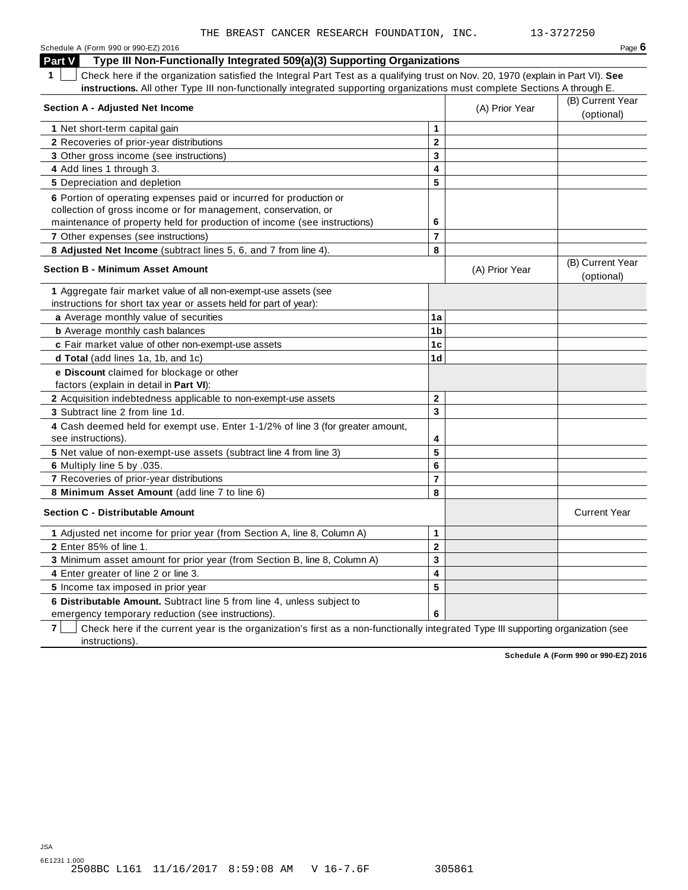THE BREAST CANCER RESEARCH FOUNDATION, INC. 13-3727250

Schedule A (Form 990 or 990-EZ) 2016

## Part V Type III Non-Functionally Integrated 509(a)(3) Supporting Organizations

**1** ☐ Check here if the organization satisfied the Integral Part Test as a qualifying trust on Nov. 20, 1970 (explain in Part VI). **See instructions.** All other Type III non-functionally integrated supporting organizations must complete Sections A through E.

| **Section A - Adjusted Net Income** | | (A) Prior Year | (B) Current Year (optional) |
|---|---|---|---|
| **1** Net short-term capital gain | 1 | | |
| **2** Recoveries of prior-year distributions | 2 | | |
| **3** Other gross income (see instructions) | 3 | | |
| **4** Add lines 1 through 3. | 4 | | |
| **5** Depreciation and depletion | 5 | | |
| **6** Portion of operating expenses paid or incurred for production or collection of gross income or for management, conservation, or maintenance of property held for production of income (see instructions) | 6 | | |
| **7** Other expenses (see instructions) | 7 | | |
| **8 Adjusted Net Income** (subtract lines 5, 6, and 7 from line 4). | 8 | | |

| **Section B - Minimum Asset Amount** | | (A) Prior Year | (B) Current Year (optional) |
|---|---|---|---|
| **1** Aggregate fair market value of all non-exempt-use assets (see instructions for short tax year or assets held for part of year): | | | |
| **a** Average monthly value of securities | 1a | | |
| **b** Average monthly cash balances | 1b | | |
| **c** Fair market value of other non-exempt-use assets | 1c | | |
| **d Total** (add lines 1a, 1b, and 1c) | 1d | | |
| **e Discount** claimed for blockage or other factors (explain in detail in **Part VI**): | | | |
| **2** Acquisition indebtedness applicable to non-exempt-use assets | 2 | | |
| **3** Subtract line 2 from line 1d. | 3 | | |
| **4** Cash deemed held for exempt use. Enter 1-1/2% of line 3 (for greater amount, see instructions). | 4 | | |
| **5** Net value of non-exempt-use assets (subtract line 4 from line 3) | 5 | | |
| **6** Multiply line 5 by .035. | 6 | | |
| **7** Recoveries of prior-year distributions | 7 | | |
| **8 Minimum Asset Amount** (add line 7 to line 6) | 8 | | |

| **Section C - Distributable Amount** | | | Current Year |
|---|---|---|---|
| **1** Adjusted net income for prior year (from Section A, line 8, Column A) | 1 | | |
| **2** Enter 85% of line 1. | 2 | | |
| **3** Minimum asset amount for prior year (from Section B, line 8, Column A) | 3 | | |
| **4** Enter greater of line 2 or line 3. | 4 | | |
| **5** Income tax imposed in prior year | 5 | | |
| **6 Distributable Amount.** Subtract line 5 from line 4, unless subject to emergency temporary reduction (see instructions). | 6 | | |

**7** ☐ Check here if the current year is the organization's first as a non-functionally integrated Type III supporting organization (see instructions).

**Schedule A (Form 990 or 990-EZ) 2016**

JSA
6E1231 1.000
2508BC L161 11/16/2017 8:59:08 AM V 16-7.6F 305861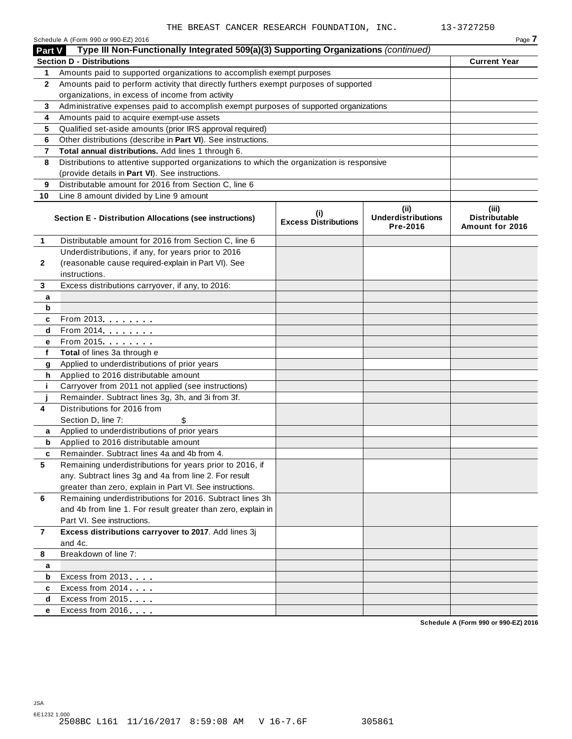THE BREAST CANCER RESEARCH FOUNDATION, INC. 13-3727250

Schedule A (Form 990 or 990-EZ) 2016 Page **7**

**Part V** **Type III Non-Functionally Integrated 509(a)(3) Supporting Organizations** *(continued)*

| **Section D - Distributions** | | **Current Year** |
|---|---|---|
| 1 | Amounts paid to supported organizations to accomplish exempt purposes | |
| 2 | Amounts paid to perform activity that directly furthers exempt purposes of supported organizations, in excess of income from activity | |
| 3 | Administrative expenses paid to accomplish exempt purposes of supported organizations | |
| 4 | Amounts paid to acquire exempt-use assets | |
| 5 | Qualified set-aside amounts (prior IRS approval required) | |
| 6 | Other distributions (describe in **Part VI**). See instructions. | |
| 7 | **Total annual distributions.** Add lines 1 through 6. | |
| 8 | Distributions to attentive supported organizations to which the organization is responsive (provide details in **Part VI**). See instructions. | |
| 9 | Distributable amount for 2016 from Section C, line 6 | |
| 10 | Line 8 amount divided by Line 9 amount | |

| | **Section E - Distribution Allocations (see instructions)** | **(i) Excess Distributions** | **(ii) Underdistributions Pre-2016** | **(iii) Distributable Amount for 2016** |
|---|---|---|---|---|
| 1 | Distributable amount for 2016 from Section C, line 6 | | | |
| 2 | Underdistributions, if any, for years prior to 2016 (reasonable cause required-explain in Part VI). See instructions. | | | |
| 3 | Excess distributions carryover, if any, to 2016: | | | |
| a | | | | |
| b | | | | |
| c | From 2013. . . . . . . . | | | |
| d | From 2014. . . . . . . . | | | |
| e | From 2015. . . . . . . . | | | |
| f | **Total** of lines 3a through e | | | |
| g | Applied to underdistributions of prior years | | | |
| h | Applied to 2016 distributable amount | | | |
| i | Carryover from 2011 not applied (see instructions) | | | |
| j | Remainder. Subtract lines 3g, 3h, and 3i from 3f. | | | |
| 4 | Distributions for 2016 from Section D, line 7: $ | | | |
| a | Applied to underdistributions of prior years | | | |
| b | Applied to 2016 distributable amount | | | |
| c | Remainder. Subtract lines 4a and 4b from 4. | | | |
| 5 | Remaining underdistributions for years prior to 2016, if any. Subtract lines 3g and 4a from line 2. For result greater than zero, explain in Part VI. See instructions. | | | |
| 6 | Remaining underdistributions for 2016. Subtract lines 3h and 4b from line 1. For result greater than zero, explain in Part VI. See instructions. | | | |
| 7 | **Excess distributions carryover to 2017**. Add lines 3j and 4c. | | | |
| 8 | Breakdown of line 7: | | | |
| a | | | | |
| b | Excess from 2013. . . . | | | |
| c | Excess from 2014. . . . | | | |
| d | Excess from 2015. . . . | | | |
| e | Excess from 2016. . . . | | | |

**Schedule A (Form 990 or 990-EZ) 2016**

JSA
6E1232 1.000
2508BC L161 11/16/2017 8:59:08 AM V 16-7.6F 305861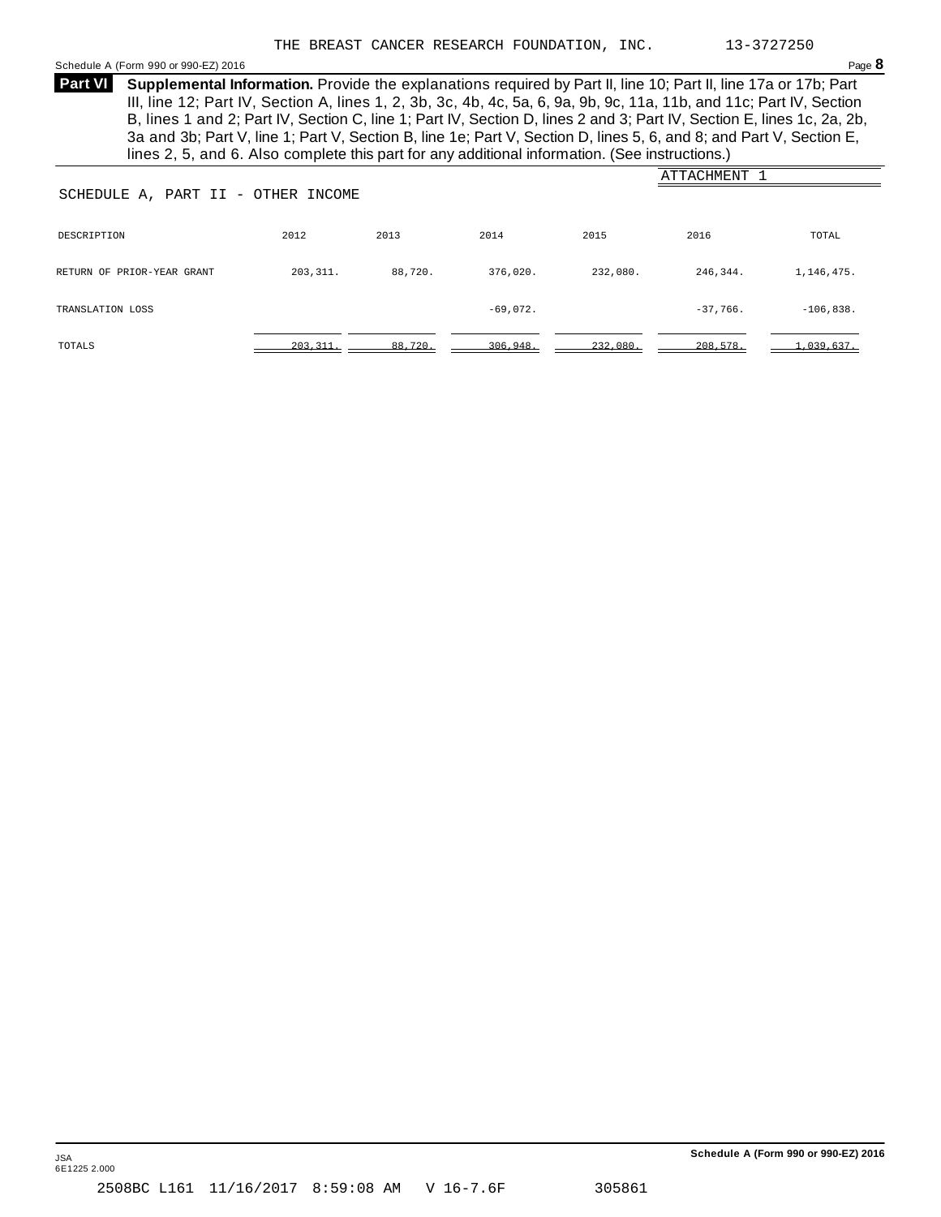THE BREAST CANCER RESEARCH FOUNDATION, INC. 13-3727250

**Part VI** **Supplemental Information.** Provide the explanations required by Part II, line 10; Part II, line 17a or 17b; Part III, line 12; Part IV, Section A, lines 1, 2, 3b, 3c, 4b, 4c, 5a, 6, 9a, 9b, 9c, 11a, 11b, and 11c; Part IV, Section B, lines 1 and 2; Part IV, Section C, line 1; Part IV, Section D, lines 2 and 3; Part IV, Section E, lines 1c, 2a, 2b, 3a and 3b; Part V, line 1; Part V, Section B, line 1e; Part V, Section D, lines 5, 6, and 8; and Part V, Section E, lines 2, 5, and 6. Also complete this part for any additional information. (See instructions.)

ATTACHMENT 1

SCHEDULE A, PART II - OTHER INCOME

| DESCRIPTION | 2012 | 2013 | 2014 | 2015 | 2016 | TOTAL |
|---|---|---|---|---|---|---|
| RETURN OF PRIOR-YEAR GRANT | 203,311. | 88,720. | 376,020. | 232,080. | 246,344. | 1,146,475. |
| TRANSLATION LOSS | | | -69,072. | | -37,766. | -106,838. |
| TOTALS | 203,311. | 88,720. | 306,948. | 232,080. | 208,578. | 1,039,637. |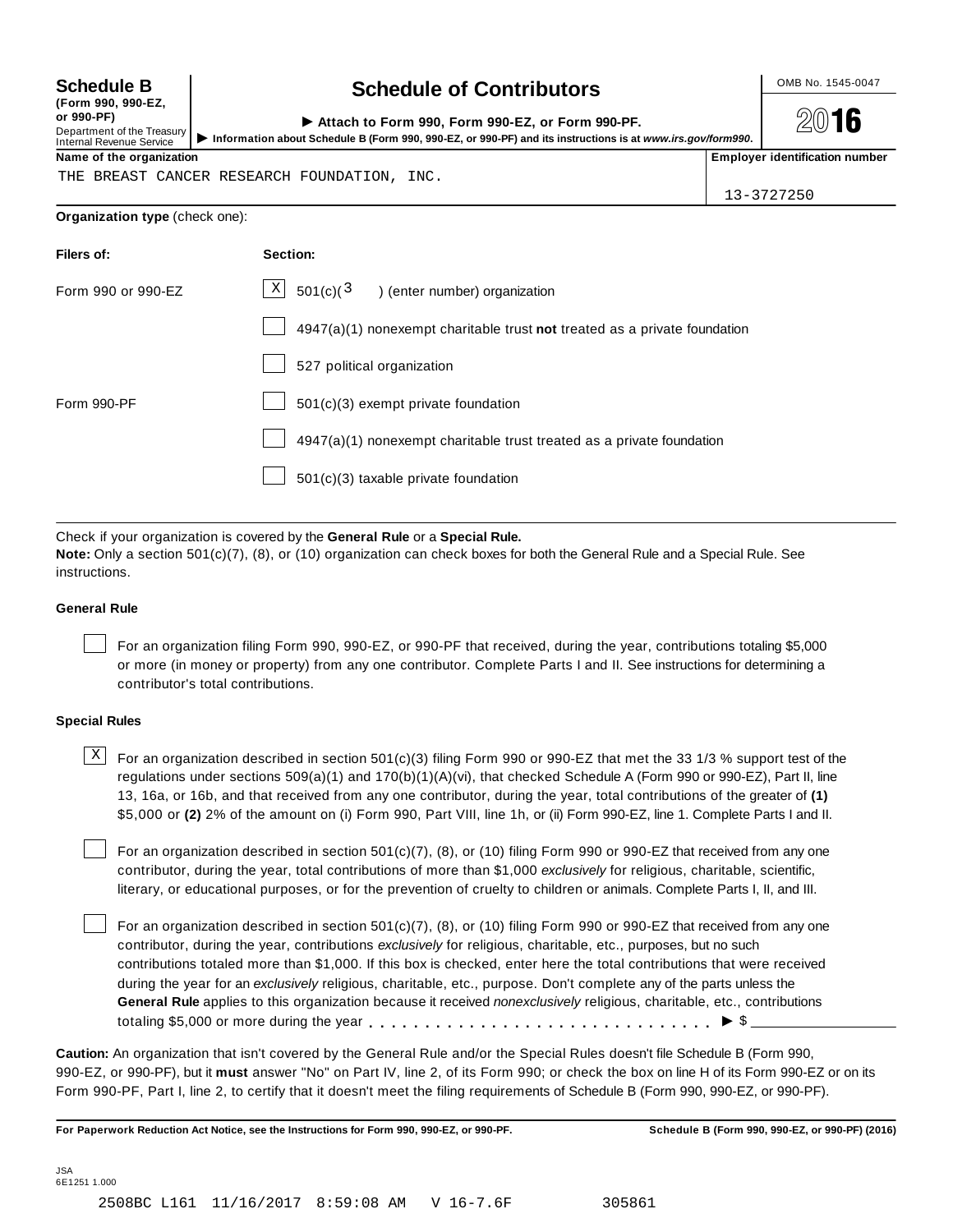**Schedule B**
**(Form 990, 990-EZ, or 990-PF)**
Department of the Treasury
Internal Revenue Service

# Schedule of Contributors

▶ **Attach to Form 990, Form 990-EZ, or Form 990-PF.**
▶ **Information about Schedule B (Form 990, 990-EZ, or 990-PF) and its instructions is at** ***www.irs.gov/form990.***

OMB No. 1545-0047

**2016**

**Name of the organization**
THE BREAST CANCER RESEARCH FOUNDATION, INC.

**Employer identification number**
13-3727250

**Organization type** (check one):

| **Filers of:** | **Section:** |
| --- | --- |
| Form 990 or 990-EZ | [X] 501(c)( 3 ) (enter number) organization |
| | [ ] 4947(a)(1) nonexempt charitable trust **not** treated as a private foundation |
| | [ ] 527 political organization |
| Form 990-PF | [ ] 501(c)(3) exempt private foundation |
| | [ ] 4947(a)(1) nonexempt charitable trust treated as a private foundation |
| | [ ] 501(c)(3) taxable private foundation |

Check if your organization is covered by the **General Rule** or a **Special Rule.**
**Note:** Only a section 501(c)(7), (8), or (10) organization can check boxes for both the General Rule and a Special Rule. See instructions.

### General Rule

[ ] For an organization filing Form 990, 990-EZ, or 990-PF that received, during the year, contributions totaling $5,000 or more (in money or property) from any one contributor. Complete Parts I and II. See instructions for determining a contributor's total contributions.

### Special Rules

[X] For an organization described in section 501(c)(3) filing Form 990 or 990-EZ that met the 33 1/3 % support test of the regulations under sections 509(a)(1) and 170(b)(1)(A)(vi), that checked Schedule A (Form 990 or 990-EZ), Part II, line 13, 16a, or 16b, and that received from any one contributor, during the year, total contributions of the greater of **(1)** $5,000 or **(2)** 2% of the amount on (i) Form 990, Part VIII, line 1h, or (ii) Form 990-EZ, line 1. Complete Parts I and II.

[ ] For an organization described in section 501(c)(7), (8), or (10) filing Form 990 or 990-EZ that received from any one contributor, during the year, total contributions of more than $1,000 *exclusively* for religious, charitable, scientific, literary, or educational purposes, or for the prevention of cruelty to children or animals. Complete Parts I, II, and III.

[ ] For an organization described in section 501(c)(7), (8), or (10) filing Form 990 or 990-EZ that received from any one contributor, during the year, contributions *exclusively* for religious, charitable, etc., purposes, but no such contributions totaled more than $1,000. If this box is checked, enter here the total contributions that were received during the year for an *exclusively* religious, charitable, etc., purpose. Don't complete any of the parts unless the **General Rule** applies to this organization because it received *nonexclusively* religious, charitable, etc., contributions totaling $5,000 or more during the year . . . . . . . . . . . . . . . . . . . . . . . . . . . . . ▶ $ ____________

**Caution:** An organization that isn't covered by the General Rule and/or the Special Rules doesn't file Schedule B (Form 990, 990-EZ, or 990-PF), but it **must** answer "No" on Part IV, line 2, of its Form 990; or check the box on line H of its Form 990-EZ or on its Form 990-PF, Part I, line 2, to certify that it doesn't meet the filing requirements of Schedule B (Form 990, 990-EZ, or 990-PF).

**For Paperwork Reduction Act Notice, see the Instructions for Form 990, 990-EZ, or 990-PF.** **Schedule B (Form 990, 990-EZ, or 990-PF) (2016)**

JSA
6E1251 1.000

2508BC L161 11/16/2017 8:59:08 AM V 16-7.6F 305861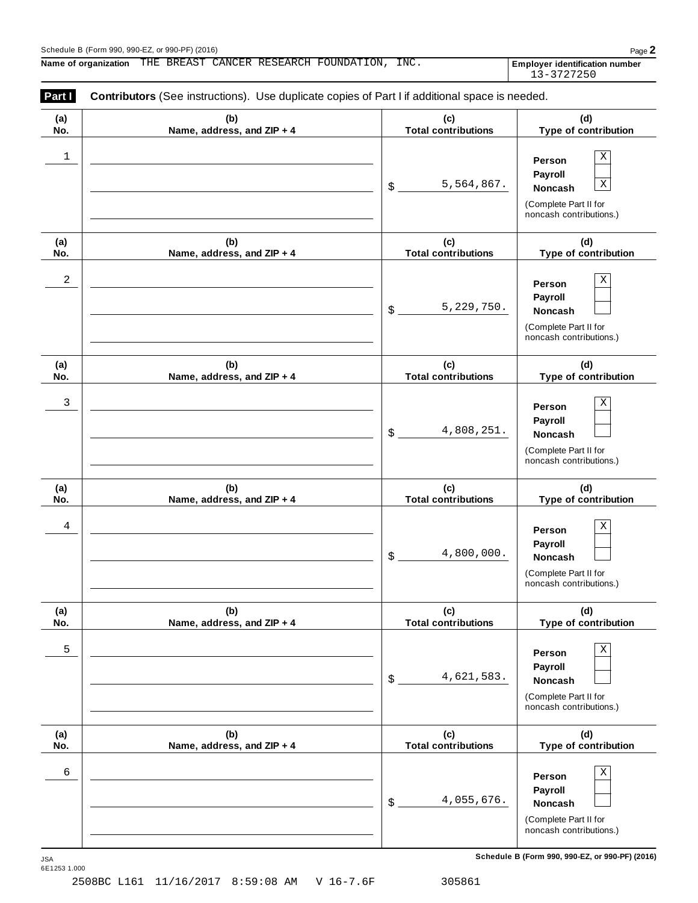Schedule B (Form 990, 990-EZ, or 990-PF) (2016)

**Name of organization** THE BREAST CANCER RESEARCH FOUNDATION, INC.

**Employer identification number** 13-3727250

**Part I** **Contributors** (See instructions). Use duplicate copies of Part I if additional space is needed.

| (a) No. | (b) Name, address, and ZIP + 4 | (c) Total contributions | (d) Type of contribution |
|---|---|---|---|
| 1 | | $ 5,564,867. | Person [X] Payroll [ ] Noncash [X] (Complete Part II for noncash contributions.) |
| 2 | | $ 5,229,750. | Person [X] Payroll [ ] Noncash [ ] (Complete Part II for noncash contributions.) |
| 3 | | $ 4,808,251. | Person [X] Payroll [ ] Noncash [ ] (Complete Part II for noncash contributions.) |
| 4 | | $ 4,800,000. | Person [X] Payroll [ ] Noncash [ ] (Complete Part II for noncash contributions.) |
| 5 | | $ 4,621,583. | Person [X] Payroll [ ] Noncash [ ] (Complete Part II for noncash contributions.) |
| 6 | | $ 4,055,676. | Person [X] Payroll [ ] Noncash [ ] (Complete Part II for noncash contributions.) |

JSA 6E1253 1.000

2508BC L161 11/16/2017 8:59:08 AM V 16-7.6F 305861

Schedule B (Form 990, 990-EZ, or 990-PF) (2016)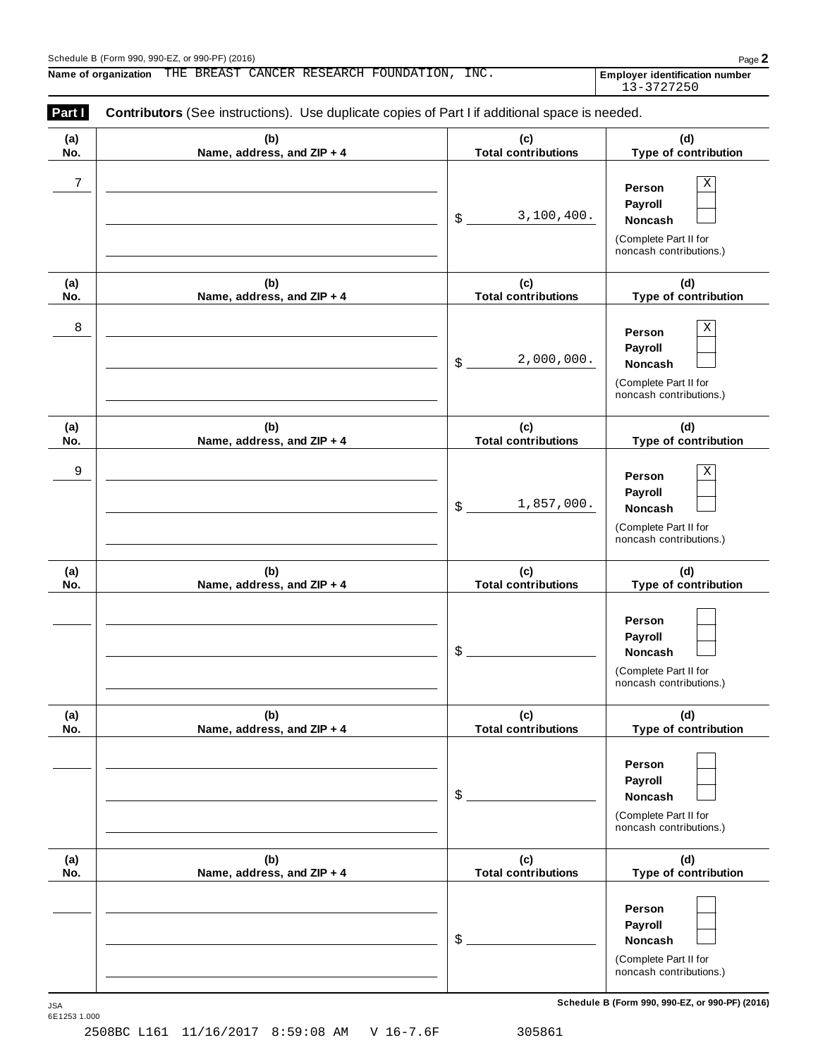Schedule B (Form 990, 990-EZ, or 990-PF) (2016)

**Name of organization** THE BREAST CANCER RESEARCH FOUNDATION, INC.

**Employer identification number** 13-3727250

**Part I** **Contributors** (See instructions). Use duplicate copies of Part I if additional space is needed.

| (a) No. | (b) Name, address, and ZIP + 4 | (c) Total contributions | (d) Type of contribution |
|---|---|---|---|
| 7 | | $ 3,100,400. | Person [X] Payroll [ ] Noncash [ ] (Complete Part II for noncash contributions.) |
| 8 | | $ 2,000,000. | Person [X] Payroll [ ] Noncash [ ] (Complete Part II for noncash contributions.) |
| 9 | | $ 1,857,000. | Person [X] Payroll [ ] Noncash [ ] (Complete Part II for noncash contributions.) |
| | | $ | Person [ ] Payroll [ ] Noncash [ ] (Complete Part II for noncash contributions.) |
| | | $ | Person [ ] Payroll [ ] Noncash [ ] (Complete Part II for noncash contributions.) |
| | | $ | Person [ ] Payroll [ ] Noncash [ ] (Complete Part II for noncash contributions.) |

JSA
6E1253 1.000

**Schedule B (Form 990, 990-EZ, or 990-PF) (2016)**

2508BC L161 11/16/2017 8:59:08 AM V 16-7.6F 305861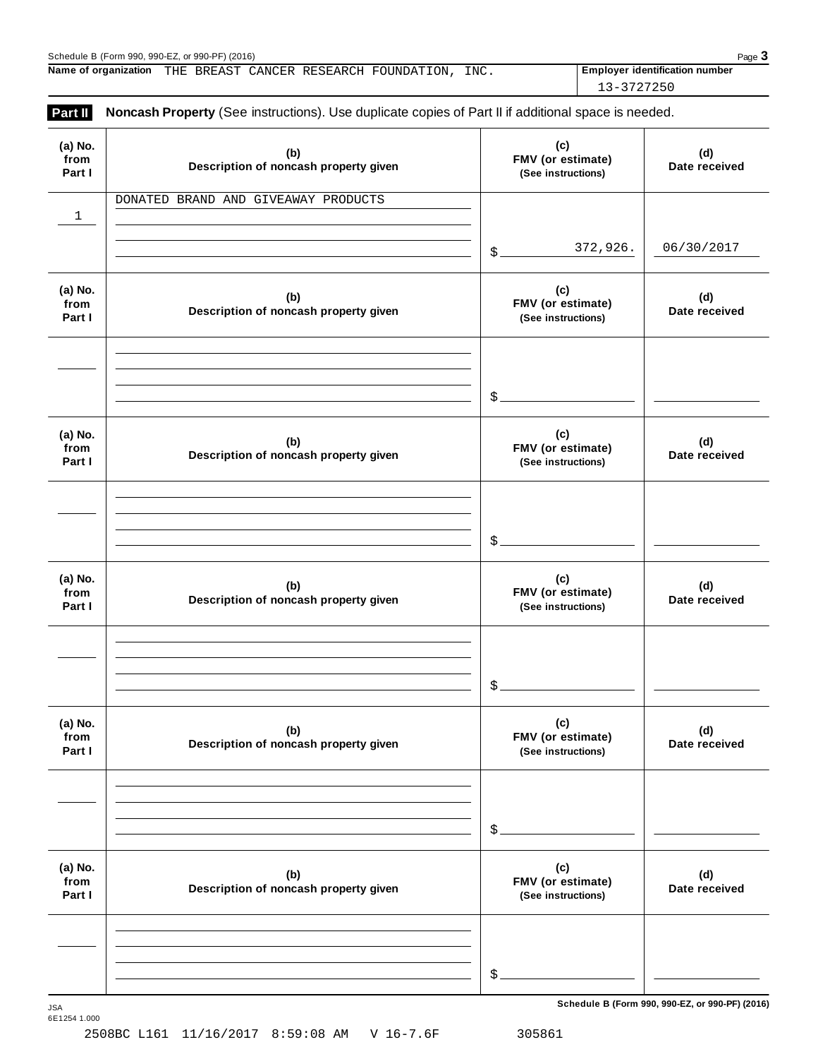Name of organization THE BREAST CANCER RESEARCH FOUNDATION, INC.

Employer identification number 13-3727250

**Part II** **Noncash Property** (See instructions). Use duplicate copies of Part II if additional space is needed.

| (a) No. from Part I | (b) Description of noncash property given | (c) FMV (or estimate) (See instructions) | (d) Date received |
|---|---|---|---|
| 1 | DONATED BRAND AND GIVEAWAY PRODUCTS | $ 372,926. | 06/30/2017 |
| | | $ | |
| | | $ | |
| | | $ | |
| | | $ | |
| | | $ | |

JSA
6E1254 1.000

2508BC L161 11/16/2017 8:59:08 AM V 16-7.6F 305861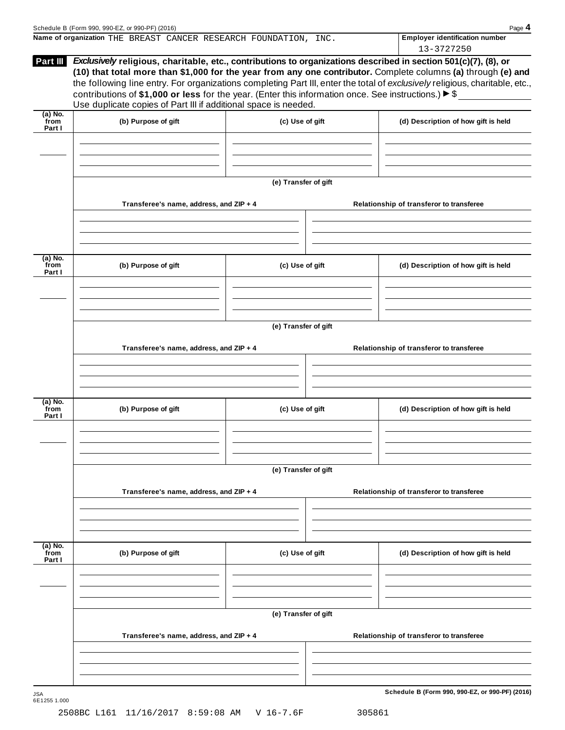**Name of organization** THE BREAST CANCER RESEARCH FOUNDATION, INC.

**Employer identification number** 13-3727250

**Part III** ***Exclusively*** **religious, charitable, etc., contributions to organizations described in section 501(c)(7), (8), or (10) that total more than $1,000 for the year from any one contributor.** Complete columns **(a)** through **(e) and** the following line entry. For organizations completing Part III, enter the total of *exclusively* religious, charitable, etc., contributions of **$1,000 or less** for the year. (Enter this information once. See instructions.) ► $ ________

Use duplicate copies of Part III if additional space is needed.

| (a) No. from Part I | (b) Purpose of gift | (c) Use of gift | (d) Description of how gift is held |
|---|---|---|---|
| | | | |

(e) Transfer of gift

| Transferee's name, address, and ZIP + 4 | Relationship of transferor to transferee |
|---|---|
| | |

| (a) No. from Part I | (b) Purpose of gift | (c) Use of gift | (d) Description of how gift is held |
|---|---|---|---|
| | | | |

(e) Transfer of gift

| Transferee's name, address, and ZIP + 4 | Relationship of transferor to transferee |
|---|---|
| | |

| (a) No. from Part I | (b) Purpose of gift | (c) Use of gift | (d) Description of how gift is held |
|---|---|---|---|
| | | | |

(e) Transfer of gift

| Transferee's name, address, and ZIP + 4 | Relationship of transferor to transferee |
|---|---|
| | |

| (a) No. from Part I | (b) Purpose of gift | (c) Use of gift | (d) Description of how gift is held |
|---|---|---|---|
| | | | |

(e) Transfer of gift

| Transferee's name, address, and ZIP + 4 | Relationship of transferor to transferee |
|---|---|
| | |

**Schedule B (Form 990, 990-EZ, or 990-PF) (2016)**

JSA 6E1255 1.000

2508BC L161 11/16/2017 8:59:08 AM V 16-7.6F 305861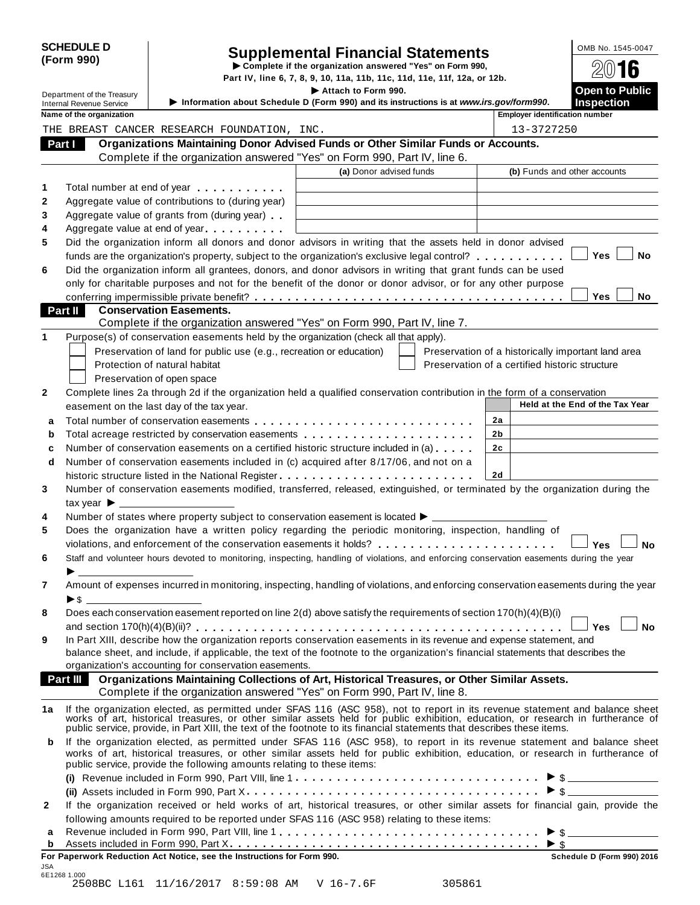**SCHEDULE D (Form 990)**

Department of the Treasury
Internal Revenue Service

# Supplemental Financial Statements

▶ Complete if the organization answered "Yes" on Form 990, Part IV, line 6, 7, 8, 9, 10, 11a, 11b, 11c, 11d, 11e, 11f, 12a, or 12b.

▶ Attach to Form 990.

▶ Information about Schedule D (Form 990) and its instructions is at *www.irs.gov/form990*.

OMB No. 1545-0047

**2016**

**Open to Public Inspection**

| Name of the organization | Employer identification number |
|---|---|
| THE BREAST CANCER RESEARCH FOUNDATION, INC. | 13-3727250 |

## Part I — Organizations Maintaining Donor Advised Funds or Other Similar Funds or Accounts.

Complete if the organization answered "Yes" on Form 990, Part IV, line 6.

| | | (a) Donor advised funds | (b) Funds and other accounts |
|---|---|---|---|
| 1 | Total number at end of year | | |
| 2 | Aggregate value of contributions to (during year) | | |
| 3 | Aggregate value of grants from (during year) | | |
| 4 | Aggregate value at end of year | | |

5 Did the organization inform all donors and donor advisors in writing that the assets held in donor advised funds are the organization's property, subject to the organization's exclusive legal control? ☐ Yes ☐ No

6 Did the organization inform all grantees, donors, and donor advisors in writing that grant funds can be used only for charitable purposes and not for the benefit of the donor or donor advisor, or for any other purpose conferring impermissible private benefit? ☐ Yes ☐ No

## Part II — Conservation Easements.

Complete if the organization answered "Yes" on Form 990, Part IV, line 7.

1 Purpose(s) of conservation easements held by the organization (check all that apply).

- ☐ Preservation of land for public use (e.g., recreation or education)
- ☐ Protection of natural habitat
- ☐ Preservation of open space
- ☐ Preservation of a historically important land area
- ☐ Preservation of a certified historic structure

2 Complete lines 2a through 2d if the organization held a qualified conservation contribution in the form of a conservation easement on the last day of the tax year.

| | | | Held at the End of the Tax Year |
|---|---|---|---|
| a | Total number of conservation easements | 2a | |
| b | Total acreage restricted by conservation easements | 2b | |
| c | Number of conservation easements on a certified historic structure included in (a) | 2c | |
| d | Number of conservation easements included in (c) acquired after 8/17/06, and not on a historic structure listed in the National Register | 2d | |

3 Number of conservation easements modified, transferred, released, extinguished, or terminated by the organization during the tax year ▶ ____________

4 Number of states where property subject to conservation easement is located ▶ ____________

5 Does the organization have a written policy regarding the periodic monitoring, inspection, handling of violations, and enforcement of the conservation easements it holds? ☐ Yes ☐ No

6 Staff and volunteer hours devoted to monitoring, inspecting, handling of violations, and enforcing conservation easements during the year ▶ ____________

7 Amount of expenses incurred in monitoring, inspecting, handling of violations, and enforcing conservation easements during the year ▶ $ ____________

8 Does each conservation easement reported on line 2(d) above satisfy the requirements of section 170(h)(4)(B)(i) and section 170(h)(4)(B)(ii)? ☐ Yes ☐ No

9 In Part XIII, describe how the organization reports conservation easements in its revenue and expense statement, and balance sheet, and include, if applicable, the text of the footnote to the organization's financial statements that describes the organization's accounting for conservation easements.

## Part III — Organizations Maintaining Collections of Art, Historical Treasures, or Other Similar Assets.

Complete if the organization answered "Yes" on Form 990, Part IV, line 8.

1a If the organization elected, as permitted under SFAS 116 (ASC 958), not to report in its revenue statement and balance sheet works of art, historical treasures, or other similar assets held for public exhibition, education, or research in furtherance of public service, provide, in Part XIII, the text of the footnote to its financial statements that describes these items.

b If the organization elected, as permitted under SFAS 116 (ASC 958), to report in its revenue statement and balance sheet works of art, historical treasures, or other similar assets held for public exhibition, education, or research in furtherance of public service, provide the following amounts relating to these items:

(i) Revenue included in Form 990, Part VIII, line 1 ▶ $ ____________

(ii) Assets included in Form 990, Part X ▶ $ ____________

2 If the organization received or held works of art, historical treasures, or other similar assets for financial gain, provide the following amounts required to be reported under SFAS 116 (ASC 958) relating to these items:

a Revenue included in Form 990, Part VIII, line 1 ▶ $ ____________

b Assets included in Form 990, Part X ▶ $ ____________

**For Paperwork Reduction Act Notice, see the Instructions for Form 990.** — **Schedule D (Form 990) 2016**

JSA
6E1268 1.000
2508BC L161 11/16/2017 8:59:08 AM V 16-7.6F 305861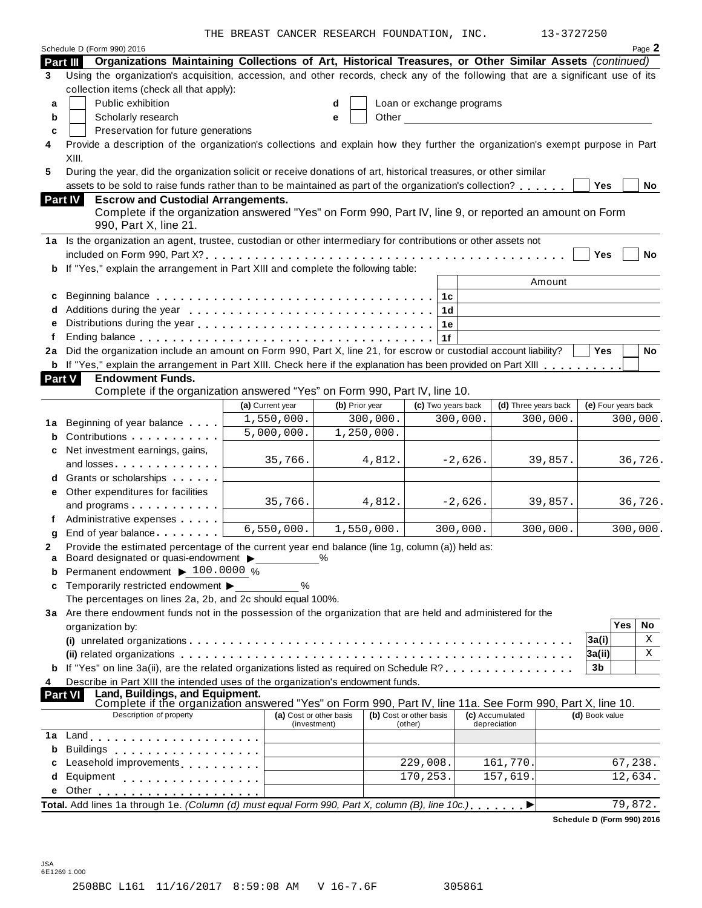THE BREAST CANCER RESEARCH FOUNDATION, INC. 13-3727250

Schedule D (Form 990) 2016 Page **2**

## Part III Organizations Maintaining Collections of Art, Historical Treasures, or Other Similar Assets *(continued)*

**3** Using the organization's acquisition, accession, and other records, check any of the following that are a significant use of its collection items (check all that apply):

- **a** ☐ Public exhibition
- **b** ☐ Scholarly research
- **c** ☐ Preservation for future generations
- **d** ☐ Loan or exchange programs
- **e** ☐ Other

**4** Provide a description of the organization's collections and explain how they further the organization's exempt purpose in Part XIII.

**5** During the year, did the organization solicit or receive donations of art, historical treasures, or other similar assets to be sold to raise funds rather than to be maintained as part of the organization's collection? ☐ Yes ☐ No

## Part IV Escrow and Custodial Arrangements.

Complete if the organization answered "Yes" on Form 990, Part IV, line 9, or reported an amount on Form 990, Part X, line 21.

**1a** Is the organization an agent, trustee, custodian or other intermediary for contributions or other assets not included on Form 990, Part X? ☐ Yes ☐ No

**b** If "Yes," explain the arrangement in Part XIII and complete the following table:

| | | | Amount |
|---|---|---|---|
| **c** | Beginning balance | 1c | |
| **d** | Additions during the year | 1d | |
| **e** | Distributions during the year | 1e | |
| **f** | Ending balance | 1f | |

**2a** Did the organization include an amount on Form 990, Part X, line 21, for escrow or custodial account liability? ☐ Yes ☐ No

**b** If "Yes," explain the arrangement in Part XIII. Check here if the explanation has been provided on Part XIII ☐

## Part V Endowment Funds.

Complete if the organization answered "Yes" on Form 990, Part IV, line 10.

| | | (a) Current year | (b) Prior year | (c) Two years back | (d) Three years back | (e) Four years back |
|---|---|---|---|---|---|---|
| **1a** | Beginning of year balance | 1,550,000. | 300,000. | 300,000. | 300,000. | 300,000. |
| **b** | Contributions | 5,000,000. | 1,250,000. | | | |
| **c** | Net investment earnings, gains, and losses | 35,766. | 4,812. | -2,626. | 39,857. | 36,726. |
| **d** | Grants or scholarships | | | | | |
| **e** | Other expenditures for facilities and programs | 35,766. | 4,812. | -2,626. | 39,857. | 36,726. |
| **f** | Administrative expenses | | | | | |
| **g** | End of year balance | 6,550,000. | 1,550,000. | 300,000. | 300,000. | 300,000. |

**2** Provide the estimated percentage of the current year end balance (line 1g, column (a)) held as:

- **a** Board designated or quasi-endowment ▶ ______ %
- **b** Permanent endowment ▶ 100.0000 %
- **c** Temporarily restricted endowment ▶ ______ %

The percentages on lines 2a, 2b, and 2c should equal 100%.

**3a** Are there endowment funds not in the possession of the organization that are held and administered for the organization by:

| | | | Yes | No |
|---|---|---|---|---|
| | **(i)** unrelated organizations | 3a(i) | | X |
| | **(ii)** related organizations | 3a(ii) | | X |
| **b** | If "Yes" on line 3a(ii), are the related organizations listed as required on Schedule R? | 3b | | |

**4** Describe in Part XIII the intended uses of the organization's endowment funds.

## Part VI Land, Buildings, and Equipment.

Complete if the organization answered "Yes" on Form 990, Part IV, line 11a. See Form 990, Part X, line 10.

| | Description of property | (a) Cost or other basis (investment) | (b) Cost or other basis (other) | (c) Accumulated depreciation | (d) Book value |
|---|---|---|---|---|---|
| **1a** | Land | | | | |
| **b** | Buildings | | | | |
| **c** | Leasehold improvements | | 229,008. | 161,770. | 67,238. |
| **d** | Equipment | | 170,253. | 157,619. | 12,634. |
| **e** | Other | | | | |
| **Total.** | Add lines 1a through 1e. *(Column (d) must equal Form 990, Part X, column (B), line 10c.)* ▶ | | | | 79,872. |

Schedule D (Form 990) 2016

JSA
6E1269 1.000

2508BC L161 11/16/2017 8:59:08 AM V 16-7.6F 305861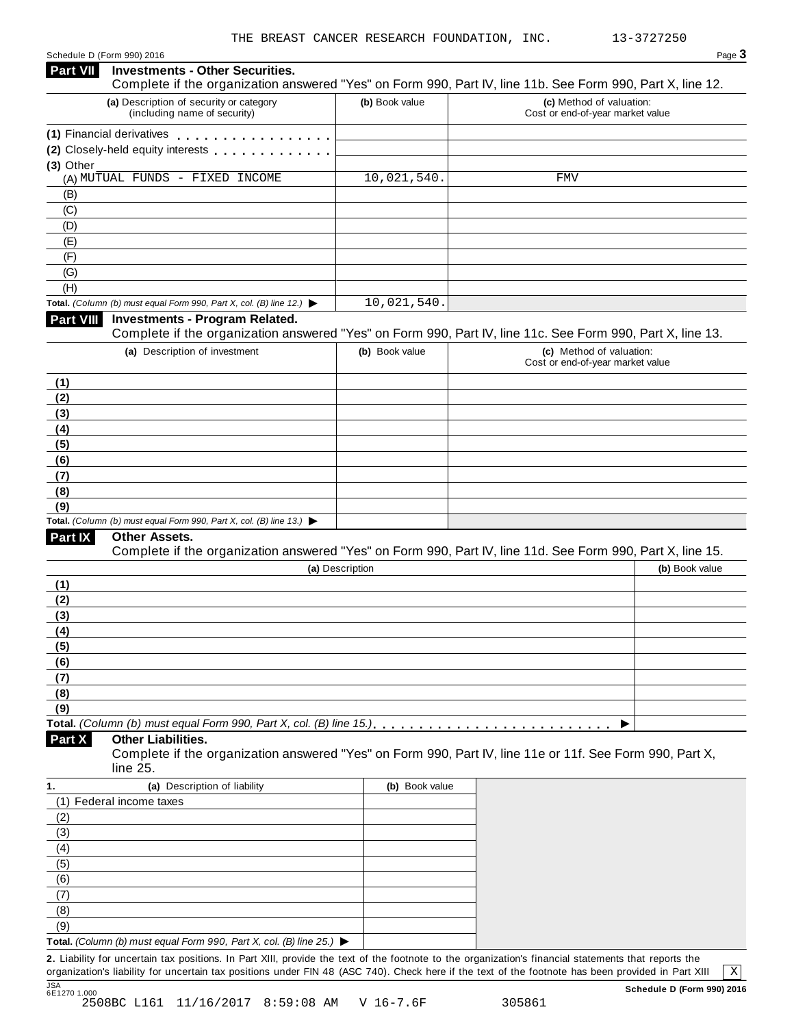THE BREAST CANCER RESEARCH FOUNDATION, INC. 13-3727250

Schedule D (Form 990) 2016

## Part VII Investments - Other Securities.

Complete if the organization answered "Yes" on Form 990, Part IV, line 11b. See Form 990, Part X, line 12.

| (a) Description of security or category (including name of security) | (b) Book value | (c) Method of valuation: Cost or end-of-year market value |
|---|---|---|
| (1) Financial derivatives | | |
| (2) Closely-held equity interests | | |
| (3) Other | | |
| (A) MUTUAL FUNDS - FIXED INCOME | 10,021,540. | FMV |
| (B) | | |
| (C) | | |
| (D) | | |
| (E) | | |
| (F) | | |
| (G) | | |
| (H) | | |
| **Total.** *(Column (b) must equal Form 990, Part X, col. (B) line 12.)* ▶ | 10,021,540. | |

## Part VIII Investments - Program Related.

Complete if the organization answered "Yes" on Form 990, Part IV, line 11c. See Form 990, Part X, line 13.

| (a) Description of investment | (b) Book value | (c) Method of valuation: Cost or end-of-year market value |
|---|---|---|
| (1) | | |
| (2) | | |
| (3) | | |
| (4) | | |
| (5) | | |
| (6) | | |
| (7) | | |
| (8) | | |
| (9) | | |
| **Total.** *(Column (b) must equal Form 990, Part X, col. (B) line 13.)* ▶ | | |

## Part IX Other Assets.

Complete if the organization answered "Yes" on Form 990, Part IV, line 11d. See Form 990, Part X, line 15.

| (a) Description | (b) Book value |
|---|---|
| (1) | |
| (2) | |
| (3) | |
| (4) | |
| (5) | |
| (6) | |
| (7) | |
| (8) | |
| (9) | |
| **Total.** *(Column (b) must equal Form 990, Part X, col. (B) line 15.)* ▶ | |

## Part X Other Liabilities.

Complete if the organization answered "Yes" on Form 990, Part IV, line 11e or 11f. See Form 990, Part X, line 25.

| 1. (a) Description of liability | (b) Book value |
|---|---|
| (1) Federal income taxes | |
| (2) | |
| (3) | |
| (4) | |
| (5) | |
| (6) | |
| (7) | |
| (8) | |
| (9) | |
| **Total.** *(Column (b) must equal Form 990, Part X, col. (B) line 25.)* ▶ | |

**2.** Liability for uncertain tax positions. In Part XIII, provide the text of the footnote to the organization's financial statements that reports the organization's liability for uncertain tax positions under FIN 48 (ASC 740). Check here if the text of the footnote has been provided in Part XIII [X]

JSA 6E1270 1.000

Schedule D (Form 990) 2016

2508BC L161 11/16/2017 8:59:08 AM V 16-7.6F 305861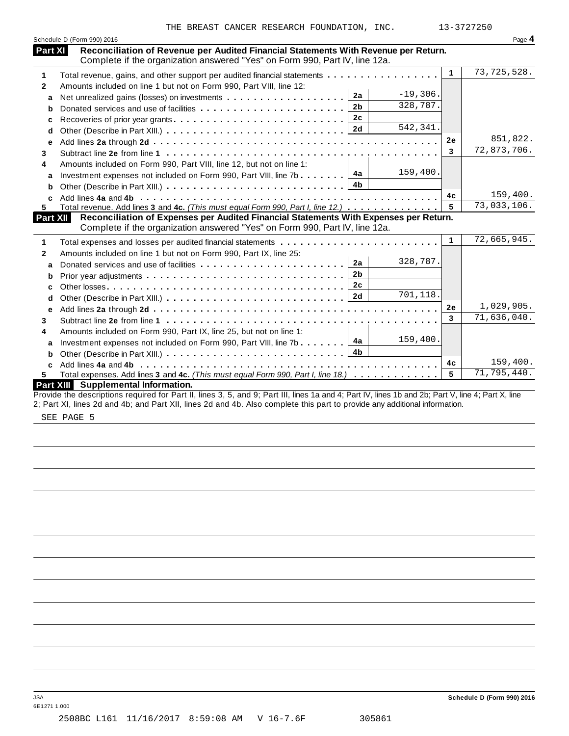THE BREAST CANCER RESEARCH FOUNDATION, INC. 13-3727250

Schedule D (Form 990) 2016

## Part XI Reconciliation of Revenue per Audited Financial Statements With Revenue per Return.

Complete if the organization answered "Yes" on Form 990, Part IV, line 12a.

| | | | | | |
|---|---|---|---|---|---|
| **1** | Total revenue, gains, and other support per audited financial statements | | | 1 | 73,725,528. |
| **2** | Amounts included on line 1 but not on Form 990, Part VIII, line 12: | | | | |
| **a** | Net unrealized gains (losses) on investments | 2a | -19,306. | | |
| **b** | Donated services and use of facilities | 2b | 328,787. | | |
| **c** | Recoveries of prior year grants | 2c | | | |
| **d** | Other (Describe in Part XIII.) | 2d | 542,341. | | |
| **e** | Add lines **2a** through **2d** | | | 2e | 851,822. |
| **3** | Subtract line **2e** from line **1** | | | 3 | 72,873,706. |
| **4** | Amounts included on Form 990, Part VIII, line 12, but not on line 1: | | | | |
| **a** | Investment expenses not included on Form 990, Part VIII, line 7b | 4a | 159,400. | | |
| **b** | Other (Describe in Part XIII.) | 4b | | | |
| **c** | Add lines **4a** and **4b** | | | 4c | 159,400. |
| **5** | Total revenue. Add lines **3** and **4c.** *(This must equal Form 990, Part I, line 12.)* | | | 5 | 73,033,106. |

## Part XII Reconciliation of Expenses per Audited Financial Statements With Expenses per Return.

Complete if the organization answered "Yes" on Form 990, Part IV, line 12a.

| | | | | | |
|---|---|---|---|---|---|
| **1** | Total expenses and losses per audited financial statements | | | 1 | 72,665,945. |
| **2** | Amounts included on line 1 but not on Form 990, Part IX, line 25: | | | | |
| **a** | Donated services and use of facilities | 2a | 328,787. | | |
| **b** | Prior year adjustments | 2b | | | |
| **c** | Other losses | 2c | | | |
| **d** | Other (Describe in Part XIII.) | 2d | 701,118. | | |
| **e** | Add lines **2a** through **2d** | | | 2e | 1,029,905. |
| **3** | Subtract line **2e** from line **1** | | | 3 | 71,636,040. |
| **4** | Amounts included on Form 990, Part IX, line 25, but not on line 1: | | | | |
| **a** | Investment expenses not included on Form 990, Part VIII, line 7b | 4a | 159,400. | | |
| **b** | Other (Describe in Part XIII.) | 4b | | | |
| **c** | Add lines **4a** and **4b** | | | 4c | 159,400. |
| **5** | Total expenses. Add lines **3** and **4c.** *(This must equal Form 990, Part I, line 18.)* | | | 5 | 71,795,440. |

## Part XIII Supplemental Information.

Provide the descriptions required for Part II, lines 3, 5, and 9; Part III, lines 1a and 4; Part IV, lines 1b and 2b; Part V, line 4; Part X, line 2; Part XI, lines 2d and 4b; and Part XII, lines 2d and 4b. Also complete this part to provide any additional information.

SEE PAGE 5

JSA
6E1271 1.000

Schedule D (Form 990) 2016

2508BC L161 11/16/2017 8:59:08 AM V 16-7.6F 305861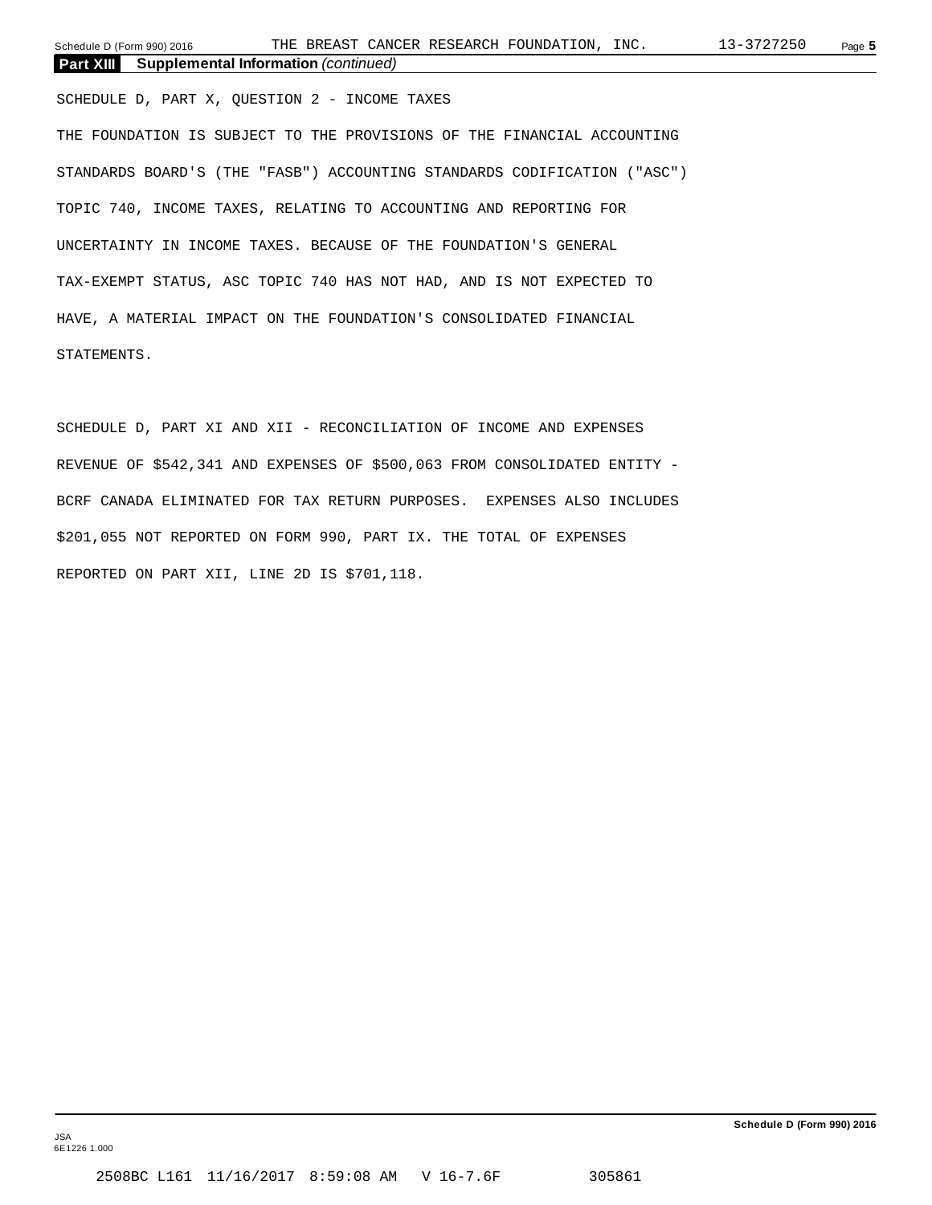**Part XIII Supplemental Information** *(continued)*

SCHEDULE D, PART X, QUESTION 2 - INCOME TAXES

THE FOUNDATION IS SUBJECT TO THE PROVISIONS OF THE FINANCIAL ACCOUNTING STANDARDS BOARD'S (THE "FASB") ACCOUNTING STANDARDS CODIFICATION ("ASC") TOPIC 740, INCOME TAXES, RELATING TO ACCOUNTING AND REPORTING FOR UNCERTAINTY IN INCOME TAXES. BECAUSE OF THE FOUNDATION'S GENERAL TAX-EXEMPT STATUS, ASC TOPIC 740 HAS NOT HAD, AND IS NOT EXPECTED TO HAVE, A MATERIAL IMPACT ON THE FOUNDATION'S CONSOLIDATED FINANCIAL STATEMENTS.

SCHEDULE D, PART XI AND XII - RECONCILIATION OF INCOME AND EXPENSES

REVENUE OF $542,341 AND EXPENSES OF $500,063 FROM CONSOLIDATED ENTITY - BCRF CANADA ELIMINATED FOR TAX RETURN PURPOSES. EXPENSES ALSO INCLUDES $201,055 NOT REPORTED ON FORM 990, PART IX. THE TOTAL OF EXPENSES REPORTED ON PART XII, LINE 2D IS $701,118.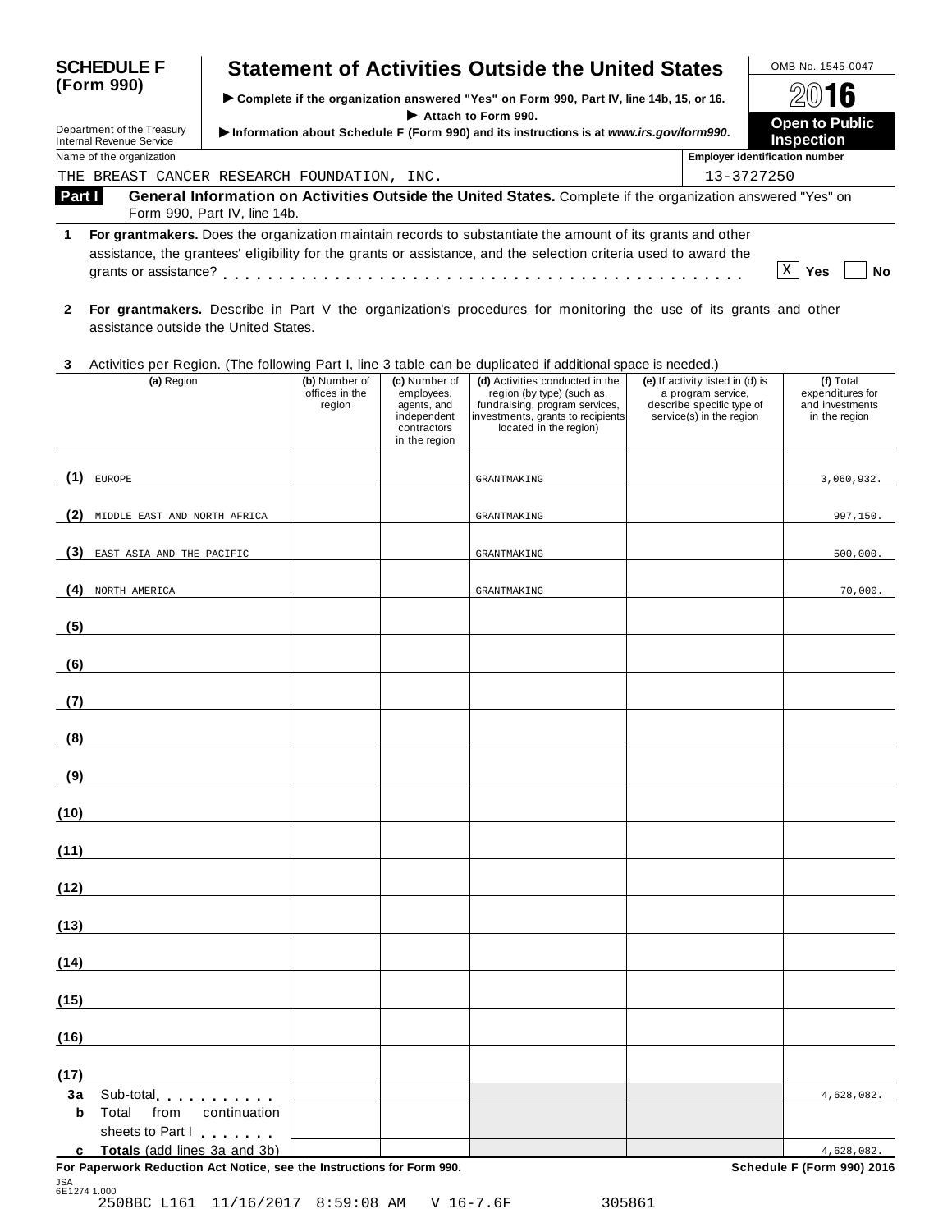# SCHEDULE F (Form 990)

## Statement of Activities Outside the United States

▶ Complete if the organization answered "Yes" on Form 990, Part IV, line 14b, 15, or 16.
▶ Attach to Form 990.
▶ Information about Schedule F (Form 990) and its instructions is at *www.irs.gov/form990*.

Department of the Treasury
Internal Revenue Service

OMB No. 1545-0047

2016

**Open to Public Inspection**

Name of the organization: THE BREAST CANCER RESEARCH FOUNDATION, INC.

Employer identification number: 13-3727250

**Part I** **General Information on Activities Outside the United States.** Complete if the organization answered "Yes" on Form 990, Part IV, line 14b.

**1** **For grantmakers.** Does the organization maintain records to substantiate the amount of its grants and other assistance, the grantees' eligibility for the grants or assistance, and the selection criteria used to award the grants or assistance? . . . . . . . . . . . . . . . . . . . . . . . . . . . . . . . . . . . . . . . . . . . . [X] Yes [ ] No

**2** **For grantmakers.** Describe in Part V the organization's procedures for monitoring the use of its grants and other assistance outside the United States.

**3** Activities per Region. (The following Part I, line 3 table can be duplicated if additional space is needed.)

| | (a) Region | (b) Number of offices in the region | (c) Number of employees, agents, and independent contractors in the region | (d) Activities conducted in the region (by type) (such as, fundraising, program services, investments, grants to recipients located in the region) | (e) If activity listed in (d) is a program service, describe specific type of service(s) in the region | (f) Total expenditures for and investments in the region |
|---|---|---|---|---|---|---|
| (1) | EUROPE | | | GRANTMAKING | | 3,060,932. |
| (2) | MIDDLE EAST AND NORTH AFRICA | | | GRANTMAKING | | 997,150. |
| (3) | EAST ASIA AND THE PACIFIC | | | GRANTMAKING | | 500,000. |
| (4) | NORTH AMERICA | | | GRANTMAKING | | 70,000. |
| (5) | | | | | | |
| (6) | | | | | | |
| (7) | | | | | | |
| (8) | | | | | | |
| (9) | | | | | | |
| (10) | | | | | | |
| (11) | | | | | | |
| (12) | | | | | | |
| (13) | | | | | | |
| (14) | | | | | | |
| (15) | | | | | | |
| (16) | | | | | | |
| (17) | | | | | | |
| 3a | Sub-total . . . . . . . . . . | | | | | 4,628,082. |
| b | Total from continuation sheets to Part I . . . . . . . | | | | | |
| c | **Totals** (add lines 3a and 3b) | | | | | 4,628,082. |

**For Paperwork Reduction Act Notice, see the Instructions for Form 990.** **Schedule F (Form 990) 2016**

JSA
6E1274 1.000
2508BC L161 11/16/2017 8:59:08 AM V 16-7.6F 305861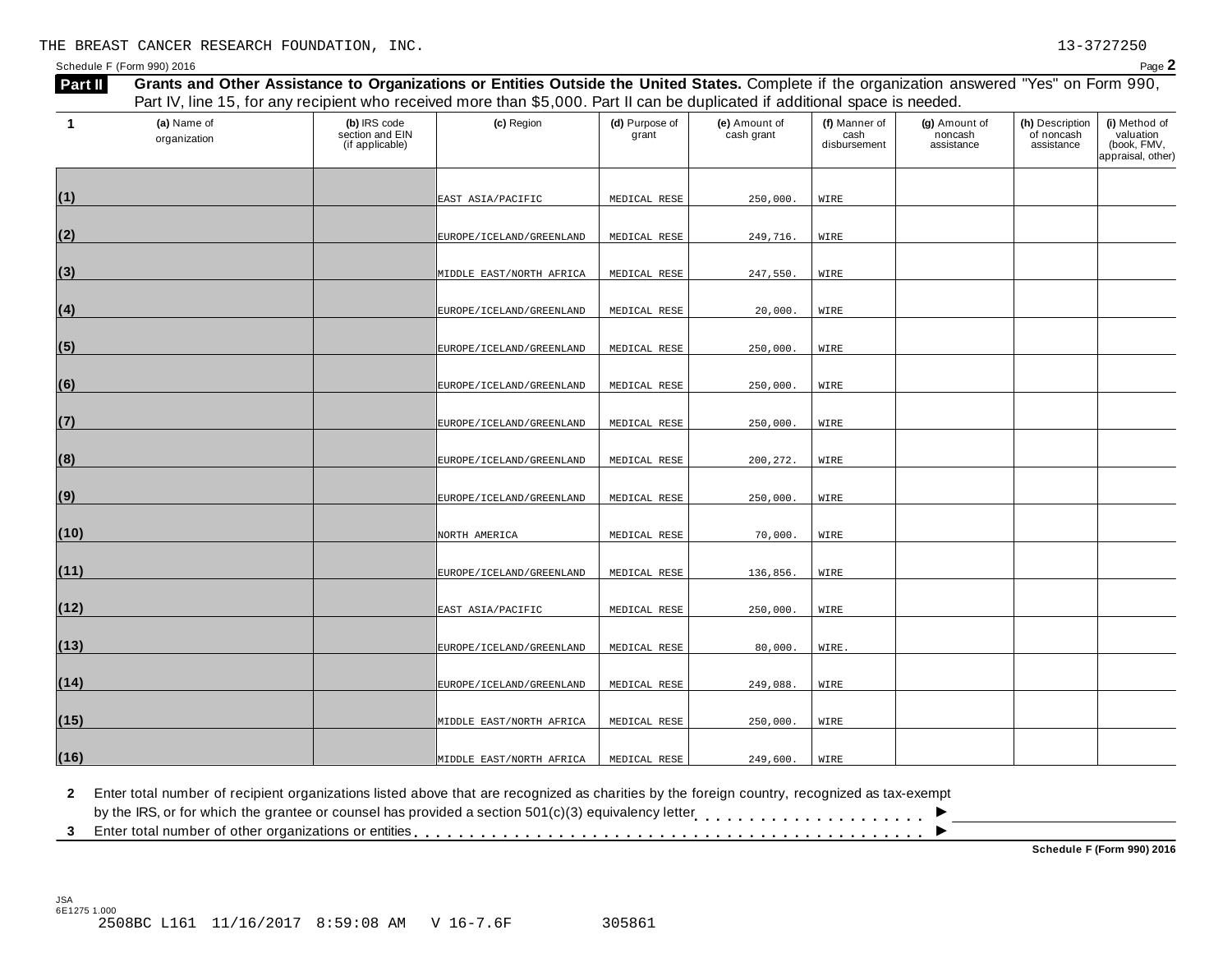THE BREAST CANCER RESEARCH FOUNDATION, INC. 13-3727250

Schedule F (Form 990) 2016 Page **2**

**Part II** **Grants and Other Assistance to Organizations or Entities Outside the United States.** Complete if the organization answered "Yes" on Form 990, Part IV, line 15, for any recipient who received more than $5,000. Part II can be duplicated if additional space is needed.

| 1 | (a) Name of organization | (b) IRS code section and EIN (if applicable) | (c) Region | (d) Purpose of grant | (e) Amount of cash grant | (f) Manner of cash disbursement | (g) Amount of noncash assistance | (h) Description of noncash assistance | (i) Method of valuation (book, FMV, appraisal, other) |
|---|---|---|---|---|---|---|---|---|---|
| (1) | | | EAST ASIA/PACIFIC | MEDICAL RESE | 250,000. | WIRE | | | |
| (2) | | | EUROPE/ICELAND/GREENLAND | MEDICAL RESE | 249,716. | WIRE | | | |
| (3) | | | MIDDLE EAST/NORTH AFRICA | MEDICAL RESE | 247,550. | WIRE | | | |
| (4) | | | EUROPE/ICELAND/GREENLAND | MEDICAL RESE | 20,000. | WIRE | | | |
| (5) | | | EUROPE/ICELAND/GREENLAND | MEDICAL RESE | 250,000. | WIRE | | | |
| (6) | | | EUROPE/ICELAND/GREENLAND | MEDICAL RESE | 250,000. | WIRE | | | |
| (7) | | | EUROPE/ICELAND/GREENLAND | MEDICAL RESE | 250,000. | WIRE | | | |
| (8) | | | EUROPE/ICELAND/GREENLAND | MEDICAL RESE | 200,272. | WIRE | | | |
| (9) | | | EUROPE/ICELAND/GREENLAND | MEDICAL RESE | 250,000. | WIRE | | | |
| (10) | | | NORTH AMERICA | MEDICAL RESE | 70,000. | WIRE | | | |
| (11) | | | EUROPE/ICELAND/GREENLAND | MEDICAL RESE | 136,856. | WIRE | | | |
| (12) | | | EAST ASIA/PACIFIC | MEDICAL RESE | 250,000. | WIRE | | | |
| (13) | | | EUROPE/ICELAND/GREENLAND | MEDICAL RESE | 80,000. | WIRE. | | | |
| (14) | | | EUROPE/ICELAND/GREENLAND | MEDICAL RESE | 249,088. | WIRE | | | |
| (15) | | | MIDDLE EAST/NORTH AFRICA | MEDICAL RESE | 250,000. | WIRE | | | |
| (16) | | | MIDDLE EAST/NORTH AFRICA | MEDICAL RESE | 249,600. | WIRE | | | |

**2** Enter total number of recipient organizations listed above that are recognized as charities by the foreign country, recognized as tax-exempt by the IRS, or for which the grantee or counsel has provided a section 501(c)(3) equivalency letter . . . . . . . . . . . . . . . . . . . . . ▶

**3** Enter total number of other organizations or entities . . . . . . . . . . . . . . . . . . . . . . . . . . . . . . . . . . . . . . . . . . . ▶

**Schedule F (Form 990) 2016**

JSA
6E1275 1.000
2508BC L161 11/16/2017 8:59:08 AM V 16-7.6F 305861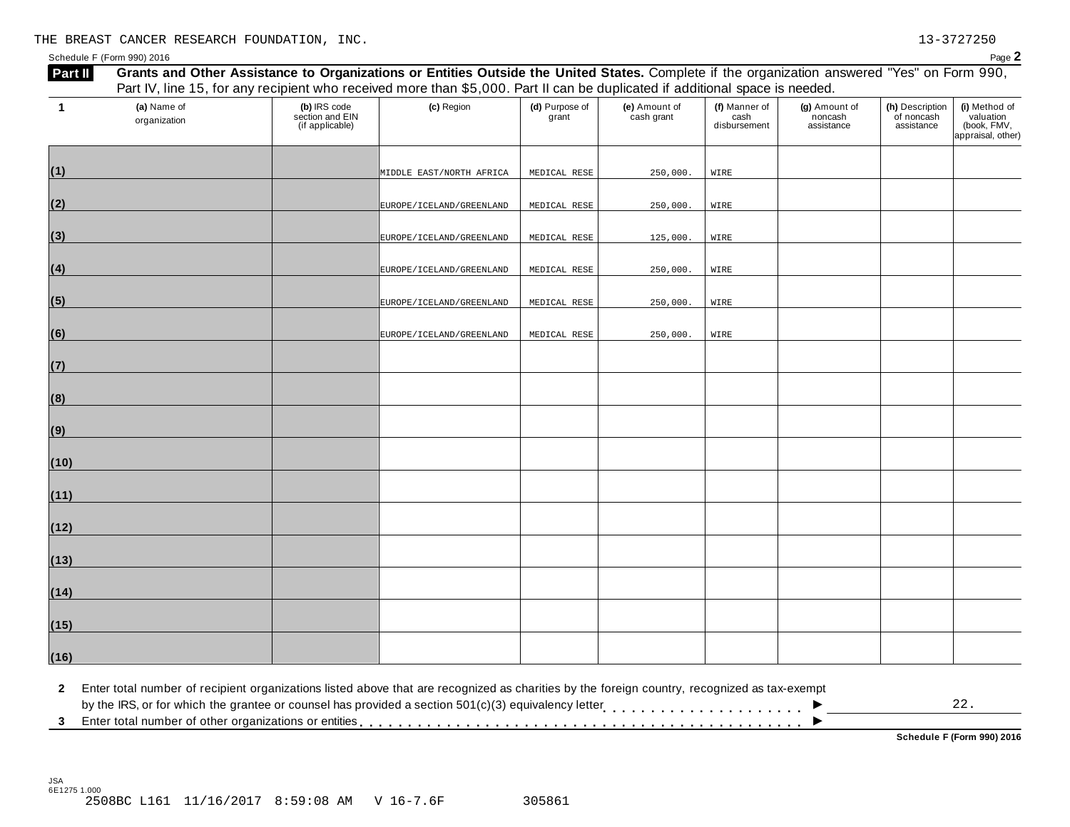THE BREAST CANCER RESEARCH FOUNDATION, INC. 13-3727250

Schedule F (Form 990) 2016 Page **2**

**Part II** **Grants and Other Assistance to Organizations or Entities Outside the United States.** Complete if the organization answered "Yes" on Form 990, Part IV, line 15, for any recipient who received more than $5,000. Part II can be duplicated if additional space is needed.

| 1 | (a) Name of organization | (b) IRS code section and EIN (if applicable) | (c) Region | (d) Purpose of grant | (e) Amount of cash grant | (f) Manner of cash disbursement | (g) Amount of noncash assistance | (h) Description of noncash assistance | (i) Method of valuation (book, FMV, appraisal, other) |
|---|---|---|---|---|---|---|---|---|---|
| (1) | | | MIDDLE EAST/NORTH AFRICA | MEDICAL RESE | 250,000. | WIRE | | | |
| (2) | | | EUROPE/ICELAND/GREENLAND | MEDICAL RESE | 250,000. | WIRE | | | |
| (3) | | | EUROPE/ICELAND/GREENLAND | MEDICAL RESE | 125,000. | WIRE | | | |
| (4) | | | EUROPE/ICELAND/GREENLAND | MEDICAL RESE | 250,000. | WIRE | | | |
| (5) | | | EUROPE/ICELAND/GREENLAND | MEDICAL RESE | 250,000. | WIRE | | | |
| (6) | | | EUROPE/ICELAND/GREENLAND | MEDICAL RESE | 250,000. | WIRE | | | |
| (7) | | | | | | | | | |
| (8) | | | | | | | | | |
| (9) | | | | | | | | | |
| (10) | | | | | | | | | |
| (11) | | | | | | | | | |
| (12) | | | | | | | | | |
| (13) | | | | | | | | | |
| (14) | | | | | | | | | |
| (15) | | | | | | | | | |
| (16) | | | | | | | | | |

**2** Enter total number of recipient organizations listed above that are recognized as charities by the foreign country, recognized as tax-exempt by the IRS, or for which the grantee or counsel has provided a section 501(c)(3) equivalency letter ▶ 22.

**3** Enter total number of other organizations or entities ▶

**Schedule F (Form 990) 2016**

JSA
6E1275 1.000
2508BC L161 11/16/2017 8:59:08 AM V 16-7.6F 305861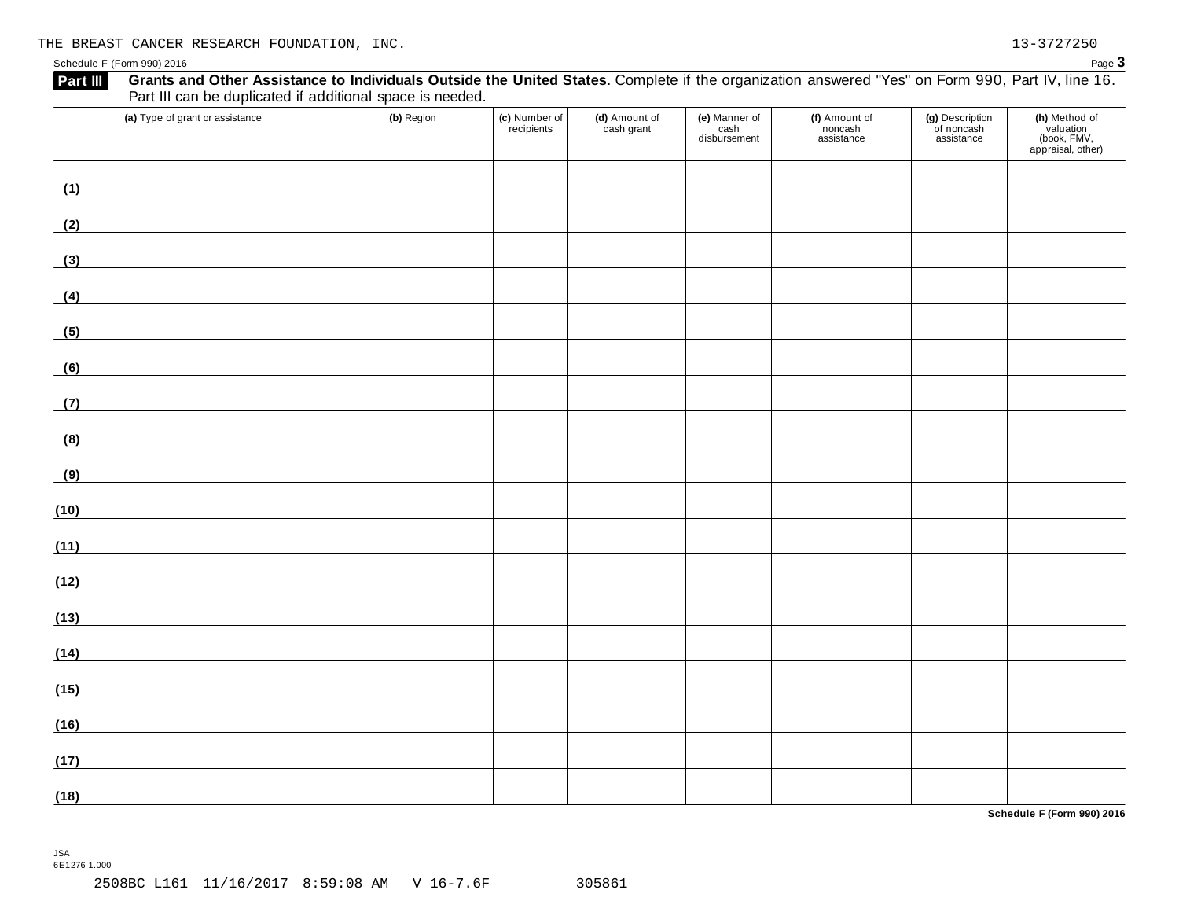THE BREAST CANCER RESEARCH FOUNDATION, INC. 13-3727250

Schedule F (Form 990) 2016

**Part III** **Grants and Other Assistance to Individuals Outside the United States.** Complete if the organization answered "Yes" on Form 990, Part IV, line 16. Part III can be duplicated if additional space is needed.

| | (a) Type of grant or assistance | (b) Region | (c) Number of recipients | (d) Amount of cash grant | (e) Manner of cash disbursement | (f) Amount of noncash assistance | (g) Description of noncash assistance | (h) Method of valuation (book, FMV, appraisal, other) |
|---|---|---|---|---|---|---|---|---|
| (1) | | | | | | | | |
| (2) | | | | | | | | |
| (3) | | | | | | | | |
| (4) | | | | | | | | |
| (5) | | | | | | | | |
| (6) | | | | | | | | |
| (7) | | | | | | | | |
| (8) | | | | | | | | |
| (9) | | | | | | | | |
| (10) | | | | | | | | |
| (11) | | | | | | | | |
| (12) | | | | | | | | |
| (13) | | | | | | | | |
| (14) | | | | | | | | |
| (15) | | | | | | | | |
| (16) | | | | | | | | |
| (17) | | | | | | | | |
| (18) | | | | | | | | |

**Schedule F (Form 990) 2016**

JSA
6E1276 1.000

2508BC L161 11/16/2017 8:59:08 AM V 16-7.6F 305861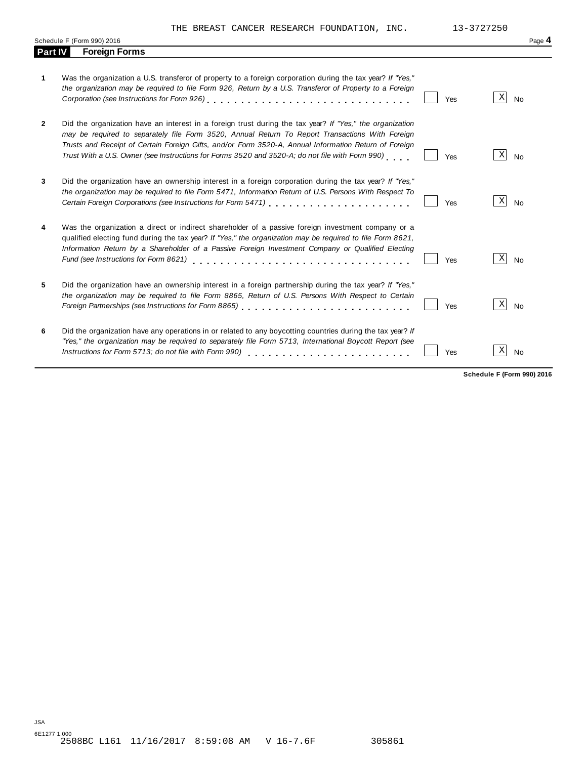THE BREAST CANCER RESEARCH FOUNDATION, INC. 13-3727250

Schedule F (Form 990) 2016 Page **4**

## Part IV Foreign Forms

| | | Yes | No |
|---|---|---|---|
| **1** | Was the organization a U.S. transferor of property to a foreign corporation during the tax year? *If "Yes," the organization may be required to file Form 926, Return by a U.S. Transferor of Property to a Foreign Corporation (see Instructions for Form 926)* | | X |
| **2** | Did the organization have an interest in a foreign trust during the tax year? *If "Yes," the organization may be required to separately file Form 3520, Annual Return To Report Transactions With Foreign Trusts and Receipt of Certain Foreign Gifts, and/or Form 3520-A, Annual Information Return of Foreign Trust With a U.S. Owner (see Instructions for Forms 3520 and 3520-A; do not file with Form 990)* | | X |
| **3** | Did the organization have an ownership interest in a foreign corporation during the tax year? *If "Yes," the organization may be required to file Form 5471, Information Return of U.S. Persons With Respect To Certain Foreign Corporations (see Instructions for Form 5471)* | | X |
| **4** | Was the organization a direct or indirect shareholder of a passive foreign investment company or a qualified electing fund during the tax year? *If "Yes," the organization may be required to file Form 8621, Information Return by a Shareholder of a Passive Foreign Investment Company or Qualified Electing Fund (see Instructions for Form 8621)* | | X |
| **5** | Did the organization have an ownership interest in a foreign partnership during the tax year? *If "Yes," the organization may be required to file Form 8865, Return of U.S. Persons With Respect to Certain Foreign Partnerships (see Instructions for Form 8865)* | | X |
| **6** | Did the organization have any operations in or related to any boycotting countries during the tax year? *If "Yes," the organization may be required to separately file Form 5713, International Boycott Report (see Instructions for Form 5713; do not file with Form 990)* | | X |

**Schedule F (Form 990) 2016**

JSA
6E1277 1.000
2508BC L161 11/16/2017 8:59:08 AM V 16-7.6F 305861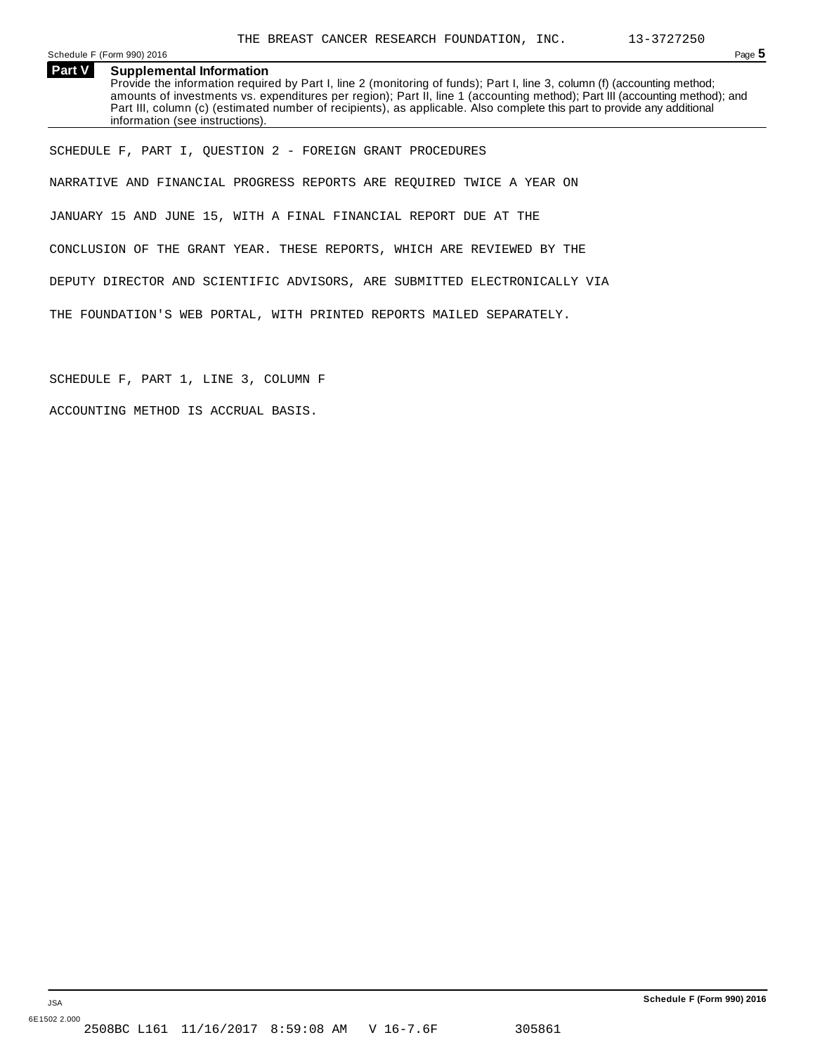THE BREAST CANCER RESEARCH FOUNDATION, INC. 13-3727250

Schedule F (Form 990) 2016 Page **5**

## Part V Supplemental Information

Provide the information required by Part I, line 2 (monitoring of funds); Part I, line 3, column (f) (accounting method; amounts of investments vs. expenditures per region); Part II, line 1 (accounting method); Part III (accounting method); and Part III, column (c) (estimated number of recipients), as applicable. Also complete this part to provide any additional information (see instructions).

SCHEDULE F, PART I, QUESTION 2 - FOREIGN GRANT PROCEDURES

NARRATIVE AND FINANCIAL PROGRESS REPORTS ARE REQUIRED TWICE A YEAR ON JANUARY 15 AND JUNE 15, WITH A FINAL FINANCIAL REPORT DUE AT THE CONCLUSION OF THE GRANT YEAR. THESE REPORTS, WHICH ARE REVIEWED BY THE DEPUTY DIRECTOR AND SCIENTIFIC ADVISORS, ARE SUBMITTED ELECTRONICALLY VIA THE FOUNDATION'S WEB PORTAL, WITH PRINTED REPORTS MAILED SEPARATELY.

SCHEDULE F, PART 1, LINE 3, COLUMN F

ACCOUNTING METHOD IS ACCRUAL BASIS.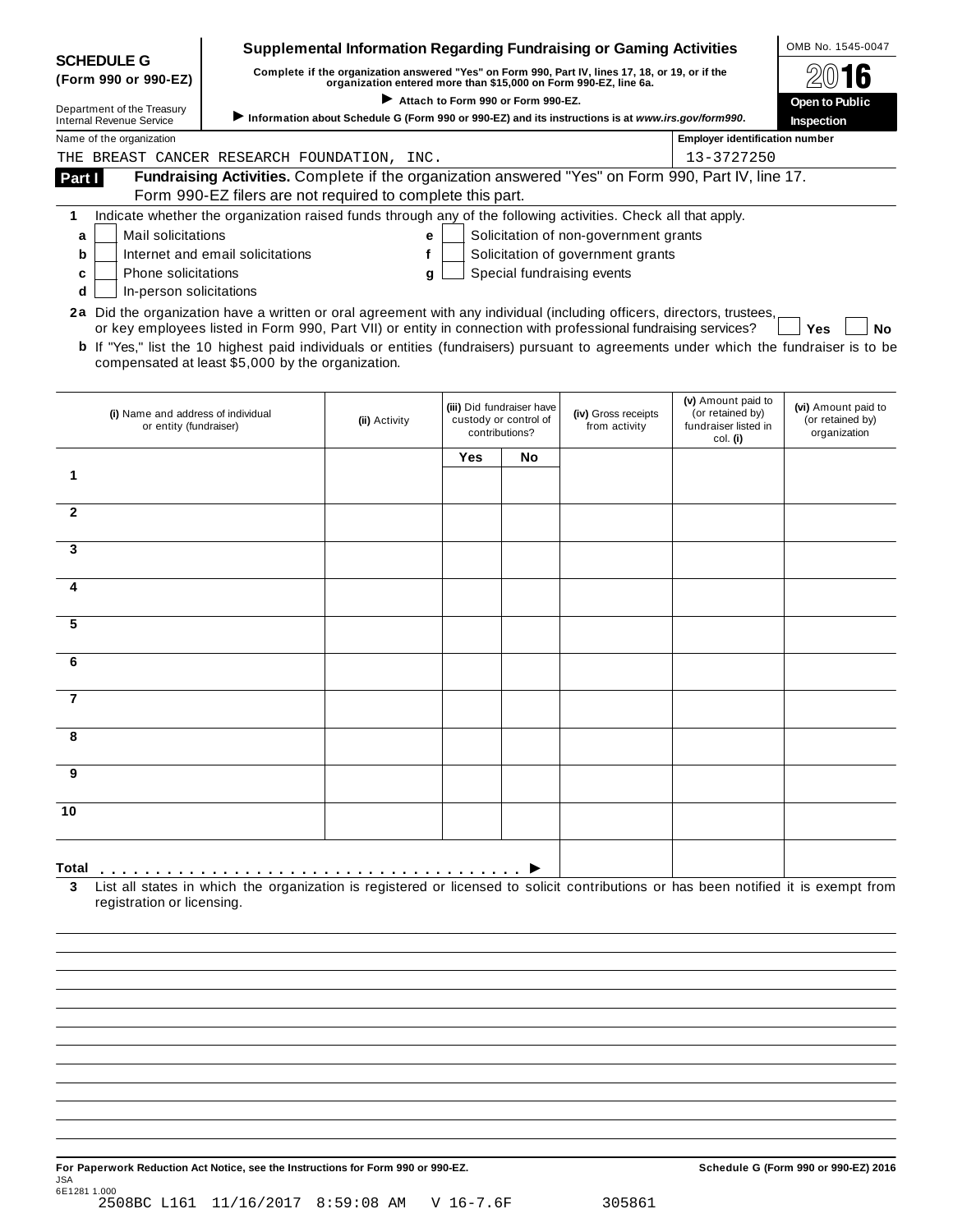**SCHEDULE G (Form 990 or 990-EZ)**

Department of the Treasury
Internal Revenue Service

# Supplemental Information Regarding Fundraising or Gaming Activities

**Complete if the organization answered "Yes" on Form 990, Part IV, lines 17, 18, or 19, or if the organization entered more than $15,000 on Form 990-EZ, line 6a.**

▶ **Attach to Form 990 or Form 990-EZ.**

▶ **Information about Schedule G (Form 990 or 990-EZ) and its instructions is at *www.irs.gov/form990*.**

OMB No. 1545-0047

**2016**

**Open to Public Inspection**

Name of the organization: THE BREAST CANCER RESEARCH FOUNDATION, INC.

Employer identification number: 13-3727250

## Part I — Fundraising Activities. Complete if the organization answered "Yes" on Form 990, Part IV, line 17. Form 990-EZ filers are not required to complete this part.

**1** Indicate whether the organization raised funds through any of the following activities. Check all that apply.

- **a** ☐ Mail solicitations
- **b** ☐ Internet and email solicitations
- **c** ☐ Phone solicitations
- **d** ☐ In-person solicitations
- **e** ☐ Solicitation of non-government grants
- **f** ☐ Solicitation of government grants
- **g** ☐ Special fundraising events

**2a** Did the organization have a written or oral agreement with any individual (including officers, directors, trustees, or key employees listed in Form 990, Part VII) or entity in connection with professional fundraising services? ☐ **Yes** ☐ **No**

**b** If "Yes," list the 10 highest paid individuals or entities (fundraisers) pursuant to agreements under which the fundraiser is to be compensated at least $5,000 by the organization.

| | (i) Name and address of individual or entity (fundraiser) | (ii) Activity | (iii) Did fundraiser have custody or control of contributions? | | (iv) Gross receipts from activity | (v) Amount paid to (or retained by) fundraiser listed in col. (i) | (vi) Amount paid to (or retained by) organization |
|---|---|---|---|---|---|---|---|
| | | | Yes | No | | | |
| 1 | | | | | | | |
| 2 | | | | | | | |
| 3 | | | | | | | |
| 4 | | | | | | | |
| 5 | | | | | | | |
| 6 | | | | | | | |
| 7 | | | | | | | |
| 8 | | | | | | | |
| 9 | | | | | | | |
| 10 | | | | | | | |
| **Total** ▶ | | | | | | | |

**3** List all states in which the organization is registered or licensed to solicit contributions or has been notified it is exempt from registration or licensing.

**For Paperwork Reduction Act Notice, see the Instructions for Form 990 or 990-EZ.**

**Schedule G (Form 990 or 990-EZ) 2016**

JSA
6E1281 1.000
2508BC L161 11/16/2017 8:59:08 AM V 16-7.6F 305861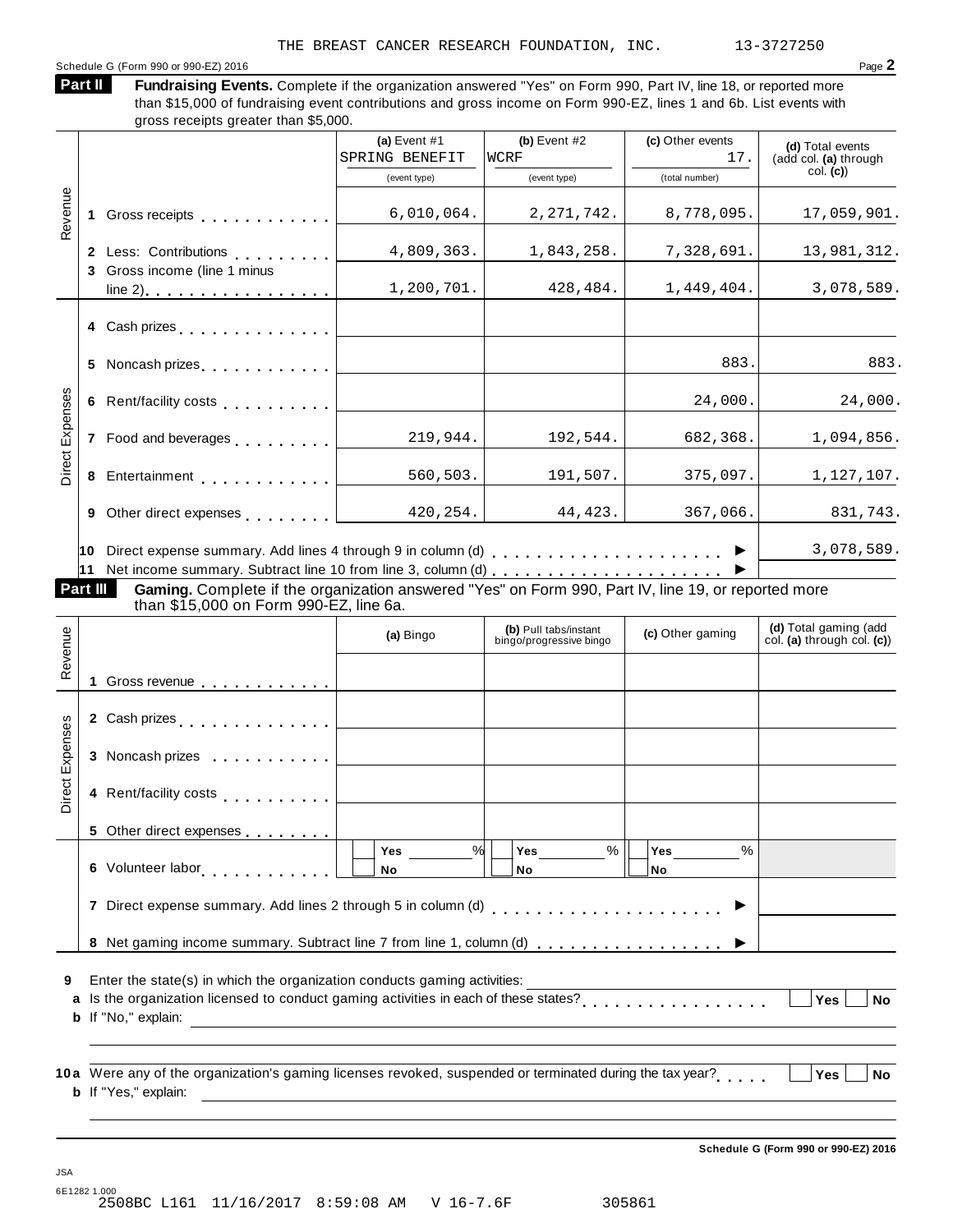THE BREAST CANCER RESEARCH FOUNDATION, INC. 13-3727250

Schedule G (Form 990 or 990-EZ) 2016 Page **2**

**Part II** **Fundraising Events.** Complete if the organization answered "Yes" on Form 990, Part IV, line 18, or reported more than $15,000 of fundraising event contributions and gross income on Form 990-EZ, lines 1 and 6b. List events with gross receipts greater than $5,000.

| | | (a) Event #1 SPRING BENEFIT (event type) | (b) Event #2 WCRF (event type) | (c) Other events 17. (total number) | (d) Total events (add col. (a) through col. (c)) |
|---|---|---|---|---|---|
| Revenue | 1 Gross receipts | 6,010,064. | 2,271,742. | 8,778,095. | 17,059,901. |
| | 2 Less: Contributions | 4,809,363. | 1,843,258. | 7,328,691. | 13,981,312. |
| | 3 Gross income (line 1 minus line 2) | 1,200,701. | 428,484. | 1,449,404. | 3,078,589. |
| Direct Expenses | 4 Cash prizes | | | | |
| | 5 Noncash prizes | | | 883. | 883. |
| | 6 Rent/facility costs | | | 24,000. | 24,000. |
| | 7 Food and beverages | 219,944. | 192,544. | 682,368. | 1,094,856. |
| | 8 Entertainment | 560,503. | 191,507. | 375,097. | 1,127,107. |
| | 9 Other direct expenses | 420,254. | 44,423. | 367,066. | 831,743. |
| | 10 Direct expense summary. Add lines 4 through 9 in column (d) | | | ▶ | 3,078,589. |
| | 11 Net income summary. Subtract line 10 from line 3, column (d) | | | ▶ | |

**Part III** **Gaming.** Complete if the organization answered "Yes" on Form 990, Part IV, line 19, or reported more than $15,000 on Form 990-EZ, line 6a.

| | | (a) Bingo | (b) Pull tabs/instant bingo/progressive bingo | (c) Other gaming | (d) Total gaming (add col. (a) through col. (c)) |
|---|---|---|---|---|---|
| Revenue | 1 Gross revenue | | | | |
| Direct Expenses | 2 Cash prizes | | | | |
| | 3 Noncash prizes | | | | |
| | 4 Rent/facility costs | | | | |
| | 5 Other direct expenses | | | | |
| | 6 Volunteer labor | Yes ____ % No | Yes ____ % No | Yes ____ % No | |
| | 7 Direct expense summary. Add lines 2 through 5 in column (d) | | | ▶ | |
| | 8 Net gaming income summary. Subtract line 7 from line 1, column (d) | | | ▶ | |

**9** Enter the state(s) in which the organization conducts gaming activities: ____________

**a** Is the organization licensed to conduct gaming activities in each of these states? ☐ Yes ☐ No

**b** If "No," explain: ____________

**10a** Were any of the organization's gaming licenses revoked, suspended or terminated during the tax year? ☐ Yes ☐ No

**b** If "Yes," explain: ____________

**Schedule G (Form 990 or 990-EZ) 2016**

JSA
6E1282 1.000
2508BC L161 11/16/2017 8:59:08 AM V 16-7.6F 305861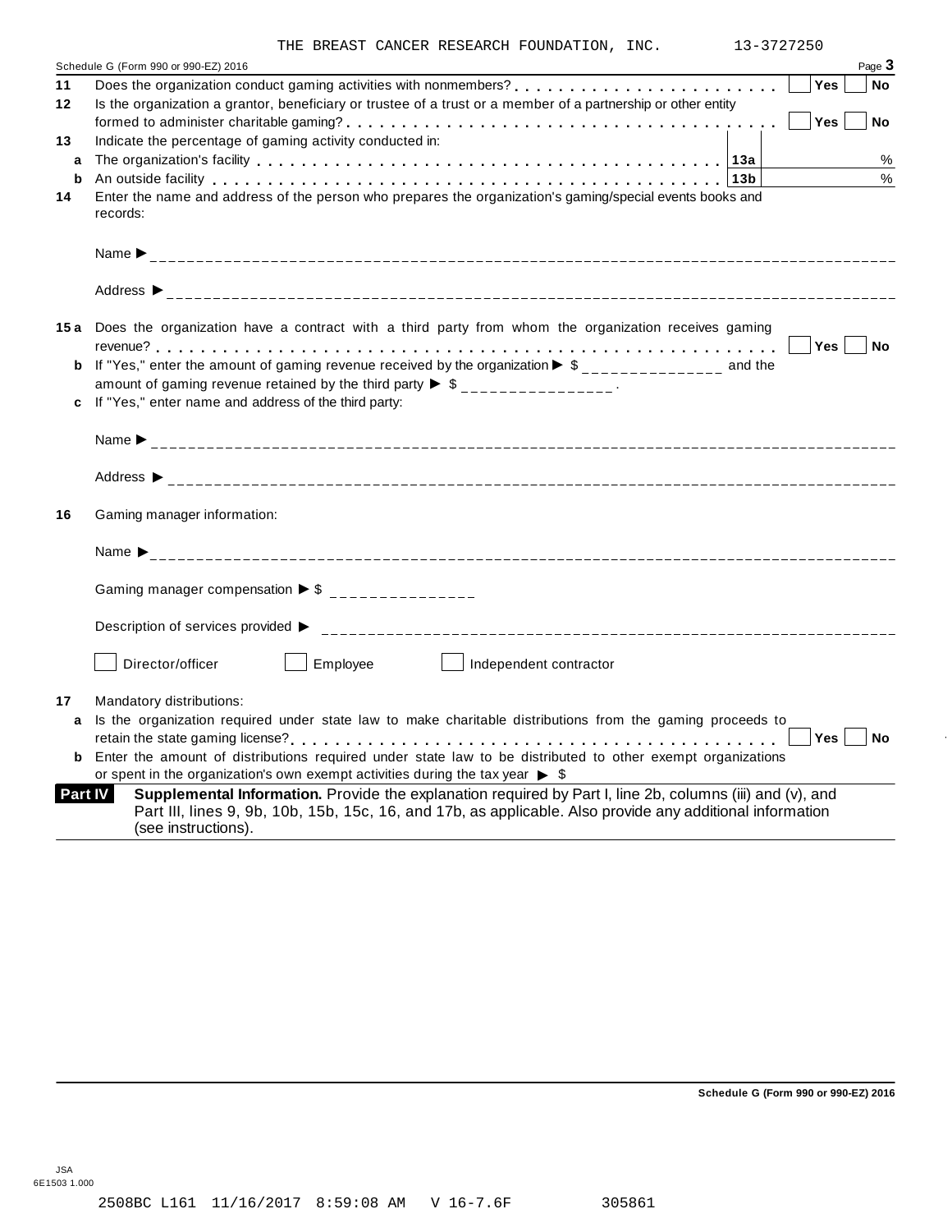THE BREAST CANCER RESEARCH FOUNDATION, INC. 13-3727250

Schedule G (Form 990 or 990-EZ) 2016 Page **3**

**11** Does the organization conduct gaming activities with nonmembers? . . . . . . . . . . . . . . . . . . . . . . . . Yes ☐ No ☐

**12** Is the organization a grantor, beneficiary or trustee of a trust or a member of a partnership or other entity formed to administer charitable gaming? . . . . . . . . . . . . . . . . . . . . . . . . . . . . . . . . . . . . . . Yes ☐ No ☐

**13** Indicate the percentage of gaming activity conducted in:

**a** The organization's facility . . . . . . . . . . . . . . . . . . . . . . . . . . . . . . . . . . . . . . . . . . **13a** %

**b** An outside facility . . . . . . . . . . . . . . . . . . . . . . . . . . . . . . . . . . . . . . . . . . . . . . **13b** %

**14** Enter the name and address of the person who prepares the organization's gaming/special events books and records:

Name ▶ ______________________________________________

Address ▶ ______________________________________________

**15 a** Does the organization have a contract with a third party from whom the organization receives gaming revenue? . . . . . . . . . . . . . . . . . . . . . . . . . . . . . . . . . . . . . . . . . . . . . . . . . . . . . . . . . . . . Yes ☐ No ☐

**b** If "Yes," enter the amount of gaming revenue received by the organization ▶ $ _______________ and the amount of gaming revenue retained by the third party ▶ $ _______________ .

**c** If "Yes," enter name and address of the third party:

Name ▶ ______________________________________________

Address ▶ ______________________________________________

**16** Gaming manager information:

Name ▶ ______________________________________________

Gaming manager compensation ▶ $ _______________

Description of services provided ▶ ______________________________________________

☐ Director/officer ☐ Employee ☐ Independent contractor

**17** Mandatory distributions:

**a** Is the organization required under state law to make charitable distributions from the gaming proceeds to retain the state gaming license? . . . . . . . . . . . . . . . . . . . . . . . . . . . . . . . . . . . . . . . . . . Yes ☐ No ☐

**b** Enter the amount of distributions required under state law to be distributed to other exempt organizations or spent in the organization's own exempt activities during the tax year ▶ $

**Part IV** **Supplemental Information.** Provide the explanation required by Part I, line 2b, columns (iii) and (v), and Part III, lines 9, 9b, 10b, 15b, 15c, 16, and 17b, as applicable. Also provide any additional information (see instructions).

**Schedule G (Form 990 or 990-EZ) 2016**

JSA
6E1503 1.000

2508BC L161 11/16/2017 8:59:08 AM V 16-7.6F 305861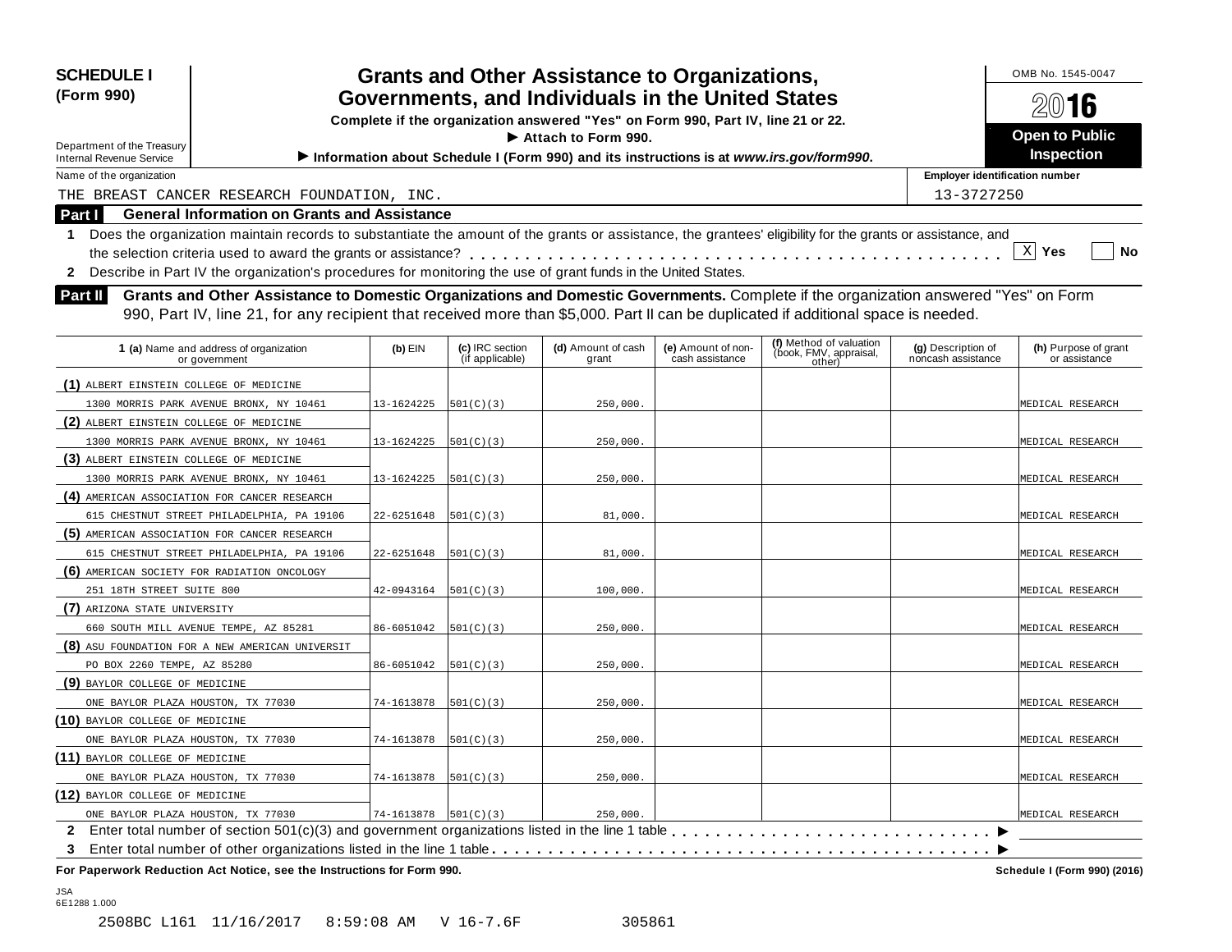**SCHEDULE I (Form 990)**

Department of the Treasury
Internal Revenue Service

# Grants and Other Assistance to Organizations, Governments, and Individuals in the United States

**Complete if the organization answered "Yes" on Form 990, Part IV, line 21 or 22.**
**► Attach to Form 990.**
**► Information about Schedule I (Form 990) and its instructions is at *www.irs.gov/form990*.**

OMB No. 1545-0047

**2016**

**Open to Public Inspection**

Name of the organization: THE BREAST CANCER RESEARCH FOUNDATION, INC.

Employer identification number: 13-3727250

## Part I General Information on Grants and Assistance

1 Does the organization maintain records to substantiate the amount of the grants or assistance, the grantees' eligibility for the grants or assistance, and the selection criteria used to award the grants or assistance? . . . . . [X] Yes [ ] No

2 Describe in Part IV the organization's procedures for monitoring the use of grant funds in the United States.

## Part II Grants and Other Assistance to Domestic Organizations and Domestic Governments.

Complete if the organization answered "Yes" on Form 990, Part IV, line 21, for any recipient that received more than $5,000. Part II can be duplicated if additional space is needed.

| 1 (a) Name and address of organization or government | (b) EIN | (c) IRC section (if applicable) | (d) Amount of cash grant | (e) Amount of non-cash assistance | (f) Method of valuation (book, FMV, appraisal, other) | (g) Description of noncash assistance | (h) Purpose of grant or assistance |
|---|---|---|---|---|---|---|---|
| (1) ALBERT EINSTEIN COLLEGE OF MEDICINE 1300 MORRIS PARK AVENUE BRONX, NY 10461 | 13-1624225 | 501(C)(3) | 250,000. | | | | MEDICAL RESEARCH |
| (2) ALBERT EINSTEIN COLLEGE OF MEDICINE 1300 MORRIS PARK AVENUE BRONX, NY 10461 | 13-1624225 | 501(C)(3) | 250,000. | | | | MEDICAL RESEARCH |
| (3) ALBERT EINSTEIN COLLEGE OF MEDICINE 1300 MORRIS PARK AVENUE BRONX, NY 10461 | 13-1624225 | 501(C)(3) | 250,000. | | | | MEDICAL RESEARCH |
| (4) AMERICAN ASSOCIATION FOR CANCER RESEARCH 615 CHESTNUT STREET PHILADELPHIA, PA 19106 | 22-6251648 | 501(C)(3) | 81,000. | | | | MEDICAL RESEARCH |
| (5) AMERICAN ASSOCIATION FOR CANCER RESEARCH 615 CHESTNUT STREET PHILADELPHIA, PA 19106 | 22-6251648 | 501(C)(3) | 81,000. | | | | MEDICAL RESEARCH |
| (6) AMERICAN SOCIETY FOR RADIATION ONCOLOGY 251 18TH STREET SUITE 800 | 42-0943164 | 501(C)(3) | 100,000. | | | | MEDICAL RESEARCH |
| (7) ARIZONA STATE UNIVERSITY 660 SOUTH MILL AVENUE TEMPE, AZ 85281 | 86-6051042 | 501(C)(3) | 250,000. | | | | MEDICAL RESEARCH |
| (8) ASU FOUNDATION FOR A NEW AMERICAN UNIVERSIT PO BOX 2260 TEMPE, AZ 85280 | 86-6051042 | 501(C)(3) | 250,000. | | | | MEDICAL RESEARCH |
| (9) BAYLOR COLLEGE OF MEDICINE ONE BAYLOR PLAZA HOUSTON, TX 77030 | 74-1613878 | 501(C)(3) | 250,000. | | | | MEDICAL RESEARCH |
| (10) BAYLOR COLLEGE OF MEDICINE ONE BAYLOR PLAZA HOUSTON, TX 77030 | 74-1613878 | 501(C)(3) | 250,000. | | | | MEDICAL RESEARCH |
| (11) BAYLOR COLLEGE OF MEDICINE ONE BAYLOR PLAZA HOUSTON, TX 77030 | 74-1613878 | 501(C)(3) | 250,000. | | | | MEDICAL RESEARCH |
| (12) BAYLOR COLLEGE OF MEDICINE ONE BAYLOR PLAZA HOUSTON, TX 77030 | 74-1613878 | 501(C)(3) | 250,000. | | | | MEDICAL RESEARCH |

2 Enter total number of section 501(c)(3) and government organizations listed in the line 1 table . . . . . ►

3 Enter total number of other organizations listed in the line 1 table . . . . . ►

**For Paperwork Reduction Act Notice, see the Instructions for Form 990.** **Schedule I (Form 990) (2016)**

JSA
6E1288 1.000

2508BC L161 11/16/2017 8:59:08 AM V 16-7.6F 305861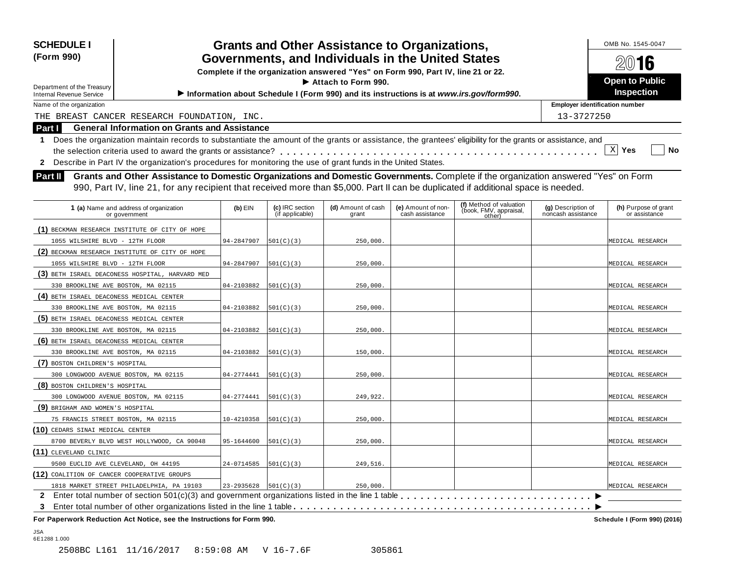**SCHEDULE I (Form 990)**

Department of the Treasury
Internal Revenue Service

# Grants and Other Assistance to Organizations, Governments, and Individuals in the United States

**Complete if the organization answered "Yes" on Form 990, Part IV, line 21 or 22.**

► **Attach to Form 990.**

► **Information about Schedule I (Form 990) and its instructions is at *www.irs.gov/form990*.**

OMB No. 1545-0047

**2016**

**Open to Public Inspection**

Name of the organization: THE BREAST CANCER RESEARCH FOUNDATION, INC.

Employer identification number: 13-3727250

## Part I General Information on Grants and Assistance

**1** Does the organization maintain records to substantiate the amount of the grants or assistance, the grantees' eligibility for the grants or assistance, and the selection criteria used to award the grants or assistance? . . . . . [X] Yes [ ] No

**2** Describe in Part IV the organization's procedures for monitoring the use of grant funds in the United States.

## Part II Grants and Other Assistance to Domestic Organizations and Domestic Governments.

Complete if the organization answered "Yes" on Form 990, Part IV, line 21, for any recipient that received more than $5,000. Part II can be duplicated if additional space is needed.

| 1 (a) Name and address of organization or government | (b) EIN | (c) IRC section (if applicable) | (d) Amount of cash grant | (e) Amount of non-cash assistance | (f) Method of valuation (book, FMV, appraisal, other) | (g) Description of noncash assistance | (h) Purpose of grant or assistance |
|---|---|---|---|---|---|---|---|
| (1) BECKMAN RESEARCH INSTITUTE OF CITY OF HOPE 1055 WILSHIRE BLVD - 12TH FLOOR | 94-2847907 | 501(C)(3) | 250,000. | | | | MEDICAL RESEARCH |
| (2) BECKMAN RESEARCH INSTITUTE OF CITY OF HOPE 1055 WILSHIRE BLVD - 12TH FLOOR | 94-2847907 | 501(C)(3) | 250,000. | | | | MEDICAL RESEARCH |
| (3) BETH ISRAEL DEACONESS HOSPITAL, HARVARD MED 330 BROOKLINE AVE BOSTON, MA 02115 | 04-2103882 | 501(C)(3) | 250,000. | | | | MEDICAL RESEARCH |
| (4) BETH ISRAEL DEACONESS MEDICAL CENTER 330 BROOKLINE AVE BOSTON, MA 02115 | 04-2103882 | 501(C)(3) | 250,000. | | | | MEDICAL RESEARCH |
| (5) BETH ISRAEL DEACONESS MEDICAL CENTER 330 BROOKLINE AVE BOSTON, MA 02115 | 04-2103882 | 501(C)(3) | 250,000. | | | | MEDICAL RESEARCH |
| (6) BETH ISRAEL DEACONESS MEDICAL CENTER 330 BROOKLINE AVE BOSTON, MA 02115 | 04-2103882 | 501(C)(3) | 150,000. | | | | MEDICAL RESEARCH |
| (7) BOSTON CHILDREN'S HOSPITAL 300 LONGWOOD AVENUE BOSTON, MA 02115 | 04-2774441 | 501(C)(3) | 250,000. | | | | MEDICAL RESEARCH |
| (8) BOSTON CHILDREN'S HOSPITAL 300 LONGWOOD AVENUE BOSTON, MA 02115 | 04-2774441 | 501(C)(3) | 249,922. | | | | MEDICAL RESEARCH |
| (9) BRIGHAM AND WOMEN'S HOSPITAL 75 FRANCIS STREET BOSTON, MA 02115 | 10-4210358 | 501(C)(3) | 250,000. | | | | MEDICAL RESEARCH |
| (10) CEDARS SINAI MEDICAL CENTER 8700 BEVERLY BLVD WEST HOLLYWOOD, CA 90048 | 95-1644600 | 501(C)(3) | 250,000. | | | | MEDICAL RESEARCH |
| (11) CLEVELAND CLINIC 9500 EUCLID AVE CLEVELAND, OH 44195 | 24-0714585 | 501(C)(3) | 249,516. | | | | MEDICAL RESEARCH |
| (12) COALITION OF CANCER COOPERATIVE GROUPS 1818 MARKET STREET PHILADELPHIA, PA 19103 | 23-2935628 | 501(C)(3) | 250,000. | | | | MEDICAL RESEARCH |

**2** Enter total number of section 501(c)(3) and government organizations listed in the line 1 table . . . . . ►

**3** Enter total number of other organizations listed in the line 1 table . . . . . ►

**For Paperwork Reduction Act Notice, see the Instructions for Form 990.**

**Schedule I (Form 990) (2016)**

JSA
6E1288 1.000

2508BC L161 11/16/2017 8:59:08 AM V 16-7.6F 305861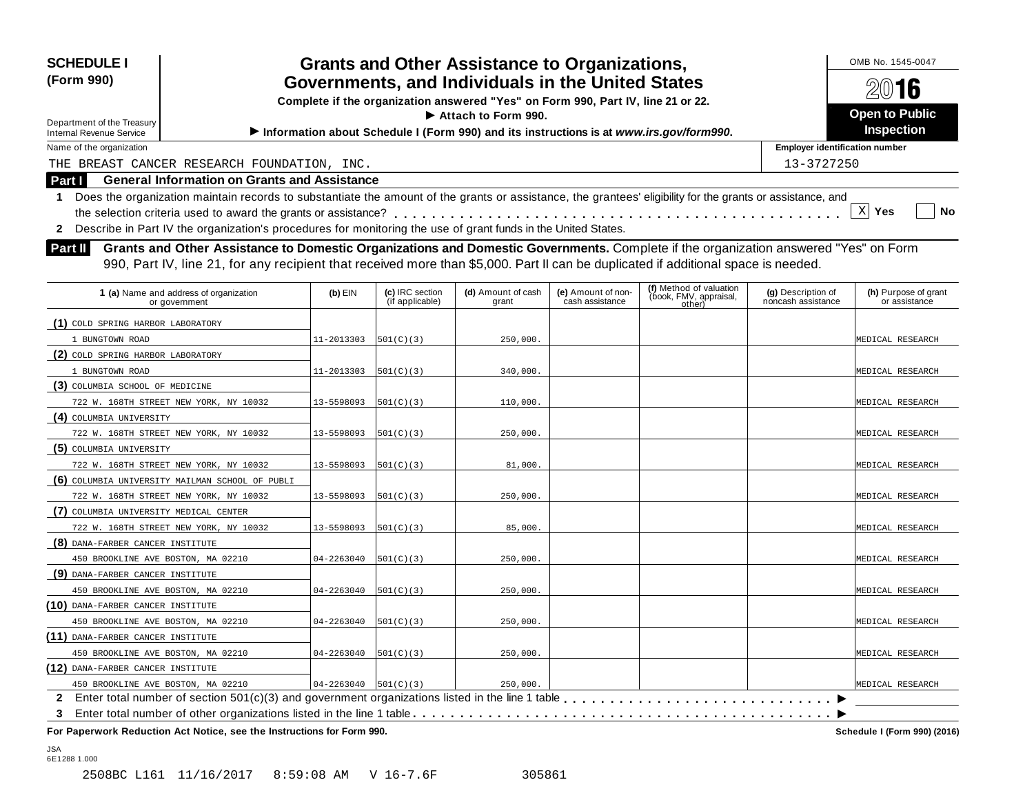**SCHEDULE I (Form 990)**

Department of the Treasury
Internal Revenue Service

# Grants and Other Assistance to Organizations, Governments, and Individuals in the United States

**Complete if the organization answered "Yes" on Form 990, Part IV, line 21 or 22.**

**▶ Attach to Form 990.**

**▶ Information about Schedule I (Form 990) and its instructions is at *www.irs.gov/form990*.**

OMB No. 1545-0047

**2016**

**Open to Public Inspection**

Name of the organization: THE BREAST CANCER RESEARCH FOUNDATION, INC.

Employer identification number: 13-3727250

## Part I General Information on Grants and Assistance

**1** Does the organization maintain records to substantiate the amount of the grants or assistance, the grantees' eligibility for the grants or assistance, and the selection criteria used to award the grants or assistance? . . . . . [X] Yes [ ] No

**2** Describe in Part IV the organization's procedures for monitoring the use of grant funds in the United States.

## Part II Grants and Other Assistance to Domestic Organizations and Domestic Governments.

Complete if the organization answered "Yes" on Form 990, Part IV, line 21, for any recipient that received more than $5,000. Part II can be duplicated if additional space is needed.

| 1 (a) Name and address of organization or government | (b) EIN | (c) IRC section (if applicable) | (d) Amount of cash grant | (e) Amount of non-cash assistance | (f) Method of valuation (book, FMV, appraisal, other) | (g) Description of noncash assistance | (h) Purpose of grant or assistance |
|---|---|---|---|---|---|---|---|
| (1) COLD SPRING HARBOR LABORATORY<br>1 BUNGTOWN ROAD | 11-2013303 | 501(C)(3) | 250,000. | | | | MEDICAL RESEARCH |
| (2) COLD SPRING HARBOR LABORATORY<br>1 BUNGTOWN ROAD | 11-2013303 | 501(C)(3) | 340,000. | | | | MEDICAL RESEARCH |
| (3) COLUMBIA SCHOOL OF MEDICINE<br>722 W. 168TH STREET NEW YORK, NY 10032 | 13-5598093 | 501(C)(3) | 110,000. | | | | MEDICAL RESEARCH |
| (4) COLUMBIA UNIVERSITY<br>722 W. 168TH STREET NEW YORK, NY 10032 | 13-5598093 | 501(C)(3) | 250,000. | | | | MEDICAL RESEARCH |
| (5) COLUMBIA UNIVERSITY<br>722 W. 168TH STREET NEW YORK, NY 10032 | 13-5598093 | 501(C)(3) | 81,000. | | | | MEDICAL RESEARCH |
| (6) COLUMBIA UNIVERSITY MAILMAN SCHOOL OF PUBLI<br>722 W. 168TH STREET NEW YORK, NY 10032 | 13-5598093 | 501(C)(3) | 250,000. | | | | MEDICAL RESEARCH |
| (7) COLUMBIA UNIVERSITY MEDICAL CENTER<br>722 W. 168TH STREET NEW YORK, NY 10032 | 13-5598093 | 501(C)(3) | 85,000. | | | | MEDICAL RESEARCH |
| (8) DANA-FARBER CANCER INSTITUTE<br>450 BROOKLINE AVE BOSTON, MA 02210 | 04-2263040 | 501(C)(3) | 250,000. | | | | MEDICAL RESEARCH |
| (9) DANA-FARBER CANCER INSTITUTE<br>450 BROOKLINE AVE BOSTON, MA 02210 | 04-2263040 | 501(C)(3) | 250,000. | | | | MEDICAL RESEARCH |
| (10) DANA-FARBER CANCER INSTITUTE<br>450 BROOKLINE AVE BOSTON, MA 02210 | 04-2263040 | 501(C)(3) | 250,000. | | | | MEDICAL RESEARCH |
| (11) DANA-FARBER CANCER INSTITUTE<br>450 BROOKLINE AVE BOSTON, MA 02210 | 04-2263040 | 501(C)(3) | 250,000. | | | | MEDICAL RESEARCH |
| (12) DANA-FARBER CANCER INSTITUTE<br>450 BROOKLINE AVE BOSTON, MA 02210 | 04-2263040 | 501(C)(3) | 250,000. | | | | MEDICAL RESEARCH |

**2** Enter total number of section 501(c)(3) and government organizations listed in the line 1 table . . . . . ▶

**3** Enter total number of other organizations listed in the line 1 table . . . . . ▶

**For Paperwork Reduction Act Notice, see the Instructions for Form 990.**

**Schedule I (Form 990) (2016)**

JSA
6E1288 1.000

2508BC L161 11/16/2017 8:59:08 AM V 16-7.6F 305861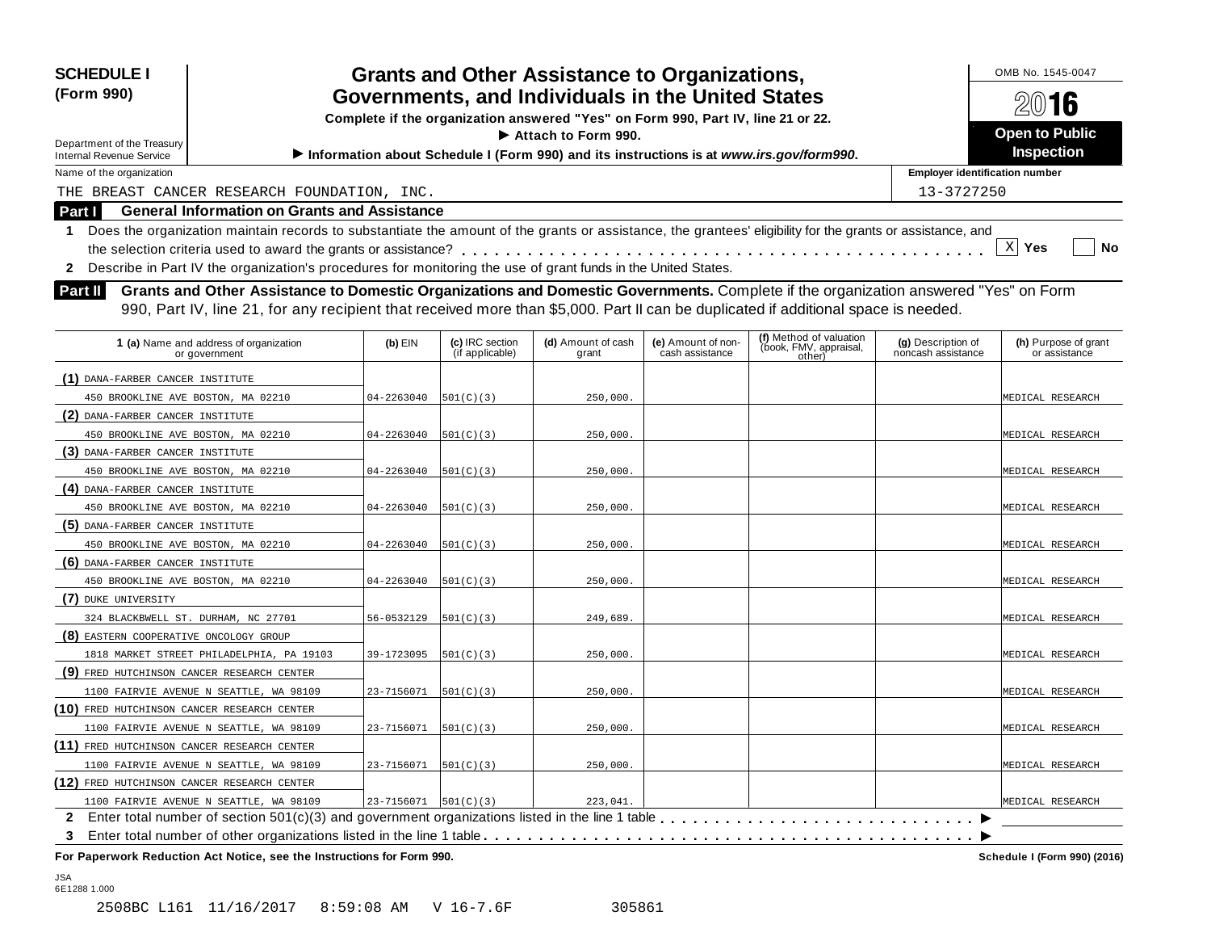**SCHEDULE I (Form 990)**

Department of the Treasury
Internal Revenue Service

# Grants and Other Assistance to Organizations, Governments, and Individuals in the United States

**Complete if the organization answered "Yes" on Form 990, Part IV, line 21 or 22.**

**► Attach to Form 990.**

**► Information about Schedule I (Form 990) and its instructions is at *www.irs.gov/form990*.**

OMB No. 1545-0047

**2016**

**Open to Public Inspection**

Name of the organization: THE BREAST CANCER RESEARCH FOUNDATION, INC.

Employer identification number: 13-3727250

## Part I General Information on Grants and Assistance

1 Does the organization maintain records to substantiate the amount of the grants or assistance, the grantees' eligibility for the grants or assistance, and the selection criteria used to award the grants or assistance? . . . . . [X] Yes [ ] No

2 Describe in Part IV the organization's procedures for monitoring the use of grant funds in the United States.

## Part II Grants and Other Assistance to Domestic Organizations and Domestic Governments.

Complete if the organization answered "Yes" on Form 990, Part IV, line 21, for any recipient that received more than $5,000. Part II can be duplicated if additional space is needed.

| 1 (a) Name and address of organization or government | (b) EIN | (c) IRC section (if applicable) | (d) Amount of cash grant | (e) Amount of non-cash assistance | (f) Method of valuation (book, FMV, appraisal, other) | (g) Description of noncash assistance | (h) Purpose of grant or assistance |
|---|---|---|---|---|---|---|---|
| (1) DANA-FARBER CANCER INSTITUTE 450 BROOKLINE AVE BOSTON, MA 02210 | 04-2263040 | 501(C)(3) | 250,000. | | | | MEDICAL RESEARCH |
| (2) DANA-FARBER CANCER INSTITUTE 450 BROOKLINE AVE BOSTON, MA 02210 | 04-2263040 | 501(C)(3) | 250,000. | | | | MEDICAL RESEARCH |
| (3) DANA-FARBER CANCER INSTITUTE 450 BROOKLINE AVE BOSTON, MA 02210 | 04-2263040 | 501(C)(3) | 250,000. | | | | MEDICAL RESEARCH |
| (4) DANA-FARBER CANCER INSTITUTE 450 BROOKLINE AVE BOSTON, MA 02210 | 04-2263040 | 501(C)(3) | 250,000. | | | | MEDICAL RESEARCH |
| (5) DANA-FARBER CANCER INSTITUTE 450 BROOKLINE AVE BOSTON, MA 02210 | 04-2263040 | 501(C)(3) | 250,000. | | | | MEDICAL RESEARCH |
| (6) DANA-FARBER CANCER INSTITUTE 450 BROOKLINE AVE BOSTON, MA 02210 | 04-2263040 | 501(C)(3) | 250,000. | | | | MEDICAL RESEARCH |
| (7) DUKE UNIVERSITY 324 BLACKBWELL ST. DURHAM, NC 27701 | 56-0532129 | 501(C)(3) | 249,689. | | | | MEDICAL RESEARCH |
| (8) EASTERN COOPERATIVE ONCOLOGY GROUP 1818 MARKET STREET PHILADELPHIA, PA 19103 | 39-1723095 | 501(C)(3) | 250,000. | | | | MEDICAL RESEARCH |
| (9) FRED HUTCHINSON CANCER RESEARCH CENTER 1100 FAIRVIE AVENUE N SEATTLE, WA 98109 | 23-7156071 | 501(C)(3) | 250,000. | | | | MEDICAL RESEARCH |
| (10) FRED HUTCHINSON CANCER RESEARCH CENTER 1100 FAIRVIE AVENUE N SEATTLE, WA 98109 | 23-7156071 | 501(C)(3) | 250,000. | | | | MEDICAL RESEARCH |
| (11) FRED HUTCHINSON CANCER RESEARCH CENTER 1100 FAIRVIE AVENUE N SEATTLE, WA 98109 | 23-7156071 | 501(C)(3) | 250,000. | | | | MEDICAL RESEARCH |
| (12) FRED HUTCHINSON CANCER RESEARCH CENTER 1100 FAIRVIE AVENUE N SEATTLE, WA 98109 | 23-7156071 | 501(C)(3) | 223,041. | | | | MEDICAL RESEARCH |

2 Enter total number of section 501(c)(3) and government organizations listed in the line 1 table . . . . . ►

3 Enter total number of other organizations listed in the line 1 table . . . . . ►

**For Paperwork Reduction Act Notice, see the Instructions for Form 990.** **Schedule I (Form 990) (2016)**

JSA
6E1288 1.000

2508BC L161 11/16/2017 8:59:08 AM V 16-7.6F 305861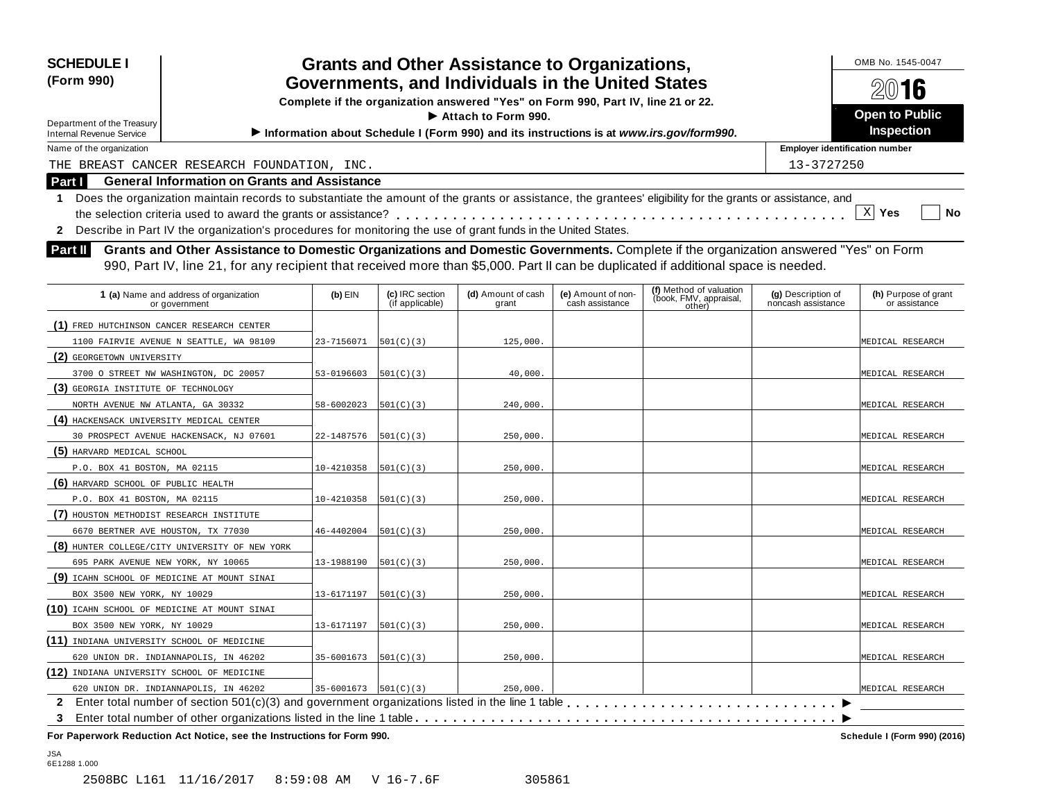**SCHEDULE I (Form 990)**

Department of the Treasury
Internal Revenue Service

# Grants and Other Assistance to Organizations, Governments, and Individuals in the United States

**Complete if the organization answered "Yes" on Form 990, Part IV, line 21 or 22.**
**▶ Attach to Form 990.**
**▶ Information about Schedule I (Form 990) and its instructions is at *www.irs.gov/form990*.**

OMB No. 1545-0047
**2016**
**Open to Public Inspection**

Name of the organization: THE BREAST CANCER RESEARCH FOUNDATION, INC.
Employer identification number: 13-3727250

## Part I General Information on Grants and Assistance

1 Does the organization maintain records to substantiate the amount of the grants or assistance, the grantees' eligibility for the grants or assistance, and the selection criteria used to award the grants or assistance? . . . [X] Yes [ ] No

2 Describe in Part IV the organization's procedures for monitoring the use of grant funds in the United States.

## Part II Grants and Other Assistance to Domestic Organizations and Domestic Governments.

Complete if the organization answered "Yes" on Form 990, Part IV, line 21, for any recipient that received more than $5,000. Part II can be duplicated if additional space is needed.

| 1 (a) Name and address of organization or government | (b) EIN | (c) IRC section (if applicable) | (d) Amount of cash grant | (e) Amount of non-cash assistance | (f) Method of valuation (book, FMV, appraisal, other) | (g) Description of noncash assistance | (h) Purpose of grant or assistance |
|---|---|---|---|---|---|---|---|
| (1) FRED HUTCHINSON CANCER RESEARCH CENTER 1100 FAIRVIE AVENUE N SEATTLE, WA 98109 | 23-7156071 | 501(C)(3) | 125,000. | | | | MEDICAL RESEARCH |
| (2) GEORGETOWN UNIVERSITY 3700 O STREET NW WASHINGTON, DC 20057 | 53-0196603 | 501(C)(3) | 40,000. | | | | MEDICAL RESEARCH |
| (3) GEORGIA INSTITUTE OF TECHNOLOGY NORTH AVENUE NW ATLANTA, GA 30332 | 58-6002023 | 501(C)(3) | 240,000. | | | | MEDICAL RESEARCH |
| (4) HACKENSACK UNIVERSITY MEDICAL CENTER 30 PROSPECT AVENUE HACKENSACK, NJ 07601 | 22-1487576 | 501(C)(3) | 250,000. | | | | MEDICAL RESEARCH |
| (5) HARVARD MEDICAL SCHOOL P.O. BOX 41 BOSTON, MA 02115 | 10-4210358 | 501(C)(3) | 250,000. | | | | MEDICAL RESEARCH |
| (6) HARVARD SCHOOL OF PUBLIC HEALTH P.O. BOX 41 BOSTON, MA 02115 | 10-4210358 | 501(C)(3) | 250,000. | | | | MEDICAL RESEARCH |
| (7) HOUSTON METHODIST RESEARCH INSTITUTE 6670 BERTNER AVE HOUSTON, TX 77030 | 46-4402004 | 501(C)(3) | 250,000. | | | | MEDICAL RESEARCH |
| (8) HUNTER COLLEGE/CITY UNIVERSITY OF NEW YORK 695 PARK AVENUE NEW YORK, NY 10065 | 13-1988190 | 501(C)(3) | 250,000. | | | | MEDICAL RESEARCH |
| (9) ICAHN SCHOOL OF MEDICINE AT MOUNT SINAI BOX 3500 NEW YORK, NY 10029 | 13-6171197 | 501(C)(3) | 250,000. | | | | MEDICAL RESEARCH |
| (10) ICAHN SCHOOL OF MEDICINE AT MOUNT SINAI BOX 3500 NEW YORK, NY 10029 | 13-6171197 | 501(C)(3) | 250,000. | | | | MEDICAL RESEARCH |
| (11) INDIANA UNIVERSITY SCHOOL OF MEDICINE 620 UNION DR. INDIANNAPOLIS, IN 46202 | 35-6001673 | 501(C)(3) | 250,000. | | | | MEDICAL RESEARCH |
| (12) INDIANA UNIVERSITY SCHOOL OF MEDICINE 620 UNION DR. INDIANNAPOLIS, IN 46202 | 35-6001673 | 501(C)(3) | 250,000. | | | | MEDICAL RESEARCH |

2 Enter total number of section 501(c)(3) and government organizations listed in the line 1 table . . . ▶

3 Enter total number of other organizations listed in the line 1 table . . . ▶

**For Paperwork Reduction Act Notice, see the Instructions for Form 990.** **Schedule I (Form 990) (2016)**

JSA
6E1288 1.000

2508BC L161 11/16/2017 8:59:08 AM V 16-7.6F 305861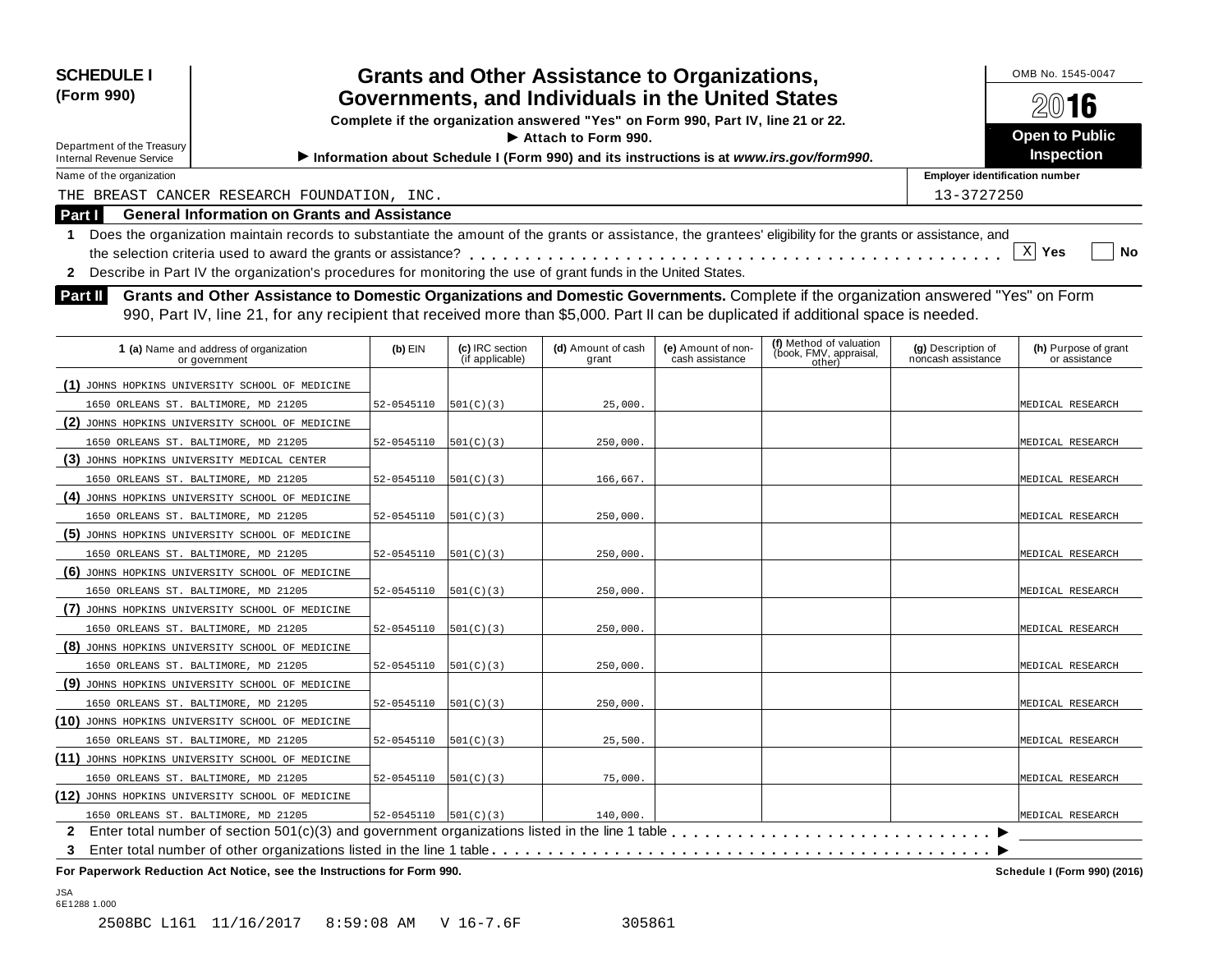**SCHEDULE I (Form 990)**

Department of the Treasury
Internal Revenue Service

# Grants and Other Assistance to Organizations, Governments, and Individuals in the United States

**Complete if the organization answered "Yes" on Form 990, Part IV, line 21 or 22.**

**▶ Attach to Form 990.**

**▶ Information about Schedule I (Form 990) and its instructions is at *www.irs.gov/form990*.**

OMB No. 1545-0047

**2016**

**Open to Public Inspection**

Name of the organization: THE BREAST CANCER RESEARCH FOUNDATION, INC.

Employer identification number: 13-3727250

## Part I General Information on Grants and Assistance

1 Does the organization maintain records to substantiate the amount of the grants or assistance, the grantees' eligibility for the grants or assistance, and the selection criteria used to award the grants or assistance? . . . . . [X] Yes [ ] No

2 Describe in Part IV the organization's procedures for monitoring the use of grant funds in the United States.

## Part II Grants and Other Assistance to Domestic Organizations and Domestic Governments.

Complete if the organization answered "Yes" on Form 990, Part IV, line 21, for any recipient that received more than $5,000. Part II can be duplicated if additional space is needed.

| 1 (a) Name and address of organization or government | (b) EIN | (c) IRC section (if applicable) | (d) Amount of cash grant | (e) Amount of non-cash assistance | (f) Method of valuation (book, FMV, appraisal, other) | (g) Description of noncash assistance | (h) Purpose of grant or assistance |
|---|---|---|---|---|---|---|---|
| (1) JOHNS HOPKINS UNIVERSITY SCHOOL OF MEDICINE 1650 ORLEANS ST. BALTIMORE, MD 21205 | 52-0545110 | 501(C)(3) | 25,000. | | | | MEDICAL RESEARCH |
| (2) JOHNS HOPKINS UNIVERSITY SCHOOL OF MEDICINE 1650 ORLEANS ST. BALTIMORE, MD 21205 | 52-0545110 | 501(C)(3) | 250,000. | | | | MEDICAL RESEARCH |
| (3) JOHNS HOPKINS UNIVERSITY MEDICAL CENTER 1650 ORLEANS ST. BALTIMORE, MD 21205 | 52-0545110 | 501(C)(3) | 166,667. | | | | MEDICAL RESEARCH |
| (4) JOHNS HOPKINS UNIVERSITY SCHOOL OF MEDICINE 1650 ORLEANS ST. BALTIMORE, MD 21205 | 52-0545110 | 501(C)(3) | 250,000. | | | | MEDICAL RESEARCH |
| (5) JOHNS HOPKINS UNIVERSITY SCHOOL OF MEDICINE 1650 ORLEANS ST. BALTIMORE, MD 21205 | 52-0545110 | 501(C)(3) | 250,000. | | | | MEDICAL RESEARCH |
| (6) JOHNS HOPKINS UNIVERSITY SCHOOL OF MEDICINE 1650 ORLEANS ST. BALTIMORE, MD 21205 | 52-0545110 | 501(C)(3) | 250,000. | | | | MEDICAL RESEARCH |
| (7) JOHNS HOPKINS UNIVERSITY SCHOOL OF MEDICINE 1650 ORLEANS ST. BALTIMORE, MD 21205 | 52-0545110 | 501(C)(3) | 250,000. | | | | MEDICAL RESEARCH |
| (8) JOHNS HOPKINS UNIVERSITY SCHOOL OF MEDICINE 1650 ORLEANS ST. BALTIMORE, MD 21205 | 52-0545110 | 501(C)(3) | 250,000. | | | | MEDICAL RESEARCH |
| (9) JOHNS HOPKINS UNIVERSITY SCHOOL OF MEDICINE 1650 ORLEANS ST. BALTIMORE, MD 21205 | 52-0545110 | 501(C)(3) | 250,000. | | | | MEDICAL RESEARCH |
| (10) JOHNS HOPKINS UNIVERSITY SCHOOL OF MEDICINE 1650 ORLEANS ST. BALTIMORE, MD 21205 | 52-0545110 | 501(C)(3) | 25,500. | | | | MEDICAL RESEARCH |
| (11) JOHNS HOPKINS UNIVERSITY SCHOOL OF MEDICINE 1650 ORLEANS ST. BALTIMORE, MD 21205 | 52-0545110 | 501(C)(3) | 75,000. | | | | MEDICAL RESEARCH |
| (12) JOHNS HOPKINS UNIVERSITY SCHOOL OF MEDICINE 1650 ORLEANS ST. BALTIMORE, MD 21205 | 52-0545110 | 501(C)(3) | 140,000. | | | | MEDICAL RESEARCH |

2 Enter total number of section 501(c)(3) and government organizations listed in the line 1 table . . . . . ▶

3 Enter total number of other organizations listed in the line 1 table . . . . . ▶

**For Paperwork Reduction Act Notice, see the Instructions for Form 990.** **Schedule I (Form 990) (2016)**

JSA
6E1288 1.000

2508BC L161 11/16/2017 8:59:08 AM V 16-7.6F 305861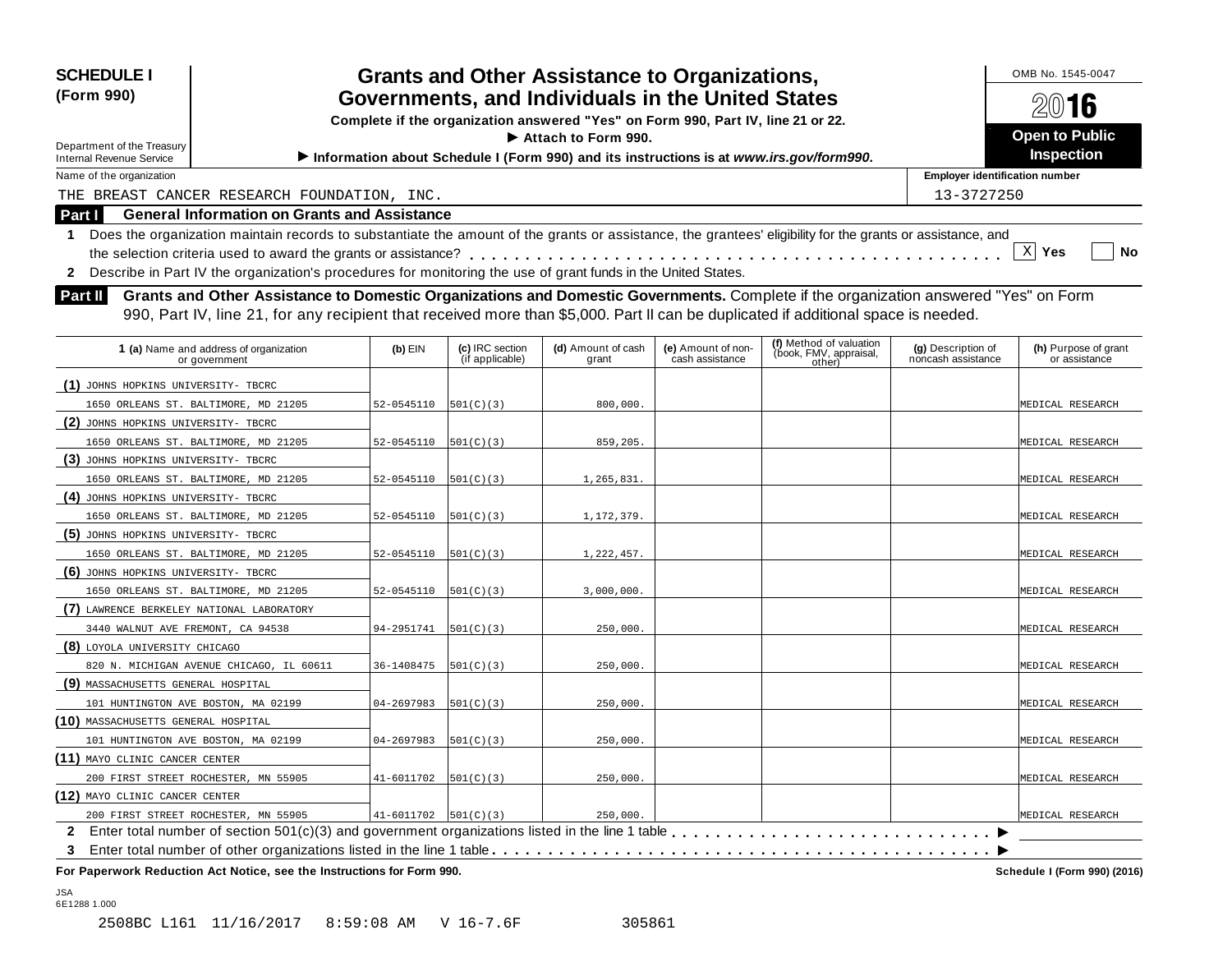**SCHEDULE I (Form 990)**

Department of the Treasury
Internal Revenue Service

# Grants and Other Assistance to Organizations, Governments, and Individuals in the United States

**Complete if the organization answered "Yes" on Form 990, Part IV, line 21 or 22.**

**▶ Attach to Form 990.**

**▶ Information about Schedule I (Form 990) and its instructions is at *www.irs.gov/form990*.**

OMB No. 1545-0047

**2016**

**Open to Public Inspection**

Name of the organization: THE BREAST CANCER RESEARCH FOUNDATION, INC.

Employer identification number: 13-3727250

## Part I General Information on Grants and Assistance

**1** Does the organization maintain records to substantiate the amount of the grants or assistance, the grantees' eligibility for the grants or assistance, and the selection criteria used to award the grants or assistance? . . . . . [X] Yes [ ] No

**2** Describe in Part IV the organization's procedures for monitoring the use of grant funds in the United States.

## Part II Grants and Other Assistance to Domestic Organizations and Domestic Governments.

Complete if the organization answered "Yes" on Form 990, Part IV, line 21, for any recipient that received more than $5,000. Part II can be duplicated if additional space is needed.

| 1 (a) Name and address of organization or government | (b) EIN | (c) IRC section (if applicable) | (d) Amount of cash grant | (e) Amount of non-cash assistance | (f) Method of valuation (book, FMV, appraisal, other) | (g) Description of noncash assistance | (h) Purpose of grant or assistance |
|---|---|---|---|---|---|---|---|
| (1) JOHNS HOPKINS UNIVERSITY- TBCRC 1650 ORLEANS ST. BALTIMORE, MD 21205 | 52-0545110 | 501(C)(3) | 800,000. | | | | MEDICAL RESEARCH |
| (2) JOHNS HOPKINS UNIVERSITY- TBCRC 1650 ORLEANS ST. BALTIMORE, MD 21205 | 52-0545110 | 501(C)(3) | 859,205. | | | | MEDICAL RESEARCH |
| (3) JOHNS HOPKINS UNIVERSITY- TBCRC 1650 ORLEANS ST. BALTIMORE, MD 21205 | 52-0545110 | 501(C)(3) | 1,265,831. | | | | MEDICAL RESEARCH |
| (4) JOHNS HOPKINS UNIVERSITY- TBCRC 1650 ORLEANS ST. BALTIMORE, MD 21205 | 52-0545110 | 501(C)(3) | 1,172,379. | | | | MEDICAL RESEARCH |
| (5) JOHNS HOPKINS UNIVERSITY- TBCRC 1650 ORLEANS ST. BALTIMORE, MD 21205 | 52-0545110 | 501(C)(3) | 1,222,457. | | | | MEDICAL RESEARCH |
| (6) JOHNS HOPKINS UNIVERSITY- TBCRC 1650 ORLEANS ST. BALTIMORE, MD 21205 | 52-0545110 | 501(C)(3) | 3,000,000. | | | | MEDICAL RESEARCH |
| (7) LAWRENCE BERKELEY NATIONAL LABORATORY 3440 WALNUT AVE FREMONT, CA 94538 | 94-2951741 | 501(C)(3) | 250,000. | | | | MEDICAL RESEARCH |
| (8) LOYOLA UNIVERSITY CHICAGO 820 N. MICHIGAN AVENUE CHICAGO, IL 60611 | 36-1408475 | 501(C)(3) | 250,000. | | | | MEDICAL RESEARCH |
| (9) MASSACHUSETTS GENERAL HOSPITAL 101 HUNTINGTON AVE BOSTON, MA 02199 | 04-2697983 | 501(C)(3) | 250,000. | | | | MEDICAL RESEARCH |
| (10) MASSACHUSETTS GENERAL HOSPITAL 101 HUNTINGTON AVE BOSTON, MA 02199 | 04-2697983 | 501(C)(3) | 250,000. | | | | MEDICAL RESEARCH |
| (11) MAYO CLINIC CANCER CENTER 200 FIRST STREET ROCHESTER, MN 55905 | 41-6011702 | 501(C)(3) | 250,000. | | | | MEDICAL RESEARCH |
| (12) MAYO CLINIC CANCER CENTER 200 FIRST STREET ROCHESTER, MN 55905 | 41-6011702 | 501(C)(3) | 250,000. | | | | MEDICAL RESEARCH |

**2** Enter total number of section 501(c)(3) and government organizations listed in the line 1 table . . . . . ▶

**3** Enter total number of other organizations listed in the line 1 table . . . . . ▶

**For Paperwork Reduction Act Notice, see the Instructions for Form 990.** **Schedule I (Form 990) (2016)**

JSA
6E1288 1.000

2508BC L161 11/16/2017 8:59:08 AM V 16-7.6F 305861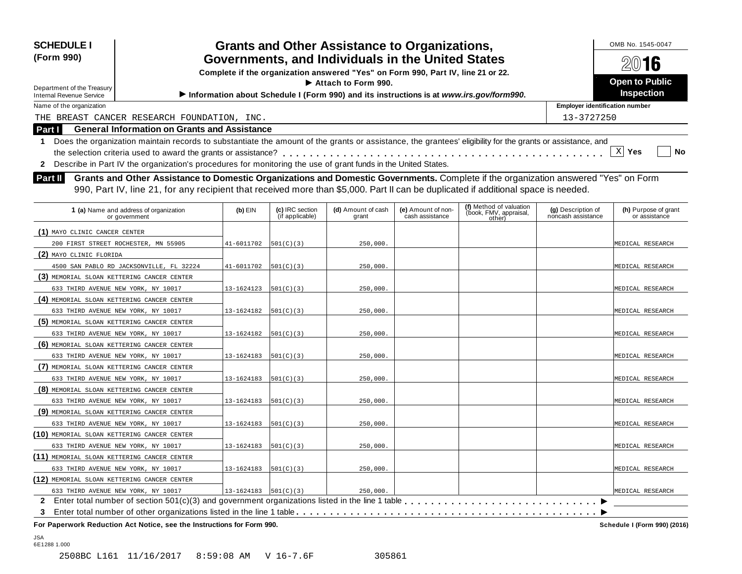**SCHEDULE I (Form 990)**

Department of the Treasury
Internal Revenue Service

# Grants and Other Assistance to Organizations, Governments, and Individuals in the United States

**Complete if the organization answered "Yes" on Form 990, Part IV, line 21 or 22.**
**▶ Attach to Form 990.**
**▶ Information about Schedule I (Form 990) and its instructions is at *www.irs.gov/form990*.**

OMB No. 1545-0047

**2016**

**Open to Public Inspection**

Name of the organization: THE BREAST CANCER RESEARCH FOUNDATION, INC.

Employer identification number: 13-3727250

## Part I General Information on Grants and Assistance

1 Does the organization maintain records to substantiate the amount of the grants or assistance, the grantees' eligibility for the grants or assistance, and the selection criteria used to award the grants or assistance? . . . . . [X] Yes [ ] No

2 Describe in Part IV the organization's procedures for monitoring the use of grant funds in the United States.

## Part II Grants and Other Assistance to Domestic Organizations and Domestic Governments.

Complete if the organization answered "Yes" on Form 990, Part IV, line 21, for any recipient that received more than $5,000. Part II can be duplicated if additional space is needed.

| 1 (a) Name and address of organization or government | (b) EIN | (c) IRC section (if applicable) | (d) Amount of cash grant | (e) Amount of non-cash assistance | (f) Method of valuation (book, FMV, appraisal, other) | (g) Description of noncash assistance | (h) Purpose of grant or assistance |
|---|---|---|---|---|---|---|---|
| (1) MAYO CLINIC CANCER CENTER 200 FIRST STREET ROCHESTER, MN 55905 | 41-6011702 | 501(C)(3) | 250,000. | | | | MEDICAL RESEARCH |
| (2) MAYO CLINIC FLORIDA 4500 SAN PABLO RD JACKSONVILLE, FL 32224 | 41-6011702 | 501(C)(3) | 250,000. | | | | MEDICAL RESEARCH |
| (3) MEMORIAL SLOAN KETTERING CANCER CENTER 633 THIRD AVENUE NEW YORK, NY 10017 | 13-1624123 | 501(C)(3) | 250,000. | | | | MEDICAL RESEARCH |
| (4) MEMORIAL SLOAN KETTERING CANCER CENTER 633 THIRD AVENUE NEW YORK, NY 10017 | 13-1624182 | 501(C)(3) | 250,000. | | | | MEDICAL RESEARCH |
| (5) MEMORIAL SLOAN KETTERING CANCER CENTER 633 THIRD AVENUE NEW YORK, NY 10017 | 13-1624182 | 501(C)(3) | 250,000. | | | | MEDICAL RESEARCH |
| (6) MEMORIAL SLOAN KETTERING CANCER CENTER 633 THIRD AVENUE NEW YORK, NY 10017 | 13-1624183 | 501(C)(3) | 250,000. | | | | MEDICAL RESEARCH |
| (7) MEMORIAL SLOAN KETTERING CANCER CENTER 633 THIRD AVENUE NEW YORK, NY 10017 | 13-1624183 | 501(C)(3) | 250,000. | | | | MEDICAL RESEARCH |
| (8) MEMORIAL SLOAN KETTERING CANCER CENTER 633 THIRD AVENUE NEW YORK, NY 10017 | 13-1624183 | 501(C)(3) | 250,000. | | | | MEDICAL RESEARCH |
| (9) MEMORIAL SLOAN KETTERING CANCER CENTER 633 THIRD AVENUE NEW YORK, NY 10017 | 13-1624183 | 501(C)(3) | 250,000. | | | | MEDICAL RESEARCH |
| (10) MEMORIAL SLOAN KETTERING CANCER CENTER 633 THIRD AVENUE NEW YORK, NY 10017 | 13-1624183 | 501(C)(3) | 250,000. | | | | MEDICAL RESEARCH |
| (11) MEMORIAL SLOAN KETTERING CANCER CENTER 633 THIRD AVENUE NEW YORK, NY 10017 | 13-1624183 | 501(C)(3) | 250,000. | | | | MEDICAL RESEARCH |
| (12) MEMORIAL SLOAN KETTERING CANCER CENTER 633 THIRD AVENUE NEW YORK, NY 10017 | 13-1624183 | 501(C)(3) | 250,000. | | | | MEDICAL RESEARCH |

2 Enter total number of section 501(c)(3) and government organizations listed in the line 1 table . . . . . ▶

3 Enter total number of other organizations listed in the line 1 table . . . . . ▶

**For Paperwork Reduction Act Notice, see the Instructions for Form 990.** **Schedule I (Form 990) (2016)**

JSA
6E1288 1.000

2508BC L161 11/16/2017 8:59:08 AM V 16-7.6F 305861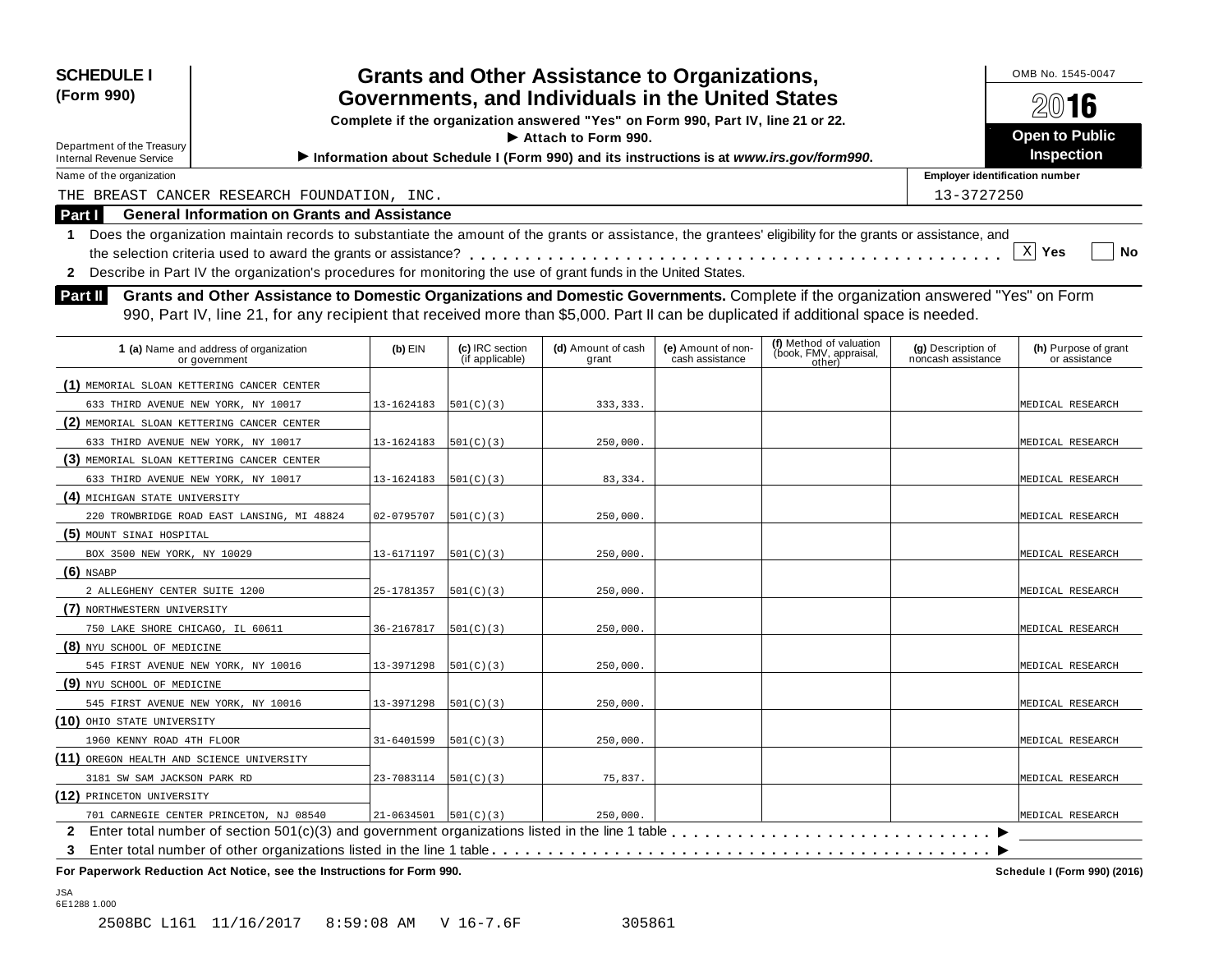**SCHEDULE I (Form 990)**

Department of the Treasury
Internal Revenue Service

# Grants and Other Assistance to Organizations, Governments, and Individuals in the United States

**Complete if the organization answered "Yes" on Form 990, Part IV, line 21 or 22.**

**► Attach to Form 990.**

**► Information about Schedule I (Form 990) and its instructions is at *www.irs.gov/form990*.**

OMB No. 1545-0047

**2016**

**Open to Public Inspection**

Name of the organization: THE BREAST CANCER RESEARCH FOUNDATION, INC.

Employer identification number: 13-3727250

## Part I General Information on Grants and Assistance

**1** Does the organization maintain records to substantiate the amount of the grants or assistance, the grantees' eligibility for the grants or assistance, and the selection criteria used to award the grants or assistance? . . . . . [X] Yes [ ] No

**2** Describe in Part IV the organization's procedures for monitoring the use of grant funds in the United States.

## Part II Grants and Other Assistance to Domestic Organizations and Domestic Governments.

Complete if the organization answered "Yes" on Form 990, Part IV, line 21, for any recipient that received more than $5,000. Part II can be duplicated if additional space is needed.

| 1 (a) Name and address of organization or government | (b) EIN | (c) IRC section (if applicable) | (d) Amount of cash grant | (e) Amount of non-cash assistance | (f) Method of valuation (book, FMV, appraisal, other) | (g) Description of noncash assistance | (h) Purpose of grant or assistance |
|---|---|---|---|---|---|---|---|
| (1) MEMORIAL SLOAN KETTERING CANCER CENTER 633 THIRD AVENUE NEW YORK, NY 10017 | 13-1624183 | 501(C)(3) | 333,333. | | | | MEDICAL RESEARCH |
| (2) MEMORIAL SLOAN KETTERING CANCER CENTER 633 THIRD AVENUE NEW YORK, NY 10017 | 13-1624183 | 501(C)(3) | 250,000. | | | | MEDICAL RESEARCH |
| (3) MEMORIAL SLOAN KETTERING CANCER CENTER 633 THIRD AVENUE NEW YORK, NY 10017 | 13-1624183 | 501(C)(3) | 83,334. | | | | MEDICAL RESEARCH |
| (4) MICHIGAN STATE UNIVERSITY 220 TROWBRIDGE ROAD EAST LANSING, MI 48824 | 02-0795707 | 501(C)(3) | 250,000. | | | | MEDICAL RESEARCH |
| (5) MOUNT SINAI HOSPITAL BOX 3500 NEW YORK, NY 10029 | 13-6171197 | 501(C)(3) | 250,000. | | | | MEDICAL RESEARCH |
| (6) NSABP 2 ALLEGHENY CENTER SUITE 1200 | 25-1781357 | 501(C)(3) | 250,000. | | | | MEDICAL RESEARCH |
| (7) NORTHWESTERN UNIVERSITY 750 LAKE SHORE CHICAGO, IL 60611 | 36-2167817 | 501(C)(3) | 250,000. | | | | MEDICAL RESEARCH |
| (8) NYU SCHOOL OF MEDICINE 545 FIRST AVENUE NEW YORK, NY 10016 | 13-3971298 | 501(C)(3) | 250,000. | | | | MEDICAL RESEARCH |
| (9) NYU SCHOOL OF MEDICINE 545 FIRST AVENUE NEW YORK, NY 10016 | 13-3971298 | 501(C)(3) | 250,000. | | | | MEDICAL RESEARCH |
| (10) OHIO STATE UNIVERSITY 1960 KENNY ROAD 4TH FLOOR | 31-6401599 | 501(C)(3) | 250,000. | | | | MEDICAL RESEARCH |
| (11) OREGON HEALTH AND SCIENCE UNIVERSITY 3181 SW SAM JACKSON PARK RD | 23-7083114 | 501(C)(3) | 75,837. | | | | MEDICAL RESEARCH |
| (12) PRINCETON UNIVERSITY 701 CARNEGIE CENTER PRINCETON, NJ 08540 | 21-0634501 | 501(C)(3) | 250,000. | | | | MEDICAL RESEARCH |

**2** Enter total number of section 501(c)(3) and government organizations listed in the line 1 table . . . . . ►

**3** Enter total number of other organizations listed in the line 1 table . . . . . ►

**For Paperwork Reduction Act Notice, see the Instructions for Form 990.** **Schedule I (Form 990) (2016)**

JSA
6E1288 1.000

2508BC L161 11/16/2017 8:59:08 AM V 16-7.6F 305861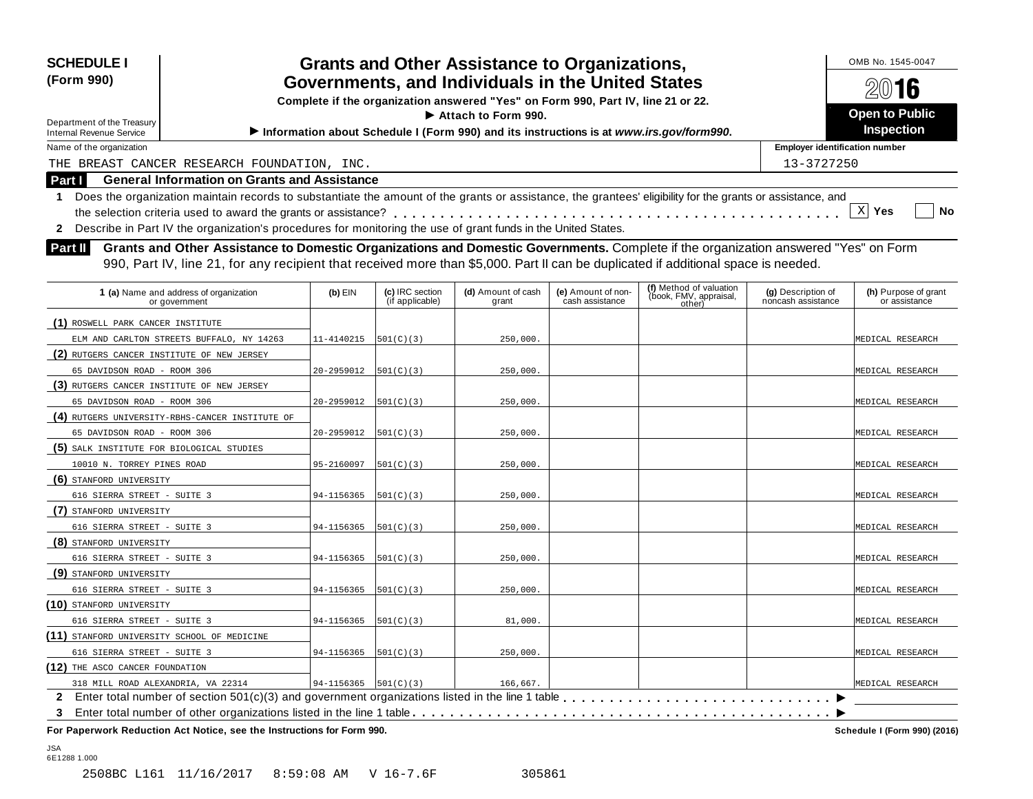**SCHEDULE I (Form 990)**

Department of the Treasury
Internal Revenue Service

# Grants and Other Assistance to Organizations, Governments, and Individuals in the United States

**Complete if the organization answered "Yes" on Form 990, Part IV, line 21 or 22.**
**▶ Attach to Form 990.**
**▶ Information about Schedule I (Form 990) and its instructions is at *www.irs.gov/form990*.**

OMB No. 1545-0047

**2016**

**Open to Public Inspection**

Name of the organization: THE BREAST CANCER RESEARCH FOUNDATION, INC.

Employer identification number: 13-3727250

## Part I General Information on Grants and Assistance

**1** Does the organization maintain records to substantiate the amount of the grants or assistance, the grantees' eligibility for the grants or assistance, and the selection criteria used to award the grants or assistance? . . . . . [X] Yes [ ] No

**2** Describe in Part IV the organization's procedures for monitoring the use of grant funds in the United States.

## Part II Grants and Other Assistance to Domestic Organizations and Domestic Governments.

Complete if the organization answered "Yes" on Form 990, Part IV, line 21, for any recipient that received more than $5,000. Part II can be duplicated if additional space is needed.

| 1 (a) Name and address of organization or government | (b) EIN | (c) IRC section (if applicable) | (d) Amount of cash grant | (e) Amount of non-cash assistance | (f) Method of valuation (book, FMV, appraisal, other) | (g) Description of noncash assistance | (h) Purpose of grant or assistance |
|---|---|---|---|---|---|---|---|
| (1) ROSWELL PARK CANCER INSTITUTE<br>ELM AND CARLTON STREETS BUFFALO, NY 14263 | 11-4140215 | 501(C)(3) | 250,000. | | | | MEDICAL RESEARCH |
| (2) RUTGERS CANCER INSTITUTE OF NEW JERSEY<br>65 DAVIDSON ROAD - ROOM 306 | 20-2959012 | 501(C)(3) | 250,000. | | | | MEDICAL RESEARCH |
| (3) RUTGERS CANCER INSTITUTE OF NEW JERSEY<br>65 DAVIDSON ROAD - ROOM 306 | 20-2959012 | 501(C)(3) | 250,000. | | | | MEDICAL RESEARCH |
| (4) RUTGERS UNIVERSITY-RBHS-CANCER INSTITUTE OF<br>65 DAVIDSON ROAD - ROOM 306 | 20-2959012 | 501(C)(3) | 250,000. | | | | MEDICAL RESEARCH |
| (5) SALK INSTITUTE FOR BIOLOGICAL STUDIES<br>10010 N. TORREY PINES ROAD | 95-2160097 | 501(C)(3) | 250,000. | | | | MEDICAL RESEARCH |
| (6) STANFORD UNIVERSITY<br>616 SIERRA STREET - SUITE 3 | 94-1156365 | 501(C)(3) | 250,000. | | | | MEDICAL RESEARCH |
| (7) STANFORD UNIVERSITY<br>616 SIERRA STREET - SUITE 3 | 94-1156365 | 501(C)(3) | 250,000. | | | | MEDICAL RESEARCH |
| (8) STANFORD UNIVERSITY<br>616 SIERRA STREET - SUITE 3 | 94-1156365 | 501(C)(3) | 250,000. | | | | MEDICAL RESEARCH |
| (9) STANFORD UNIVERSITY<br>616 SIERRA STREET - SUITE 3 | 94-1156365 | 501(C)(3) | 250,000. | | | | MEDICAL RESEARCH |
| (10) STANFORD UNIVERSITY<br>616 SIERRA STREET - SUITE 3 | 94-1156365 | 501(C)(3) | 81,000. | | | | MEDICAL RESEARCH |
| (11) STANFORD UNIVERSITY SCHOOL OF MEDICINE<br>616 SIERRA STREET - SUITE 3 | 94-1156365 | 501(C)(3) | 250,000. | | | | MEDICAL RESEARCH |
| (12) THE ASCO CANCER FOUNDATION<br>318 MILL ROAD ALEXANDRIA, VA 22314 | 94-1156365 | 501(C)(3) | 166,667. | | | | MEDICAL RESEARCH |

**2** Enter total number of section 501(c)(3) and government organizations listed in the line 1 table . . . . . ▶

**3** Enter total number of other organizations listed in the line 1 table . . . . . ▶

**For Paperwork Reduction Act Notice, see the Instructions for Form 990.** **Schedule I (Form 990) (2016)**

JSA
6E1288 1.000

2508BC L161 11/16/2017 8:59:08 AM V 16-7.6F 305861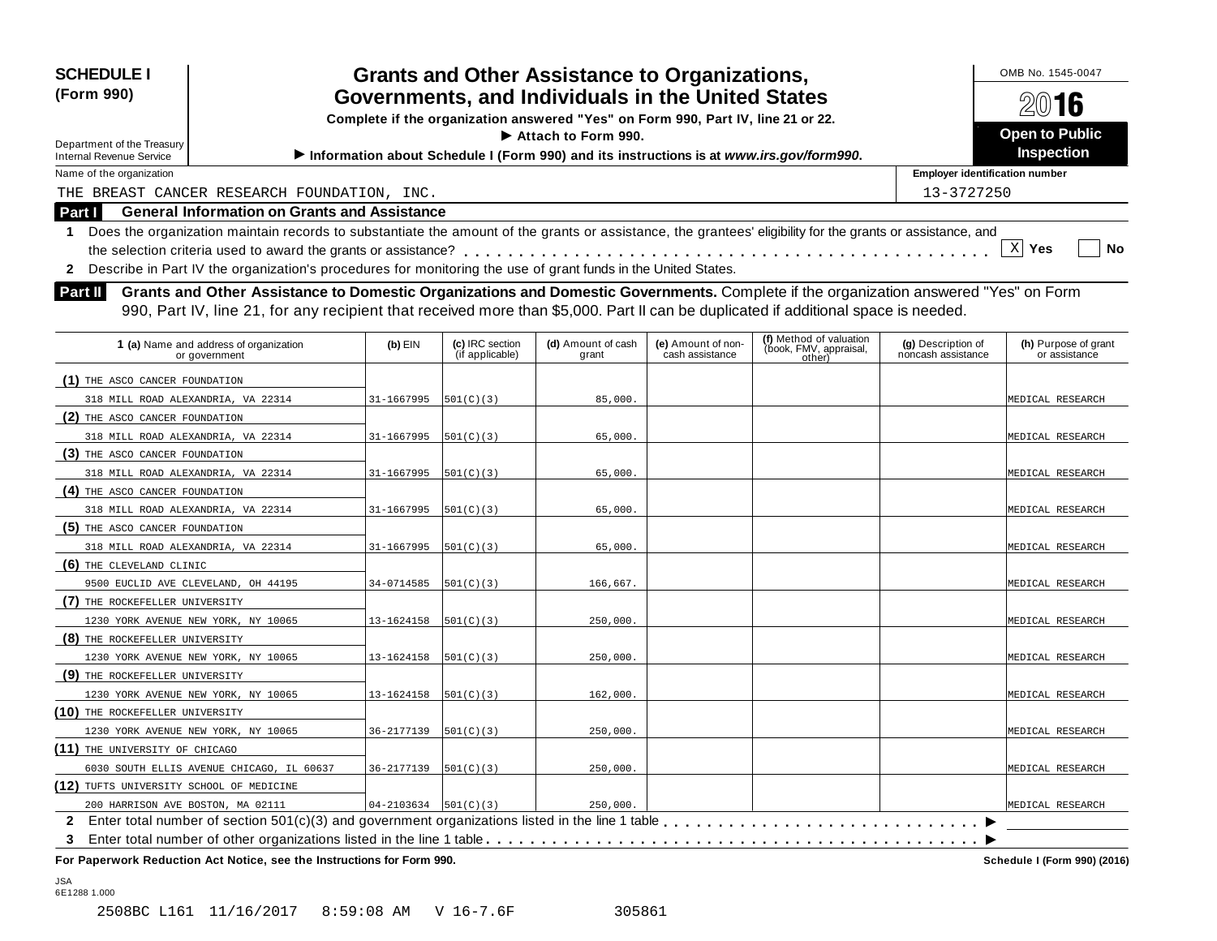**SCHEDULE I**
**(Form 990)**

Department of the Treasury
Internal Revenue Service

# Grants and Other Assistance to Organizations, Governments, and Individuals in the United States

**Complete if the organization answered "Yes" on Form 990, Part IV, line 21 or 22.**
**▶ Attach to Form 990.**
**▶ Information about Schedule I (Form 990) and its instructions is at *www.irs.gov/form990*.**

OMB No. 1545-0047
**2016**
**Open to Public Inspection**

Name of the organization: THE BREAST CANCER RESEARCH FOUNDATION, INC.
Employer identification number: 13-3727250

## Part I General Information on Grants and Assistance

**1** Does the organization maintain records to substantiate the amount of the grants or assistance, the grantees' eligibility for the grants or assistance, and the selection criteria used to award the grants or assistance? . . . . . . [X] Yes [ ] No

**2** Describe in Part IV the organization's procedures for monitoring the use of grant funds in the United States.

## Part II Grants and Other Assistance to Domestic Organizations and Domestic Governments.

Complete if the organization answered "Yes" on Form 990, Part IV, line 21, for any recipient that received more than $5,000. Part II can be duplicated if additional space is needed.

| 1 (a) Name and address of organization or government | (b) EIN | (c) IRC section (if applicable) | (d) Amount of cash grant | (e) Amount of non-cash assistance | (f) Method of valuation (book, FMV, appraisal, other) | (g) Description of noncash assistance | (h) Purpose of grant or assistance |
|---|---|---|---|---|---|---|---|
| (1) THE ASCO CANCER FOUNDATION<br>318 MILL ROAD ALEXANDRIA, VA 22314 | 31-1667995 | 501(C)(3) | 85,000. | | | | MEDICAL RESEARCH |
| (2) THE ASCO CANCER FOUNDATION<br>318 MILL ROAD ALEXANDRIA, VA 22314 | 31-1667995 | 501(C)(3) | 65,000. | | | | MEDICAL RESEARCH |
| (3) THE ASCO CANCER FOUNDATION<br>318 MILL ROAD ALEXANDRIA, VA 22314 | 31-1667995 | 501(C)(3) | 65,000. | | | | MEDICAL RESEARCH |
| (4) THE ASCO CANCER FOUNDATION<br>318 MILL ROAD ALEXANDRIA, VA 22314 | 31-1667995 | 501(C)(3) | 65,000. | | | | MEDICAL RESEARCH |
| (5) THE ASCO CANCER FOUNDATION<br>318 MILL ROAD ALEXANDRIA, VA 22314 | 31-1667995 | 501(C)(3) | 65,000. | | | | MEDICAL RESEARCH |
| (6) THE CLEVELAND CLINIC<br>9500 EUCLID AVE CLEVELAND, OH 44195 | 34-0714585 | 501(C)(3) | 166,667. | | | | MEDICAL RESEARCH |
| (7) THE ROCKEFELLER UNIVERSITY<br>1230 YORK AVENUE NEW YORK, NY 10065 | 13-1624158 | 501(C)(3) | 250,000. | | | | MEDICAL RESEARCH |
| (8) THE ROCKEFELLER UNIVERSITY<br>1230 YORK AVENUE NEW YORK, NY 10065 | 13-1624158 | 501(C)(3) | 250,000. | | | | MEDICAL RESEARCH |
| (9) THE ROCKEFELLER UNIVERSITY<br>1230 YORK AVENUE NEW YORK, NY 10065 | 13-1624158 | 501(C)(3) | 162,000. | | | | MEDICAL RESEARCH |
| (10) THE ROCKEFELLER UNIVERSITY<br>1230 YORK AVENUE NEW YORK, NY 10065 | 36-2177139 | 501(C)(3) | 250,000. | | | | MEDICAL RESEARCH |
| (11) THE UNIVERSITY OF CHICAGO<br>6030 SOUTH ELLIS AVENUE CHICAGO, IL 60637 | 36-2177139 | 501(C)(3) | 250,000. | | | | MEDICAL RESEARCH |
| (12) TUFTS UNIVERSITY SCHOOL OF MEDICINE<br>200 HARRISON AVE BOSTON, MA 02111 | 04-2103634 | 501(C)(3) | 250,000. | | | | MEDICAL RESEARCH |

**2** Enter total number of section 501(c)(3) and government organizations listed in the line 1 table . . . . . . ▶

**3** Enter total number of other organizations listed in the line 1 table . . . . . . ▶

**For Paperwork Reduction Act Notice, see the Instructions for Form 990.** **Schedule I (Form 990) (2016)**

JSA
6E1288 1.000

2508BC L161 11/16/2017 8:59:08 AM V 16-7.6F 305861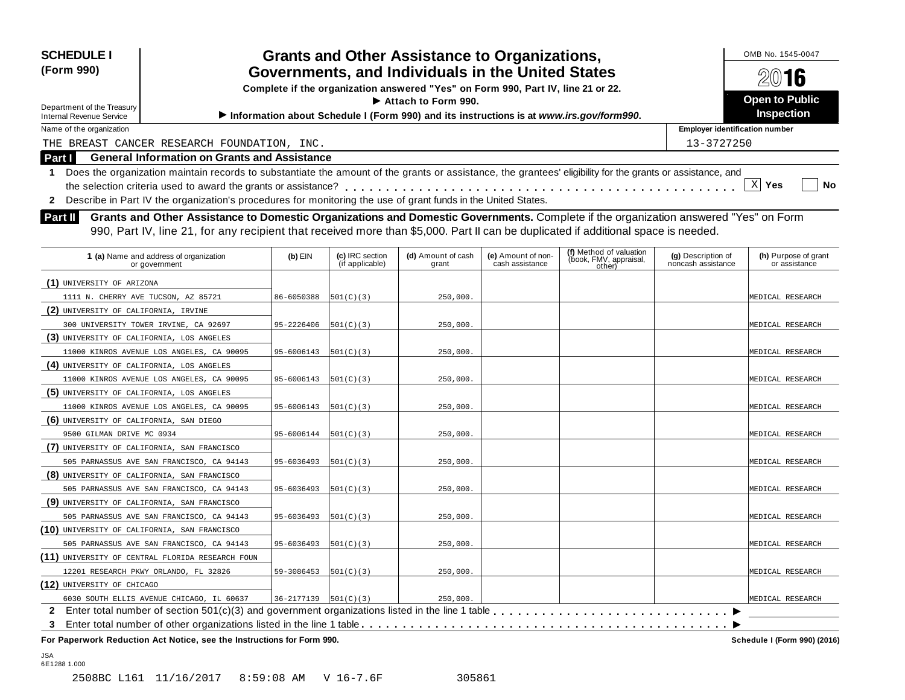**SCHEDULE I (Form 990)**

Department of the Treasury
Internal Revenue Service

# Grants and Other Assistance to Organizations, Governments, and Individuals in the United States

**Complete if the organization answered "Yes" on Form 990, Part IV, line 21 or 22.**

**▶ Attach to Form 990.**

**▶ Information about Schedule I (Form 990) and its instructions is at *www.irs.gov/form990*.**

OMB No. 1545-0047

**2016**

**Open to Public Inspection**

Name of the organization: THE BREAST CANCER RESEARCH FOUNDATION, INC.

Employer identification number: 13-3727250

## Part I General Information on Grants and Assistance

1 Does the organization maintain records to substantiate the amount of the grants or assistance, the grantees' eligibility for the grants or assistance, and the selection criteria used to award the grants or assistance? . . . . . . [X] Yes [ ] No

2 Describe in Part IV the organization's procedures for monitoring the use of grant funds in the United States.

## Part II Grants and Other Assistance to Domestic Organizations and Domestic Governments.

Complete if the organization answered "Yes" on Form 990, Part IV, line 21, for any recipient that received more than $5,000. Part II can be duplicated if additional space is needed.

| 1 (a) Name and address of organization or government | (b) EIN | (c) IRC section (if applicable) | (d) Amount of cash grant | (e) Amount of non-cash assistance | (f) Method of valuation (book, FMV, appraisal, other) | (g) Description of noncash assistance | (h) Purpose of grant or assistance |
|---|---|---|---|---|---|---|---|
| (1) UNIVERSITY OF ARIZONA 1111 N. CHERRY AVE TUCSON, AZ 85721 | 86-6050388 | 501(C)(3) | 250,000. | | | | MEDICAL RESEARCH |
| (2) UNIVERSITY OF CALIFORNIA, IRVINE 300 UNIVERSITY TOWER IRVINE, CA 92697 | 95-2226406 | 501(C)(3) | 250,000. | | | | MEDICAL RESEARCH |
| (3) UNIVERSITY OF CALIFORNIA, LOS ANGELES 11000 KINROS AVENUE LOS ANGELES, CA 90095 | 95-6006143 | 501(C)(3) | 250,000. | | | | MEDICAL RESEARCH |
| (4) UNIVERSITY OF CALIFORNIA, LOS ANGELES 11000 KINROS AVENUE LOS ANGELES, CA 90095 | 95-6006143 | 501(C)(3) | 250,000. | | | | MEDICAL RESEARCH |
| (5) UNIVERSITY OF CALIFORNIA, LOS ANGELES 11000 KINROS AVENUE LOS ANGELES, CA 90095 | 95-6006143 | 501(C)(3) | 250,000. | | | | MEDICAL RESEARCH |
| (6) UNIVERSITY OF CALIFORNIA, SAN DIEGO 9500 GILMAN DRIVE MC 0934 | 95-6006144 | 501(C)(3) | 250,000. | | | | MEDICAL RESEARCH |
| (7) UNIVERSITY OF CALIFORNIA, SAN FRANCISCO 505 PARNASSUS AVE SAN FRANCISCO, CA 94143 | 95-6036493 | 501(C)(3) | 250,000. | | | | MEDICAL RESEARCH |
| (8) UNIVERSITY OF CALIFORNIA, SAN FRANCISCO 505 PARNASSUS AVE SAN FRANCISCO, CA 94143 | 95-6036493 | 501(C)(3) | 250,000. | | | | MEDICAL RESEARCH |
| (9) UNIVERSITY OF CALIFORNIA, SAN FRANCISCO 505 PARNASSUS AVE SAN FRANCISCO, CA 94143 | 95-6036493 | 501(C)(3) | 250,000. | | | | MEDICAL RESEARCH |
| (10) UNIVERSITY OF CALIFORNIA, SAN FRANCISCO 505 PARNASSUS AVE SAN FRANCISCO, CA 94143 | 95-6036493 | 501(C)(3) | 250,000. | | | | MEDICAL RESEARCH |
| (11) UNIVERSITY OF CENTRAL FLORIDA RESEARCH FOUN 12201 RESEARCH PKWY ORLANDO, FL 32826 | 59-3086453 | 501(C)(3) | 250,000. | | | | MEDICAL RESEARCH |
| (12) UNIVERSITY OF CHICAGO 6030 SOUTH ELLIS AVENUE CHICAGO, IL 60637 | 36-2177139 | 501(C)(3) | 250,000. | | | | MEDICAL RESEARCH |

2 Enter total number of section 501(c)(3) and government organizations listed in the line 1 table . . . . . . ▶

3 Enter total number of other organizations listed in the line 1 table . . . . . . ▶

**For Paperwork Reduction Act Notice, see the Instructions for Form 990.** **Schedule I (Form 990) (2016)**

JSA
6E1288 1.000

2508BC L161 11/16/2017 8:59:08 AM V 16-7.6F 305861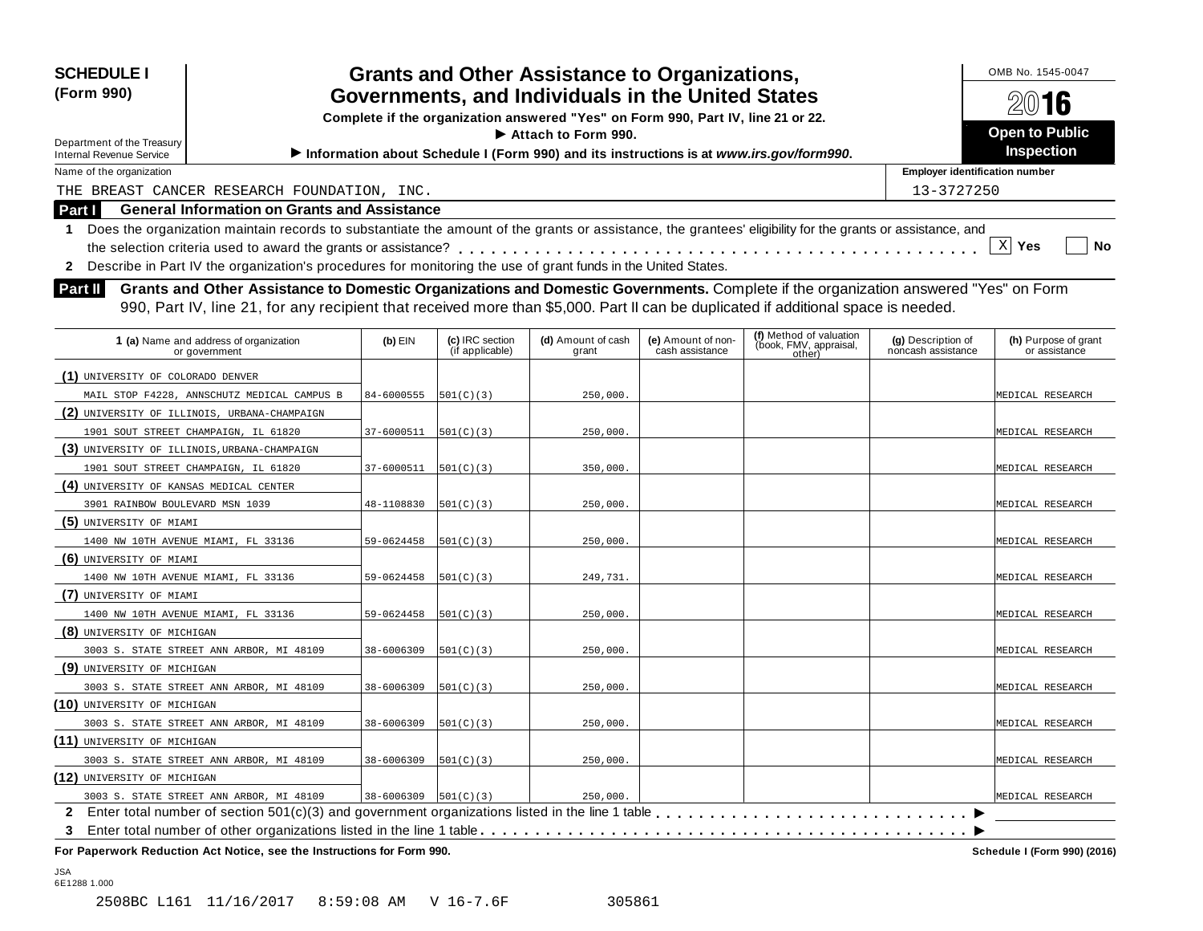**SCHEDULE I**
**(Form 990)**

Department of the Treasury
Internal Revenue Service

# Grants and Other Assistance to Organizations, Governments, and Individuals in the United States

**Complete if the organization answered "Yes" on Form 990, Part IV, line 21 or 22.**
**▶ Attach to Form 990.**
**▶ Information about Schedule I (Form 990) and its instructions is at *www.irs.gov/form990*.**

OMB No. 1545-0047
**2016**
**Open to Public Inspection**

Name of the organization: THE BREAST CANCER RESEARCH FOUNDATION, INC.
Employer identification number: 13-3727250

## Part I General Information on Grants and Assistance

**1** Does the organization maintain records to substantiate the amount of the grants or assistance, the grantees' eligibility for the grants or assistance, and the selection criteria used to award the grants or assistance? . . . . . . . . . . [X] **Yes** [ ] **No**

**2** Describe in Part IV the organization's procedures for monitoring the use of grant funds in the United States.

## Part II Grants and Other Assistance to Domestic Organizations and Domestic Governments.

Complete if the organization answered "Yes" on Form 990, Part IV, line 21, for any recipient that received more than $5,000. Part II can be duplicated if additional space is needed.

| 1 (a) Name and address of organization or government | (b) EIN | (c) IRC section (if applicable) | (d) Amount of cash grant | (e) Amount of non-cash assistance | (f) Method of valuation (book, FMV, appraisal, other) | (g) Description of noncash assistance | (h) Purpose of grant or assistance |
|---|---|---|---|---|---|---|---|
| (1) UNIVERSITY OF COLORADO DENVER MAIL STOP F4228, ANNSCHUTZ MEDICAL CAMPUS B | 84-6000555 | 501(C)(3) | 250,000. | | | | MEDICAL RESEARCH |
| (2) UNIVERSITY OF ILLINOIS, URBANA-CHAMPAIGN 1901 SOUT STREET CHAMPAIGN, IL 61820 | 37-6000511 | 501(C)(3) | 250,000. | | | | MEDICAL RESEARCH |
| (3) UNIVERSITY OF ILLINOIS,URBANA-CHAMPAIGN 1901 SOUT STREET CHAMPAIGN, IL 61820 | 37-6000511 | 501(C)(3) | 350,000. | | | | MEDICAL RESEARCH |
| (4) UNIVERSITY OF KANSAS MEDICAL CENTER 3901 RAINBOW BOULEVARD MSN 1039 | 48-1108830 | 501(C)(3) | 250,000. | | | | MEDICAL RESEARCH |
| (5) UNIVERSITY OF MIAMI 1400 NW 10TH AVENUE MIAMI, FL 33136 | 59-0624458 | 501(C)(3) | 250,000. | | | | MEDICAL RESEARCH |
| (6) UNIVERSITY OF MIAMI 1400 NW 10TH AVENUE MIAMI, FL 33136 | 59-0624458 | 501(C)(3) | 249,731. | | | | MEDICAL RESEARCH |
| (7) UNIVERSITY OF MIAMI 1400 NW 10TH AVENUE MIAMI, FL 33136 | 59-0624458 | 501(C)(3) | 250,000. | | | | MEDICAL RESEARCH |
| (8) UNIVERSITY OF MICHIGAN 3003 S. STATE STREET ANN ARBOR, MI 48109 | 38-6006309 | 501(C)(3) | 250,000. | | | | MEDICAL RESEARCH |
| (9) UNIVERSITY OF MICHIGAN 3003 S. STATE STREET ANN ARBOR, MI 48109 | 38-6006309 | 501(C)(3) | 250,000. | | | | MEDICAL RESEARCH |
| (10) UNIVERSITY OF MICHIGAN 3003 S. STATE STREET ANN ARBOR, MI 48109 | 38-6006309 | 501(C)(3) | 250,000. | | | | MEDICAL RESEARCH |
| (11) UNIVERSITY OF MICHIGAN 3003 S. STATE STREET ANN ARBOR, MI 48109 | 38-6006309 | 501(C)(3) | 250,000. | | | | MEDICAL RESEARCH |
| (12) UNIVERSITY OF MICHIGAN 3003 S. STATE STREET ANN ARBOR, MI 48109 | 38-6006309 | 501(C)(3) | 250,000. | | | | MEDICAL RESEARCH |

**2** Enter total number of section 501(c)(3) and government organizations listed in the line 1 table . . . . . . . . . . ▶

**3** Enter total number of other organizations listed in the line 1 table . . . . . . . . . . ▶

**For Paperwork Reduction Act Notice, see the Instructions for Form 990.** **Schedule I (Form 990) (2016)**

JSA
6E1288 1.000

2508BC L161 11/16/2017 8:59:08 AM V 16-7.6F 305861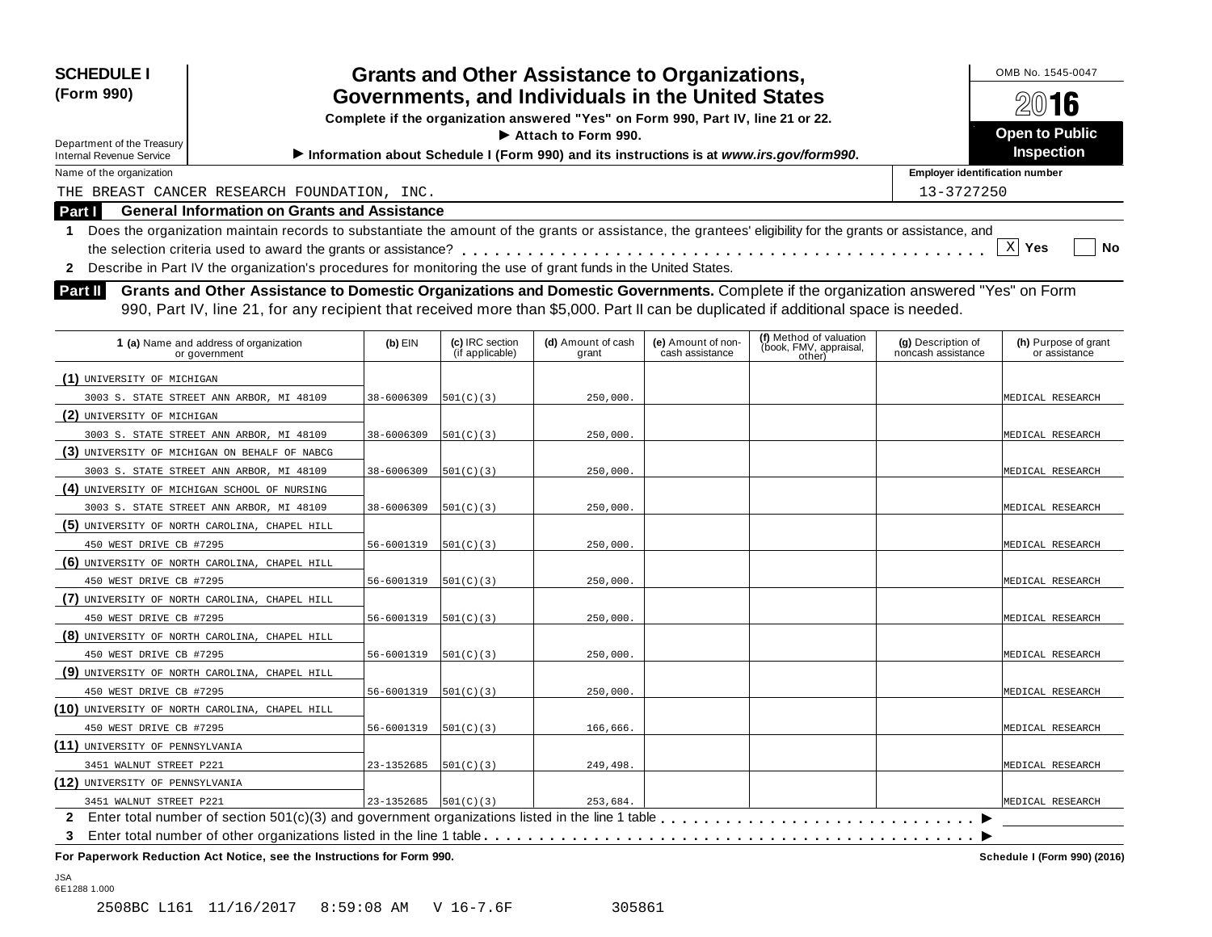**SCHEDULE I (Form 990)**

Department of the Treasury
Internal Revenue Service

# Grants and Other Assistance to Organizations, Governments, and Individuals in the United States

**Complete if the organization answered "Yes" on Form 990, Part IV, line 21 or 22.**

▶ Attach to Form 990.

▶ Information about Schedule I (Form 990) and its instructions is at *www.irs.gov/form990*.

OMB No. 1545-0047

**2016**

**Open to Public Inspection**

Name of the organization: THE BREAST CANCER RESEARCH FOUNDATION, INC.

Employer identification number: 13-3727250

## Part I General Information on Grants and Assistance

1 Does the organization maintain records to substantiate the amount of the grants or assistance, the grantees' eligibility for the grants or assistance, and the selection criteria used to award the grants or assistance? . . . [X] Yes [ ] No

2 Describe in Part IV the organization's procedures for monitoring the use of grant funds in the United States.

## Part II Grants and Other Assistance to Domestic Organizations and Domestic Governments.

Complete if the organization answered "Yes" on Form 990, Part IV, line 21, for any recipient that received more than $5,000. Part II can be duplicated if additional space is needed.

| 1 (a) Name and address of organization or government | (b) EIN | (c) IRC section (if applicable) | (d) Amount of cash grant | (e) Amount of non-cash assistance | (f) Method of valuation (book, FMV, appraisal, other) | (g) Description of noncash assistance | (h) Purpose of grant or assistance |
|---|---|---|---|---|---|---|---|
| (1) UNIVERSITY OF MICHIGAN<br>3003 S. STATE STREET ANN ARBOR, MI 48109 | 38-6006309 | 501(C)(3) | 250,000. | | | | MEDICAL RESEARCH |
| (2) UNIVERSITY OF MICHIGAN<br>3003 S. STATE STREET ANN ARBOR, MI 48109 | 38-6006309 | 501(C)(3) | 250,000. | | | | MEDICAL RESEARCH |
| (3) UNIVERSITY OF MICHIGAN ON BEHALF OF NABCG<br>3003 S. STATE STREET ANN ARBOR, MI 48109 | 38-6006309 | 501(C)(3) | 250,000. | | | | MEDICAL RESEARCH |
| (4) UNIVERSITY OF MICHIGAN SCHOOL OF NURSING<br>3003 S. STATE STREET ANN ARBOR, MI 48109 | 38-6006309 | 501(C)(3) | 250,000. | | | | MEDICAL RESEARCH |
| (5) UNIVERSITY OF NORTH CAROLINA, CHAPEL HILL<br>450 WEST DRIVE CB #7295 | 56-6001319 | 501(C)(3) | 250,000. | | | | MEDICAL RESEARCH |
| (6) UNIVERSITY OF NORTH CAROLINA, CHAPEL HILL<br>450 WEST DRIVE CB #7295 | 56-6001319 | 501(C)(3) | 250,000. | | | | MEDICAL RESEARCH |
| (7) UNIVERSITY OF NORTH CAROLINA, CHAPEL HILL<br>450 WEST DRIVE CB #7295 | 56-6001319 | 501(C)(3) | 250,000. | | | | MEDICAL RESEARCH |
| (8) UNIVERSITY OF NORTH CAROLINA, CHAPEL HILL<br>450 WEST DRIVE CB #7295 | 56-6001319 | 501(C)(3) | 250,000. | | | | MEDICAL RESEARCH |
| (9) UNIVERSITY OF NORTH CAROLINA, CHAPEL HILL<br>450 WEST DRIVE CB #7295 | 56-6001319 | 501(C)(3) | 250,000. | | | | MEDICAL RESEARCH |
| (10) UNIVERSITY OF NORTH CAROLINA, CHAPEL HILL<br>450 WEST DRIVE CB #7295 | 56-6001319 | 501(C)(3) | 166,666. | | | | MEDICAL RESEARCH |
| (11) UNIVERSITY OF PENNSYLVANIA<br>3451 WALNUT STREET P221 | 23-1352685 | 501(C)(3) | 249,498. | | | | MEDICAL RESEARCH |
| (12) UNIVERSITY OF PENNSYLVANIA<br>3451 WALNUT STREET P221 | 23-1352685 | 501(C)(3) | 253,684. | | | | MEDICAL RESEARCH |

2 Enter total number of section 501(c)(3) and government organizations listed in the line 1 table . . . ▶

3 Enter total number of other organizations listed in the line 1 table . . . ▶

**For Paperwork Reduction Act Notice, see the Instructions for Form 990.** **Schedule I (Form 990) (2016)**

JSA
6E1288 1.000

2508BC L161 11/16/2017 8:59:08 AM V 16-7.6F 305861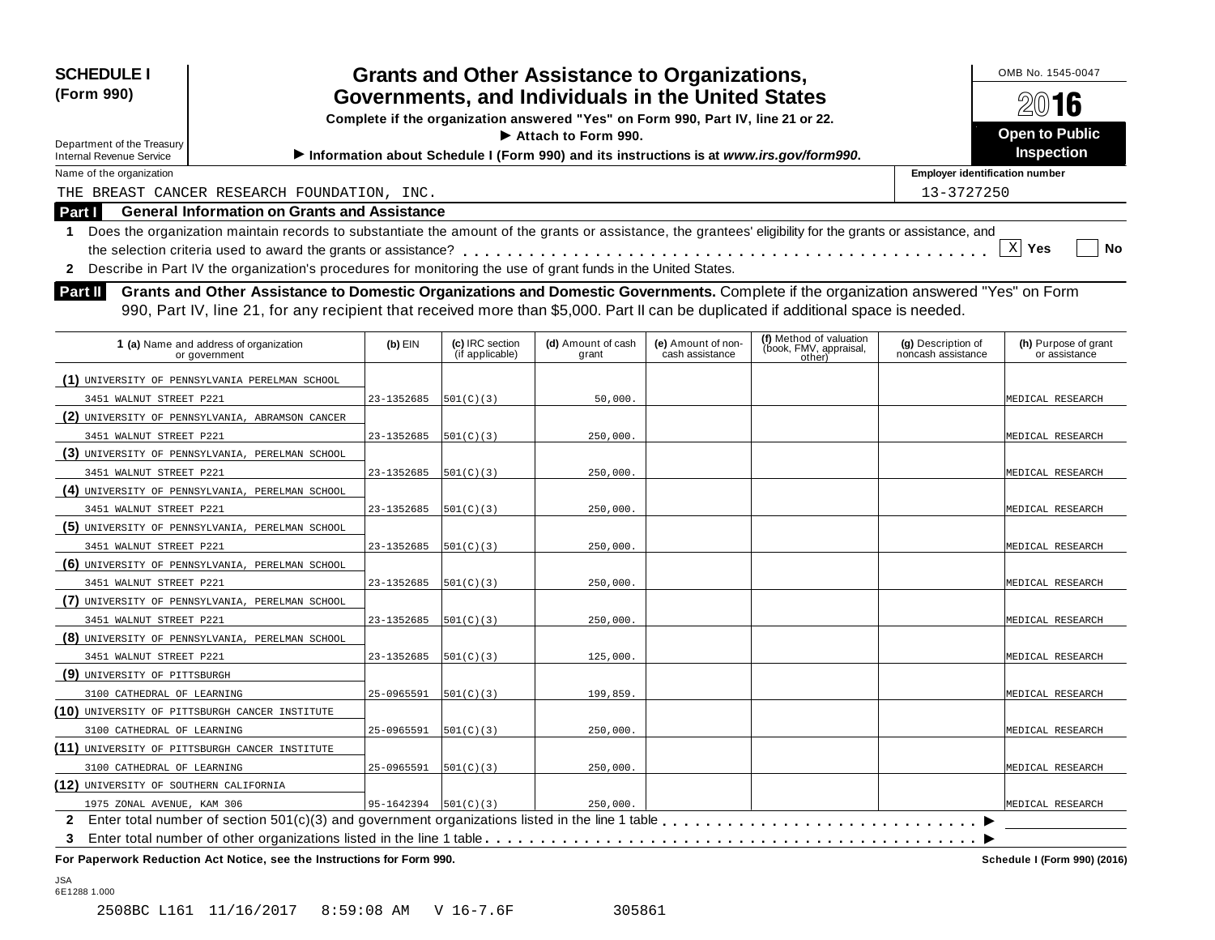**SCHEDULE I (Form 990)**

Department of the Treasury
Internal Revenue Service

# Grants and Other Assistance to Organizations, Governments, and Individuals in the United States

**Complete if the organization answered "Yes" on Form 990, Part IV, line 21 or 22.**
**▶ Attach to Form 990.**
**▶ Information about Schedule I (Form 990) and its instructions is at *www.irs.gov/form990*.**

OMB No. 1545-0047

**2016**

**Open to Public Inspection**

Name of the organization: THE BREAST CANCER RESEARCH FOUNDATION, INC.

Employer identification number: 13-3727250

## Part I General Information on Grants and Assistance

**1** Does the organization maintain records to substantiate the amount of the grants or assistance, the grantees' eligibility for the grants or assistance, and the selection criteria used to award the grants or assistance? . . . . . . [X] Yes [ ] No

**2** Describe in Part IV the organization's procedures for monitoring the use of grant funds in the United States.

## Part II Grants and Other Assistance to Domestic Organizations and Domestic Governments.

Complete if the organization answered "Yes" on Form 990, Part IV, line 21, for any recipient that received more than $5,000. Part II can be duplicated if additional space is needed.

| 1 (a) Name and address of organization or government | (b) EIN | (c) IRC section (if applicable) | (d) Amount of cash grant | (e) Amount of non-cash assistance | (f) Method of valuation (book, FMV, appraisal, other) | (g) Description of noncash assistance | (h) Purpose of grant or assistance |
|---|---|---|---|---|---|---|---|
| (1) UNIVERSITY OF PENNSYLVANIA PERELMAN SCHOOL<br>3451 WALNUT STREET P221 | 23-1352685 | 501(C)(3) | 50,000. | | | | MEDICAL RESEARCH |
| (2) UNIVERSITY OF PENNSYLVANIA, ABRAMSON CANCER<br>3451 WALNUT STREET P221 | 23-1352685 | 501(C)(3) | 250,000. | | | | MEDICAL RESEARCH |
| (3) UNIVERSITY OF PENNSYLVANIA, PERELMAN SCHOOL<br>3451 WALNUT STREET P221 | 23-1352685 | 501(C)(3) | 250,000. | | | | MEDICAL RESEARCH |
| (4) UNIVERSITY OF PENNSYLVANIA, PERELMAN SCHOOL<br>3451 WALNUT STREET P221 | 23-1352685 | 501(C)(3) | 250,000. | | | | MEDICAL RESEARCH |
| (5) UNIVERSITY OF PENNSYLVANIA, PERELMAN SCHOOL<br>3451 WALNUT STREET P221 | 23-1352685 | 501(C)(3) | 250,000. | | | | MEDICAL RESEARCH |
| (6) UNIVERSITY OF PENNSYLVANIA, PERELMAN SCHOOL<br>3451 WALNUT STREET P221 | 23-1352685 | 501(C)(3) | 250,000. | | | | MEDICAL RESEARCH |
| (7) UNIVERSITY OF PENNSYLVANIA, PERELMAN SCHOOL<br>3451 WALNUT STREET P221 | 23-1352685 | 501(C)(3) | 250,000. | | | | MEDICAL RESEARCH |
| (8) UNIVERSITY OF PENNSYLVANIA, PERELMAN SCHOOL<br>3451 WALNUT STREET P221 | 23-1352685 | 501(C)(3) | 125,000. | | | | MEDICAL RESEARCH |
| (9) UNIVERSITY OF PITTSBURGH<br>3100 CATHEDRAL OF LEARNING | 25-0965591 | 501(C)(3) | 199,859. | | | | MEDICAL RESEARCH |
| (10) UNIVERSITY OF PITTSBURGH CANCER INSTITUTE<br>3100 CATHEDRAL OF LEARNING | 25-0965591 | 501(C)(3) | 250,000. | | | | MEDICAL RESEARCH |
| (11) UNIVERSITY OF PITTSBURGH CANCER INSTITUTE<br>3100 CATHEDRAL OF LEARNING | 25-0965591 | 501(C)(3) | 250,000. | | | | MEDICAL RESEARCH |
| (12) UNIVERSITY OF SOUTHERN CALIFORNIA<br>1975 ZONAL AVENUE, KAM 306 | 95-1642394 | 501(C)(3) | 250,000. | | | | MEDICAL RESEARCH |

**2** Enter total number of section 501(c)(3) and government organizations listed in the line 1 table . . . . . . ▶

**3** Enter total number of other organizations listed in the line 1 table . . . . . . ▶

**For Paperwork Reduction Act Notice, see the Instructions for Form 990.** **Schedule I (Form 990) (2016)**

JSA
6E1288 1.000

2508BC L161 11/16/2017 8:59:08 AM V 16-7.6F 305861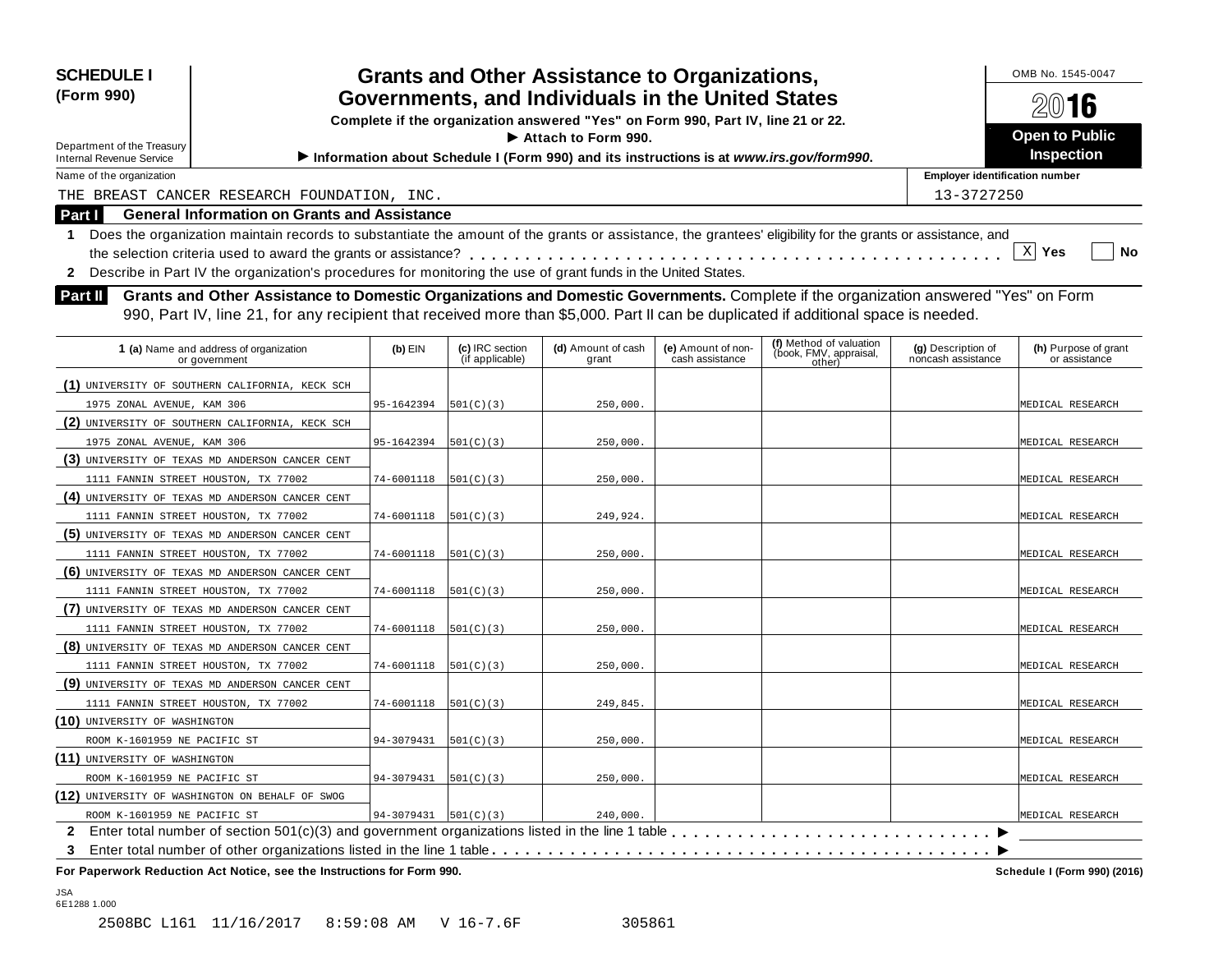**SCHEDULE I (Form 990)**

Department of the Treasury
Internal Revenue Service

# Grants and Other Assistance to Organizations, Governments, and Individuals in the United States

**Complete if the organization answered "Yes" on Form 990, Part IV, line 21 or 22.**
**▶ Attach to Form 990.**
**▶ Information about Schedule I (Form 990) and its instructions is at *www.irs.gov/form990*.**

OMB No. 1545-0047

**2016**

**Open to Public Inspection**

Name of the organization: THE BREAST CANCER RESEARCH FOUNDATION, INC.

Employer identification number: 13-3727250

## Part I General Information on Grants and Assistance

**1** Does the organization maintain records to substantiate the amount of the grants or assistance, the grantees' eligibility for the grants or assistance, and the selection criteria used to award the grants or assistance? . . . . . . . . [X] Yes [ ] No

**2** Describe in Part IV the organization's procedures for monitoring the use of grant funds in the United States.

## Part II Grants and Other Assistance to Domestic Organizations and Domestic Governments.

Complete if the organization answered "Yes" on Form 990, Part IV, line 21, for any recipient that received more than $5,000. Part II can be duplicated if additional space is needed.

| 1 (a) Name and address of organization or government | (b) EIN | (c) IRC section (if applicable) | (d) Amount of cash grant | (e) Amount of non-cash assistance | (f) Method of valuation (book, FMV, appraisal, other) | (g) Description of noncash assistance | (h) Purpose of grant or assistance |
|---|---|---|---|---|---|---|---|
| (1) UNIVERSITY OF SOUTHERN CALIFORNIA, KECK SCH 1975 ZONAL AVENUE, KAM 306 | 95-1642394 | 501(C)(3) | 250,000. | | | | MEDICAL RESEARCH |
| (2) UNIVERSITY OF SOUTHERN CALIFORNIA, KECK SCH 1975 ZONAL AVENUE, KAM 306 | 95-1642394 | 501(C)(3) | 250,000. | | | | MEDICAL RESEARCH |
| (3) UNIVERSITY OF TEXAS MD ANDERSON CANCER CENT 1111 FANNIN STREET HOUSTON, TX 77002 | 74-6001118 | 501(C)(3) | 250,000. | | | | MEDICAL RESEARCH |
| (4) UNIVERSITY OF TEXAS MD ANDERSON CANCER CENT 1111 FANNIN STREET HOUSTON, TX 77002 | 74-6001118 | 501(C)(3) | 249,924. | | | | MEDICAL RESEARCH |
| (5) UNIVERSITY OF TEXAS MD ANDERSON CANCER CENT 1111 FANNIN STREET HOUSTON, TX 77002 | 74-6001118 | 501(C)(3) | 250,000. | | | | MEDICAL RESEARCH |
| (6) UNIVERSITY OF TEXAS MD ANDERSON CANCER CENT 1111 FANNIN STREET HOUSTON, TX 77002 | 74-6001118 | 501(C)(3) | 250,000. | | | | MEDICAL RESEARCH |
| (7) UNIVERSITY OF TEXAS MD ANDERSON CANCER CENT 1111 FANNIN STREET HOUSTON, TX 77002 | 74-6001118 | 501(C)(3) | 250,000. | | | | MEDICAL RESEARCH |
| (8) UNIVERSITY OF TEXAS MD ANDERSON CANCER CENT 1111 FANNIN STREET HOUSTON, TX 77002 | 74-6001118 | 501(C)(3) | 250,000. | | | | MEDICAL RESEARCH |
| (9) UNIVERSITY OF TEXAS MD ANDERSON CANCER CENT 1111 FANNIN STREET HOUSTON, TX 77002 | 74-6001118 | 501(C)(3) | 249,845. | | | | MEDICAL RESEARCH |
| (10) UNIVERSITY OF WASHINGTON ROOM K-1601959 NE PACIFIC ST | 94-3079431 | 501(C)(3) | 250,000. | | | | MEDICAL RESEARCH |
| (11) UNIVERSITY OF WASHINGTON ROOM K-1601959 NE PACIFIC ST | 94-3079431 | 501(C)(3) | 250,000. | | | | MEDICAL RESEARCH |
| (12) UNIVERSITY OF WASHINGTON ON BEHALF OF SWOG ROOM K-1601959 NE PACIFIC ST | 94-3079431 | 501(C)(3) | 240,000. | | | | MEDICAL RESEARCH |

**2** Enter total number of section 501(c)(3) and government organizations listed in the line 1 table . . . . . . . . ▶

**3** Enter total number of other organizations listed in the line 1 table . . . . . . . . ▶

**For Paperwork Reduction Act Notice, see the Instructions for Form 990.** Schedule I (Form 990) (2016)

JSA
6E1288 1.000

2508BC L161 11/16/2017 8:59:08 AM V 16-7.6F 305861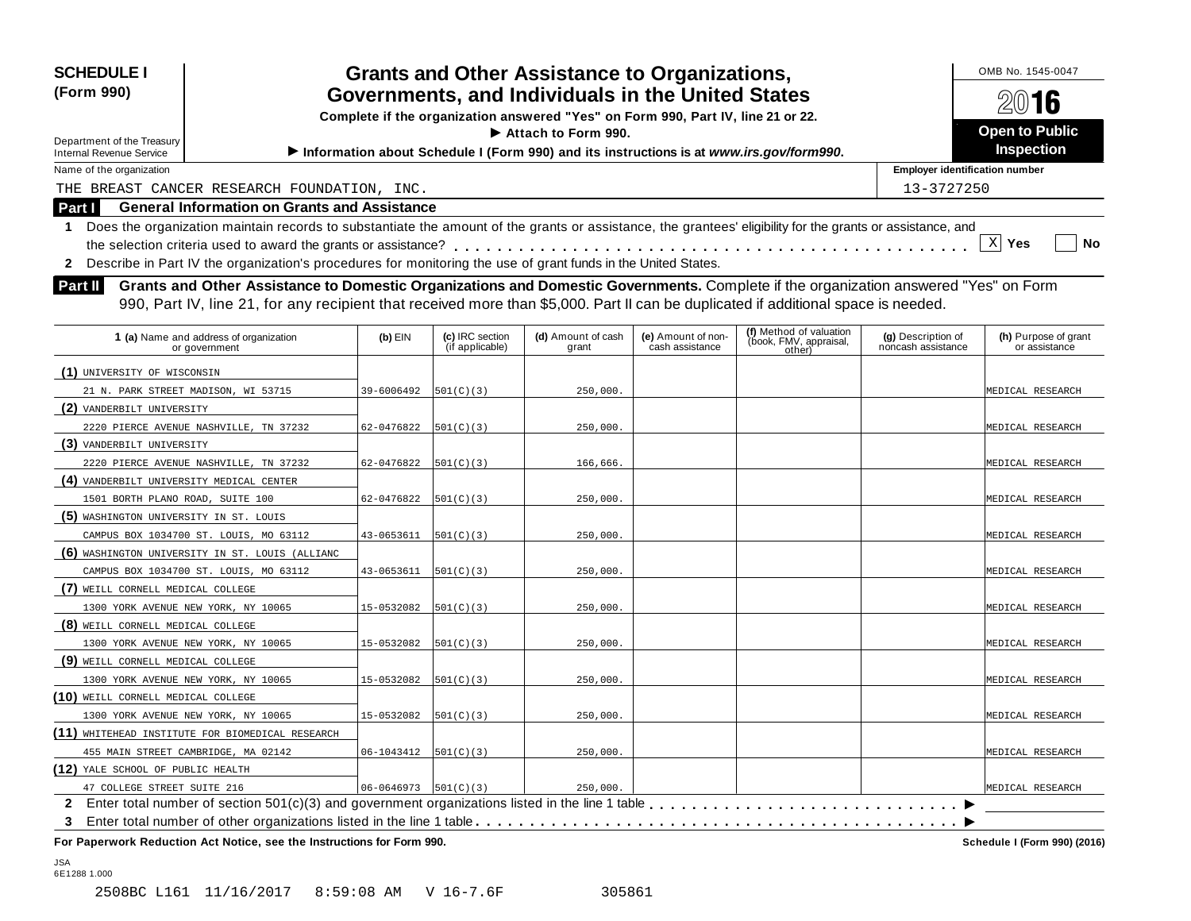**SCHEDULE I (Form 990)**

Department of the Treasury
Internal Revenue Service

# Grants and Other Assistance to Organizations, Governments, and Individuals in the United States

**Complete if the organization answered "Yes" on Form 990, Part IV, line 21 or 22.**
**▶ Attach to Form 990.**
**▶ Information about Schedule I (Form 990) and its instructions is at *www.irs.gov/form990*.**

OMB No. 1545-0047

**2016**

**Open to Public Inspection**

Name of the organization: THE BREAST CANCER RESEARCH FOUNDATION, INC.

Employer identification number: 13-3727250

## Part I General Information on Grants and Assistance

1 Does the organization maintain records to substantiate the amount of the grants or assistance, the grantees' eligibility for the grants or assistance, and the selection criteria used to award the grants or assistance? . . . . . [X] Yes [ ] No

2 Describe in Part IV the organization's procedures for monitoring the use of grant funds in the United States.

## Part II Grants and Other Assistance to Domestic Organizations and Domestic Governments.

Complete if the organization answered "Yes" on Form 990, Part IV, line 21, for any recipient that received more than $5,000. Part II can be duplicated if additional space is needed.

| 1 (a) Name and address of organization or government | (b) EIN | (c) IRC section (if applicable) | (d) Amount of cash grant | (e) Amount of non-cash assistance | (f) Method of valuation (book, FMV, appraisal, other) | (g) Description of noncash assistance | (h) Purpose of grant or assistance |
|---|---|---|---|---|---|---|---|
| (1) UNIVERSITY OF WISCONSIN<br>21 N. PARK STREET MADISON, WI 53715 | 39-6006492 | 501(C)(3) | 250,000. | | | | MEDICAL RESEARCH |
| (2) VANDERBILT UNIVERSITY<br>2220 PIERCE AVENUE NASHVILLE, TN 37232 | 62-0476822 | 501(C)(3) | 250,000. | | | | MEDICAL RESEARCH |
| (3) VANDERBILT UNIVERSITY<br>2220 PIERCE AVENUE NASHVILLE, TN 37232 | 62-0476822 | 501(C)(3) | 166,666. | | | | MEDICAL RESEARCH |
| (4) VANDERBILT UNIVERSITY MEDICAL CENTER<br>1501 BORTH PLANO ROAD, SUITE 100 | 62-0476822 | 501(C)(3) | 250,000. | | | | MEDICAL RESEARCH |
| (5) WASHINGTON UNIVERSITY IN ST. LOUIS<br>CAMPUS BOX 1034700 ST. LOUIS, MO 63112 | 43-0653611 | 501(C)(3) | 250,000. | | | | MEDICAL RESEARCH |
| (6) WASHINGTON UNIVERSITY IN ST. LOUIS (ALLIANC<br>CAMPUS BOX 1034700 ST. LOUIS, MO 63112 | 43-0653611 | 501(C)(3) | 250,000. | | | | MEDICAL RESEARCH |
| (7) WEILL CORNELL MEDICAL COLLEGE<br>1300 YORK AVENUE NEW YORK, NY 10065 | 15-0532082 | 501(C)(3) | 250,000. | | | | MEDICAL RESEARCH |
| (8) WEILL CORNELL MEDICAL COLLEGE<br>1300 YORK AVENUE NEW YORK, NY 10065 | 15-0532082 | 501(C)(3) | 250,000. | | | | MEDICAL RESEARCH |
| (9) WEILL CORNELL MEDICAL COLLEGE<br>1300 YORK AVENUE NEW YORK, NY 10065 | 15-0532082 | 501(C)(3) | 250,000. | | | | MEDICAL RESEARCH |
| (10) WEILL CORNELL MEDICAL COLLEGE<br>1300 YORK AVENUE NEW YORK, NY 10065 | 15-0532082 | 501(C)(3) | 250,000. | | | | MEDICAL RESEARCH |
| (11) WHITEHEAD INSTITUTE FOR BIOMEDICAL RESEARCH<br>455 MAIN STREET CAMBRIDGE, MA 02142 | 06-1043412 | 501(C)(3) | 250,000. | | | | MEDICAL RESEARCH |
| (12) YALE SCHOOL OF PUBLIC HEALTH<br>47 COLLEGE STREET SUITE 216 | 06-0646973 | 501(C)(3) | 250,000. | | | | MEDICAL RESEARCH |

2 Enter total number of section 501(c)(3) and government organizations listed in the line 1 table . . . . . ▶

3 Enter total number of other organizations listed in the line 1 table . . . . . ▶

**For Paperwork Reduction Act Notice, see the Instructions for Form 990.** **Schedule I (Form 990) (2016)**

JSA
6E1288 1.000

2508BC L161 11/16/2017 8:59:08 AM V 16-7.6F 305861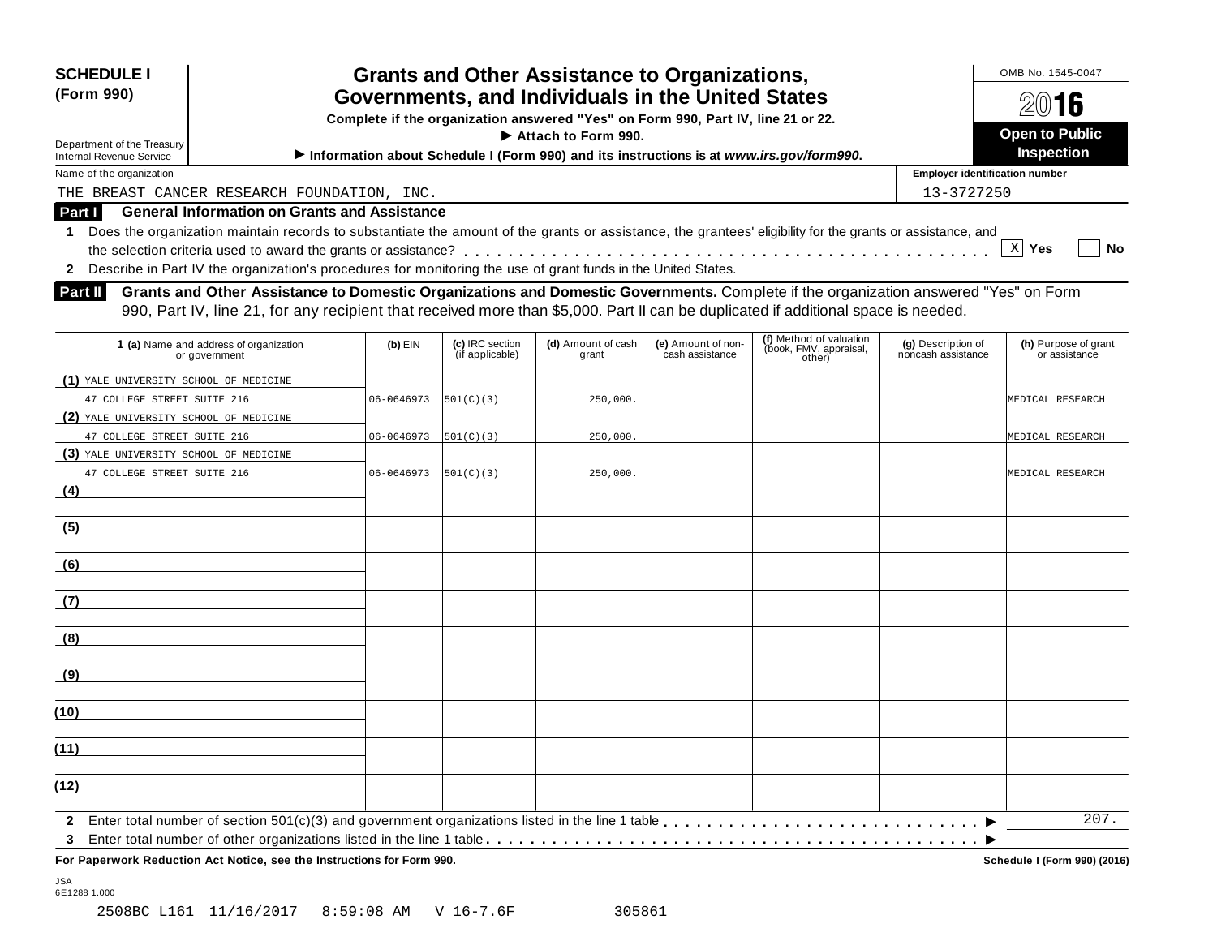**SCHEDULE I (Form 990)**

Department of the Treasury
Internal Revenue Service

# Grants and Other Assistance to Organizations, Governments, and Individuals in the United States

**Complete if the organization answered "Yes" on Form 990, Part IV, line 21 or 22.**

**▶ Attach to Form 990.**

**▶ Information about Schedule I (Form 990) and its instructions is at *www.irs.gov/form990*.**

OMB No. 1545-0047

**2016**

**Open to Public Inspection**

Name of the organization: THE BREAST CANCER RESEARCH FOUNDATION, INC.

Employer identification number: 13-3727250

## Part I General Information on Grants and Assistance

1 Does the organization maintain records to substantiate the amount of the grants or assistance, the grantees' eligibility for the grants or assistance, and the selection criteria used to award the grants or assistance? . . . . . [X] Yes [ ] No

2 Describe in Part IV the organization's procedures for monitoring the use of grant funds in the United States.

## Part II Grants and Other Assistance to Domestic Organizations and Domestic Governments.

Complete if the organization answered "Yes" on Form 990, Part IV, line 21, for any recipient that received more than $5,000. Part II can be duplicated if additional space is needed.

| 1 (a) Name and address of organization or government | (b) EIN | (c) IRC section (if applicable) | (d) Amount of cash grant | (e) Amount of non-cash assistance | (f) Method of valuation (book, FMV, appraisal, other) | (g) Description of noncash assistance | (h) Purpose of grant or assistance |
|---|---|---|---|---|---|---|---|
| (1) YALE UNIVERSITY SCHOOL OF MEDICINE 47 COLLEGE STREET SUITE 216 | 06-0646973 | 501(C)(3) | 250,000. | | | | MEDICAL RESEARCH |
| (2) YALE UNIVERSITY SCHOOL OF MEDICINE 47 COLLEGE STREET SUITE 216 | 06-0646973 | 501(C)(3) | 250,000. | | | | MEDICAL RESEARCH |
| (3) YALE UNIVERSITY SCHOOL OF MEDICINE 47 COLLEGE STREET SUITE 216 | 06-0646973 | 501(C)(3) | 250,000. | | | | MEDICAL RESEARCH |
| (4) | | | | | | | |
| (5) | | | | | | | |
| (6) | | | | | | | |
| (7) | | | | | | | |
| (8) | | | | | | | |
| (9) | | | | | | | |
| (10) | | | | | | | |
| (11) | | | | | | | |
| (12) | | | | | | | |

2 Enter total number of section 501(c)(3) and government organizations listed in the line 1 table . . . . . ▶ 207.

3 Enter total number of other organizations listed in the line 1 table . . . . . ▶

**For Paperwork Reduction Act Notice, see the Instructions for Form 990.** **Schedule I (Form 990) (2016)**

JSA
6E1288 1.000

2508BC L161 11/16/2017 8:59:08 AM V 16-7.6F 305861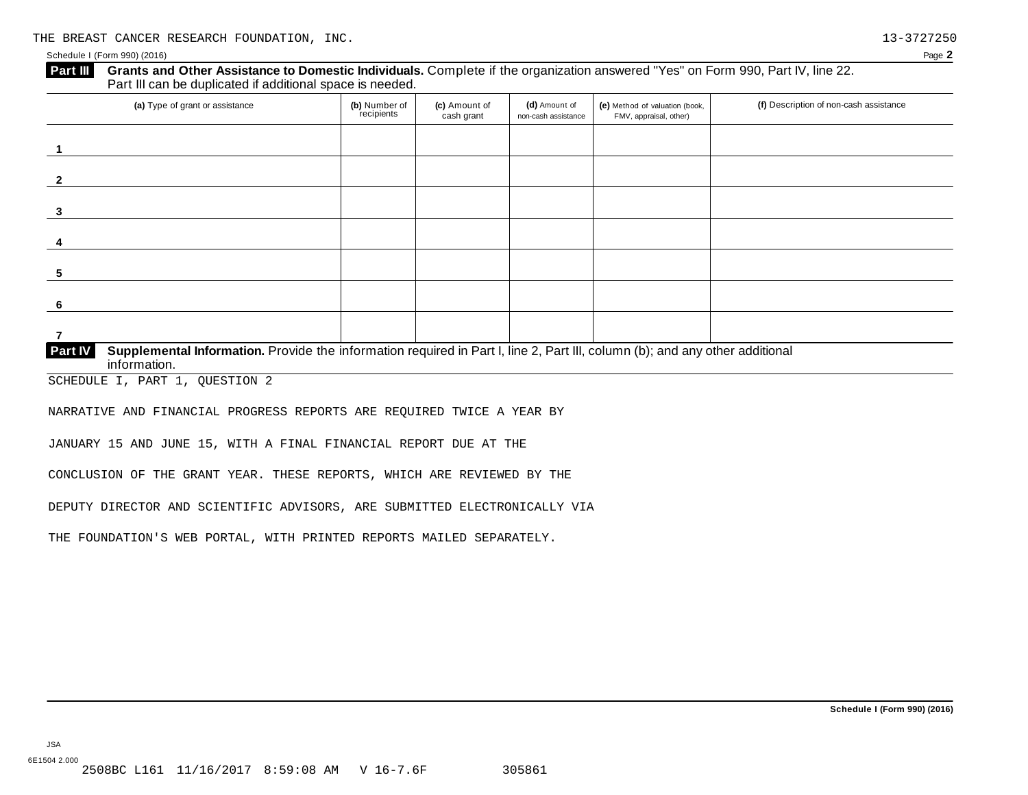THE BREAST CANCER RESEARCH FOUNDATION, INC. 13-3727250

Schedule I (Form 990) (2016)

**Part III** **Grants and Other Assistance to Domestic Individuals.** Complete if the organization answered "Yes" on Form 990, Part IV, line 22. Part III can be duplicated if additional space is needed.

| (a) Type of grant or assistance | (b) Number of recipients | (c) Amount of cash grant | (d) Amount of non-cash assistance | (e) Method of valuation (book, FMV, appraisal, other) | (f) Description of non-cash assistance |
|---|---|---|---|---|---|
| 1 | | | | | |
| 2 | | | | | |
| 3 | | | | | |
| 4 | | | | | |
| 5 | | | | | |
| 6 | | | | | |
| 7 | | | | | |

**Part IV** **Supplemental Information.** Provide the information required in Part I, line 2, Part III, column (b); and any other additional information.

SCHEDULE I, PART 1, QUESTION 2

NARRATIVE AND FINANCIAL PROGRESS REPORTS ARE REQUIRED TWICE A YEAR BY JANUARY 15 AND JUNE 15, WITH A FINAL FINANCIAL REPORT DUE AT THE CONCLUSION OF THE GRANT YEAR. THESE REPORTS, WHICH ARE REVIEWED BY THE DEPUTY DIRECTOR AND SCIENTIFIC ADVISORS, ARE SUBMITTED ELECTRONICALLY VIA THE FOUNDATION'S WEB PORTAL, WITH PRINTED REPORTS MAILED SEPARATELY.

Schedule I (Form 990) (2016)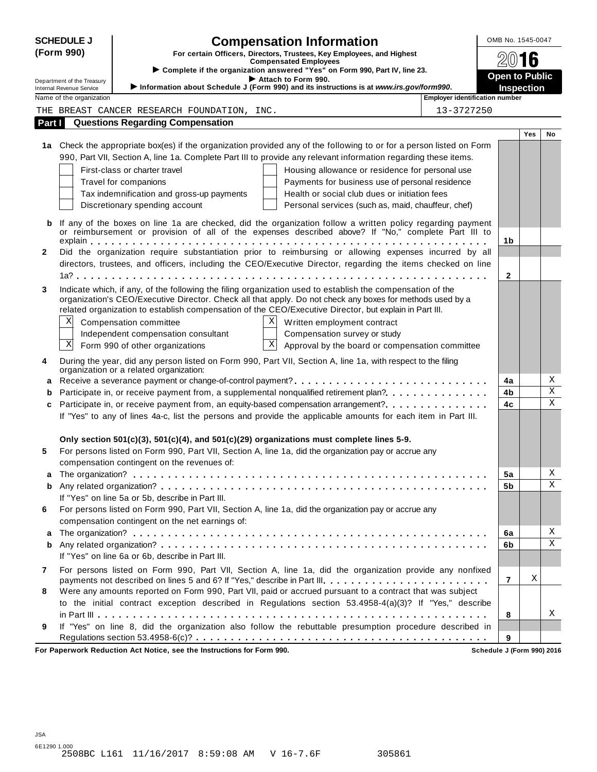**SCHEDULE J (Form 990)**

Department of the Treasury
Internal Revenue Service

# Compensation Information

**For certain Officers, Directors, Trustees, Key Employees, and Highest Compensated Employees**

► Complete if the organization answered "Yes" on Form 990, Part IV, line 23.
► Attach to Form 990.
► Information about Schedule J (Form 990) and its instructions is at *www.irs.gov/form990*.

OMB No. 1545-0047

**2016**

**Open to Public Inspection**

Name of the organization: THE BREAST CANCER RESEARCH FOUNDATION, INC.

Employer identification number: 13-3727250

## Part I Questions Regarding Compensation

| | | | Yes | No |
|---|---|---|---|---|
| **1a** | Check the appropriate box(es) if the organization provided any of the following to or for a person listed on Form 990, Part VII, Section A, line 1a. Complete Part III to provide any relevant information regarding these items. | | | |
| | ☐ First-class or charter travel ☐ Housing allowance or residence for personal use | | | |
| | ☐ Travel for companions ☐ Payments for business use of personal residence | | | |
| | ☐ Tax indemnification and gross-up payments ☐ Health or social club dues or initiation fees | | | |
| | ☐ Discretionary spending account ☐ Personal services (such as, maid, chauffeur, chef) | | | |
| **b** | If any of the boxes on line 1a are checked, did the organization follow a written policy regarding payment or reimbursement or provision of all of the expenses described above? If "No," complete Part III to explain | 1b | | |
| **2** | Did the organization require substantiation prior to reimbursing or allowing expenses incurred by all directors, trustees, and officers, including the CEO/Executive Director, regarding the items checked on line 1a? | 2 | | |
| **3** | Indicate which, if any, of the following the filing organization used to establish the compensation of the organization's CEO/Executive Director. Check all that apply. Do not check any boxes for methods used by a related organization to establish compensation of the CEO/Executive Director, but explain in Part III. | | | |
| | ☒ Compensation committee ☒ Written employment contract | | | |
| | ☐ Independent compensation consultant ☐ Compensation survey or study | | | |
| | ☒ Form 990 of other organizations ☒ Approval by the board or compensation committee | | | |
| **4** | During the year, did any person listed on Form 990, Part VII, Section A, line 1a, with respect to the filing organization or a related organization: | | | |
| **a** | Receive a severance payment or change-of-control payment? | 4a | | X |
| **b** | Participate in, or receive payment from, a supplemental nonqualified retirement plan? | 4b | | X |
| **c** | Participate in, or receive payment from, an equity-based compensation arrangement? | 4c | | X |
| | If "Yes" to any of lines 4a-c, list the persons and provide the applicable amounts for each item in Part III. | | | |
| | **Only section 501(c)(3), 501(c)(4), and 501(c)(29) organizations must complete lines 5-9.** | | | |
| **5** | For persons listed on Form 990, Part VII, Section A, line 1a, did the organization pay or accrue any compensation contingent on the revenues of: | | | |
| **a** | The organization? | 5a | | X |
| **b** | Any related organization? | 5b | | X |
| | If "Yes" on line 5a or 5b, describe in Part III. | | | |
| **6** | For persons listed on Form 990, Part VII, Section A, line 1a, did the organization pay or accrue any compensation contingent on the net earnings of: | | | |
| **a** | The organization? | 6a | | X |
| **b** | Any related organization? | 6b | | X |
| | If "Yes" on line 6a or 6b, describe in Part III. | | | |
| **7** | For persons listed on Form 990, Part VII, Section A, line 1a, did the organization provide any nonfixed payments not described on lines 5 and 6? If "Yes," describe in Part III | 7 | X | |
| **8** | Were any amounts reported on Form 990, Part VII, paid or accrued pursuant to a contract that was subject to the initial contract exception described in Regulations section 53.4958-4(a)(3)? If "Yes," describe in Part III | 8 | | X |
| **9** | If "Yes" on line 8, did the organization also follow the rebuttable presumption procedure described in Regulations section 53.4958-6(c)? | 9 | | |

**For Paperwork Reduction Act Notice, see the Instructions for Form 990.** **Schedule J (Form 990) 2016**

JSA
6E1290 1.000
2508BC L161 11/16/2017 8:59:08 AM V 16-7.6F 305861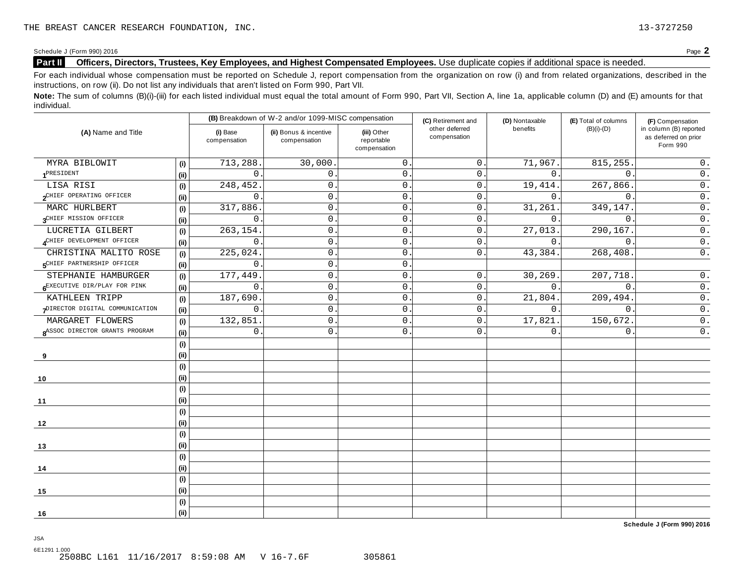THE BREAST CANCER RESEARCH FOUNDATION, INC. 13-3727250

Schedule J (Form 990) 2016 Page **2**

**Part II Officers, Directors, Trustees, Key Employees, and Highest Compensated Employees.** Use duplicate copies if additional space is needed.

For each individual whose compensation must be reported on Schedule J, report compensation from the organization on row (i) and from related organizations, described in the instructions, on row (ii). Do not list any individuals that aren't listed on Form 990, Part VII.

**Note:** The sum of columns (B)(i)-(iii) for each listed individual must equal the total amount of Form 990, Part VII, Section A, line 1a, applicable column (D) and (E) amounts for that individual.

| (A) Name and Title | | (B) Breakdown of W-2 and/or 1099-MISC compensation | | | (C) Retirement and other deferred compensation | (D) Nontaxable benefits | (E) Total of columns (B)(i)-(D) | (F) Compensation in column (B) reported as deferred on prior Form 990 |
|---|---|---|---|---|---|---|---|---|
| | | (i) Base compensation | (ii) Bonus & incentive compensation | (iii) Other reportable compensation | | | | |
| 1 MYRA BIBLOWIT | (i) | 713,288. | 30,000. | 0. | 0. | 71,967. | 815,255. | 0. |
| PRESIDENT | (ii) | 0. | 0. | 0. | 0. | 0. | 0. | 0. |
| 2 LISA RISI | (i) | 248,452. | 0. | 0. | 0. | 19,414. | 267,866. | 0. |
| CHIEF OPERATING OFFICER | (ii) | 0. | 0. | 0. | 0. | 0. | 0. | 0. |
| 3 MARC HURLBERT | (i) | 317,886. | 0. | 0. | 0. | 31,261. | 349,147. | 0. |
| CHIEF MISSION OFFICER | (ii) | 0. | 0. | 0. | 0. | 0. | 0. | 0. |
| 4 LUCRETIA GILBERT | (i) | 263,154. | 0. | 0. | 0. | 27,013. | 290,167. | 0. |
| CHIEF DEVELOPMENT OFFICER | (ii) | 0. | 0. | 0. | 0. | 0. | 0. | 0. |
| 5 CHRISTINA MALITO ROSE | (i) | 225,024. | 0. | 0. | 0. | 43,384. | 268,408. | 0. |
| CHIEF PARTNERSHIP OFFICER | (ii) | 0. | 0. | 0. | | | | |
| 6 STEPHANIE HAMBURGER | (i) | 177,449. | 0. | 0. | 0. | 30,269. | 207,718. | 0. |
| EXECUTIVE DIR/PLAY FOR PINK | (ii) | 0. | 0. | 0. | 0. | 0. | 0. | 0. |
| 7 KATHLEEN TRIPP | (i) | 187,690. | 0. | 0. | 0. | 21,804. | 209,494. | 0. |
| DIRECTOR DIGITAL COMMUNICATION | (ii) | 0. | 0. | 0. | 0. | 0. | 0. | 0. |
| 8 MARGARET FLOWERS | (i) | 132,851. | 0. | 0. | 0. | 17,821. | 150,672. | 0. |
| ASSOC DIRECTOR GRANTS PROGRAM | (ii) | 0. | 0. | 0. | 0. | 0. | 0. | 0. |
| 9 | (i) | | | | | | | |
| | (ii) | | | | | | | |
| 10 | (i) | | | | | | | |
| | (ii) | | | | | | | |
| 11 | (i) | | | | | | | |
| | (ii) | | | | | | | |
| 12 | (i) | | | | | | | |
| | (ii) | | | | | | | |
| 13 | (i) | | | | | | | |
| | (ii) | | | | | | | |
| 14 | (i) | | | | | | | |
| | (ii) | | | | | | | |
| 15 | (i) | | | | | | | |
| | (ii) | | | | | | | |
| 16 | (i) | | | | | | | |
| | (ii) | | | | | | | |

**Schedule J (Form 990) 2016**

JSA
6E1291 1.000
2508BC L161 11/16/2017 8:59:08 AM V 16-7.6F 305861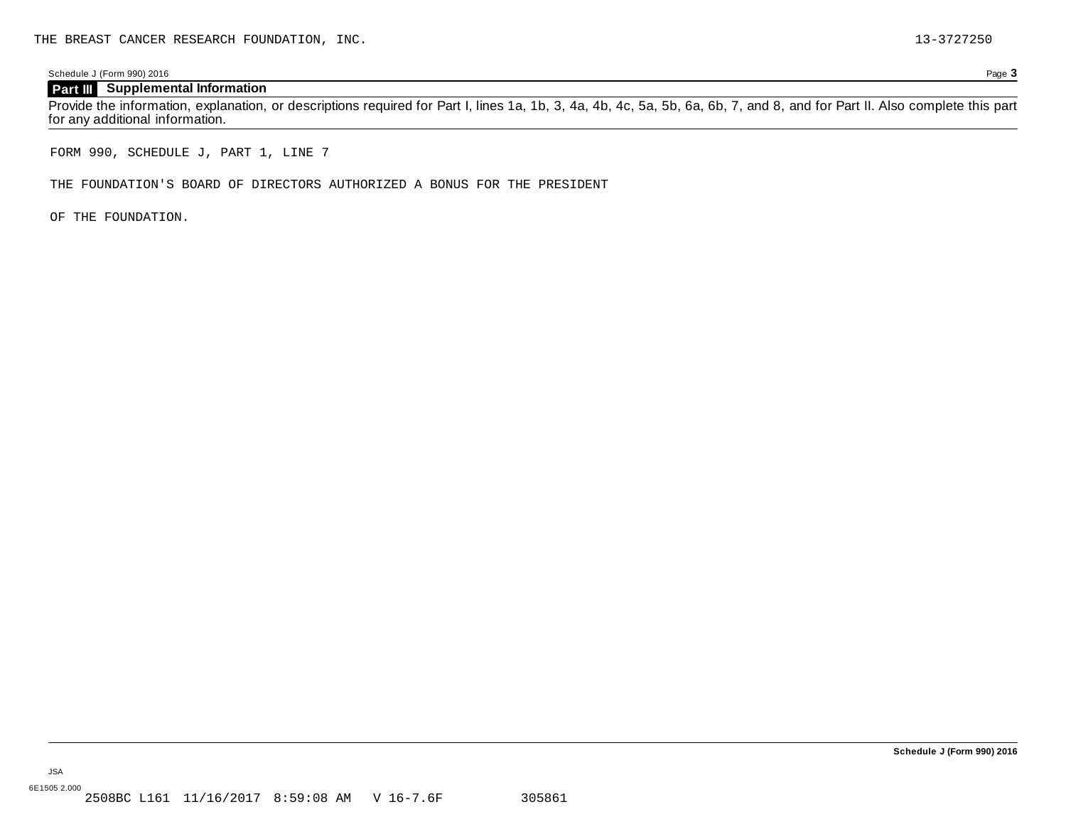## Part III Supplemental Information

Provide the information, explanation, or descriptions required for Part I, lines 1a, 1b, 3, 4a, 4b, 4c, 5a, 5b, 6a, 6b, 7, and 8, and for Part II. Also complete this part for any additional information.

FORM 990, SCHEDULE J, PART 1, LINE 7

THE FOUNDATION'S BOARD OF DIRECTORS AUTHORIZED A BONUS FOR THE PRESIDENT

OF THE FOUNDATION.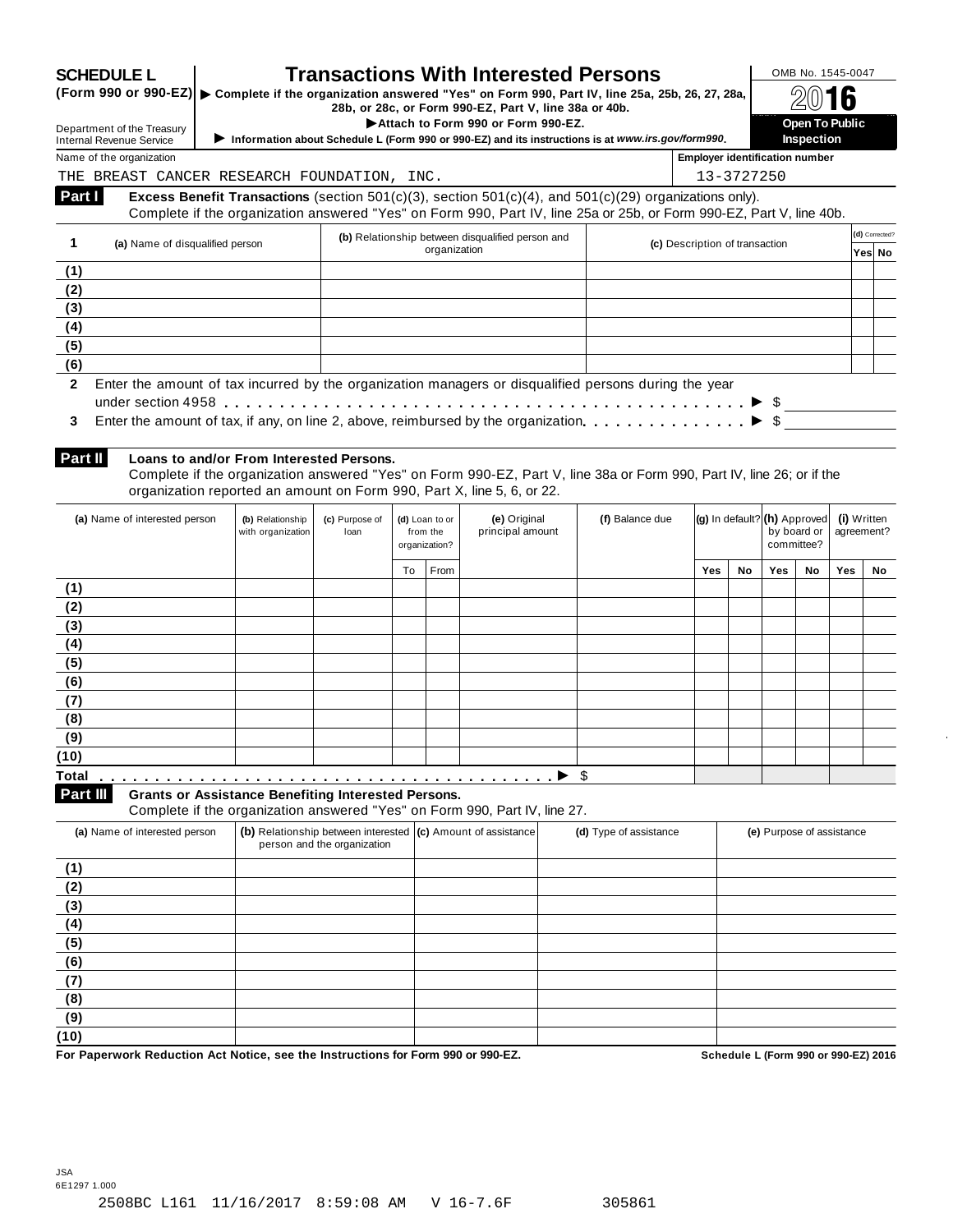**SCHEDULE L (Form 990 or 990-EZ)**

Department of the Treasury
Internal Revenue Service

# Transactions With Interested Persons

▶ Complete if the organization answered "Yes" on Form 990, Part IV, line 25a, 25b, 26, 27, 28a, 28b, or 28c, or Form 990-EZ, Part V, line 38a or 40b.
▶Attach to Form 990 or Form 990-EZ.
▶ Information about Schedule L (Form 990 or 990-EZ) and its instructions is at *www.irs.gov/form990*.

OMB No. 1545-0047
**2016**
**Open To Public Inspection**

Name of the organization: THE BREAST CANCER RESEARCH FOUNDATION, INC.
Employer identification number: 13-3727250

## Part I Excess Benefit Transactions (section 501(c)(3), section 501(c)(4), and 501(c)(29) organizations only).

Complete if the organization answered "Yes" on Form 990, Part IV, line 25a or 25b, or Form 990-EZ, Part V, line 40b.

| 1 | (a) Name of disqualified person | (b) Relationship between disqualified person and organization | (c) Description of transaction | (d) Corrected? Yes | No |
|---|---|---|---|---|---|
| (1) | | | | | |
| (2) | | | | | |
| (3) | | | | | |
| (4) | | | | | |
| (5) | | | | | |
| (6) | | | | | |

**2** Enter the amount of tax incurred by the organization managers or disqualified persons during the year under section 4958 . . . ▶ $

**3** Enter the amount of tax, if any, on line 2, above, reimbursed by the organization . . . ▶ $

## Part II Loans to and/or From Interested Persons.

Complete if the organization answered "Yes" on Form 990-EZ, Part V, line 38a or Form 990, Part IV, line 26; or if the organization reported an amount on Form 990, Part X, line 5, 6, or 22.

| | (a) Name of interested person | (b) Relationship with organization | (c) Purpose of loan | (d) Loan to or from the organization? | | (e) Original principal amount | (f) Balance due | (g) In default? | | (h) Approved by board or committee? | | (i) Written agreement? | |
|---|---|---|---|---|---|---|---|---|---|---|---|---|---|
| | | | | To | From | | | Yes | No | Yes | No | Yes | No |
| (1) | | | | | | | | | | | | | |
| (2) | | | | | | | | | | | | | |
| (3) | | | | | | | | | | | | | |
| (4) | | | | | | | | | | | | | |
| (5) | | | | | | | | | | | | | |
| (6) | | | | | | | | | | | | | |
| (7) | | | | | | | | | | | | | |
| (8) | | | | | | | | | | | | | |
| (9) | | | | | | | | | | | | | |
| (10) | | | | | | | | | | | | | |
| Total . . . ▶ $ | | | | | | | | | | | | | |

## Part III Grants or Assistance Benefiting Interested Persons.

Complete if the organization answered "Yes" on Form 990, Part IV, line 27.

| | (a) Name of interested person | (b) Relationship between interested person and the organization | (c) Amount of assistance | (d) Type of assistance | (e) Purpose of assistance |
|---|---|---|---|---|---|
| (1) | | | | | |
| (2) | | | | | |
| (3) | | | | | |
| (4) | | | | | |
| (5) | | | | | |
| (6) | | | | | |
| (7) | | | | | |
| (8) | | | | | |
| (9) | | | | | |
| (10) | | | | | |

**For Paperwork Reduction Act Notice, see the Instructions for Form 990 or 990-EZ.** **Schedule L (Form 990 or 990-EZ) 2016**

JSA
6E1297 1.000
2508BC L161 11/16/2017 8:59:08 AM V 16-7.6F 305861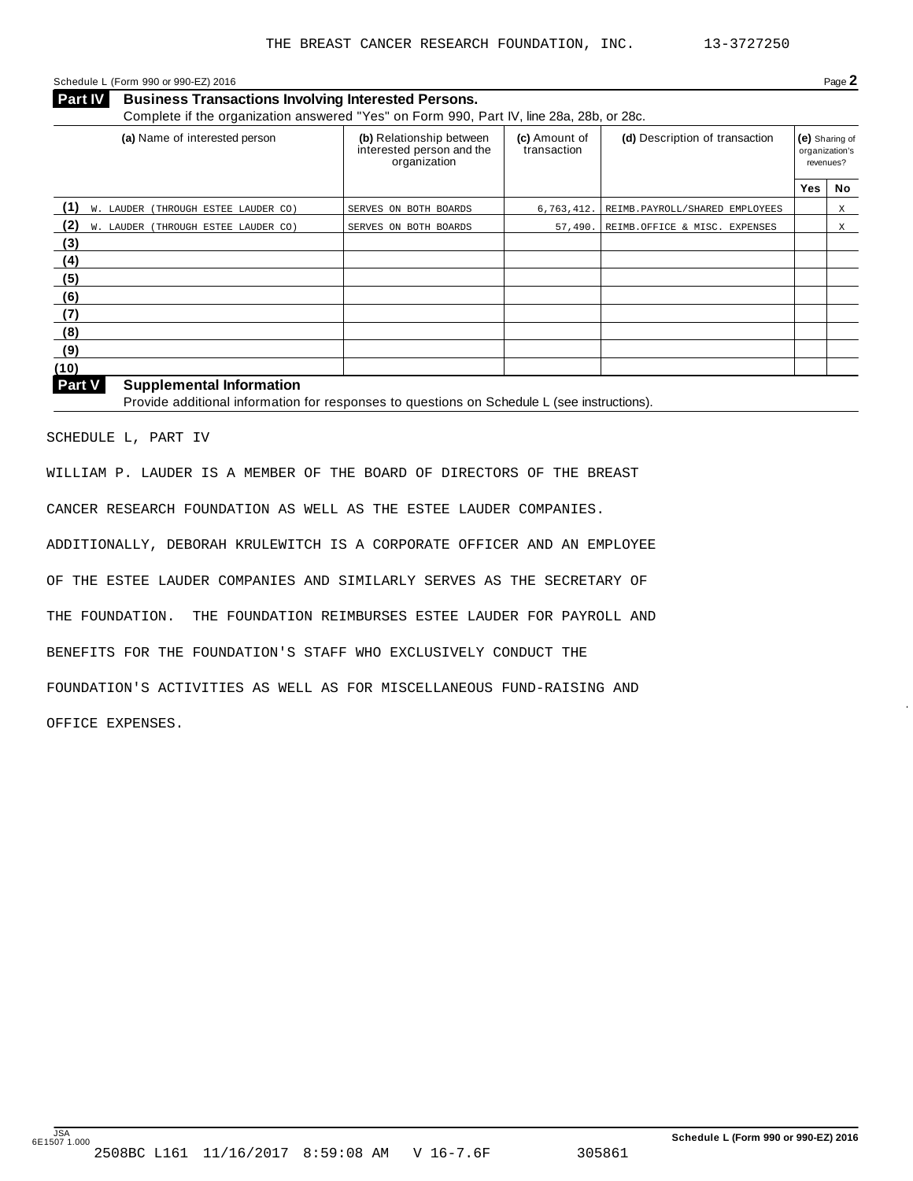THE BREAST CANCER RESEARCH FOUNDATION, INC. 13-3727250

Schedule L (Form 990 or 990-EZ) 2016 Page **2**

**Part IV Business Transactions Involving Interested Persons.**

Complete if the organization answered "Yes" on Form 990, Part IV, line 28a, 28b, or 28c.

| | (a) Name of interested person | (b) Relationship between interested person and the organization | (c) Amount of transaction | (d) Description of transaction | (e) Sharing of organization's revenues? | |
|---|---|---|---|---|---|---|
| | | | | | Yes | No |
| (1) | W. LAUDER (THROUGH ESTEE LAUDER CO) | SERVES ON BOTH BOARDS | 6,763,412. | REIMB.PAYROLL/SHARED EMPLOYEES | | X |
| (2) | W. LAUDER (THROUGH ESTEE LAUDER CO) | SERVES ON BOTH BOARDS | 57,490. | REIMB.OFFICE & MISC. EXPENSES | | X |
| (3) | | | | | | |
| (4) | | | | | | |
| (5) | | | | | | |
| (6) | | | | | | |
| (7) | | | | | | |
| (8) | | | | | | |
| (9) | | | | | | |
| (10) | | | | | | |

**Part V Supplemental Information**

Provide additional information for responses to questions on Schedule L (see instructions).

SCHEDULE L, PART IV

WILLIAM P. LAUDER IS A MEMBER OF THE BOARD OF DIRECTORS OF THE BREAST CANCER RESEARCH FOUNDATION AS WELL AS THE ESTEE LAUDER COMPANIES. ADDITIONALLY, DEBORAH KRULEWITCH IS A CORPORATE OFFICER AND AN EMPLOYEE OF THE ESTEE LAUDER COMPANIES AND SIMILARLY SERVES AS THE SECRETARY OF THE FOUNDATION. THE FOUNDATION REIMBURSES ESTEE LAUDER FOR PAYROLL AND BENEFITS FOR THE FOUNDATION'S STAFF WHO EXCLUSIVELY CONDUCT THE FOUNDATION'S ACTIVITIES AS WELL AS FOR MISCELLANEOUS FUND-RAISING AND OFFICE EXPENSES.

JSA 6E1507 1.000 Schedule L (Form 990 or 990-EZ) 2016

2508BC L161 11/16/2017 8:59:08 AM V 16-7.6F 305861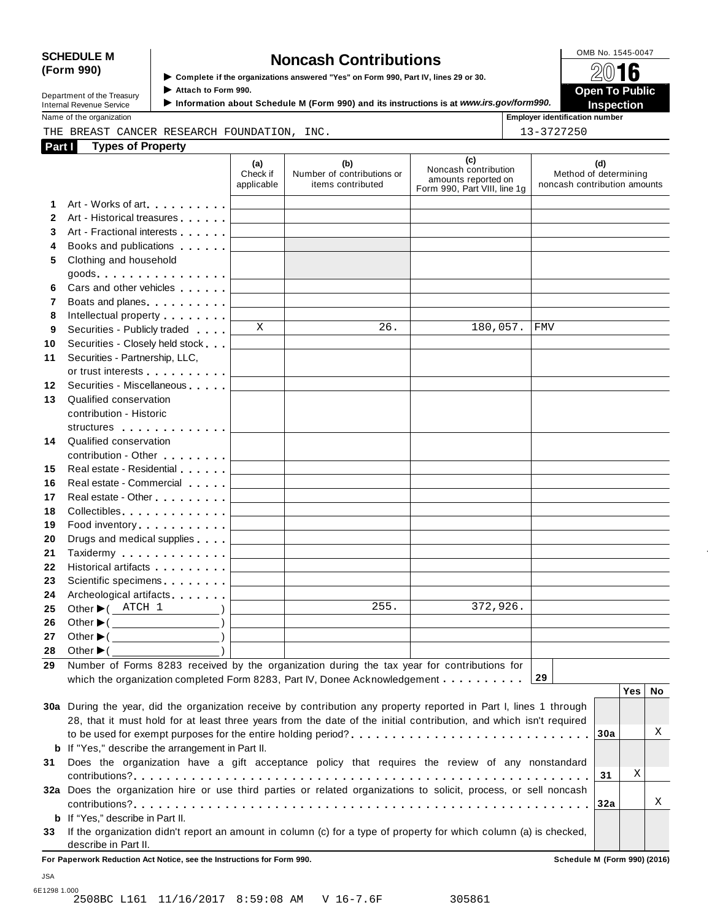**SCHEDULE M (Form 990)**

Department of the Treasury
Internal Revenue Service

# Noncash Contributions

▶ Complete if the organizations answered "Yes" on Form 990, Part IV, lines 29 or 30.
▶ Attach to Form 990.
▶ Information about Schedule M (Form 990) and its instructions is at *www.irs.gov/form990.*

OMB No. 1545-0047

**2016**

**Open To Public Inspection**

Name of the organization: THE BREAST CANCER RESEARCH FOUNDATION, INC.

Employer identification number: 13-3727250

## Part I Types of Property

| | | (a) Check if applicable | (b) Number of contributions or items contributed | (c) Noncash contribution amounts reported on Form 990, Part VIII, line 1g | (d) Method of determining noncash contribution amounts |
|---|---|---|---|---|---|
| 1 | Art - Works of art | | | | |
| 2 | Art - Historical treasures | | | | |
| 3 | Art - Fractional interests | | | | |
| 4 | Books and publications | | | | |
| 5 | Clothing and household goods | | | | |
| 6 | Cars and other vehicles | | | | |
| 7 | Boats and planes | | | | |
| 8 | Intellectual property | | | | |
| 9 | Securities - Publicly traded | X | 26. | 180,057. | FMV |
| 10 | Securities - Closely held stock | | | | |
| 11 | Securities - Partnership, LLC, or trust interests | | | | |
| 12 | Securities - Miscellaneous | | | | |
| 13 | Qualified conservation contribution - Historic structures | | | | |
| 14 | Qualified conservation contribution - Other | | | | |
| 15 | Real estate - Residential | | | | |
| 16 | Real estate - Commercial | | | | |
| 17 | Real estate - Other | | | | |
| 18 | Collectibles | | | | |
| 19 | Food inventory | | | | |
| 20 | Drugs and medical supplies | | | | |
| 21 | Taxidermy | | | | |
| 22 | Historical artifacts | | | | |
| 23 | Scientific specimens | | | | |
| 24 | Archeological artifacts | | | | |
| 25 | Other ▶ ( ATCH 1 ) | | 255. | 372,926. | |
| 26 | Other ▶ ( ) | | | | |
| 27 | Other ▶ ( ) | | | | |
| 28 | Other ▶ ( ) | | | | |

**29** Number of Forms 8283 received by the organization during the tax year for contributions for which the organization completed Form 8283, Part IV, Donee Acknowledgement . . . **29**

| | | | Yes | No |
|---|---|---|---|---|
| 30a | During the year, did the organization receive by contribution any property reported in Part I, lines 1 through 28, that it must hold for at least three years from the date of the initial contribution, and which isn't required to be used for exempt purposes for the entire holding period? | 30a | | X |
| b | If "Yes," describe the arrangement in Part II. | | | |
| 31 | Does the organization have a gift acceptance policy that requires the review of any nonstandard contributions? | 31 | X | |
| 32a | Does the organization hire or use third parties or related organizations to solicit, process, or sell noncash contributions? | 32a | | X |
| b | If "Yes," describe in Part II. | | | |
| 33 | If the organization didn't report an amount in column (c) for a type of property for which column (a) is checked, describe in Part II. | | | |

**For Paperwork Reduction Act Notice, see the Instructions for Form 990.** **Schedule M (Form 990) (2016)**

JSA
6E1298 1.000
2508BC L161 11/16/2017 8:59:08 AM V 16-7.6F 305861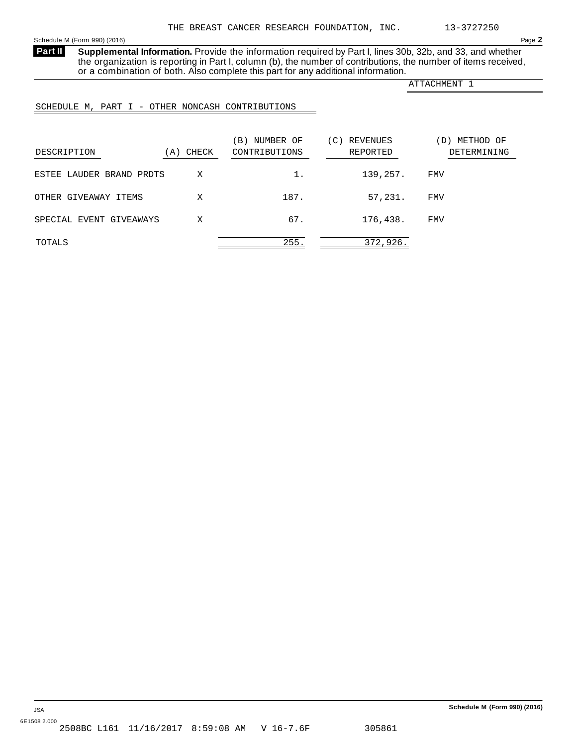THE BREAST CANCER RESEARCH FOUNDATION, INC. 13-3727250

Schedule M (Form 990) (2016) Page **2**

**Part II** **Supplemental Information.** Provide the information required by Part I, lines 30b, 32b, and 33, and whether the organization is reporting in Part I, column (b), the number of contributions, the number of items received, or a combination of both. Also complete this part for any additional information.

ATTACHMENT 1

SCHEDULE M, PART I - OTHER NONCASH CONTRIBUTIONS

| DESCRIPTION | (A) CHECK | (B) NUMBER OF CONTRIBUTIONS | (C) REVENUES REPORTED | (D) METHOD OF DETERMINING |
|---|---|---|---|---|
| ESTEE LAUDER BRAND PRDTS | X | 1. | 139,257. | FMV |
| OTHER GIVEAWAY ITEMS | X | 187. | 57,231. | FMV |
| SPECIAL EVENT GIVEAWAYS | X | 67. | 176,438. | FMV |
| TOTALS | | 255. | 372,926. | |

JSA

6E1508 2.000

2508BC L161 11/16/2017 8:59:08 AM V 16-7.6F 305861

**Schedule M (Form 990) (2016)**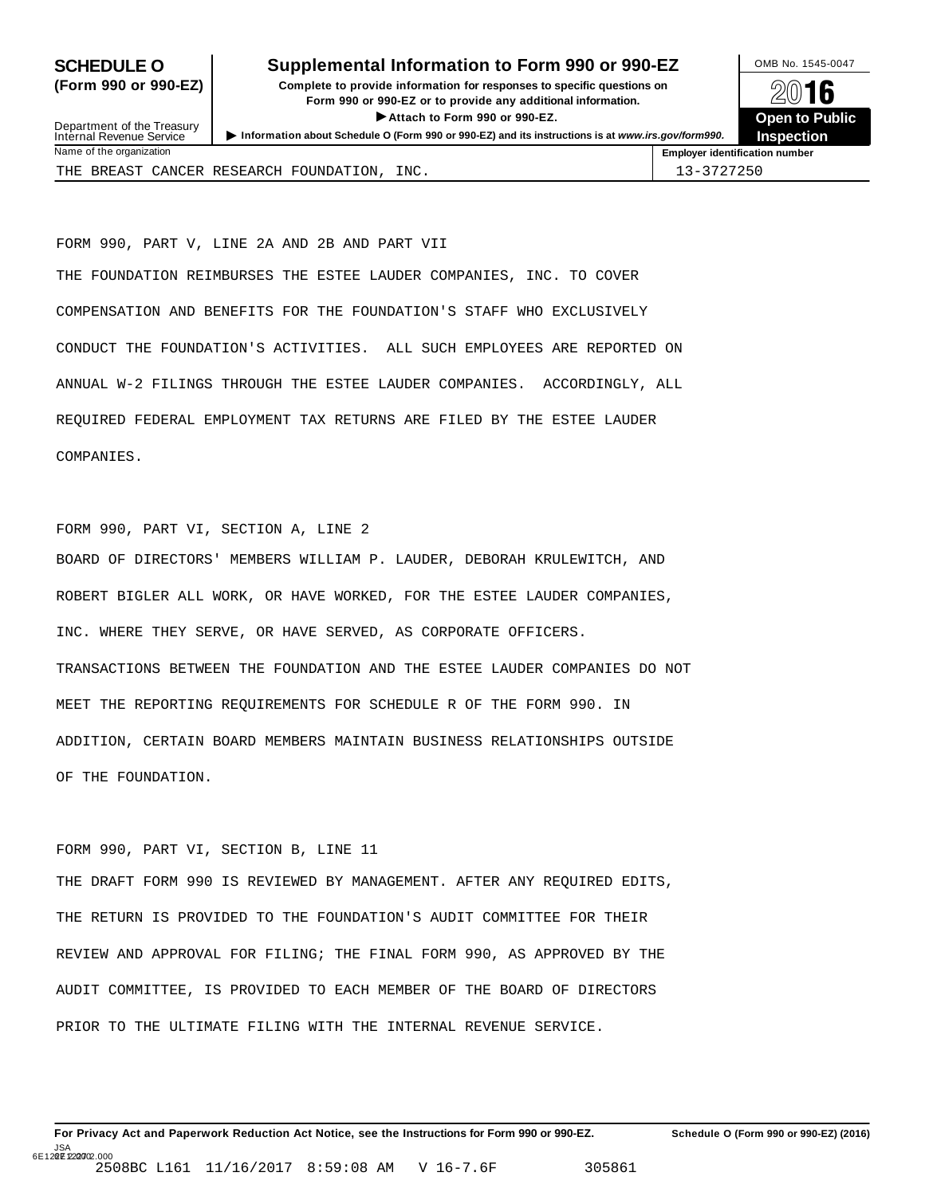**SCHEDULE O**
**(Form 990 or 990-EZ)**

Department of the Treasury
Internal Revenue Service

# Supplemental Information to Form 990 or 990-EZ

**Complete to provide information for responses to specific questions on Form 990 or 990-EZ or to provide any additional information.**

**▶ Attach to Form 990 or 990-EZ.**

**▶ Information about Schedule O (Form 990 or 990-EZ) and its instructions is at *www.irs.gov/form990*.**

OMB No. 1545-0047

**2016**

**Open to Public Inspection**

| Name of the organization | Employer identification number |
| --- | --- |
| THE BREAST CANCER RESEARCH FOUNDATION, INC. | 13-3727250 |

FORM 990, PART V, LINE 2A AND 2B AND PART VII

THE FOUNDATION REIMBURSES THE ESTEE LAUDER COMPANIES, INC. TO COVER COMPENSATION AND BENEFITS FOR THE FOUNDATION'S STAFF WHO EXCLUSIVELY CONDUCT THE FOUNDATION'S ACTIVITIES. ALL SUCH EMPLOYEES ARE REPORTED ON ANNUAL W-2 FILINGS THROUGH THE ESTEE LAUDER COMPANIES. ACCORDINGLY, ALL REQUIRED FEDERAL EMPLOYMENT TAX RETURNS ARE FILED BY THE ESTEE LAUDER COMPANIES.

FORM 990, PART VI, SECTION A, LINE 2

BOARD OF DIRECTORS' MEMBERS WILLIAM P. LAUDER, DEBORAH KRULEWITCH, AND ROBERT BIGLER ALL WORK, OR HAVE WORKED, FOR THE ESTEE LAUDER COMPANIES, INC. WHERE THEY SERVE, OR HAVE SERVED, AS CORPORATE OFFICERS. TRANSACTIONS BETWEEN THE FOUNDATION AND THE ESTEE LAUDER COMPANIES DO NOT MEET THE REPORTING REQUIREMENTS FOR SCHEDULE R OF THE FORM 990. IN ADDITION, CERTAIN BOARD MEMBERS MAINTAIN BUSINESS RELATIONSHIPS OUTSIDE OF THE FOUNDATION.

FORM 990, PART VI, SECTION B, LINE 11

THE DRAFT FORM 990 IS REVIEWED BY MANAGEMENT. AFTER ANY REQUIRED EDITS, THE RETURN IS PROVIDED TO THE FOUNDATION'S AUDIT COMMITTEE FOR THEIR REVIEW AND APPROVAL FOR FILING; THE FINAL FORM 990, AS APPROVED BY THE AUDIT COMMITTEE, IS PROVIDED TO EACH MEMBER OF THE BOARD OF DIRECTORS PRIOR TO THE ULTIMATE FILING WITH THE INTERNAL REVENUE SERVICE.

**For Privacy Act and Paperwork Reduction Act Notice, see the Instructions for Form 990 or 990-EZ.** **Schedule O (Form 990 or 990-EZ) (2016)**

JSA
6E1228 2.000
2508BC L161 11/16/2017 8:59:08 AM V 16-7.6F 305861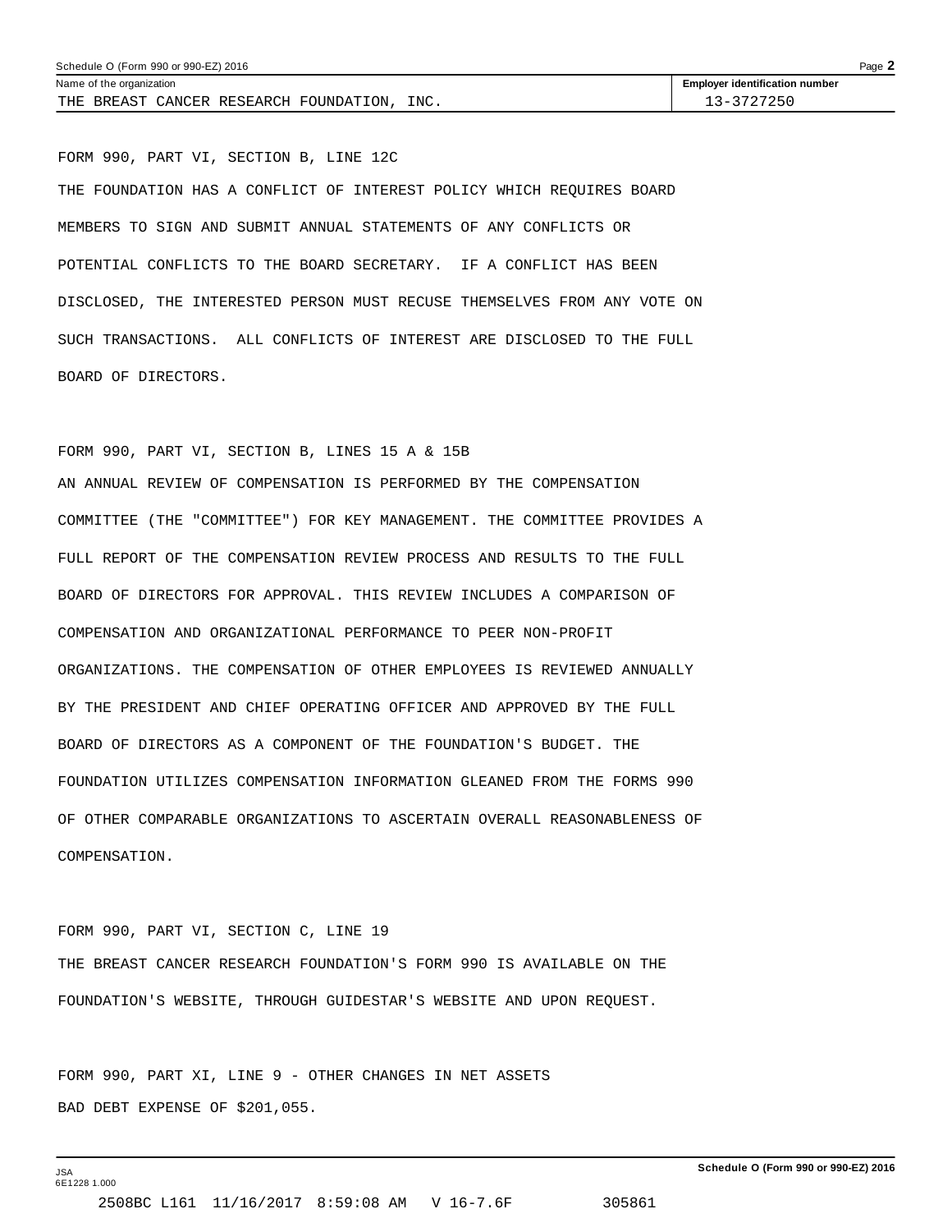| Name of the organization | Employer identification number |
| --- | --- |
| THE BREAST CANCER RESEARCH FOUNDATION, INC. | 13-3727250 |

FORM 990, PART VI, SECTION B, LINE 12C

THE FOUNDATION HAS A CONFLICT OF INTEREST POLICY WHICH REQUIRES BOARD MEMBERS TO SIGN AND SUBMIT ANNUAL STATEMENTS OF ANY CONFLICTS OR POTENTIAL CONFLICTS TO THE BOARD SECRETARY. IF A CONFLICT HAS BEEN DISCLOSED, THE INTERESTED PERSON MUST RECUSE THEMSELVES FROM ANY VOTE ON SUCH TRANSACTIONS. ALL CONFLICTS OF INTEREST ARE DISCLOSED TO THE FULL BOARD OF DIRECTORS.

FORM 990, PART VI, SECTION B, LINES 15 A & 15B

AN ANNUAL REVIEW OF COMPENSATION IS PERFORMED BY THE COMPENSATION COMMITTEE (THE "COMMITTEE") FOR KEY MANAGEMENT. THE COMMITTEE PROVIDES A FULL REPORT OF THE COMPENSATION REVIEW PROCESS AND RESULTS TO THE FULL BOARD OF DIRECTORS FOR APPROVAL. THIS REVIEW INCLUDES A COMPARISON OF COMPENSATION AND ORGANIZATIONAL PERFORMANCE TO PEER NON-PROFIT ORGANIZATIONS. THE COMPENSATION OF OTHER EMPLOYEES IS REVIEWED ANNUALLY BY THE PRESIDENT AND CHIEF OPERATING OFFICER AND APPROVED BY THE FULL BOARD OF DIRECTORS AS A COMPONENT OF THE FOUNDATION'S BUDGET. THE FOUNDATION UTILIZES COMPENSATION INFORMATION GLEANED FROM THE FORMS 990 OF OTHER COMPARABLE ORGANIZATIONS TO ASCERTAIN OVERALL REASONABLENESS OF COMPENSATION.

FORM 990, PART VI, SECTION C, LINE 19

THE BREAST CANCER RESEARCH FOUNDATION'S FORM 990 IS AVAILABLE ON THE FOUNDATION'S WEBSITE, THROUGH GUIDESTAR'S WEBSITE AND UPON REQUEST.

FORM 990, PART XI, LINE 9 - OTHER CHANGES IN NET ASSETS

BAD DEBT EXPENSE OF $201,055.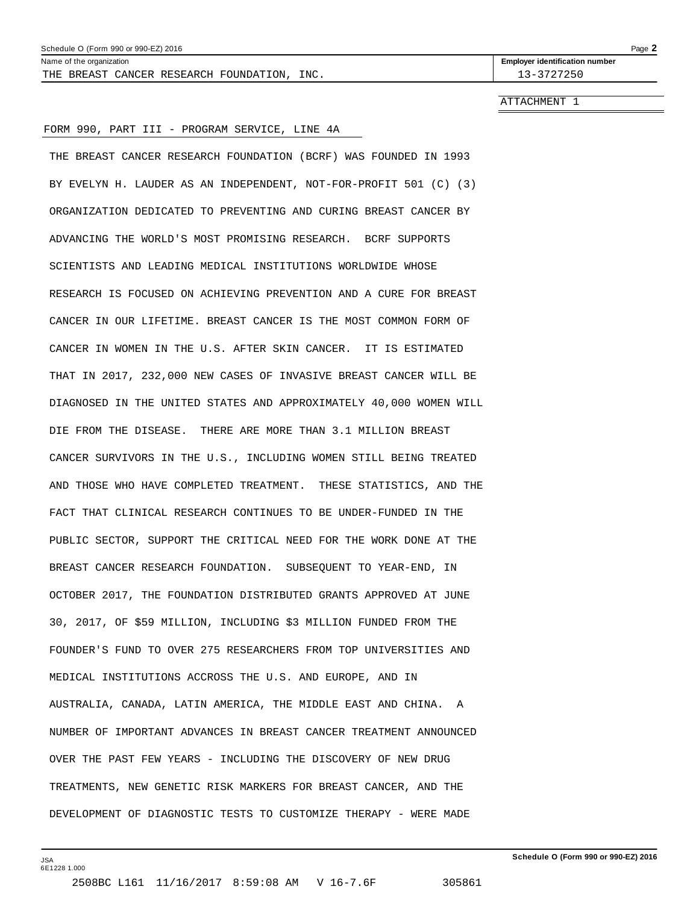Schedule O (Form 990 or 990-EZ) 2016

| Name of the organization | Employer identification number |
| --- | --- |
| THE BREAST CANCER RESEARCH FOUNDATION, INC. | 13-3727250 |

ATTACHMENT 1

FORM 990, PART III - PROGRAM SERVICE, LINE 4A

THE BREAST CANCER RESEARCH FOUNDATION (BCRF) WAS FOUNDED IN 1993 BY EVELYN H. LAUDER AS AN INDEPENDENT, NOT-FOR-PROFIT 501 (C) (3) ORGANIZATION DEDICATED TO PREVENTING AND CURING BREAST CANCER BY ADVANCING THE WORLD'S MOST PROMISING RESEARCH. BCRF SUPPORTS SCIENTISTS AND LEADING MEDICAL INSTITUTIONS WORLDWIDE WHOSE RESEARCH IS FOCUSED ON ACHIEVING PREVENTION AND A CURE FOR BREAST CANCER IN OUR LIFETIME. BREAST CANCER IS THE MOST COMMON FORM OF CANCER IN WOMEN IN THE U.S. AFTER SKIN CANCER. IT IS ESTIMATED THAT IN 2017, 232,000 NEW CASES OF INVASIVE BREAST CANCER WILL BE DIAGNOSED IN THE UNITED STATES AND APPROXIMATELY 40,000 WOMEN WILL DIE FROM THE DISEASE. THERE ARE MORE THAN 3.1 MILLION BREAST CANCER SURVIVORS IN THE U.S., INCLUDING WOMEN STILL BEING TREATED AND THOSE WHO HAVE COMPLETED TREATMENT. THESE STATISTICS, AND THE FACT THAT CLINICAL RESEARCH CONTINUES TO BE UNDER-FUNDED IN THE PUBLIC SECTOR, SUPPORT THE CRITICAL NEED FOR THE WORK DONE AT THE BREAST CANCER RESEARCH FOUNDATION. SUBSEQUENT TO YEAR-END, IN OCTOBER 2017, THE FOUNDATION DISTRIBUTED GRANTS APPROVED AT JUNE 30, 2017, OF $59 MILLION, INCLUDING $3 MILLION FUNDED FROM THE FOUNDER'S FUND TO OVER 275 RESEARCHERS FROM TOP UNIVERSITIES AND MEDICAL INSTITUTIONS ACCROSS THE U.S. AND EUROPE, AND IN AUSTRALIA, CANADA, LATIN AMERICA, THE MIDDLE EAST AND CHINA. A NUMBER OF IMPORTANT ADVANCES IN BREAST CANCER TREATMENT ANNOUNCED OVER THE PAST FEW YEARS - INCLUDING THE DISCOVERY OF NEW DRUG TREATMENTS, NEW GENETIC RISK MARKERS FOR BREAST CANCER, AND THE DEVELOPMENT OF DIAGNOSTIC TESTS TO CUSTOMIZE THERAPY - WERE MADE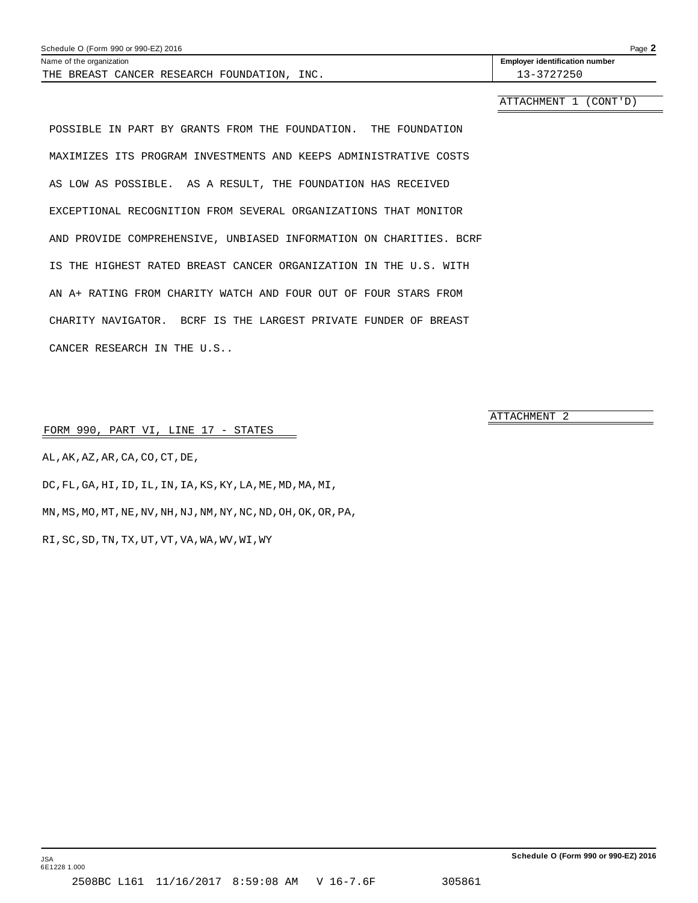Name of the organization: THE BREAST CANCER RESEARCH FOUNDATION, INC.

Employer identification number: 13-3727250

ATTACHMENT 1 (CONT'D)

POSSIBLE IN PART BY GRANTS FROM THE FOUNDATION. THE FOUNDATION MAXIMIZES ITS PROGRAM INVESTMENTS AND KEEPS ADMINISTRATIVE COSTS AS LOW AS POSSIBLE. AS A RESULT, THE FOUNDATION HAS RECEIVED EXCEPTIONAL RECOGNITION FROM SEVERAL ORGANIZATIONS THAT MONITOR AND PROVIDE COMPREHENSIVE, UNBIASED INFORMATION ON CHARITIES. BCRF IS THE HIGHEST RATED BREAST CANCER ORGANIZATION IN THE U.S. WITH AN A+ RATING FROM CHARITY WATCH AND FOUR OUT OF FOUR STARS FROM CHARITY NAVIGATOR. BCRF IS THE LARGEST PRIVATE FUNDER OF BREAST CANCER RESEARCH IN THE U.S..

ATTACHMENT 2

FORM 990, PART VI, LINE 17 - STATES

AL,AK,AZ,AR,CA,CO,CT,DE,

DC,FL,GA,HI,ID,IL,IN,IA,KS,KY,LA,ME,MD,MA,MI,

MN,MS,MO,MT,NE,NV,NH,NJ,NM,NY,NC,ND,OH,OK,OR,PA,

RI,SC,SD,TN,TX,UT,VT,VA,WA,WV,WI,WY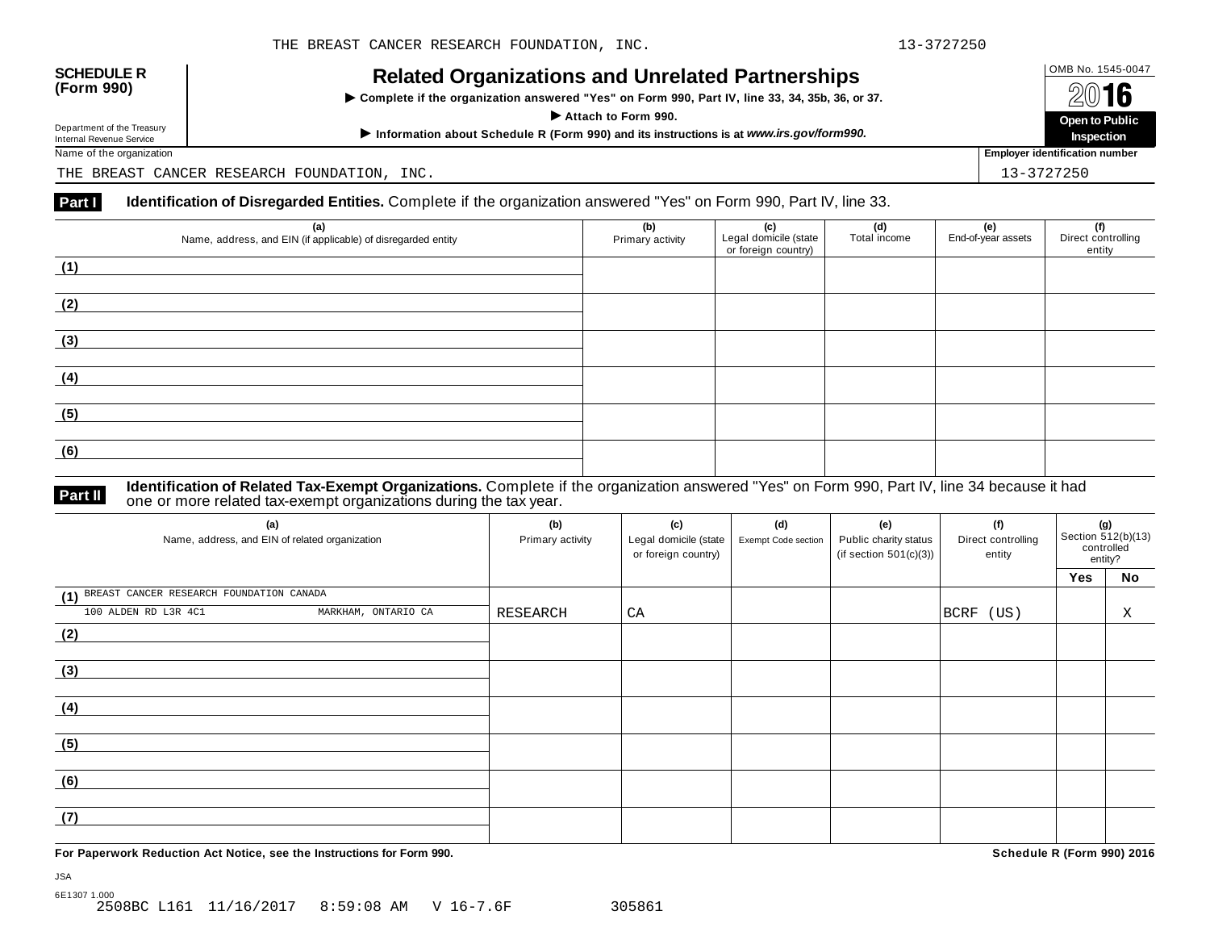**SCHEDULE R (Form 990)**

Department of the Treasury
Internal Revenue Service

# Related Organizations and Unrelated Partnerships

▶ Complete if the organization answered "Yes" on Form 990, Part IV, line 33, 34, 35b, 36, or 37.

▶ Attach to Form 990.

▶ Information about Schedule R (Form 990) and its instructions is at *www.irs.gov/form990.*

OMB No. 1545-0047

**2016**

**Open to Public Inspection**

Name of the organization: THE BREAST CANCER RESEARCH FOUNDATION, INC.

Employer identification number: 13-3727250

## Part I — Identification of Disregarded Entities. Complete if the organization answered "Yes" on Form 990, Part IV, line 33.

| (a) Name, address, and EIN (if applicable) of disregarded entity | (b) Primary activity | (c) Legal domicile (state or foreign country) | (d) Total income | (e) End-of-year assets | (f) Direct controlling entity |
|---|---|---|---|---|---|
| (1) | | | | | |
| (2) | | | | | |
| (3) | | | | | |
| (4) | | | | | |
| (5) | | | | | |
| (6) | | | | | |

## Part II — Identification of Related Tax-Exempt Organizations. Complete if the organization answered "Yes" on Form 990, Part IV, line 34 because it had one or more related tax-exempt organizations during the tax year.

| (a) Name, address, and EIN of related organization | (b) Primary activity | (c) Legal domicile (state or foreign country) | (d) Exempt Code section | (e) Public charity status (if section 501(c)(3)) | (f) Direct controlling entity | (g) Section 512(b)(13) controlled entity? Yes | No |
|---|---|---|---|---|---|---|---|
| (1) BREAST CANCER RESEARCH FOUNDATION CANADA 100 ALDEN RD L3R 4C1 MARKHAM, ONTARIO CA | RESEARCH | CA | | | BCRF (US) | | X |
| (2) | | | | | | | |
| (3) | | | | | | | |
| (4) | | | | | | | |
| (5) | | | | | | | |
| (6) | | | | | | | |
| (7) | | | | | | | |

**For Paperwork Reduction Act Notice, see the Instructions for Form 990.**

**Schedule R (Form 990) 2016**

JSA
6E1307 1.000
2508BC L161 11/16/2017 8:59:08 AM V 16-7.6F 305861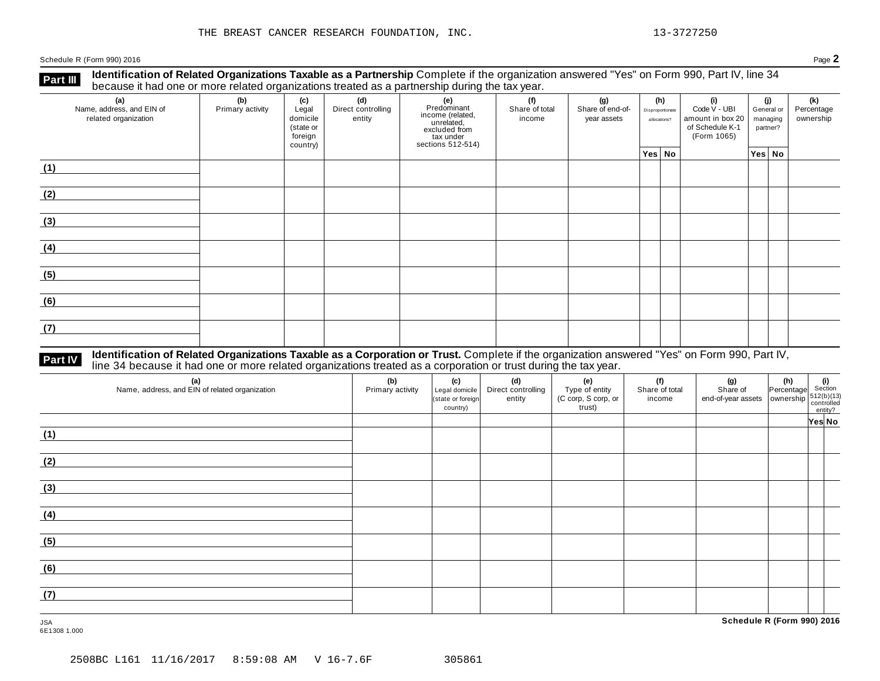THE BREAST CANCER RESEARCH FOUNDATION, INC. 13-3727250

Schedule R (Form 990) 2016 Page **2**

## Part III Identification of Related Organizations Taxable as a Partnership

Complete if the organization answered "Yes" on Form 990, Part IV, line 34 because it had one or more related organizations treated as a partnership during the tax year.

| (a) Name, address, and EIN of related organization | (b) Primary activity | (c) Legal domicile (state or foreign country) | (d) Direct controlling entity | (e) Predominant income (related, unrelated, excluded from tax under sections 512-514) | (f) Share of total income | (g) Share of end-of-year assets | (h) Disproportionate allocations? | | (i) Code V - UBI amount in box 20 of Schedule K-1 (Form 1065) | (j) General or managing partner? | | (k) Percentage ownership |
|---|---|---|---|---|---|---|---|---|---|---|---|---|
| | | | | | | | Yes | No | | Yes | No | |
| (1) | | | | | | | | | | | | |
| (2) | | | | | | | | | | | | |
| (3) | | | | | | | | | | | | |
| (4) | | | | | | | | | | | | |
| (5) | | | | | | | | | | | | |
| (6) | | | | | | | | | | | | |
| (7) | | | | | | | | | | | | |

## Part IV Identification of Related Organizations Taxable as a Corporation or Trust.

Complete if the organization answered "Yes" on Form 990, Part IV, line 34 because it had one or more related organizations treated as a corporation or trust during the tax year.

| (a) Name, address, and EIN of related organization | (b) Primary activity | (c) Legal domicile (state or foreign country) | (d) Direct controlling entity | (e) Type of entity (C corp, S corp, or trust) | (f) Share of total income | (g) Share of end-of-year assets | (h) Percentage ownership | (i) Section 512(b)(13) controlled entity? | |
|---|---|---|---|---|---|---|---|---|---|
| | | | | | | | | Yes | No |
| (1) | | | | | | | | | |
| (2) | | | | | | | | | |
| (3) | | | | | | | | | |
| (4) | | | | | | | | | |
| (5) | | | | | | | | | |
| (6) | | | | | | | | | |
| (7) | | | | | | | | | |

JSA
6E1308 1.000

**Schedule R (Form 990) 2016**

2508BC L161 11/16/2017 8:59:08 AM V 16-7.6F 305861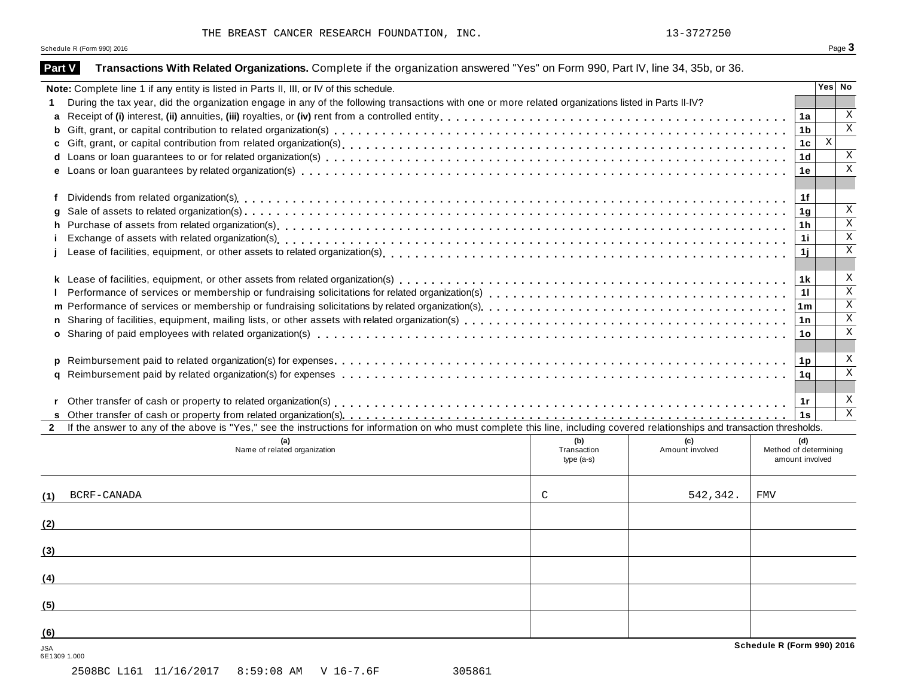THE BREAST CANCER RESEARCH FOUNDATION, INC. 13-3727250

Schedule R (Form 990) 2016

## Part V Transactions With Related Organizations. Complete if the organization answered "Yes" on Form 990, Part IV, line 34, 35b, or 36.

| Note: Complete line 1 if any entity is listed in Parts II, III, or IV of this schedule. | | Yes | No |
|---|---|---|---|
| **1** During the tax year, did the organization engage in any of the following transactions with one or more related organizations listed in Parts II-IV? | | | |
| **a** Receipt of **(i)** interest, **(ii)** annuities, **(iii)** royalties, or **(iv)** rent from a controlled entity | 1a | | X |
| **b** Gift, grant, or capital contribution to related organization(s) | 1b | | X |
| **c** Gift, grant, or capital contribution from related organization(s) | 1c | X | |
| **d** Loans or loan guarantees to or for related organization(s) | 1d | | X |
| **e** Loans or loan guarantees by related organization(s) | 1e | | X |
| **f** Dividends from related organization(s) | 1f | | |
| **g** Sale of assets to related organization(s) | 1g | | X |
| **h** Purchase of assets from related organization(s) | 1h | | X |
| **i** Exchange of assets with related organization(s) | 1i | | X |
| **j** Lease of facilities, equipment, or other assets to related organization(s) | 1j | | X |
| **k** Lease of facilities, equipment, or other assets from related organization(s) | 1k | | X |
| **l** Performance of services or membership or fundraising solicitations for related organization(s) | 1l | | X |
| **m** Performance of services or membership or fundraising solicitations by related organization(s) | 1m | | X |
| **n** Sharing of facilities, equipment, mailing lists, or other assets with related organization(s) | 1n | | X |
| **o** Sharing of paid employees with related organization(s) | 1o | | X |
| **p** Reimbursement paid to related organization(s) for expenses | 1p | | X |
| **q** Reimbursement paid by related organization(s) for expenses | 1q | | X |
| **r** Other transfer of cash or property to related organization(s) | 1r | | X |
| **s** Other transfer of cash or property from related organization(s) | 1s | | X |

**2** If the answer to any of the above is "Yes," see the instructions for information on who must complete this line, including covered relationships and transaction thresholds.

| | (a) Name of related organization | (b) Transaction type (a-s) | (c) Amount involved | (d) Method of determining amount involved |
|---|---|---|---|---|
| (1) | BCRF-CANADA | C | 542,342. | FMV |
| (2) | | | | |
| (3) | | | | |
| (4) | | | | |
| (5) | | | | |
| (6) | | | | |

Schedule R (Form 990) 2016

JSA 6E1309 1.000

2508BC L161 11/16/2017 8:59:08 AM V 16-7.6F 305861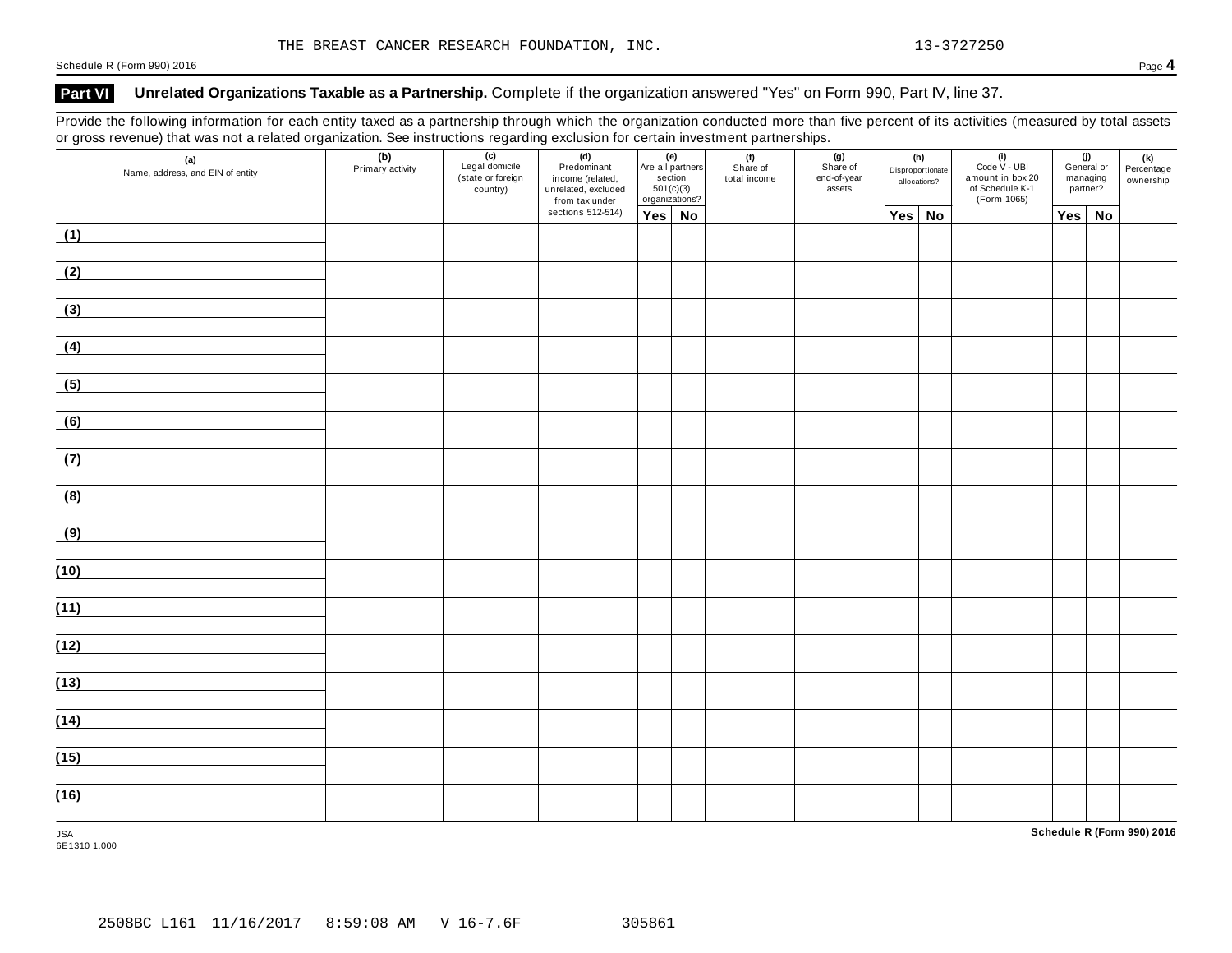THE BREAST CANCER RESEARCH FOUNDATION, INC. 13-3727250

Schedule R (Form 990) 2016

## Part VI Unrelated Organizations Taxable as a Partnership. Complete if the organization answered "Yes" on Form 990, Part IV, line 37.

Provide the following information for each entity taxed as a partnership through which the organization conducted more than five percent of its activities (measured by total assets or gross revenue) that was not a related organization. See instructions regarding exclusion for certain investment partnerships.

| (a) Name, address, and EIN of entity | (b) Primary activity | (c) Legal domicile (state or foreign country) | (d) Predominant income (related, unrelated, excluded from tax under sections 512-514) | (e) Are all partners section 501(c)(3) organizations? | | (f) Share of total income | (g) Share of end-of-year assets | (h) Disproportionate allocations? | | (i) Code V - UBI amount in box 20 of Schedule K-1 (Form 1065) | (j) General or managing partner? | | (k) Percentage ownership |
|---|---|---|---|---|---|---|---|---|---|---|---|---|---|
| | | | | Yes | No | | | Yes | No | | Yes | No | |
| (1) | | | | | | | | | | | | | |
| (2) | | | | | | | | | | | | | |
| (3) | | | | | | | | | | | | | |
| (4) | | | | | | | | | | | | | |
| (5) | | | | | | | | | | | | | |
| (6) | | | | | | | | | | | | | |
| (7) | | | | | | | | | | | | | |
| (8) | | | | | | | | | | | | | |
| (9) | | | | | | | | | | | | | |
| (10) | | | | | | | | | | | | | |
| (11) | | | | | | | | | | | | | |
| (12) | | | | | | | | | | | | | |
| (13) | | | | | | | | | | | | | |
| (14) | | | | | | | | | | | | | |
| (15) | | | | | | | | | | | | | |
| (16) | | | | | | | | | | | | | |

JSA
6E1310 1.000

Schedule R (Form 990) 2016

2508BC L161 11/16/2017 8:59:08 AM V 16-7.6F 305861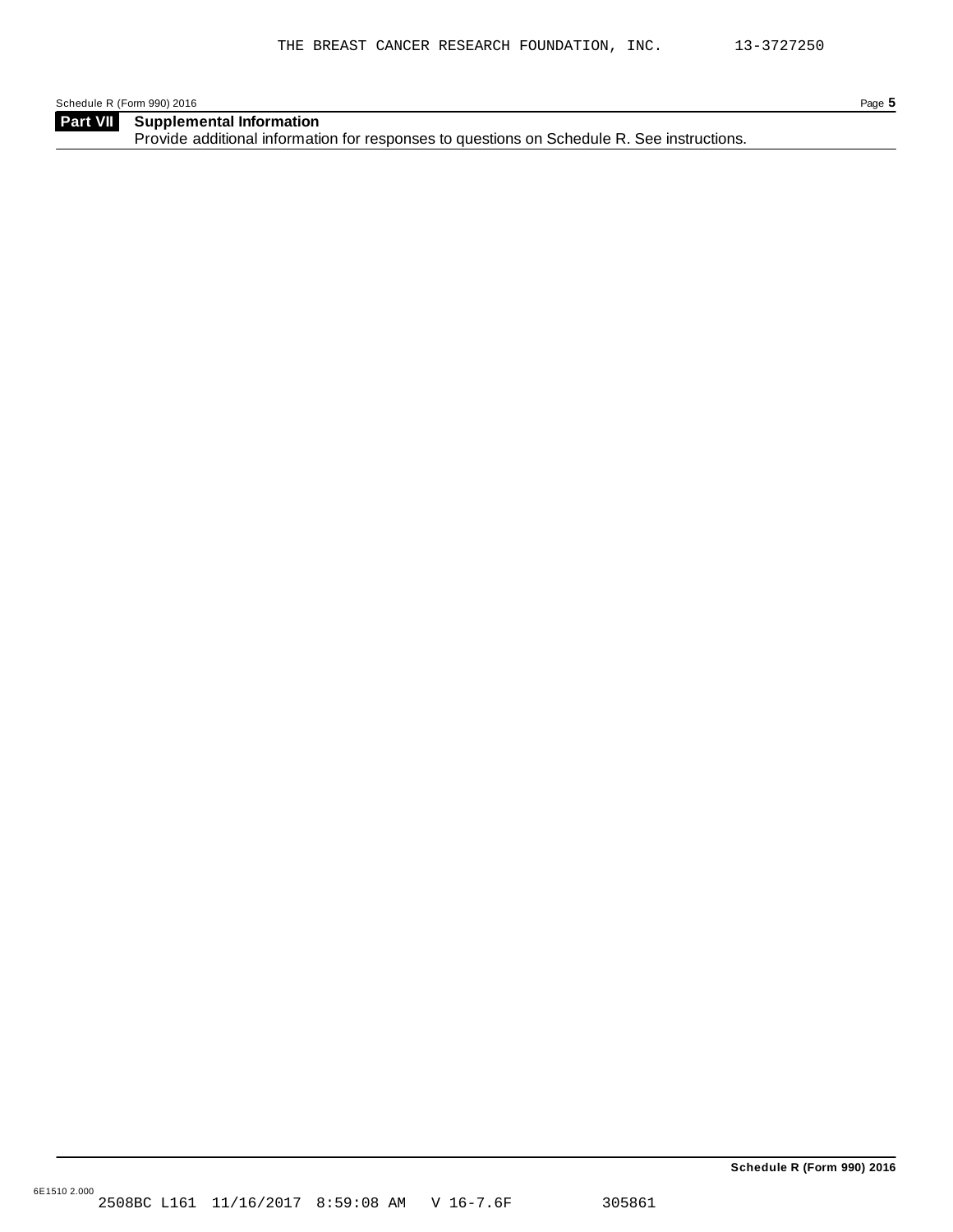## Part VII Supplemental Information

Provide additional information for responses to questions on Schedule R. See instructions.